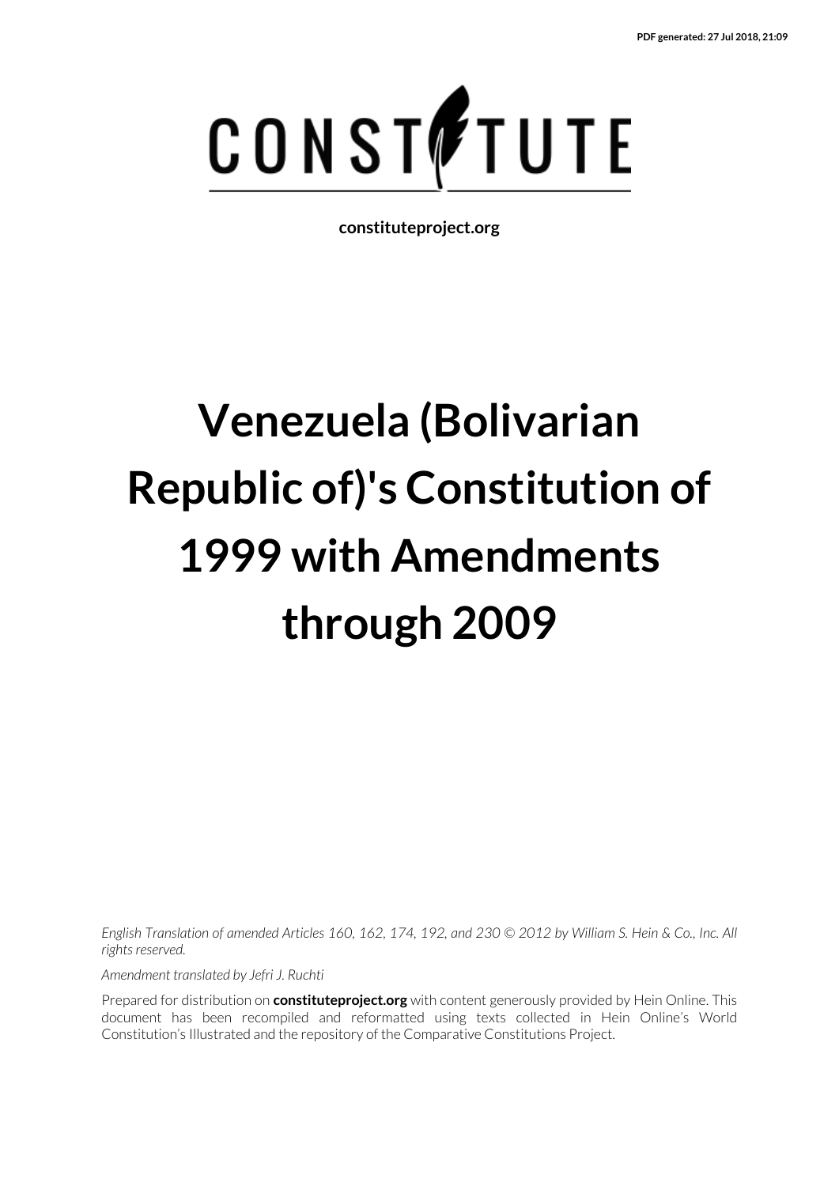CONSTITUTE

constituteproject.org

# Venezuela (Bolivarian Republic of)'s Constitution of 1999 with Amendments through 2009

*English Translation of amended Articles 160, 162, 174, 192, and 230 © 2012 by William S. Hein & Co., Inc. All rights reserved.*

*Amendment translated by Jefri J. Ruchti*

Prepared for distribution on **constituteproject.org** with content generously provided by Hein Online. This document has been recompiled and reformatted using texts collected in Hein Online's World Constitution's Illustrated and the repository of the Comparative Constitutions Project.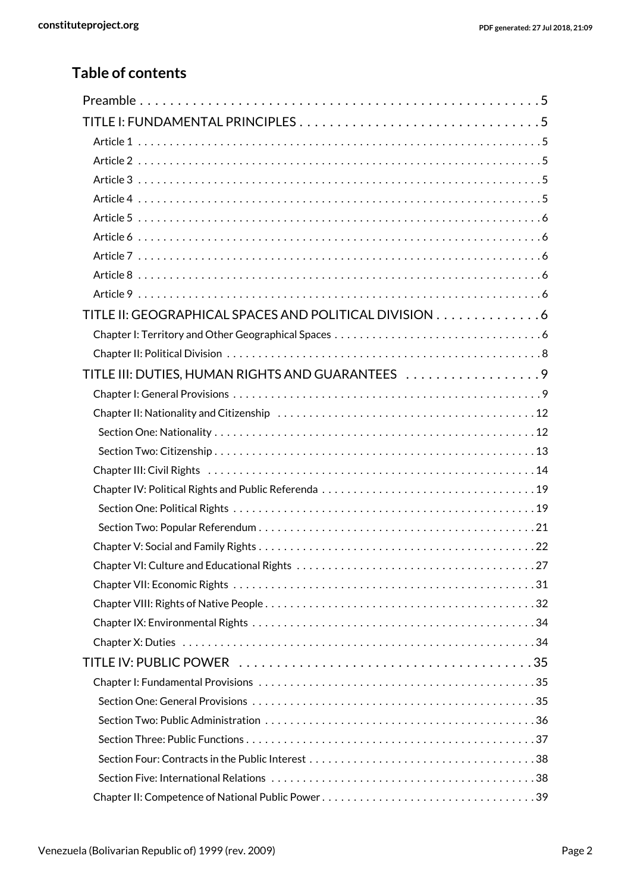## Table of contents

Preamble . . . . . . . . . . 5

TITLE I: FUNDAMENTAL PRINCIPLES . . . . . . . . . . 5

- Article 1 . . . . . . . . . . 5
- Article 2 . . . . . . . . . . 5
- Article 3 . . . . . . . . . . 5
- Article 4 . . . . . . . . . . 5
- Article 5 . . . . . . . . . . 6
- Article 6 . . . . . . . . . . 6
- Article 7 . . . . . . . . . . 6
- Article 8 . . . . . . . . . . 6
- Article 9 . . . . . . . . . . 6

TITLE II: GEOGRAPHICAL SPACES AND POLITICAL DIVISION . . . . . . . . . . 6

- Chapter I: Territory and Other Geographical Spaces . . . . . . . . . . 6
- Chapter II: Political Division . . . . . . . . . . 8

TITLE III: DUTIES, HUMAN RIGHTS AND GUARANTEES . . . . . . . . . . 9

- Chapter I: General Provisions . . . . . . . . . . 9
- Chapter II: Nationality and Citizenship . . . . . . . . . . 12
  - Section One: Nationality . . . . . . . . . . 12
  - Section Two: Citizenship . . . . . . . . . . 13
- Chapter III: Civil Rights . . . . . . . . . . 14
- Chapter IV: Political Rights and Public Referenda . . . . . . . . . . 19
  - Section One: Political Rights . . . . . . . . . . 19
  - Section Two: Popular Referendum . . . . . . . . . . 21
- Chapter V: Social and Family Rights . . . . . . . . . . 22
- Chapter VI: Culture and Educational Rights . . . . . . . . . . 27
- Chapter VII: Economic Rights . . . . . . . . . . 31
- Chapter VIII: Rights of Native People . . . . . . . . . . 32
- Chapter IX: Environmental Rights . . . . . . . . . . 34
- Chapter X: Duties . . . . . . . . . . 34

TITLE IV: PUBLIC POWER . . . . . . . . . . 35

- Chapter I: Fundamental Provisions . . . . . . . . . . 35
  - Section One: General Provisions . . . . . . . . . . 35
  - Section Two: Public Administration . . . . . . . . . . 36
  - Section Three: Public Functions . . . . . . . . . . 37
  - Section Four: Contracts in the Public Interest . . . . . . . . . . 38
  - Section Five: International Relations . . . . . . . . . . 38
- Chapter II: Competence of National Public Power . . . . . . . . . . 39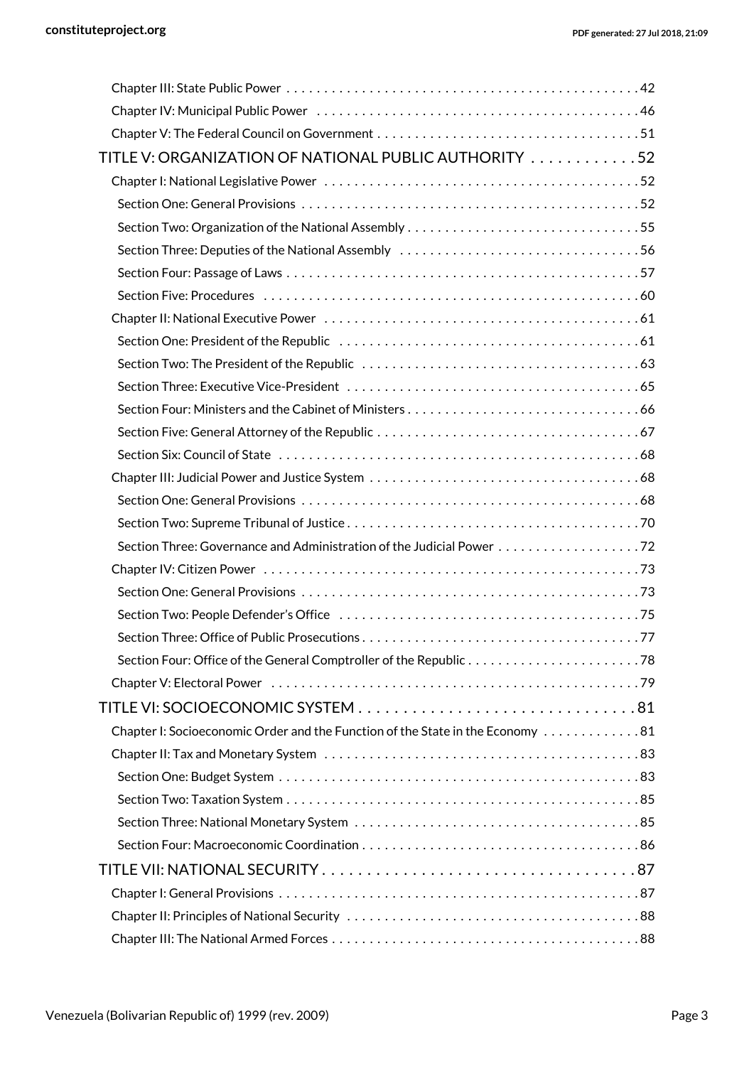Chapter III: State Public Power . . . . . . . . . . . . . . . . . . . . . . . . . . . . . . . . . . . . . . . . . . . . . . . 42

Chapter IV: Municipal Public Power . . . . . . . . . . . . . . . . . . . . . . . . . . . . . . . . . . . . . . . . . . 46

Chapter V: The Federal Council on Government . . . . . . . . . . . . . . . . . . . . . . . . . . . . . . . . . . 51

TITLE V: ORGANIZATION OF NATIONAL PUBLIC AUTHORITY . . . . . . . . . . . . 52

Chapter I: National Legislative Power . . . . . . . . . . . . . . . . . . . . . . . . . . . . . . . . . . . . . . . . . 52

Section One: General Provisions . . . . . . . . . . . . . . . . . . . . . . . . . . . . . . . . . . . . . . . . . . . . 52

Section Two: Organization of the National Assembly . . . . . . . . . . . . . . . . . . . . . . . . . . . . . . 55

Section Three: Deputies of the National Assembly . . . . . . . . . . . . . . . . . . . . . . . . . . . . . . . 56

Section Four: Passage of Laws . . . . . . . . . . . . . . . . . . . . . . . . . . . . . . . . . . . . . . . . . . . . . . 57

Section Five: Procedures . . . . . . . . . . . . . . . . . . . . . . . . . . . . . . . . . . . . . . . . . . . . . . . . . . 60

Chapter II: National Executive Power . . . . . . . . . . . . . . . . . . . . . . . . . . . . . . . . . . . . . . . . . 61

Section One: President of the Republic . . . . . . . . . . . . . . . . . . . . . . . . . . . . . . . . . . . . . . . 61

Section Two: The President of the Republic . . . . . . . . . . . . . . . . . . . . . . . . . . . . . . . . . . . . 63

Section Three: Executive Vice-President . . . . . . . . . . . . . . . . . . . . . . . . . . . . . . . . . . . . . . 65

Section Four: Ministers and the Cabinet of Ministers . . . . . . . . . . . . . . . . . . . . . . . . . . . . . . 66

Section Five: General Attorney of the Republic . . . . . . . . . . . . . . . . . . . . . . . . . . . . . . . . . . 67

Section Six: Council of State . . . . . . . . . . . . . . . . . . . . . . . . . . . . . . . . . . . . . . . . . . . . . . . 68

Chapter III: Judicial Power and Justice System . . . . . . . . . . . . . . . . . . . . . . . . . . . . . . . . . . . 68

Section One: General Provisions . . . . . . . . . . . . . . . . . . . . . . . . . . . . . . . . . . . . . . . . . . . . 68

Section Two: Supreme Tribunal of Justice . . . . . . . . . . . . . . . . . . . . . . . . . . . . . . . . . . . . . . 70

Section Three: Governance and Administration of the Judicial Power . . . . . . . . . . . . . . . . . . . 72

Chapter IV: Citizen Power . . . . . . . . . . . . . . . . . . . . . . . . . . . . . . . . . . . . . . . . . . . . . . . . . 73

Section One: General Provisions . . . . . . . . . . . . . . . . . . . . . . . . . . . . . . . . . . . . . . . . . . . . 73

Section Two: People Defender's Office . . . . . . . . . . . . . . . . . . . . . . . . . . . . . . . . . . . . . . . 75

Section Three: Office of Public Prosecutions . . . . . . . . . . . . . . . . . . . . . . . . . . . . . . . . . . . . 77

Section Four: Office of the General Comptroller of the Republic . . . . . . . . . . . . . . . . . . . . . . . 78

Chapter V: Electoral Power . . . . . . . . . . . . . . . . . . . . . . . . . . . . . . . . . . . . . . . . . . . . . . . . 79

TITLE VI: SOCIOECONOMIC SYSTEM . . . . . . . . . . . . . . . . . . . . . . . . . . . . . . . 81

Chapter I: Socioeconomic Order and the Function of the State in the Economy . . . . . . . . . . . . 81

Chapter II: Tax and Monetary System . . . . . . . . . . . . . . . . . . . . . . . . . . . . . . . . . . . . . . . . . 83

Section One: Budget System . . . . . . . . . . . . . . . . . . . . . . . . . . . . . . . . . . . . . . . . . . . . . . . 83

Section Two: Taxation System . . . . . . . . . . . . . . . . . . . . . . . . . . . . . . . . . . . . . . . . . . . . . . 85

Section Three: National Monetary System . . . . . . . . . . . . . . . . . . . . . . . . . . . . . . . . . . . . . 85

Section Four: Macroeconomic Coordination . . . . . . . . . . . . . . . . . . . . . . . . . . . . . . . . . . . . 86

TITLE VII: NATIONAL SECURITY . . . . . . . . . . . . . . . . . . . . . . . . . . . . . . . . . . . 87

Chapter I: General Provisions . . . . . . . . . . . . . . . . . . . . . . . . . . . . . . . . . . . . . . . . . . . . . . . 87

Chapter II: Principles of National Security . . . . . . . . . . . . . . . . . . . . . . . . . . . . . . . . . . . . . . 88

Chapter III: The National Armed Forces . . . . . . . . . . . . . . . . . . . . . . . . . . . . . . . . . . . . . . . . 88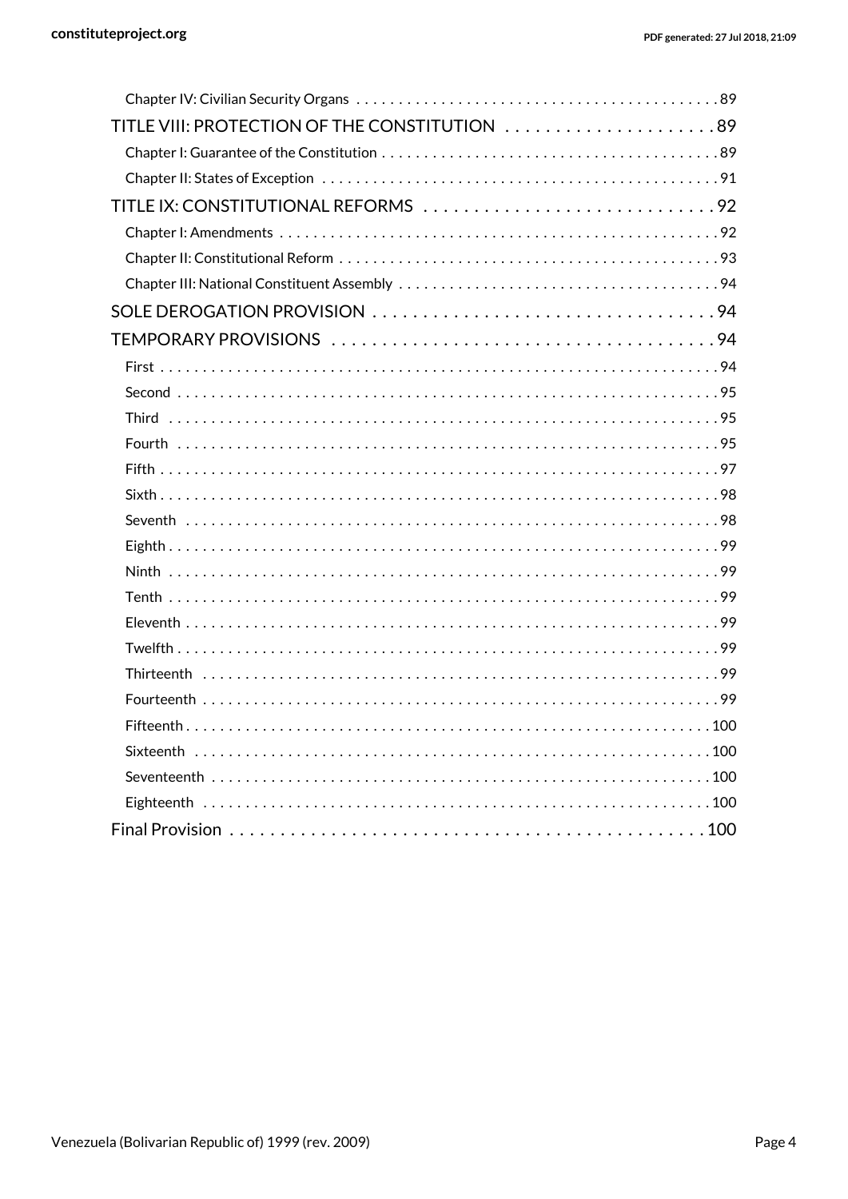- Chapter IV: Civilian Security Organs . . . . . . . . . . 89

TITLE VIII: PROTECTION OF THE CONSTITUTION . . . . . . . . . . 89

- Chapter I: Guarantee of the Constitution . . . . . . . . . . 89
- Chapter II: States of Exception . . . . . . . . . . 91

TITLE IX: CONSTITUTIONAL REFORMS . . . . . . . . . . 92

- Chapter I: Amendments . . . . . . . . . . 92
- Chapter II: Constitutional Reform . . . . . . . . . . 93
- Chapter III: National Constituent Assembly . . . . . . . . . . 94

SOLE DEROGATION PROVISION . . . . . . . . . . 94

TEMPORARY PROVISIONS . . . . . . . . . . 94

- First . . . . . . . . . . 94
- Second . . . . . . . . . . 95
- Third . . . . . . . . . . 95
- Fourth . . . . . . . . . . 95
- Fifth . . . . . . . . . . 97
- Sixth . . . . . . . . . . 98
- Seventh . . . . . . . . . . 98
- Eighth . . . . . . . . . . 99
- Ninth . . . . . . . . . . 99
- Tenth . . . . . . . . . . 99
- Eleventh . . . . . . . . . . 99
- Twelfth . . . . . . . . . . 99
- Thirteenth . . . . . . . . . . 99
- Fourteenth . . . . . . . . . . 99
- Fifteenth . . . . . . . . . . 100
- Sixteenth . . . . . . . . . . 100
- Seventeenth . . . . . . . . . . 100
- Eighteenth . . . . . . . . . . 100

Final Provision . . . . . . . . . . 100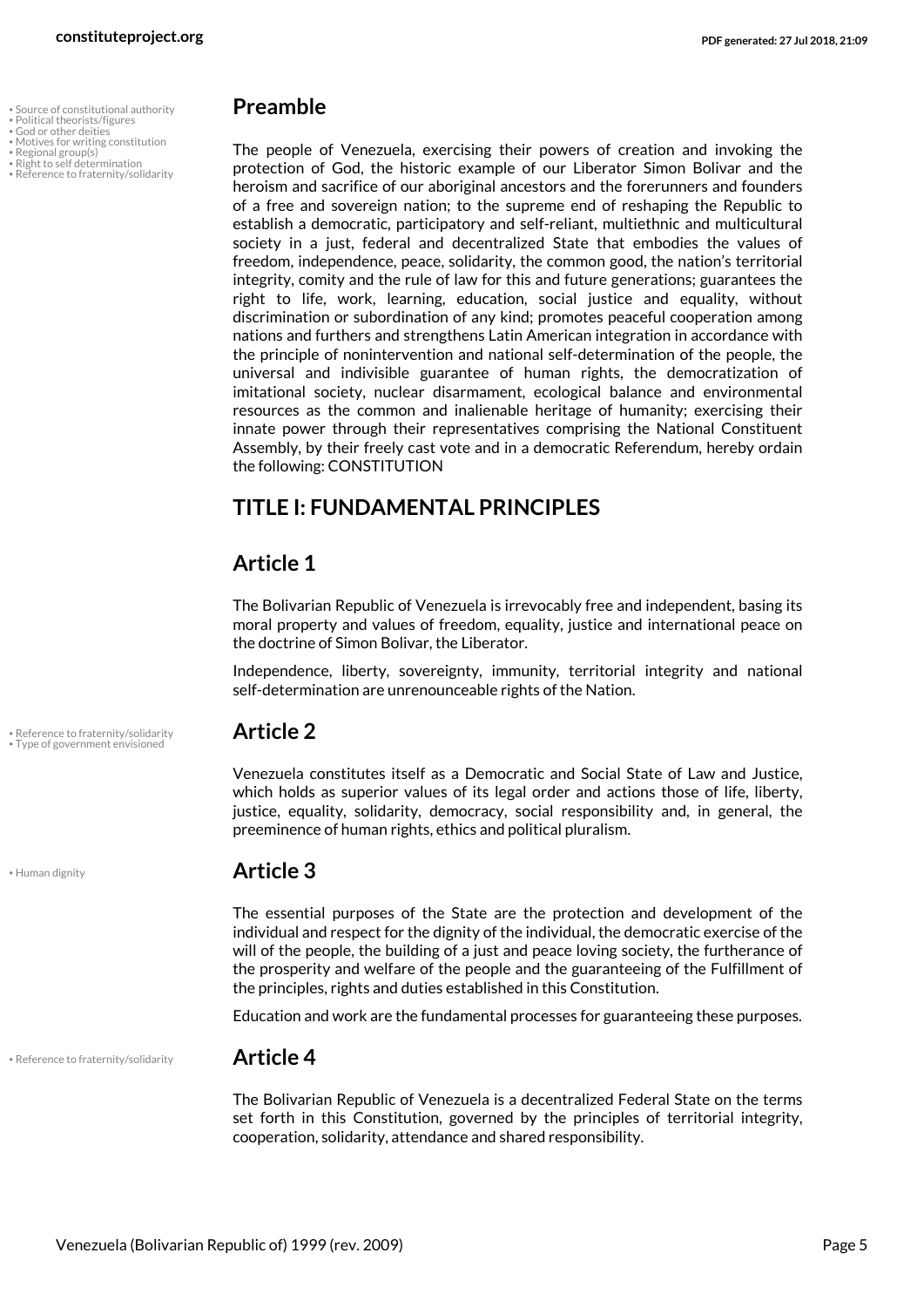## Preamble

The people of Venezuela, exercising their powers of creation and invoking the protection of God, the historic example of our Liberator Simon Bolivar and the heroism and sacrifice of our aboriginal ancestors and the forerunners and founders of a free and sovereign nation; to the supreme end of reshaping the Republic to establish a democratic, participatory and self-reliant, multiethnic and multicultural society in a just, federal and decentralized State that embodies the values of freedom, independence, peace, solidarity, the common good, the nation's territorial integrity, comity and the rule of law for this and future generations; guarantees the right to life, work, learning, education, social justice and equality, without discrimination or subordination of any kind; promotes peaceful cooperation among nations and furthers and strengthens Latin American integration in accordance with the principle of nonintervention and national self-determination of the people, the universal and indivisible guarantee of human rights, the democratization of imitational society, nuclear disarmament, ecological balance and environmental resources as the common and inalienable heritage of humanity; exercising their innate power through their representatives comprising the National Constituent Assembly, by their freely cast vote and in a democratic Referendum, hereby ordain the following: CONSTITUTION

## TITLE I: FUNDAMENTAL PRINCIPLES

## Article 1

The Bolivarian Republic of Venezuela is irrevocably free and independent, basing its moral property and values of freedom, equality, justice and international peace on the doctrine of Simon Bolivar, the Liberator.

Independence, liberty, sovereignty, immunity, territorial integrity and national self-determination are unrenounceable rights of the Nation.

## Article 2

Venezuela constitutes itself as a Democratic and Social State of Law and Justice, which holds as superior values of its legal order and actions those of life, liberty, justice, equality, solidarity, democracy, social responsibility and, in general, the preeminence of human rights, ethics and political pluralism.

## Article 3

The essential purposes of the State are the protection and development of the individual and respect for the dignity of the individual, the democratic exercise of the will of the people, the building of a just and peace loving society, the furtherance of the prosperity and welfare of the people and the guaranteeing of the Fulfillment of the principles, rights and duties established in this Constitution.

Education and work are the fundamental processes for guaranteeing these purposes.

## Article 4

The Bolivarian Republic of Venezuela is a decentralized Federal State on the terms set forth in this Constitution, governed by the principles of territorial integrity, cooperation, solidarity, attendance and shared responsibility.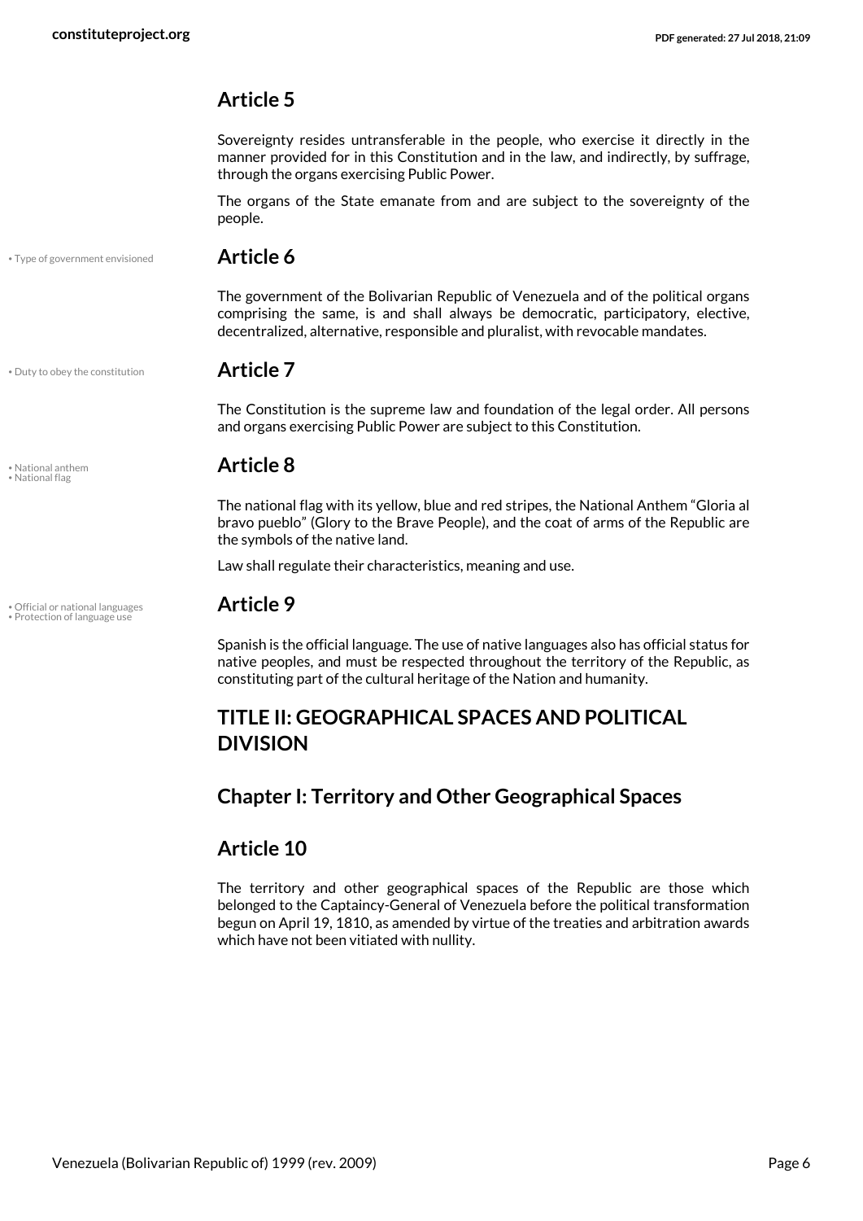## Article 5

Sovereignty resides untransferable in the people, who exercise it directly in the manner provided for in this Constitution and in the law, and indirectly, by suffrage, through the organs exercising Public Power.

The organs of the State emanate from and are subject to the sovereignty of the people.

• Type of government envisioned

## Article 6

The government of the Bolivarian Republic of Venezuela and of the political organs comprising the same, is and shall always be democratic, participatory, elective, decentralized, alternative, responsible and pluralist, with revocable mandates.

• Duty to obey the constitution

## Article 7

The Constitution is the supreme law and foundation of the legal order. All persons and organs exercising Public Power are subject to this Constitution.

• National anthem
• National flag

## Article 8

The national flag with its yellow, blue and red stripes, the National Anthem "Gloria al bravo pueblo" (Glory to the Brave People), and the coat of arms of the Republic are the symbols of the native land.

Law shall regulate their characteristics, meaning and use.

• Official or national languages
• Protection of language use

## Article 9

Spanish is the official language. The use of native languages also has official status for native peoples, and must be respected throughout the territory of the Republic, as constituting part of the cultural heritage of the Nation and humanity.

# TITLE II: GEOGRAPHICAL SPACES AND POLITICAL DIVISION

## Chapter I: Territory and Other Geographical Spaces

## Article 10

The territory and other geographical spaces of the Republic are those which belonged to the Captaincy-General of Venezuela before the political transformation begun on April 19, 1810, as amended by virtue of the treaties and arbitration awards which have not been vitiated with nullity.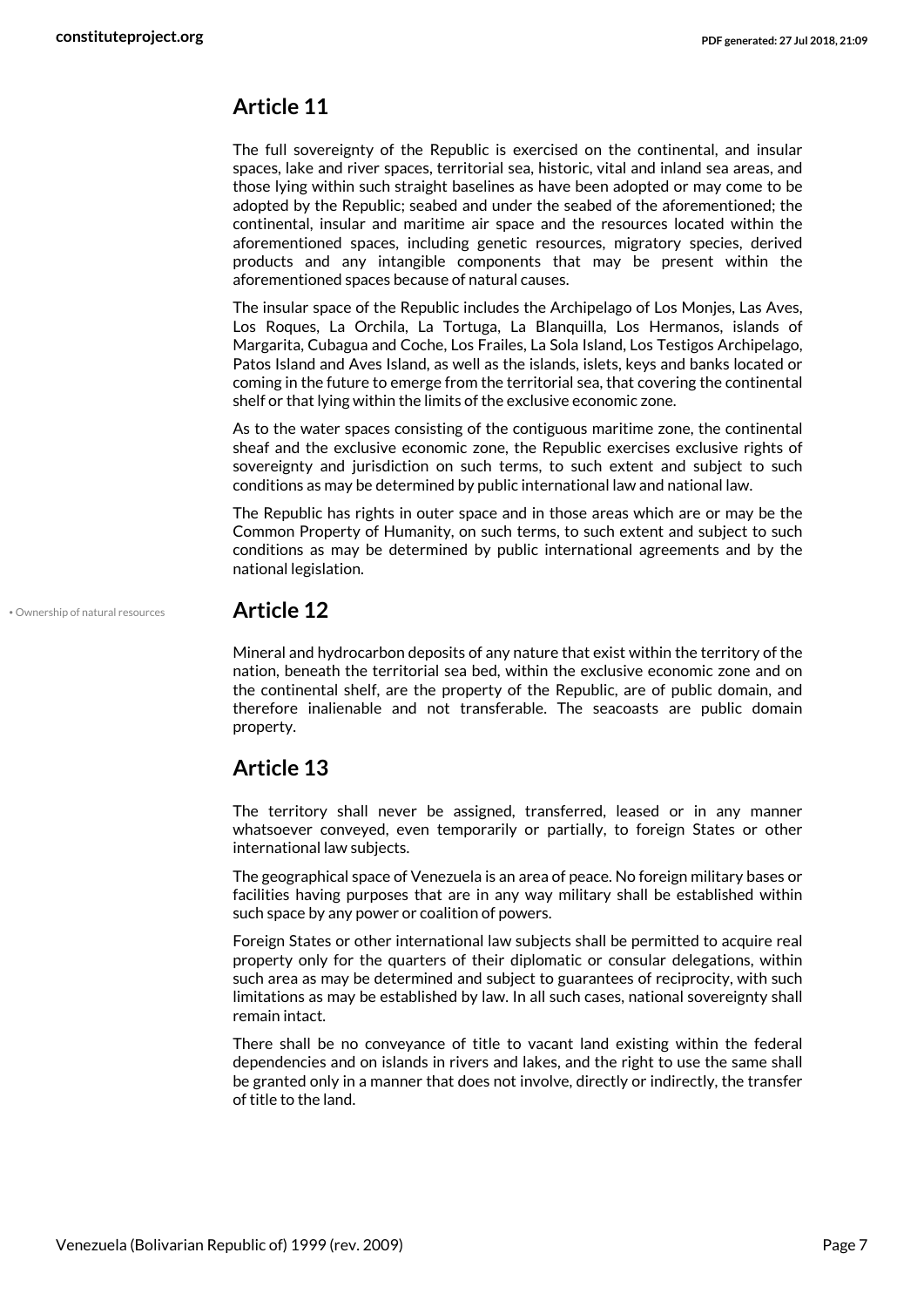## Article 11

The full sovereignty of the Republic is exercised on the continental, and insular spaces, lake and river spaces, territorial sea, historic, vital and inland sea areas, and those lying within such straight baselines as have been adopted or may come to be adopted by the Republic; seabed and under the seabed of the aforementioned; the continental, insular and maritime air space and the resources located within the aforementioned spaces, including genetic resources, migratory species, derived products and any intangible components that may be present within the aforementioned spaces because of natural causes.

The insular space of the Republic includes the Archipelago of Los Monjes, Las Aves, Los Roques, La Orchila, La Tortuga, La Blanquilla, Los Hermanos, islands of Margarita, Cubagua and Coche, Los Frailes, La Sola Island, Los Testigos Archipelago, Patos Island and Aves Island, as well as the islands, islets, keys and banks located or coming in the future to emerge from the territorial sea, that covering the continental shelf or that lying within the limits of the exclusive economic zone.

As to the water spaces consisting of the contiguous maritime zone, the continental sheaf and the exclusive economic zone, the Republic exercises exclusive rights of sovereignty and jurisdiction on such terms, to such extent and subject to such conditions as may be determined by public international law and national law.

The Republic has rights in outer space and in those areas which are or may be the Common Property of Humanity, on such terms, to such extent and subject to such conditions as may be determined by public international agreements and by the national legislation.

• Ownership of natural resources

## Article 12

Mineral and hydrocarbon deposits of any nature that exist within the territory of the nation, beneath the territorial sea bed, within the exclusive economic zone and on the continental shelf, are the property of the Republic, are of public domain, and therefore inalienable and not transferable. The seacoasts are public domain property.

## Article 13

The territory shall never be assigned, transferred, leased or in any manner whatsoever conveyed, even temporarily or partially, to foreign States or other international law subjects.

The geographical space of Venezuela is an area of peace. No foreign military bases or facilities having purposes that are in any way military shall be established within such space by any power or coalition of powers.

Foreign States or other international law subjects shall be permitted to acquire real property only for the quarters of their diplomatic or consular delegations, within such area as may be determined and subject to guarantees of reciprocity, with such limitations as may be established by law. In all such cases, national sovereignty shall remain intact.

There shall be no conveyance of title to vacant land existing within the federal dependencies and on islands in rivers and lakes, and the right to use the same shall be granted only in a manner that does not involve, directly or indirectly, the transfer of title to the land.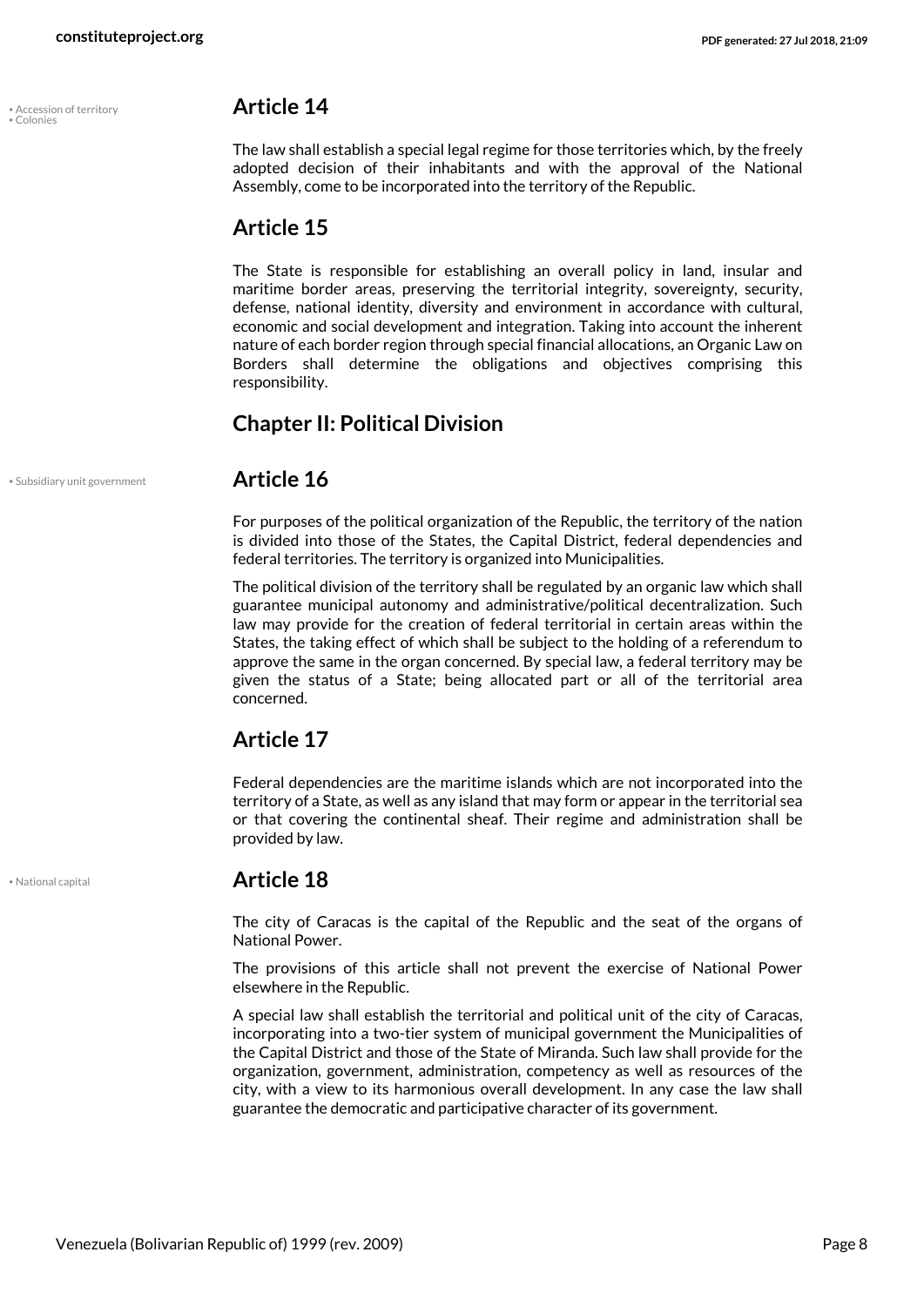• Accession of territory
• Colonies

## Article 14

The law shall establish a special legal regime for those territories which, by the freely adopted decision of their inhabitants and with the approval of the National Assembly, come to be incorporated into the territory of the Republic.

## Article 15

The State is responsible for establishing an overall policy in land, insular and maritime border areas, preserving the territorial integrity, sovereignty, security, defense, national identity, diversity and environment in accordance with cultural, economic and social development and integration. Taking into account the inherent nature of each border region through special financial allocations, an Organic Law on Borders shall determine the obligations and objectives comprising this responsibility.

## Chapter II: Political Division

• Subsidiary unit government

## Article 16

For purposes of the political organization of the Republic, the territory of the nation is divided into those of the States, the Capital District, federal dependencies and federal territories. The territory is organized into Municipalities.

The political division of the territory shall be regulated by an organic law which shall guarantee municipal autonomy and administrative/political decentralization. Such law may provide for the creation of federal territorial in certain areas within the States, the taking effect of which shall be subject to the holding of a referendum to approve the same in the organ concerned. By special law, a federal territory may be given the status of a State; being allocated part or all of the territorial area concerned.

## Article 17

Federal dependencies are the maritime islands which are not incorporated into the territory of a State, as well as any island that may form or appear in the territorial sea or that covering the continental sheaf. Their regime and administration shall be provided by law.

• National capital

## Article 18

The city of Caracas is the capital of the Republic and the seat of the organs of National Power.

The provisions of this article shall not prevent the exercise of National Power elsewhere in the Republic.

A special law shall establish the territorial and political unit of the city of Caracas, incorporating into a two-tier system of municipal government the Municipalities of the Capital District and those of the State of Miranda. Such law shall provide for the organization, government, administration, competency as well as resources of the city, with a view to its harmonious overall development. In any case the law shall guarantee the democratic and participative character of its government.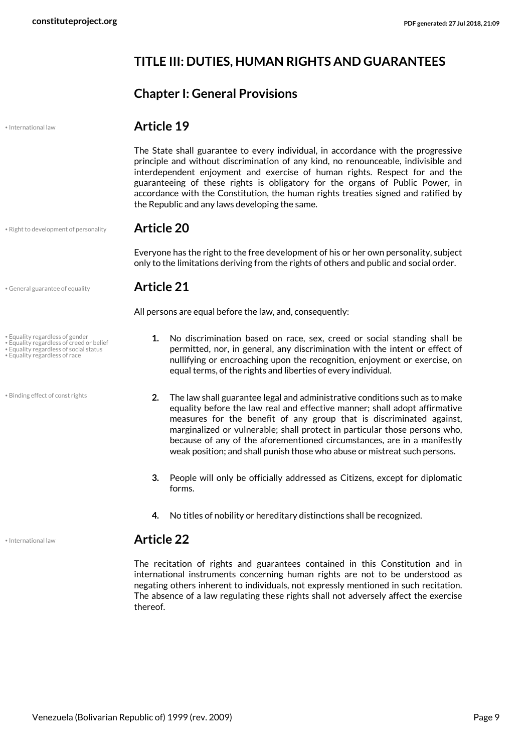## TITLE III: DUTIES, HUMAN RIGHTS AND GUARANTEES

### Chapter I: General Provisions

• International law

### Article 19

The State shall guarantee to every individual, in accordance with the progressive principle and without discrimination of any kind, no renounceable, indivisible and interdependent enjoyment and exercise of human rights. Respect for and the guaranteeing of these rights is obligatory for the organs of Public Power, in accordance with the Constitution, the human rights treaties signed and ratified by the Republic and any laws developing the same.

• Right to development of personality

### Article 20

Everyone has the right to the free development of his or her own personality, subject only to the limitations deriving from the rights of others and public and social order.

• General guarantee of equality

### Article 21

All persons are equal before the law, and, consequently:

• Equality regardless of gender
• Equality regardless of creed or belief
• Equality regardless of social status
• Equality regardless of race

1. No discrimination based on race, sex, creed or social standing shall be permitted, nor, in general, any discrimination with the intent or effect of nullifying or encroaching upon the recognition, enjoyment or exercise, on equal terms, of the rights and liberties of every individual.

• Binding effect of const rights

2. The law shall guarantee legal and administrative conditions such as to make equality before the law real and effective manner; shall adopt affirmative measures for the benefit of any group that is discriminated against, marginalized or vulnerable; shall protect in particular those persons who, because of any of the aforementioned circumstances, are in a manifestly weak position; and shall punish those who abuse or mistreat such persons.

3. People will only be officially addressed as Citizens, except for diplomatic forms.

4. No titles of nobility or hereditary distinctions shall be recognized.

• International law

### Article 22

The recitation of rights and guarantees contained in this Constitution and in international instruments concerning human rights are not to be understood as negating others inherent to individuals, not expressly mentioned in such recitation. The absence of a law regulating these rights shall not adversely affect the exercise thereof.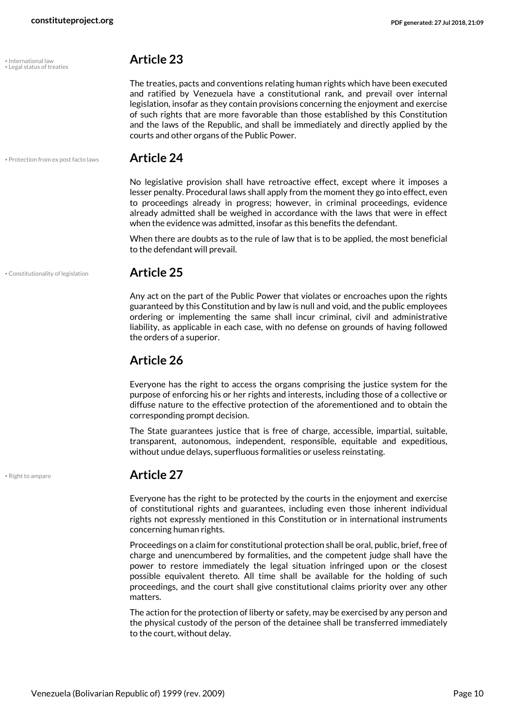• International law
• Legal status of treaties

## Article 23

The treaties, pacts and conventions relating human rights which have been executed and ratified by Venezuela have a constitutional rank, and prevail over internal legislation, insofar as they contain provisions concerning the enjoyment and exercise of such rights that are more favorable than those established by this Constitution and the laws of the Republic, and shall be immediately and directly applied by the courts and other organs of the Public Power.

• Protection from ex post facto laws

## Article 24

No legislative provision shall have retroactive effect, except where it imposes a lesser penalty. Procedural laws shall apply from the moment they go into effect, even to proceedings already in progress; however, in criminal proceedings, evidence already admitted shall be weighed in accordance with the laws that were in effect when the evidence was admitted, insofar as this benefits the defendant.

When there are doubts as to the rule of law that is to be applied, the most beneficial to the defendant will prevail.

• Constitutionality of legislation

## Article 25

Any act on the part of the Public Power that violates or encroaches upon the rights guaranteed by this Constitution and by law is null and void, and the public employees ordering or implementing the same shall incur criminal, civil and administrative liability, as applicable in each case, with no defense on grounds of having followed the orders of a superior.

## Article 26

Everyone has the right to access the organs comprising the justice system for the purpose of enforcing his or her rights and interests, including those of a collective or diffuse nature to the effective protection of the aforementioned and to obtain the corresponding prompt decision.

The State guarantees justice that is free of charge, accessible, impartial, suitable, transparent, autonomous, independent, responsible, equitable and expeditious, without undue delays, superfluous formalities or useless reinstating.

• Right to amparo

## Article 27

Everyone has the right to be protected by the courts in the enjoyment and exercise of constitutional rights and guarantees, including even those inherent individual rights not expressly mentioned in this Constitution or in international instruments concerning human rights.

Proceedings on a claim for constitutional protection shall be oral, public, brief, free of charge and unencumbered by formalities, and the competent judge shall have the power to restore immediately the legal situation infringed upon or the closest possible equivalent thereto. All time shall be available for the holding of such proceedings, and the court shall give constitutional claims priority over any other matters.

The action for the protection of liberty or safety, may be exercised by any person and the physical custody of the person of the detainee shall be transferred immediately to the court, without delay.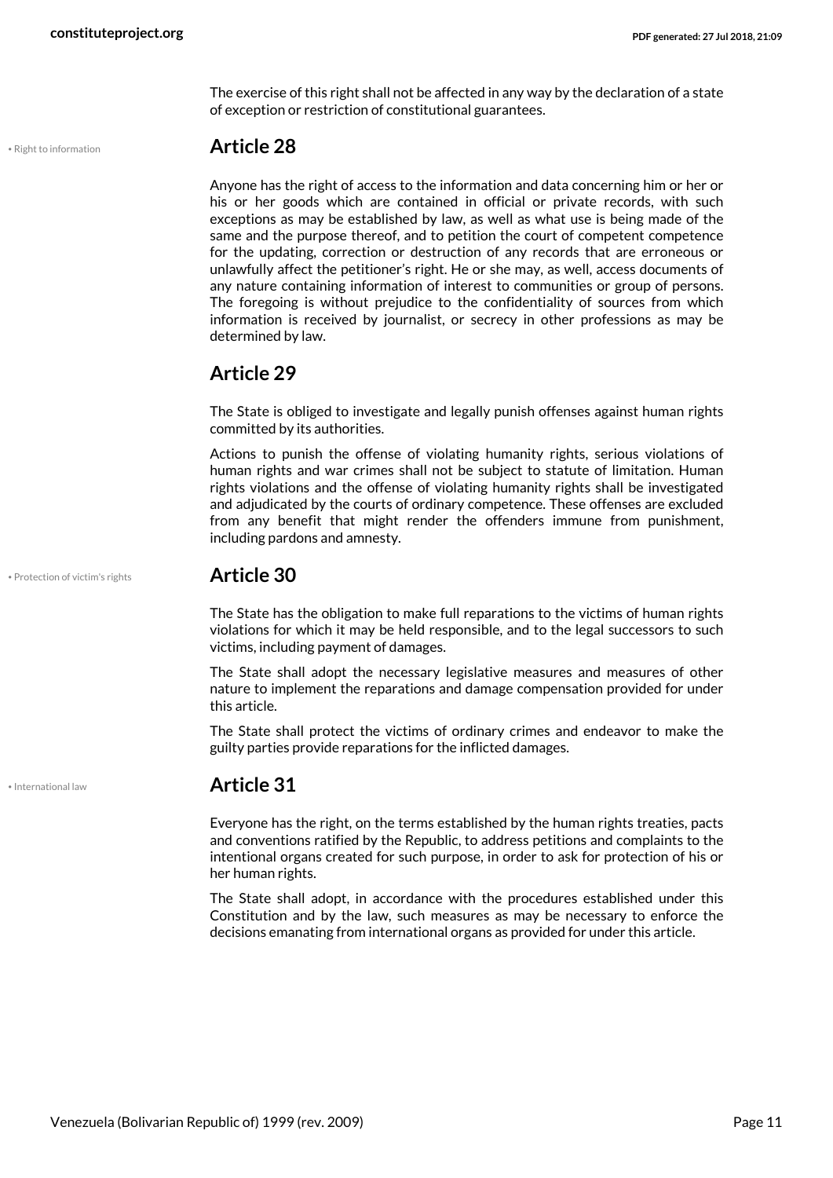The exercise of this right shall not be affected in any way by the declaration of a state of exception or restriction of constitutional guarantees.

• Right to information

## Article 28

Anyone has the right of access to the information and data concerning him or her or his or her goods which are contained in official or private records, with such exceptions as may be established by law, as well as what use is being made of the same and the purpose thereof, and to petition the court of competent competence for the updating, correction or destruction of any records that are erroneous or unlawfully affect the petitioner's right. He or she may, as well, access documents of any nature containing information of interest to communities or group of persons. The foregoing is without prejudice to the confidentiality of sources from which information is received by journalist, or secrecy in other professions as may be determined by law.

## Article 29

The State is obliged to investigate and legally punish offenses against human rights committed by its authorities.

Actions to punish the offense of violating humanity rights, serious violations of human rights and war crimes shall not be subject to statute of limitation. Human rights violations and the offense of violating humanity rights shall be investigated and adjudicated by the courts of ordinary competence. These offenses are excluded from any benefit that might render the offenders immune from punishment, including pardons and amnesty.

• Protection of victim's rights

## Article 30

The State has the obligation to make full reparations to the victims of human rights violations for which it may be held responsible, and to the legal successors to such victims, including payment of damages.

The State shall adopt the necessary legislative measures and measures of other nature to implement the reparations and damage compensation provided for under this article.

The State shall protect the victims of ordinary crimes and endeavor to make the guilty parties provide reparations for the inflicted damages.

• International law

## Article 31

Everyone has the right, on the terms established by the human rights treaties, pacts and conventions ratified by the Republic, to address petitions and complaints to the intentional organs created for such purpose, in order to ask for protection of his or her human rights.

The State shall adopt, in accordance with the procedures established under this Constitution and by the law, such measures as may be necessary to enforce the decisions emanating from international organs as provided for under this article.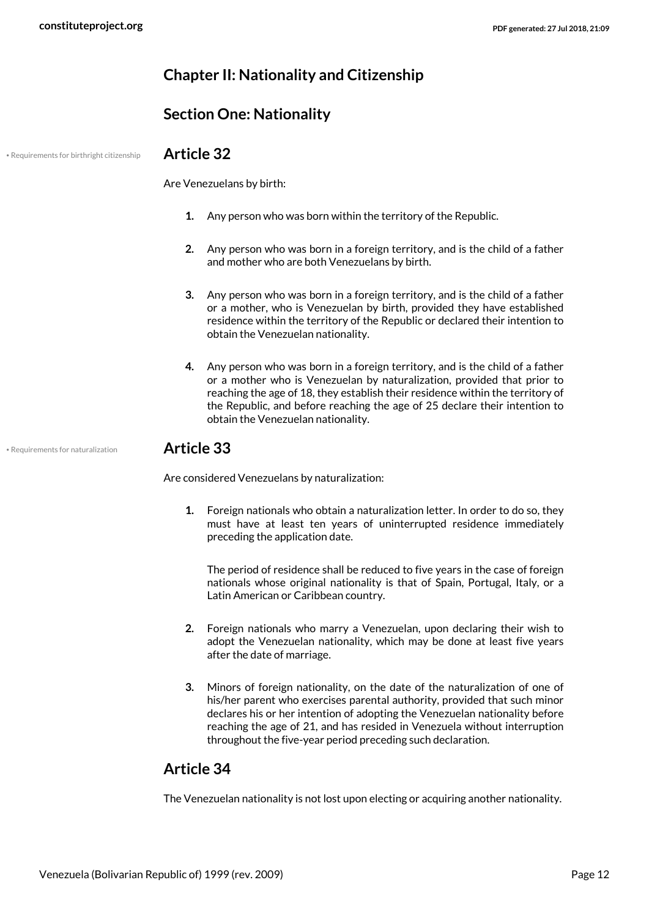## Chapter II: Nationality and Citizenship

### Section One: Nationality

• Requirements for birthright citizenship

### Article 32

Are Venezuelans by birth:

1. Any person who was born within the territory of the Republic.

2. Any person who was born in a foreign territory, and is the child of a father and mother who are both Venezuelans by birth.

3. Any person who was born in a foreign territory, and is the child of a father or a mother, who is Venezuelan by birth, provided they have established residence within the territory of the Republic or declared their intention to obtain the Venezuelan nationality.

4. Any person who was born in a foreign territory, and is the child of a father or a mother who is Venezuelan by naturalization, provided that prior to reaching the age of 18, they establish their residence within the territory of the Republic, and before reaching the age of 25 declare their intention to obtain the Venezuelan nationality.

• Requirements for naturalization

### Article 33

Are considered Venezuelans by naturalization:

1. Foreign nationals who obtain a naturalization letter. In order to do so, they must have at least ten years of uninterrupted residence immediately preceding the application date.

   The period of residence shall be reduced to five years in the case of foreign nationals whose original nationality is that of Spain, Portugal, Italy, or a Latin American or Caribbean country.

2. Foreign nationals who marry a Venezuelan, upon declaring their wish to adopt the Venezuelan nationality, which may be done at least five years after the date of marriage.

3. Minors of foreign nationality, on the date of the naturalization of one of his/her parent who exercises parental authority, provided that such minor declares his or her intention of adopting the Venezuelan nationality before reaching the age of 21, and has resided in Venezuela without interruption throughout the five-year period preceding such declaration.

### Article 34

The Venezuelan nationality is not lost upon electing or acquiring another nationality.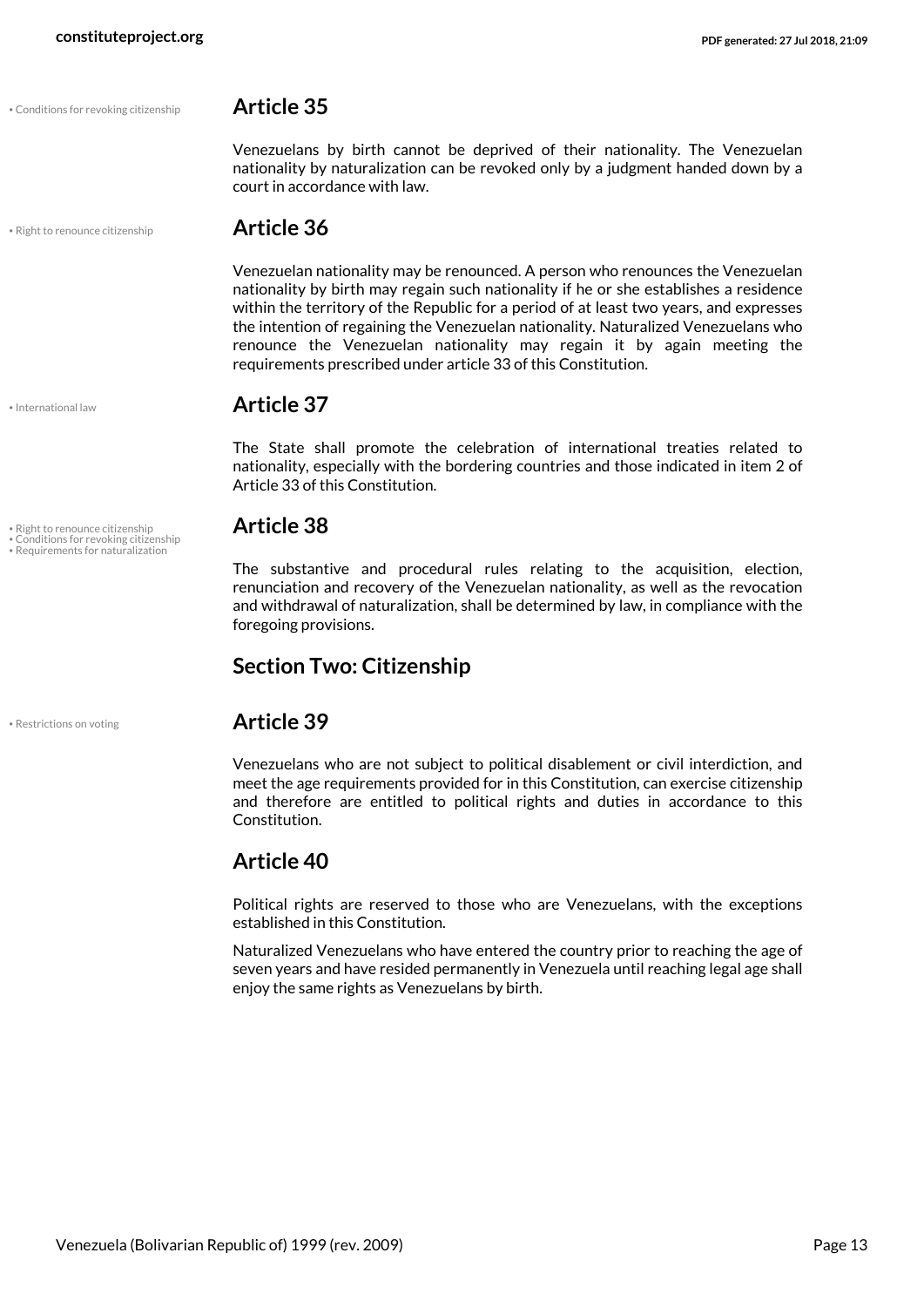• Conditions for revoking citizenship

## Article 35

Venezuelans by birth cannot be deprived of their nationality. The Venezuelan nationality by naturalization can be revoked only by a judgment handed down by a court in accordance with law.

• Right to renounce citizenship

## Article 36

Venezuelan nationality may be renounced. A person who renounces the Venezuelan nationality by birth may regain such nationality if he or she establishes a residence within the territory of the Republic for a period of at least two years, and expresses the intention of regaining the Venezuelan nationality. Naturalized Venezuelans who renounce the Venezuelan nationality may regain it by again meeting the requirements prescribed under article 33 of this Constitution.

• International law

## Article 37

The State shall promote the celebration of international treaties related to nationality, especially with the bordering countries and those indicated in item 2 of Article 33 of this Constitution.

• Right to renounce citizenship
• Conditions for revoking citizenship
• Requirements for naturalization

## Article 38

The substantive and procedural rules relating to the acquisition, election, renunciation and recovery of the Venezuelan nationality, as well as the revocation and withdrawal of naturalization, shall be determined by law, in compliance with the foregoing provisions.

# Section Two: Citizenship

• Restrictions on voting

## Article 39

Venezuelans who are not subject to political disablement or civil interdiction, and meet the age requirements provided for in this Constitution, can exercise citizenship and therefore are entitled to political rights and duties in accordance to this Constitution.

## Article 40

Political rights are reserved to those who are Venezuelans, with the exceptions established in this Constitution.

Naturalized Venezuelans who have entered the country prior to reaching the age of seven years and have resided permanently in Venezuela until reaching legal age shall enjoy the same rights as Venezuelans by birth.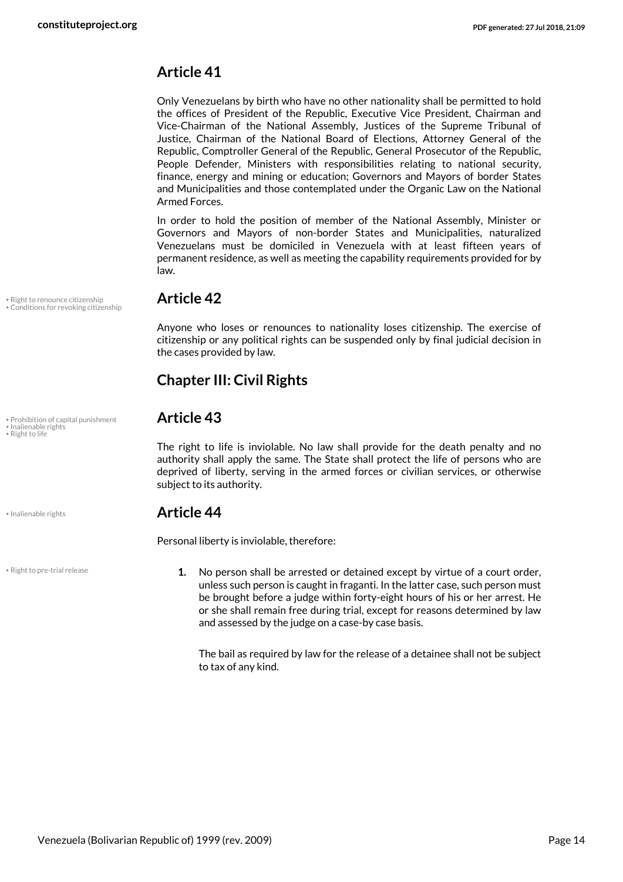## Article 41

Only Venezuelans by birth who have no other nationality shall be permitted to hold the offices of President of the Republic, Executive Vice President, Chairman and Vice-Chairman of the National Assembly, Justices of the Supreme Tribunal of Justice, Chairman of the National Board of Elections, Attorney General of the Republic, Comptroller General of the Republic, General Prosecutor of the Republic, People Defender, Ministers with responsibilities relating to national security, finance, energy and mining or education; Governors and Mayors of border States and Municipalities and those contemplated under the Organic Law on the National Armed Forces.

In order to hold the position of member of the National Assembly, Minister or Governors and Mayors of non-border States and Municipalities, naturalized Venezuelans must be domiciled in Venezuela with at least fifteen years of permanent residence, as well as meeting the capability requirements provided for by law.

• Right to renounce citizenship
• Conditions for revoking citizenship

## Article 42

Anyone who loses or renounces to nationality loses citizenship. The exercise of citizenship or any political rights can be suspended only by final judicial decision in the cases provided by law.

## Chapter III: Civil Rights

• Prohibition of capital punishment
• Inalienable rights
• Right to life

## Article 43

The right to life is inviolable. No law shall provide for the death penalty and no authority shall apply the same. The State shall protect the life of persons who are deprived of liberty, serving in the armed forces or civilian services, or otherwise subject to its authority.

• Inalienable rights

## Article 44

Personal liberty is inviolable, therefore:

• Right to pre-trial release

1. No person shall be arrested or detained except by virtue of a court order, unless such person is caught in fraganti. In the latter case, such person must be brought before a judge within forty-eight hours of his or her arrest. He or she shall remain free during trial, except for reasons determined by law and assessed by the judge on a case-by case basis.

   The bail as required by law for the release of a detainee shall not be subject to tax of any kind.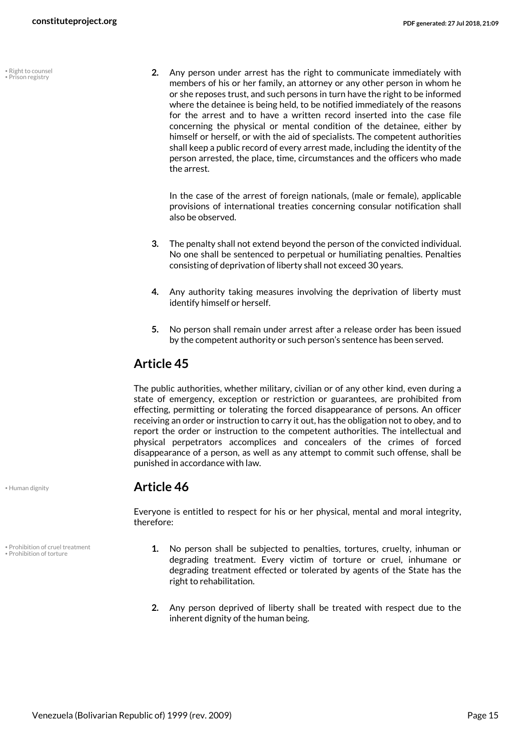• Right to counsel
• Prison registry

2. Any person under arrest has the right to communicate immediately with members of his or her family, an attorney or any other person in whom he or she reposes trust, and such persons in turn have the right to be informed where the detainee is being held, to be notified immediately of the reasons for the arrest and to have a written record inserted into the case file concerning the physical or mental condition of the detainee, either by himself or herself, or with the aid of specialists. The competent authorities shall keep a public record of every arrest made, including the identity of the person arrested, the place, time, circumstances and the officers who made the arrest.

   In the case of the arrest of foreign nationals, (male or female), applicable provisions of international treaties concerning consular notification shall also be observed.

3. The penalty shall not extend beyond the person of the convicted individual. No one shall be sentenced to perpetual or humiliating penalties. Penalties consisting of deprivation of liberty shall not exceed 30 years.

4. Any authority taking measures involving the deprivation of liberty must identify himself or herself.

5. No person shall remain under arrest after a release order has been issued by the competent authority or such person's sentence has been served.

## Article 45

The public authorities, whether military, civilian or of any other kind, even during a state of emergency, exception or restriction or guarantees, are prohibited from effecting, permitting or tolerating the forced disappearance of persons. An officer receiving an order or instruction to carry it out, has the obligation not to obey, and to report the order or instruction to the competent authorities. The intellectual and physical perpetrators accomplices and concealers of the crimes of forced disappearance of a person, as well as any attempt to commit such offense, shall be punished in accordance with law.

• Human dignity

## Article 46

Everyone is entitled to respect for his or her physical, mental and moral integrity, therefore:

• Prohibition of cruel treatment
• Prohibition of torture

1. No person shall be subjected to penalties, tortures, cruelty, inhuman or degrading treatment. Every victim of torture or cruel, inhumane or degrading treatment effected or tolerated by agents of the State has the right to rehabilitation.

2. Any person deprived of liberty shall be treated with respect due to the inherent dignity of the human being.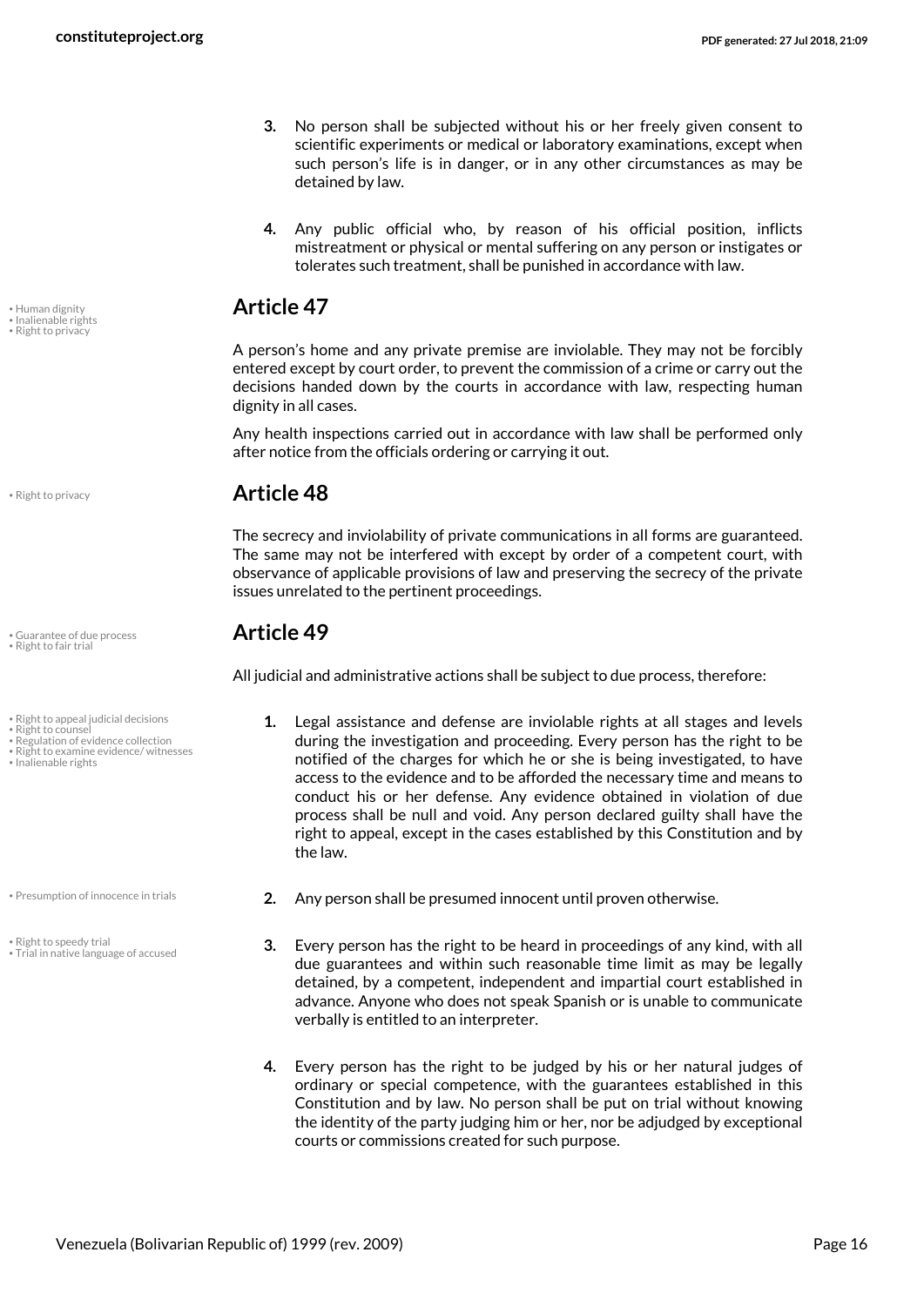3. No person shall be subjected without his or her freely given consent to scientific experiments or medical or laboratory examinations, except when such person's life is in danger, or in any other circumstances as may be detained by law.

4. Any public official who, by reason of his official position, inflicts mistreatment or physical or mental suffering on any person or instigates or tolerates such treatment, shall be punished in accordance with law.

• Human dignity
• Inalienable rights
• Right to privacy

## Article 47

A person's home and any private premise are inviolable. They may not be forcibly entered except by court order, to prevent the commission of a crime or carry out the decisions handed down by the courts in accordance with law, respecting human dignity in all cases.

Any health inspections carried out in accordance with law shall be performed only after notice from the officials ordering or carrying it out.

• Right to privacy

## Article 48

The secrecy and inviolability of private communications in all forms are guaranteed. The same may not be interfered with except by order of a competent court, with observance of applicable provisions of law and preserving the secrecy of the private issues unrelated to the pertinent proceedings.

• Guarantee of due process
• Right to fair trial

## Article 49

All judicial and administrative actions shall be subject to due process, therefore:

• Right to appeal judicial decisions
• Right to counsel
• Regulation of evidence collection
• Right to examine evidence/ witnesses
• Inalienable rights

1. Legal assistance and defense are inviolable rights at all stages and levels during the investigation and proceeding. Every person has the right to be notified of the charges for which he or she is being investigated, to have access to the evidence and to be afforded the necessary time and means to conduct his or her defense. Any evidence obtained in violation of due process shall be null and void. Any person declared guilty shall have the right to appeal, except in the cases established by this Constitution and by the law.

• Presumption of innocence in trials

2. Any person shall be presumed innocent until proven otherwise.

• Right to speedy trial
• Trial in native language of accused

3. Every person has the right to be heard in proceedings of any kind, with all due guarantees and within such reasonable time limit as may be legally detained, by a competent, independent and impartial court established in advance. Anyone who does not speak Spanish or is unable to communicate verbally is entitled to an interpreter.

4. Every person has the right to be judged by his or her natural judges of ordinary or special competence, with the guarantees established in this Constitution and by law. No person shall be put on trial without knowing the identity of the party judging him or her, nor be adjudged by exceptional courts or commissions created for such purpose.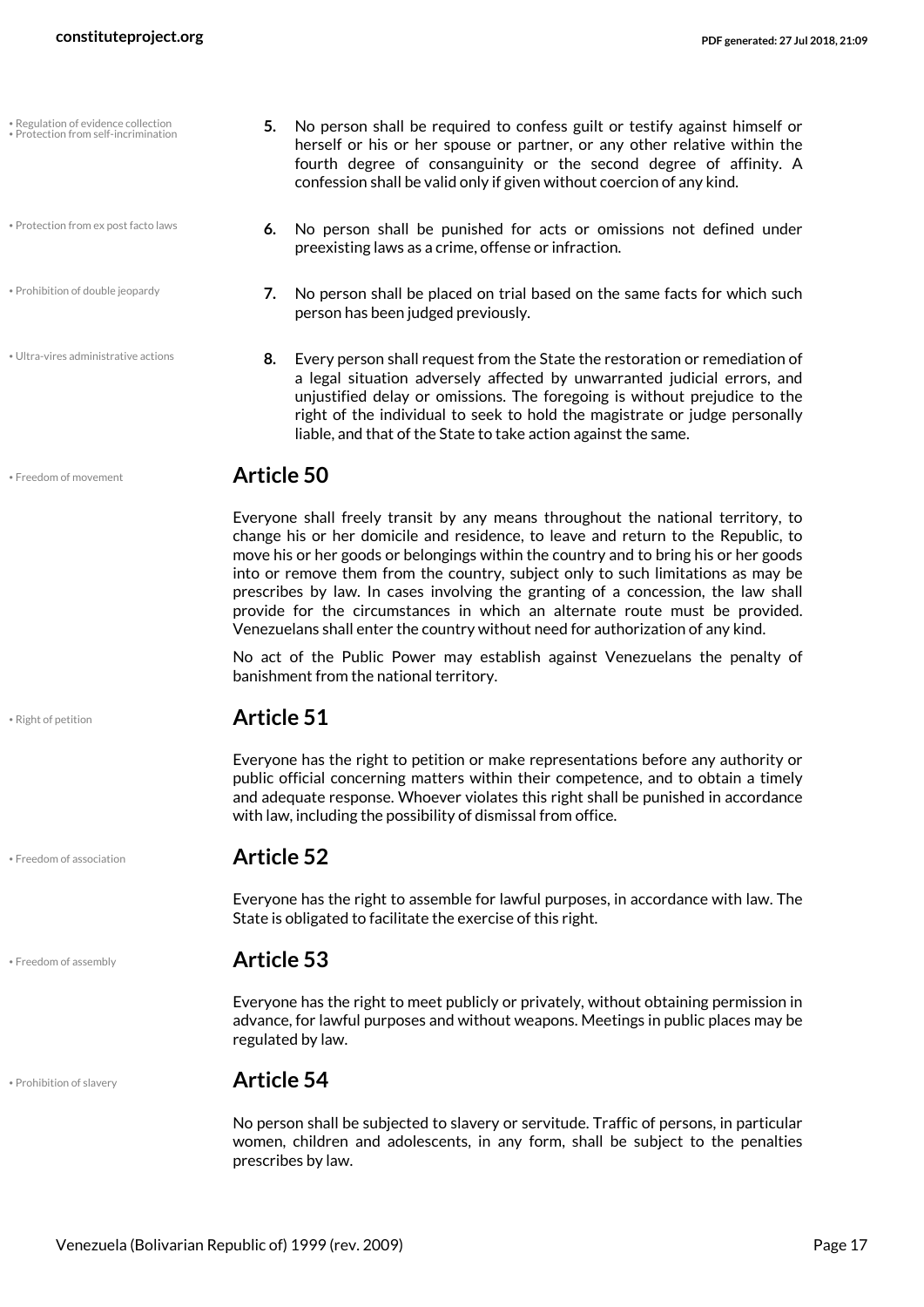• Regulation of evidence collection
• Protection from self-incrimination

5. No person shall be required to confess guilt or testify against himself or herself or his or her spouse or partner, or any other relative within the fourth degree of consanguinity or the second degree of affinity. A confession shall be valid only if given without coercion of any kind.

• Protection from ex post facto laws

6. No person shall be punished for acts or omissions not defined under preexisting laws as a crime, offense or infraction.

• Prohibition of double jeopardy

7. No person shall be placed on trial based on the same facts for which such person has been judged previously.

• Ultra-vires administrative actions

8. Every person shall request from the State the restoration or remediation of a legal situation adversely affected by unwarranted judicial errors, and unjustified delay or omissions. The foregoing is without prejudice to the right of the individual to seek to hold the magistrate or judge personally liable, and that of the State to take action against the same.

• Freedom of movement

## Article 50

Everyone shall freely transit by any means throughout the national territory, to change his or her domicile and residence, to leave and return to the Republic, to move his or her goods or belongings within the country and to bring his or her goods into or remove them from the country, subject only to such limitations as may be prescribes by law. In cases involving the granting of a concession, the law shall provide for the circumstances in which an alternate route must be provided. Venezuelans shall enter the country without need for authorization of any kind.

No act of the Public Power may establish against Venezuelans the penalty of banishment from the national territory.

• Right of petition

## Article 51

Everyone has the right to petition or make representations before any authority or public official concerning matters within their competence, and to obtain a timely and adequate response. Whoever violates this right shall be punished in accordance with law, including the possibility of dismissal from office.

• Freedom of association

## Article 52

Everyone has the right to assemble for lawful purposes, in accordance with law. The State is obligated to facilitate the exercise of this right.

• Freedom of assembly

## Article 53

Everyone has the right to meet publicly or privately, without obtaining permission in advance, for lawful purposes and without weapons. Meetings in public places may be regulated by law.

• Prohibition of slavery

## Article 54

No person shall be subjected to slavery or servitude. Traffic of persons, in particular women, children and adolescents, in any form, shall be subject to the penalties prescribes by law.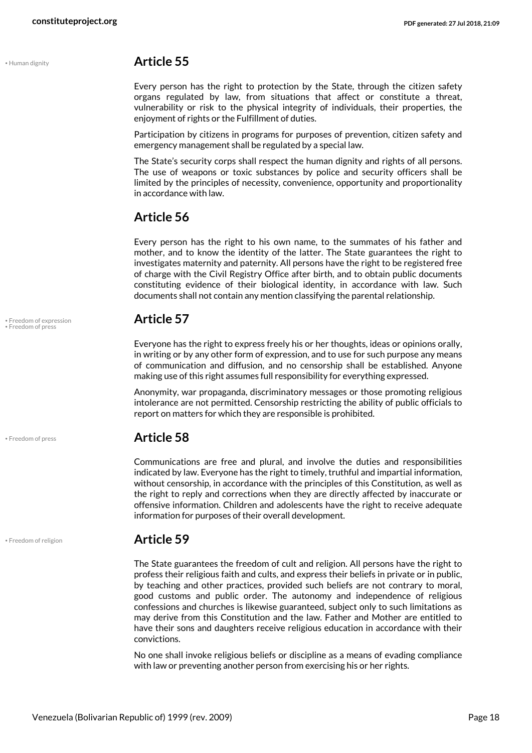## Article 55

Every person has the right to protection by the State, through the citizen safety organs regulated by law, from situations that affect or constitute a threat, vulnerability or risk to the physical integrity of individuals, their properties, the enjoyment of rights or the Fulfillment of duties.

Participation by citizens in programs for purposes of prevention, citizen safety and emergency management shall be regulated by a special law.

The State's security corps shall respect the human dignity and rights of all persons. The use of weapons or toxic substances by police and security officers shall be limited by the principles of necessity, convenience, opportunity and proportionality in accordance with law.

## Article 56

Every person has the right to his own name, to the summates of his father and mother, and to know the identity of the latter. The State guarantees the right to investigates maternity and paternity. All persons have the right to be registered free of charge with the Civil Registry Office after birth, and to obtain public documents constituting evidence of their biological identity, in accordance with law. Such documents shall not contain any mention classifying the parental relationship.

## Article 57

Everyone has the right to express freely his or her thoughts, ideas or opinions orally, in writing or by any other form of expression, and to use for such purpose any means of communication and diffusion, and no censorship shall be established. Anyone making use of this right assumes full responsibility for everything expressed.

Anonymity, war propaganda, discriminatory messages or those promoting religious intolerance are not permitted. Censorship restricting the ability of public officials to report on matters for which they are responsible is prohibited.

## Article 58

Communications are free and plural, and involve the duties and responsibilities indicated by law. Everyone has the right to timely, truthful and impartial information, without censorship, in accordance with the principles of this Constitution, as well as the right to reply and corrections when they are directly affected by inaccurate or offensive information. Children and adolescents have the right to receive adequate information for purposes of their overall development.

## Article 59

The State guarantees the freedom of cult and religion. All persons have the right to profess their religious faith and cults, and express their beliefs in private or in public, by teaching and other practices, provided such beliefs are not contrary to moral, good customs and public order. The autonomy and independence of religious confessions and churches is likewise guaranteed, subject only to such limitations as may derive from this Constitution and the law. Father and Mother are entitled to have their sons and daughters receive religious education in accordance with their convictions.

No one shall invoke religious beliefs or discipline as a means of evading compliance with law or preventing another person from exercising his or her rights.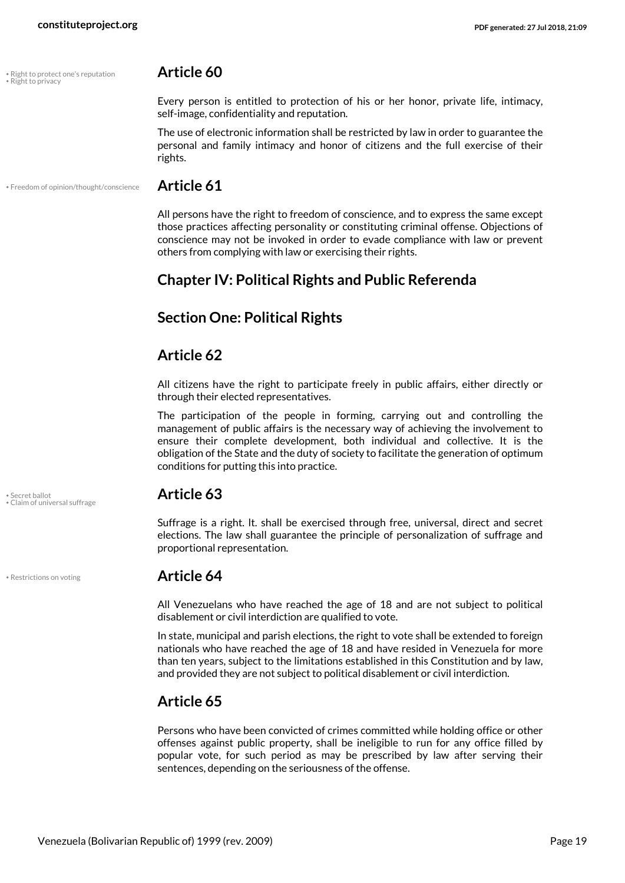• Right to protect one's reputation
• Right to privacy

## Article 60

Every person is entitled to protection of his or her honor, private life, intimacy, self-image, confidentiality and reputation.

The use of electronic information shall be restricted by law in order to guarantee the personal and family intimacy and honor of citizens and the full exercise of their rights.

• Freedom of opinion/thought/conscience

## Article 61

All persons have the right to freedom of conscience, and to express the same except those practices affecting personality or constituting criminal offense. Objections of conscience may not be invoked in order to evade compliance with law or prevent others from complying with law or exercising their rights.

## Chapter IV: Political Rights and Public Referenda

## Section One: Political Rights

## Article 62

All citizens have the right to participate freely in public affairs, either directly or through their elected representatives.

The participation of the people in forming, carrying out and controlling the management of public affairs is the necessary way of achieving the involvement to ensure their complete development, both individual and collective. It is the obligation of the State and the duty of society to facilitate the generation of optimum conditions for putting this into practice.

• Secret ballot
• Claim of universal suffrage

## Article 63

Suffrage is a right. It. shall be exercised through free, universal, direct and secret elections. The law shall guarantee the principle of personalization of suffrage and proportional representation.

• Restrictions on voting

## Article 64

All Venezuelans who have reached the age of 18 and are not subject to political disablement or civil interdiction are qualified to vote.

In state, municipal and parish elections, the right to vote shall be extended to foreign nationals who have reached the age of 18 and have resided in Venezuela for more than ten years, subject to the limitations established in this Constitution and by law, and provided they are not subject to political disablement or civil interdiction.

## Article 65

Persons who have been convicted of crimes committed while holding office or other offenses against public property, shall be ineligible to run for any office filled by popular vote, for such period as may be prescribed by law after serving their sentences, depending on the seriousness of the offense.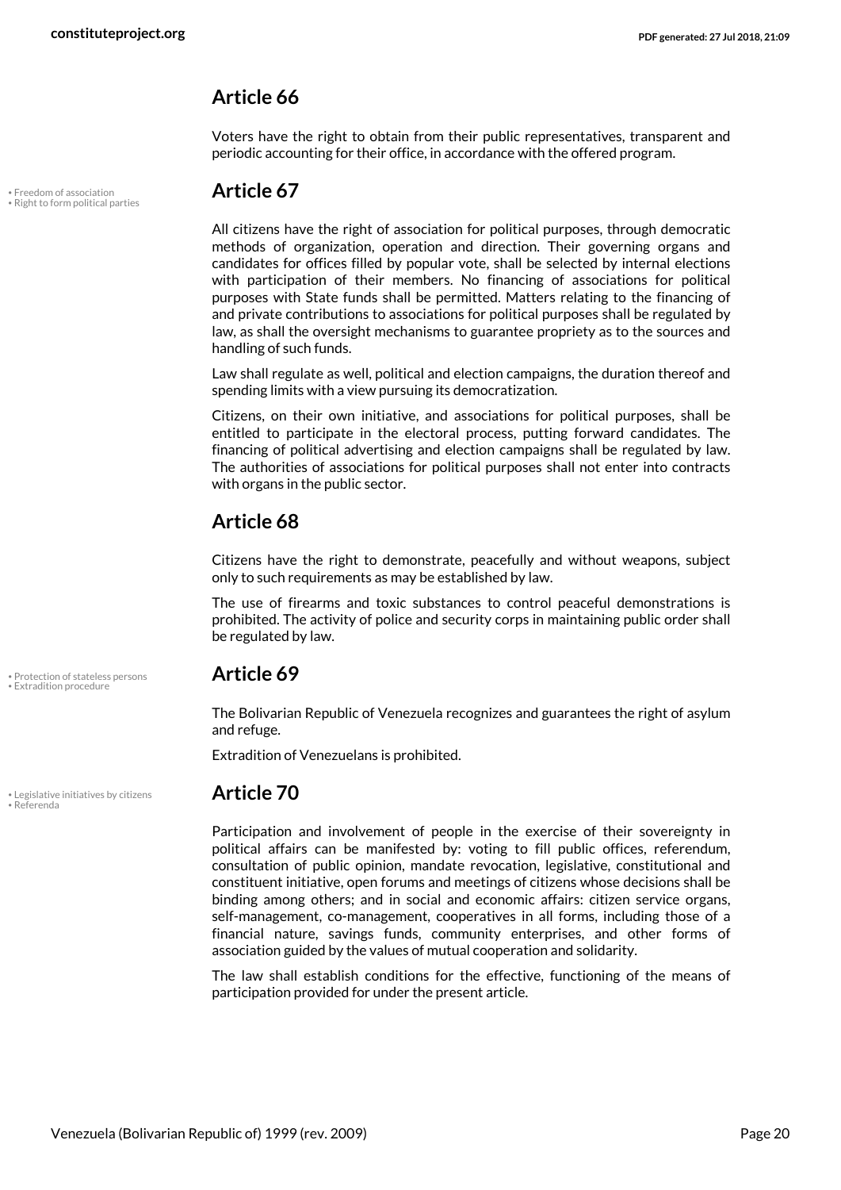## Article 66

Voters have the right to obtain from their public representatives, transparent and periodic accounting for their office, in accordance with the offered program.

• Freedom of association
• Right to form political parties

## Article 67

All citizens have the right of association for political purposes, through democratic methods of organization, operation and direction. Their governing organs and candidates for offices filled by popular vote, shall be selected by internal elections with participation of their members. No financing of associations for political purposes with State funds shall be permitted. Matters relating to the financing of and private contributions to associations for political purposes shall be regulated by law, as shall the oversight mechanisms to guarantee propriety as to the sources and handling of such funds.

Law shall regulate as well, political and election campaigns, the duration thereof and spending limits with a view pursuing its democratization.

Citizens, on their own initiative, and associations for political purposes, shall be entitled to participate in the electoral process, putting forward candidates. The financing of political advertising and election campaigns shall be regulated by law. The authorities of associations for political purposes shall not enter into contracts with organs in the public sector.

## Article 68

Citizens have the right to demonstrate, peacefully and without weapons, subject only to such requirements as may be established by law.

The use of firearms and toxic substances to control peaceful demonstrations is prohibited. The activity of police and security corps in maintaining public order shall be regulated by law.

• Protection of stateless persons
• Extradition procedure

## Article 69

The Bolivarian Republic of Venezuela recognizes and guarantees the right of asylum and refuge.

Extradition of Venezuelans is prohibited.

• Legislative initiatives by citizens
• Referenda

## Article 70

Participation and involvement of people in the exercise of their sovereignty in political affairs can be manifested by: voting to fill public offices, referendum, consultation of public opinion, mandate revocation, legislative, constitutional and constituent initiative, open forums and meetings of citizens whose decisions shall be binding among others; and in social and economic affairs: citizen service organs, self-management, co-management, cooperatives in all forms, including those of a financial nature, savings funds, community enterprises, and other forms of association guided by the values of mutual cooperation and solidarity.

The law shall establish conditions for the effective, functioning of the means of participation provided for under the present article.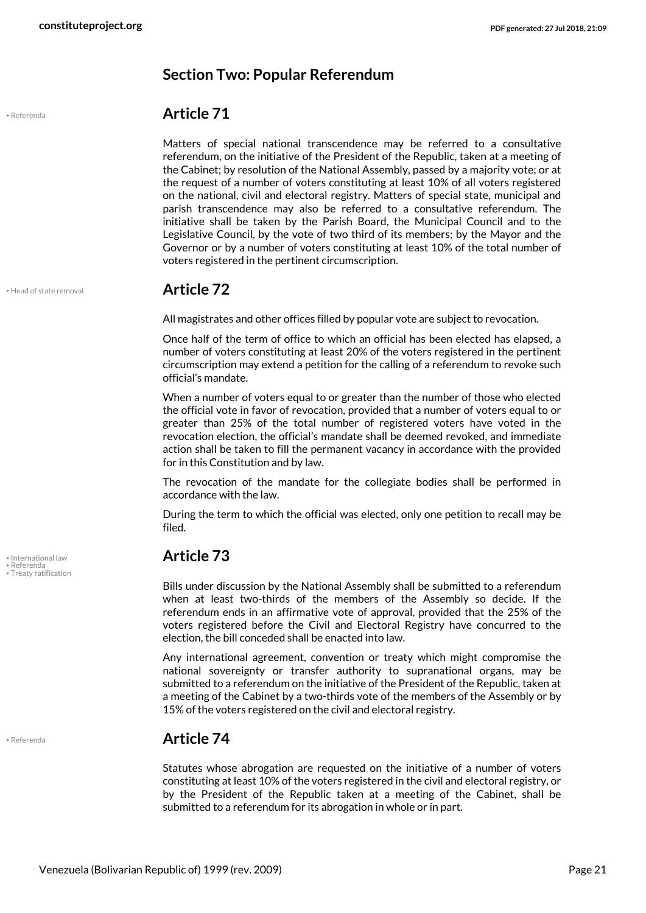## Section Two: Popular Referendum

• Referenda

### Article 71

Matters of special national transcendence may be referred to a consultative referendum, on the initiative of the President of the Republic, taken at a meeting of the Cabinet; by resolution of the National Assembly, passed by a majority vote; or at the request of a number of voters constituting at least 10% of all voters registered on the national, civil and electoral registry. Matters of special state, municipal and parish transcendence may also be referred to a consultative referendum. The initiative shall be taken by the Parish Board, the Municipal Council and to the Legislative Council, by the vote of two third of its members; by the Mayor and the Governor or by a number of voters constituting at least 10% of the total number of voters registered in the pertinent circumscription.

• Head of state removal

### Article 72

All magistrates and other offices filled by popular vote are subject to revocation.

Once half of the term of office to which an official has been elected has elapsed, a number of voters constituting at least 20% of the voters registered in the pertinent circumscription may extend a petition for the calling of a referendum to revoke such official's mandate.

When a number of voters equal to or greater than the number of those who elected the official vote in favor of revocation, provided that a number of voters equal to or greater than 25% of the total number of registered voters have voted in the revocation election, the official's mandate shall be deemed revoked, and immediate action shall be taken to fill the permanent vacancy in accordance with the provided for in this Constitution and by law.

The revocation of the mandate for the collegiate bodies shall be performed in accordance with the law.

During the term to which the official was elected, only one petition to recall may be filed.

• International law
• Referenda
• Treaty ratification

### Article 73

Bills under discussion by the National Assembly shall be submitted to a referendum when at least two-thirds of the members of the Assembly so decide. If the referendum ends in an affirmative vote of approval, provided that the 25% of the voters registered before the Civil and Electoral Registry have concurred to the election, the bill conceded shall be enacted into law.

Any international agreement, convention or treaty which might compromise the national sovereignty or transfer authority to supranational organs, may be submitted to a referendum on the initiative of the President of the Republic, taken at a meeting of the Cabinet by a two-thirds vote of the members of the Assembly or by 15% of the voters registered on the civil and electoral registry.

• Referenda

### Article 74

Statutes whose abrogation are requested on the initiative of a number of voters constituting at least 10% of the voters registered in the civil and electoral registry, or by the President of the Republic taken at a meeting of the Cabinet, shall be submitted to a referendum for its abrogation in whole or in part.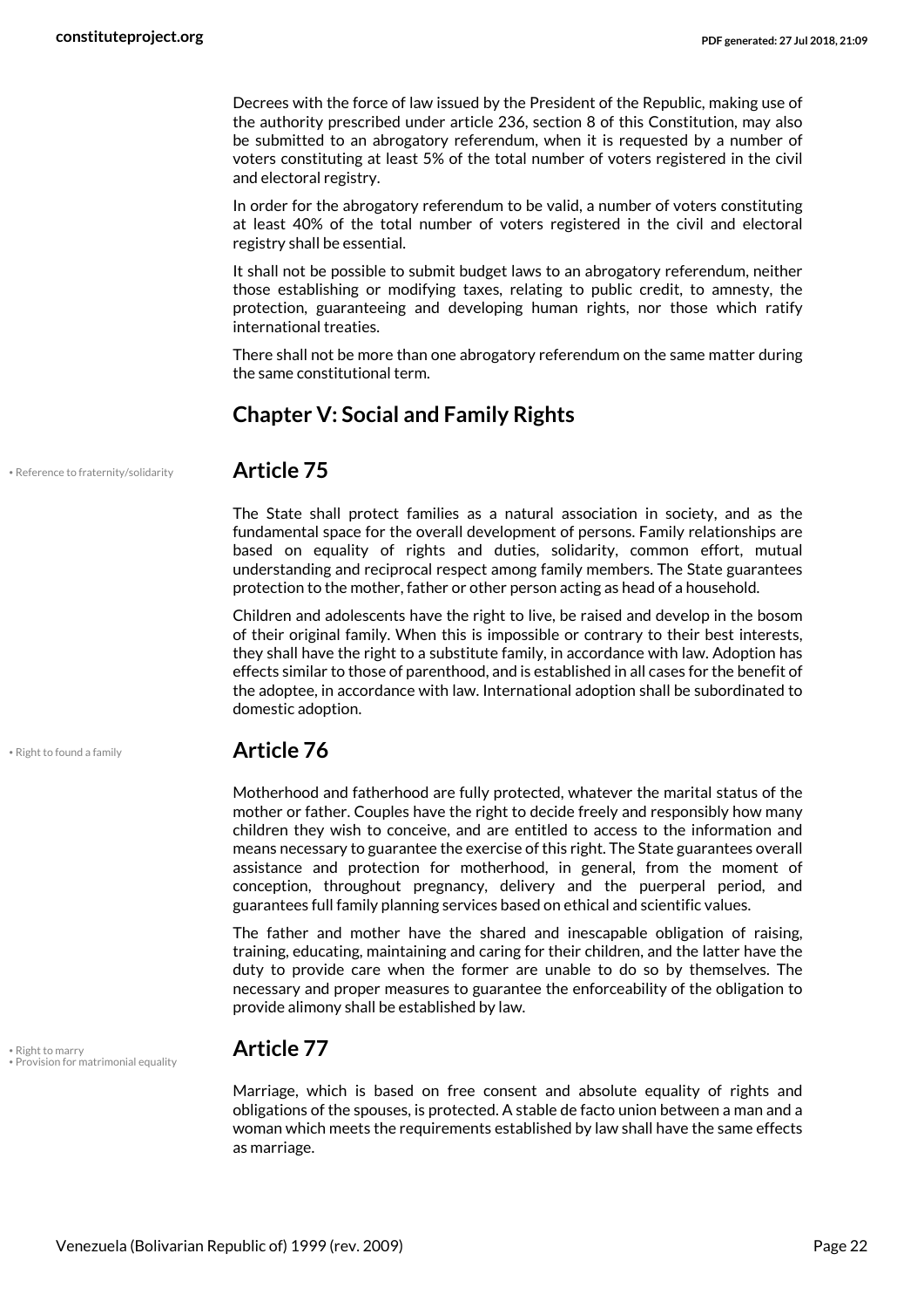Decrees with the force of law issued by the President of the Republic, making use of the authority prescribed under article 236, section 8 of this Constitution, may also be submitted to an abrogatory referendum, when it is requested by a number of voters constituting at least 5% of the total number of voters registered in the civil and electoral registry.

In order for the abrogatory referendum to be valid, a number of voters constituting at least 40% of the total number of voters registered in the civil and electoral registry shall be essential.

It shall not be possible to submit budget laws to an abrogatory referendum, neither those establishing or modifying taxes, relating to public credit, to amnesty, the protection, guaranteeing and developing human rights, nor those which ratify international treaties.

There shall not be more than one abrogatory referendum on the same matter during the same constitutional term.

## Chapter V: Social and Family Rights

• Reference to fraternity/solidarity

### Article 75

The State shall protect families as a natural association in society, and as the fundamental space for the overall development of persons. Family relationships are based on equality of rights and duties, solidarity, common effort, mutual understanding and reciprocal respect among family members. The State guarantees protection to the mother, father or other person acting as head of a household.

Children and adolescents have the right to live, be raised and develop in the bosom of their original family. When this is impossible or contrary to their best interests, they shall have the right to a substitute family, in accordance with law. Adoption has effects similar to those of parenthood, and is established in all cases for the benefit of the adoptee, in accordance with law. International adoption shall be subordinated to domestic adoption.

• Right to found a family

### Article 76

Motherhood and fatherhood are fully protected, whatever the marital status of the mother or father. Couples have the right to decide freely and responsibly how many children they wish to conceive, and are entitled to access to the information and means necessary to guarantee the exercise of this right. The State guarantees overall assistance and protection for motherhood, in general, from the moment of conception, throughout pregnancy, delivery and the puerperal period, and guarantees full family planning services based on ethical and scientific values.

The father and mother have the shared and inescapable obligation of raising, training, educating, maintaining and caring for their children, and the latter have the duty to provide care when the former are unable to do so by themselves. The necessary and proper measures to guarantee the enforceability of the obligation to provide alimony shall be established by law.

• Right to marry
• Provision for matrimonial equality

### Article 77

Marriage, which is based on free consent and absolute equality of rights and obligations of the spouses, is protected. A stable de facto union between a man and a woman which meets the requirements established by law shall have the same effects as marriage.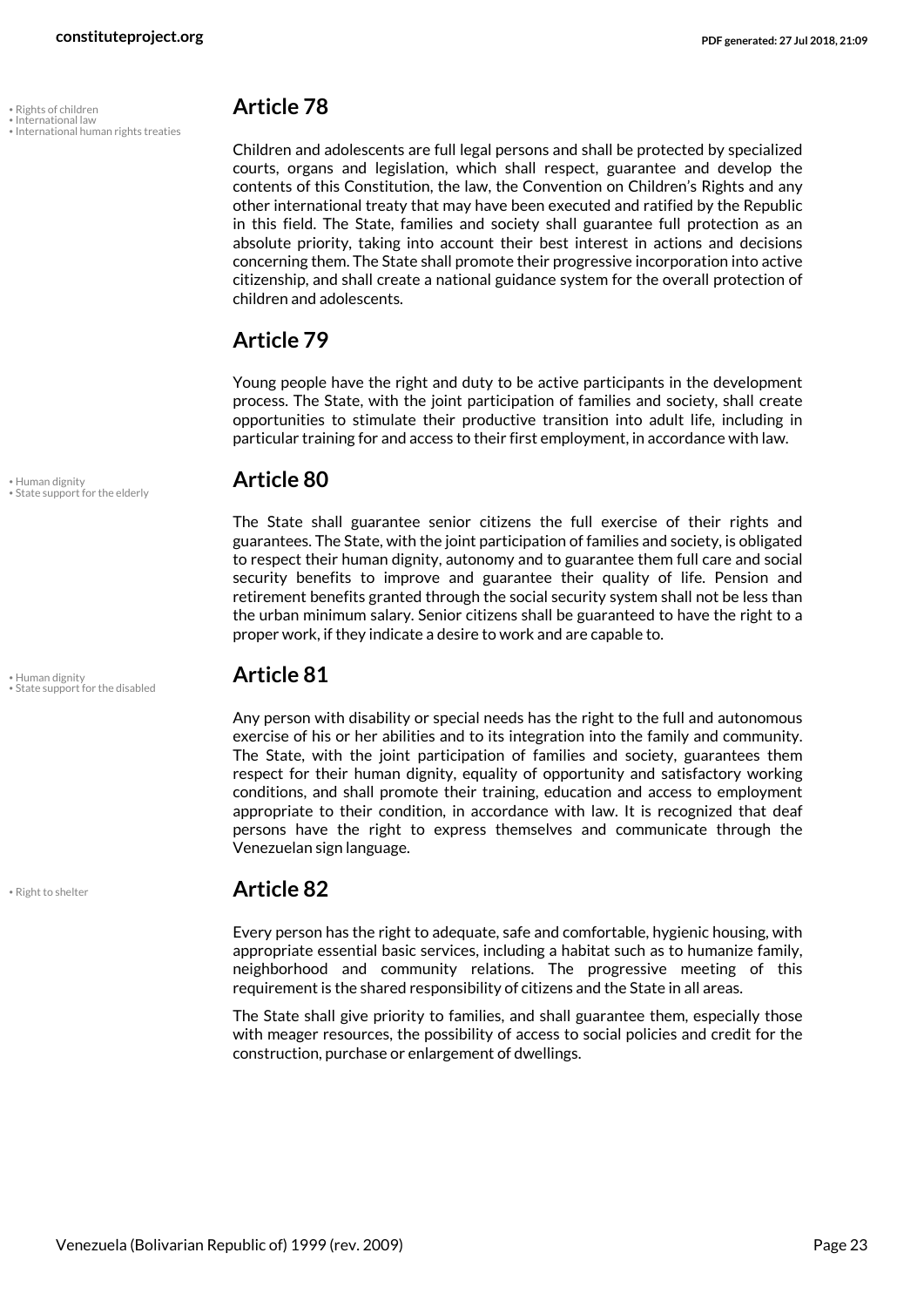• Rights of children
• International law
• International human rights treaties

## Article 78

Children and adolescents are full legal persons and shall be protected by specialized courts, organs and legislation, which shall respect, guarantee and develop the contents of this Constitution, the law, the Convention on Children's Rights and any other international treaty that may have been executed and ratified by the Republic in this field. The State, families and society shall guarantee full protection as an absolute priority, taking into account their best interest in actions and decisions concerning them. The State shall promote their progressive incorporation into active citizenship, and shall create a national guidance system for the overall protection of children and adolescents.

## Article 79

Young people have the right and duty to be active participants in the development process. The State, with the joint participation of families and society, shall create opportunities to stimulate their productive transition into adult life, including in particular training for and access to their first employment, in accordance with law.

• Human dignity
• State support for the elderly

## Article 80

The State shall guarantee senior citizens the full exercise of their rights and guarantees. The State, with the joint participation of families and society, is obligated to respect their human dignity, autonomy and to guarantee them full care and social security benefits to improve and guarantee their quality of life. Pension and retirement benefits granted through the social security system shall not be less than the urban minimum salary. Senior citizens shall be guaranteed to have the right to a proper work, if they indicate a desire to work and are capable to.

• Human dignity
• State support for the disabled

## Article 81

Any person with disability or special needs has the right to the full and autonomous exercise of his or her abilities and to its integration into the family and community. The State, with the joint participation of families and society, guarantees them respect for their human dignity, equality of opportunity and satisfactory working conditions, and shall promote their training, education and access to employment appropriate to their condition, in accordance with law. It is recognized that deaf persons have the right to express themselves and communicate through the Venezuelan sign language.

• Right to shelter

## Article 82

Every person has the right to adequate, safe and comfortable, hygienic housing, with appropriate essential basic services, including a habitat such as to humanize family, neighborhood and community relations. The progressive meeting of this requirement is the shared responsibility of citizens and the State in all areas.

The State shall give priority to families, and shall guarantee them, especially those with meager resources, the possibility of access to social policies and credit for the construction, purchase or enlargement of dwellings.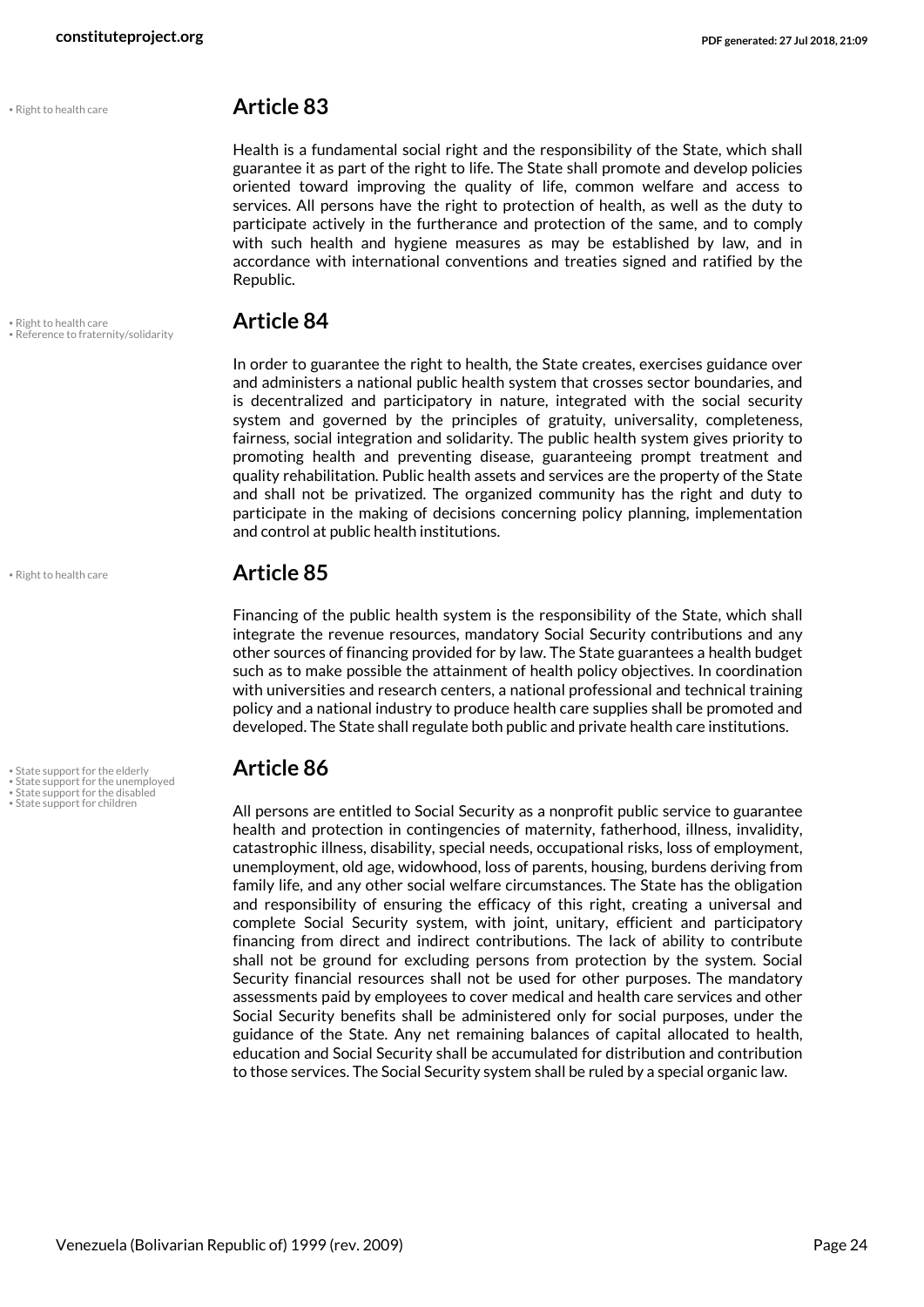• Right to health care

## Article 83

Health is a fundamental social right and the responsibility of the State, which shall guarantee it as part of the right to life. The State shall promote and develop policies oriented toward improving the quality of life, common welfare and access to services. All persons have the right to protection of health, as well as the duty to participate actively in the furtherance and protection of the same, and to comply with such health and hygiene measures as may be established by law, and in accordance with international conventions and treaties signed and ratified by the Republic.

• Right to health care
• Reference to fraternity/solidarity

## Article 84

In order to guarantee the right to health, the State creates, exercises guidance over and administers a national public health system that crosses sector boundaries, and is decentralized and participatory in nature, integrated with the social security system and governed by the principles of gratuity, universality, completeness, fairness, social integration and solidarity. The public health system gives priority to promoting health and preventing disease, guaranteeing prompt treatment and quality rehabilitation. Public health assets and services are the property of the State and shall not be privatized. The organized community has the right and duty to participate in the making of decisions concerning policy planning, implementation and control at public health institutions.

• Right to health care

## Article 85

Financing of the public health system is the responsibility of the State, which shall integrate the revenue resources, mandatory Social Security contributions and any other sources of financing provided for by law. The State guarantees a health budget such as to make possible the attainment of health policy objectives. In coordination with universities and research centers, a national professional and technical training policy and a national industry to produce health care supplies shall be promoted and developed. The State shall regulate both public and private health care institutions.

• State support for the elderly
• State support for the unemployed
• State support for the disabled
• State support for children

## Article 86

All persons are entitled to Social Security as a nonprofit public service to guarantee health and protection in contingencies of maternity, fatherhood, illness, invalidity, catastrophic illness, disability, special needs, occupational risks, loss of employment, unemployment, old age, widowhood, loss of parents, housing, burdens deriving from family life, and any other social welfare circumstances. The State has the obligation and responsibility of ensuring the efficacy of this right, creating a universal and complete Social Security system, with joint, unitary, efficient and participatory financing from direct and indirect contributions. The lack of ability to contribute shall not be ground for excluding persons from protection by the system. Social Security financial resources shall not be used for other purposes. The mandatory assessments paid by employees to cover medical and health care services and other Social Security benefits shall be administered only for social purposes, under the guidance of the State. Any net remaining balances of capital allocated to health, education and Social Security shall be accumulated for distribution and contribution to those services. The Social Security system shall be ruled by a special organic law.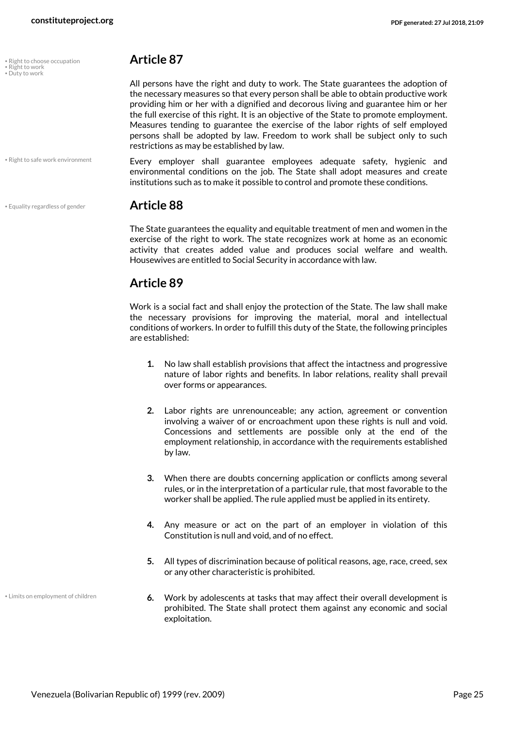## Article 87

- Right to choose occupation
- Right to work
- Duty to work

All persons have the right and duty to work. The State guarantees the adoption of the necessary measures so that every person shall be able to obtain productive work providing him or her with a dignified and decorous living and guarantee him or her the full exercise of this right. It is an objective of the State to promote employment. Measures tending to guarantee the exercise of the labor rights of self employed persons shall be adopted by law. Freedom to work shall be subject only to such restrictions as may be established by law.

- Right to safe work environment

Every employer shall guarantee employees adequate safety, hygienic and environmental conditions on the job. The State shall adopt measures and create institutions such as to make it possible to control and promote these conditions.

## Article 88

- Equality regardless of gender

The State guarantees the equality and equitable treatment of men and women in the exercise of the right to work. The state recognizes work at home as an economic activity that creates added value and produces social welfare and wealth. Housewives are entitled to Social Security in accordance with law.

## Article 89

Work is a social fact and shall enjoy the protection of the State. The law shall make the necessary provisions for improving the material, moral and intellectual conditions of workers. In order to fulfill this duty of the State, the following principles are established:

1. No law shall establish provisions that affect the intactness and progressive nature of labor rights and benefits. In labor relations, reality shall prevail over forms or appearances.
2. Labor rights are unrenounceable; any action, agreement or convention involving a waiver of or encroachment upon these rights is null and void. Concessions and settlements are possible only at the end of the employment relationship, in accordance with the requirements established by law.
3. When there are doubts concerning application or conflicts among several rules, or in the interpretation of a particular rule, that most favorable to the worker shall be applied. The rule applied must be applied in its entirety.
4. Any measure or act on the part of an employer in violation of this Constitution is null and void, and of no effect.
5. All types of discrimination because of political reasons, age, race, creed, sex or any other characteristic is prohibited.
6. Work by adolescents at tasks that may affect their overall development is prohibited. The State shall protect them against any economic and social exploitation.
   - Limits on employment of children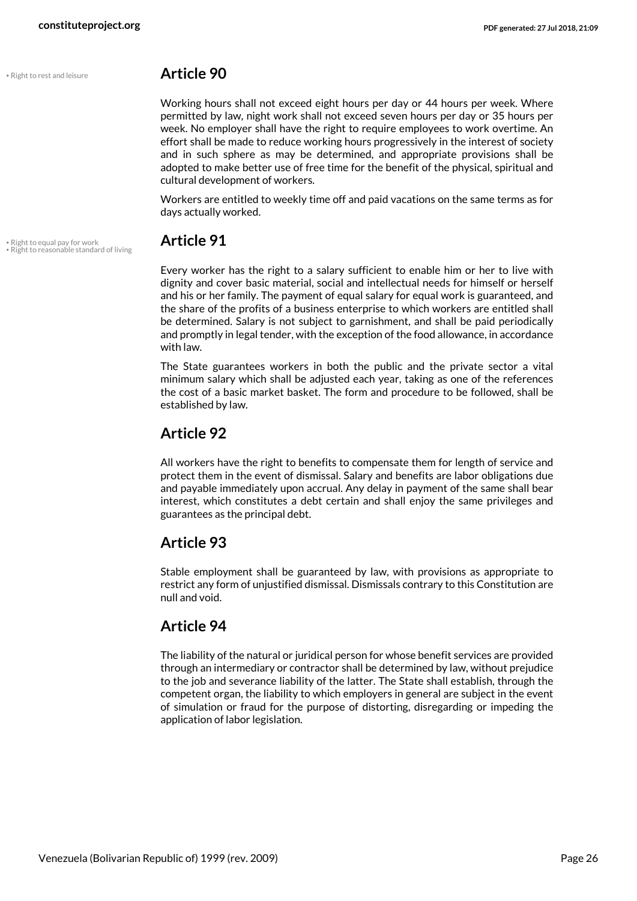• Right to rest and leisure

## Article 90

Working hours shall not exceed eight hours per day or 44 hours per week. Where permitted by law, night work shall not exceed seven hours per day or 35 hours per week. No employer shall have the right to require employees to work overtime. An effort shall be made to reduce working hours progressively in the interest of society and in such sphere as may be determined, and appropriate provisions shall be adopted to make better use of free time for the benefit of the physical, spiritual and cultural development of workers.

Workers are entitled to weekly time off and paid vacations on the same terms as for days actually worked.

• Right to equal pay for work
• Right to reasonable standard of living

## Article 91

Every worker has the right to a salary sufficient to enable him or her to live with dignity and cover basic material, social and intellectual needs for himself or herself and his or her family. The payment of equal salary for equal work is guaranteed, and the share of the profits of a business enterprise to which workers are entitled shall be determined. Salary is not subject to garnishment, and shall be paid periodically and promptly in legal tender, with the exception of the food allowance, in accordance with law.

The State guarantees workers in both the public and the private sector a vital minimum salary which shall be adjusted each year, taking as one of the references the cost of a basic market basket. The form and procedure to be followed, shall be established by law.

## Article 92

All workers have the right to benefits to compensate them for length of service and protect them in the event of dismissal. Salary and benefits are labor obligations due and payable immediately upon accrual. Any delay in payment of the same shall bear interest, which constitutes a debt certain and shall enjoy the same privileges and guarantees as the principal debt.

## Article 93

Stable employment shall be guaranteed by law, with provisions as appropriate to restrict any form of unjustified dismissal. Dismissals contrary to this Constitution are null and void.

## Article 94

The liability of the natural or juridical person for whose benefit services are provided through an intermediary or contractor shall be determined by law, without prejudice to the job and severance liability of the latter. The State shall establish, through the competent organ, the liability to which employers in general are subject in the event of simulation or fraud for the purpose of distorting, disregarding or impeding the application of labor legislation.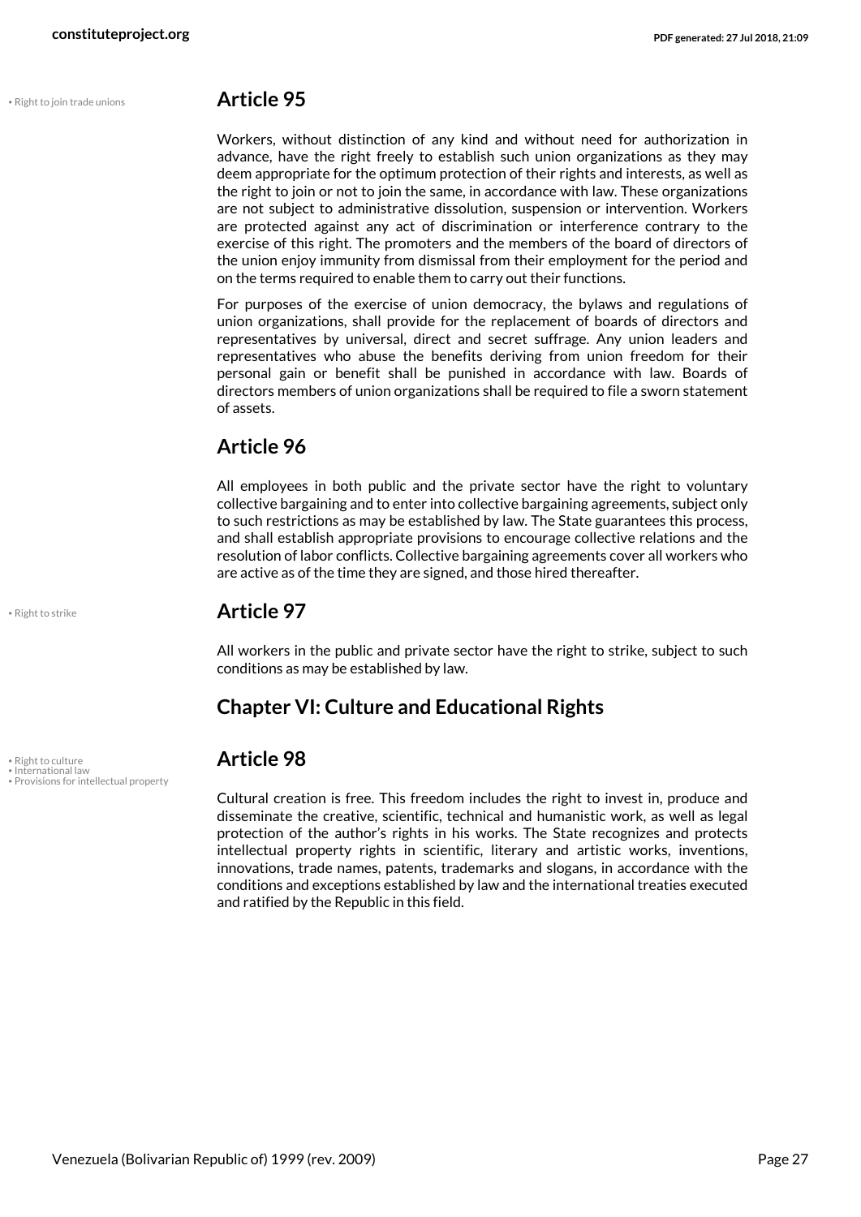• Right to join trade unions

## Article 95

Workers, without distinction of any kind and without need for authorization in advance, have the right freely to establish such union organizations as they may deem appropriate for the optimum protection of their rights and interests, as well as the right to join or not to join the same, in accordance with law. These organizations are not subject to administrative dissolution, suspension or intervention. Workers are protected against any act of discrimination or interference contrary to the exercise of this right. The promoters and the members of the board of directors of the union enjoy immunity from dismissal from their employment for the period and on the terms required to enable them to carry out their functions.

For purposes of the exercise of union democracy, the bylaws and regulations of union organizations, shall provide for the replacement of boards of directors and representatives by universal, direct and secret suffrage. Any union leaders and representatives who abuse the benefits deriving from union freedom for their personal gain or benefit shall be punished in accordance with law. Boards of directors members of union organizations shall be required to file a sworn statement of assets.

## Article 96

All employees in both public and the private sector have the right to voluntary collective bargaining and to enter into collective bargaining agreements, subject only to such restrictions as may be established by law. The State guarantees this process, and shall establish appropriate provisions to encourage collective relations and the resolution of labor conflicts. Collective bargaining agreements cover all workers who are active as of the time they are signed, and those hired thereafter.

• Right to strike

## Article 97

All workers in the public and private sector have the right to strike, subject to such conditions as may be established by law.

## Chapter VI: Culture and Educational Rights

• Right to culture
• International law
• Provisions for intellectual property

## Article 98

Cultural creation is free. This freedom includes the right to invest in, produce and disseminate the creative, scientific, technical and humanistic work, as well as legal protection of the author's rights in his works. The State recognizes and protects intellectual property rights in scientific, literary and artistic works, inventions, innovations, trade names, patents, trademarks and slogans, in accordance with the conditions and exceptions established by law and the international treaties executed and ratified by the Republic in this field.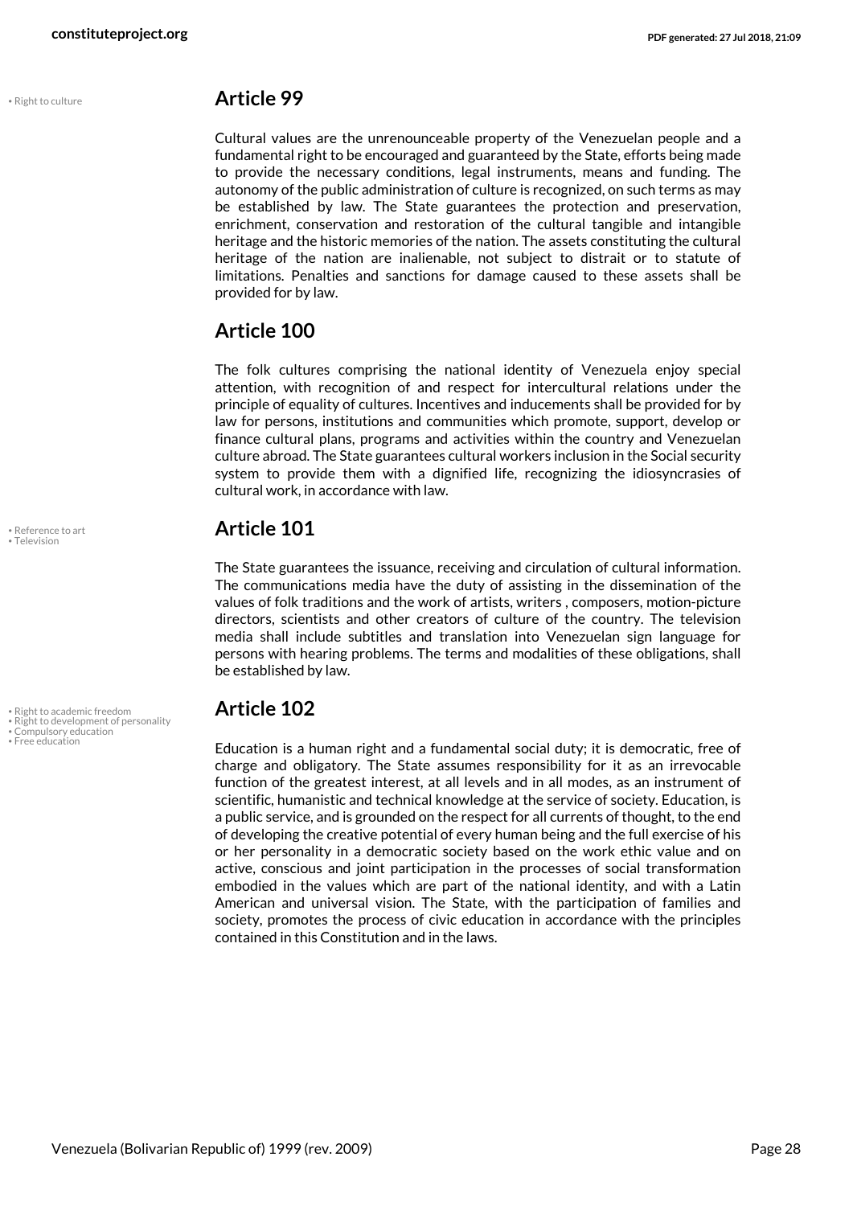• Right to culture

## Article 99

Cultural values are the unrenounceable property of the Venezuelan people and a fundamental right to be encouraged and guaranteed by the State, efforts being made to provide the necessary conditions, legal instruments, means and funding. The autonomy of the public administration of culture is recognized, on such terms as may be established by law. The State guarantees the protection and preservation, enrichment, conservation and restoration of the cultural tangible and intangible heritage and the historic memories of the nation. The assets constituting the cultural heritage of the nation are inalienable, not subject to distrait or to statute of limitations. Penalties and sanctions for damage caused to these assets shall be provided for by law.

## Article 100

The folk cultures comprising the national identity of Venezuela enjoy special attention, with recognition of and respect for intercultural relations under the principle of equality of cultures. Incentives and inducements shall be provided for by law for persons, institutions and communities which promote, support, develop or finance cultural plans, programs and activities within the country and Venezuelan culture abroad. The State guarantees cultural workers inclusion in the Social security system to provide them with a dignified life, recognizing the idiosyncrasies of cultural work, in accordance with law.

• Reference to art
• Television

## Article 101

The State guarantees the issuance, receiving and circulation of cultural information. The communications media have the duty of assisting in the dissemination of the values of folk traditions and the work of artists, writers , composers, motion-picture directors, scientists and other creators of culture of the country. The television media shall include subtitles and translation into Venezuelan sign language for persons with hearing problems. The terms and modalities of these obligations, shall be established by law.

• Right to academic freedom
• Right to development of personality
• Compulsory education
• Free education

## Article 102

Education is a human right and a fundamental social duty; it is democratic, free of charge and obligatory. The State assumes responsibility for it as an irrevocable function of the greatest interest, at all levels and in all modes, as an instrument of scientific, humanistic and technical knowledge at the service of society. Education, is a public service, and is grounded on the respect for all currents of thought, to the end of developing the creative potential of every human being and the full exercise of his or her personality in a democratic society based on the work ethic value and on active, conscious and joint participation in the processes of social transformation embodied in the values which are part of the national identity, and with a Latin American and universal vision. The State, with the participation of families and society, promotes the process of civic education in accordance with the principles contained in this Constitution and in the laws.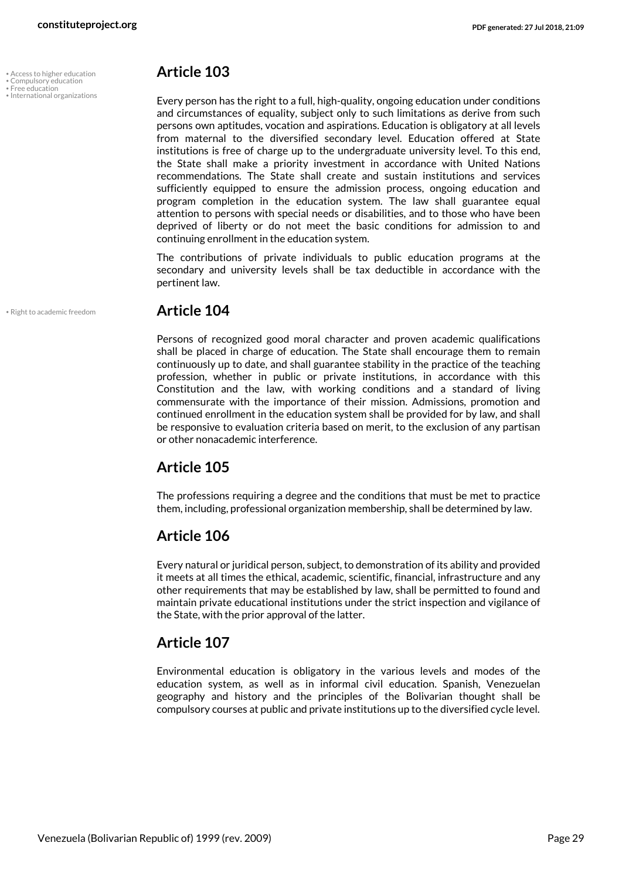- Access to higher education
- Compulsory education
- Free education
- International organizations

## Article 103

Every person has the right to a full, high-quality, ongoing education under conditions and circumstances of equality, subject only to such limitations as derive from such persons own aptitudes, vocation and aspirations. Education is obligatory at all levels from maternal to the diversified secondary level. Education offered at State institutions is free of charge up to the undergraduate university level. To this end, the State shall make a priority investment in accordance with United Nations recommendations. The State shall create and sustain institutions and services sufficiently equipped to ensure the admission process, ongoing education and program completion in the education system. The law shall guarantee equal attention to persons with special needs or disabilities, and to those who have been deprived of liberty or do not meet the basic conditions for admission to and continuing enrollment in the education system.

The contributions of private individuals to public education programs at the secondary and university levels shall be tax deductible in accordance with the pertinent law.

- Right to academic freedom

## Article 104

Persons of recognized good moral character and proven academic qualifications shall be placed in charge of education. The State shall encourage them to remain continuously up to date, and shall guarantee stability in the practice of the teaching profession, whether in public or private institutions, in accordance with this Constitution and the law, with working conditions and a standard of living commensurate with the importance of their mission. Admissions, promotion and continued enrollment in the education system shall be provided for by law, and shall be responsive to evaluation criteria based on merit, to the exclusion of any partisan or other nonacademic interference.

## Article 105

The professions requiring a degree and the conditions that must be met to practice them, including, professional organization membership, shall be determined by law.

## Article 106

Every natural or juridical person, subject, to demonstration of its ability and provided it meets at all times the ethical, academic, scientific, financial, infrastructure and any other requirements that may be established by law, shall be permitted to found and maintain private educational institutions under the strict inspection and vigilance of the State, with the prior approval of the latter.

## Article 107

Environmental education is obligatory in the various levels and modes of the education system, as well as in informal civil education. Spanish, Venezuelan geography and history and the principles of the Bolivarian thought shall be compulsory courses at public and private institutions up to the diversified cycle level.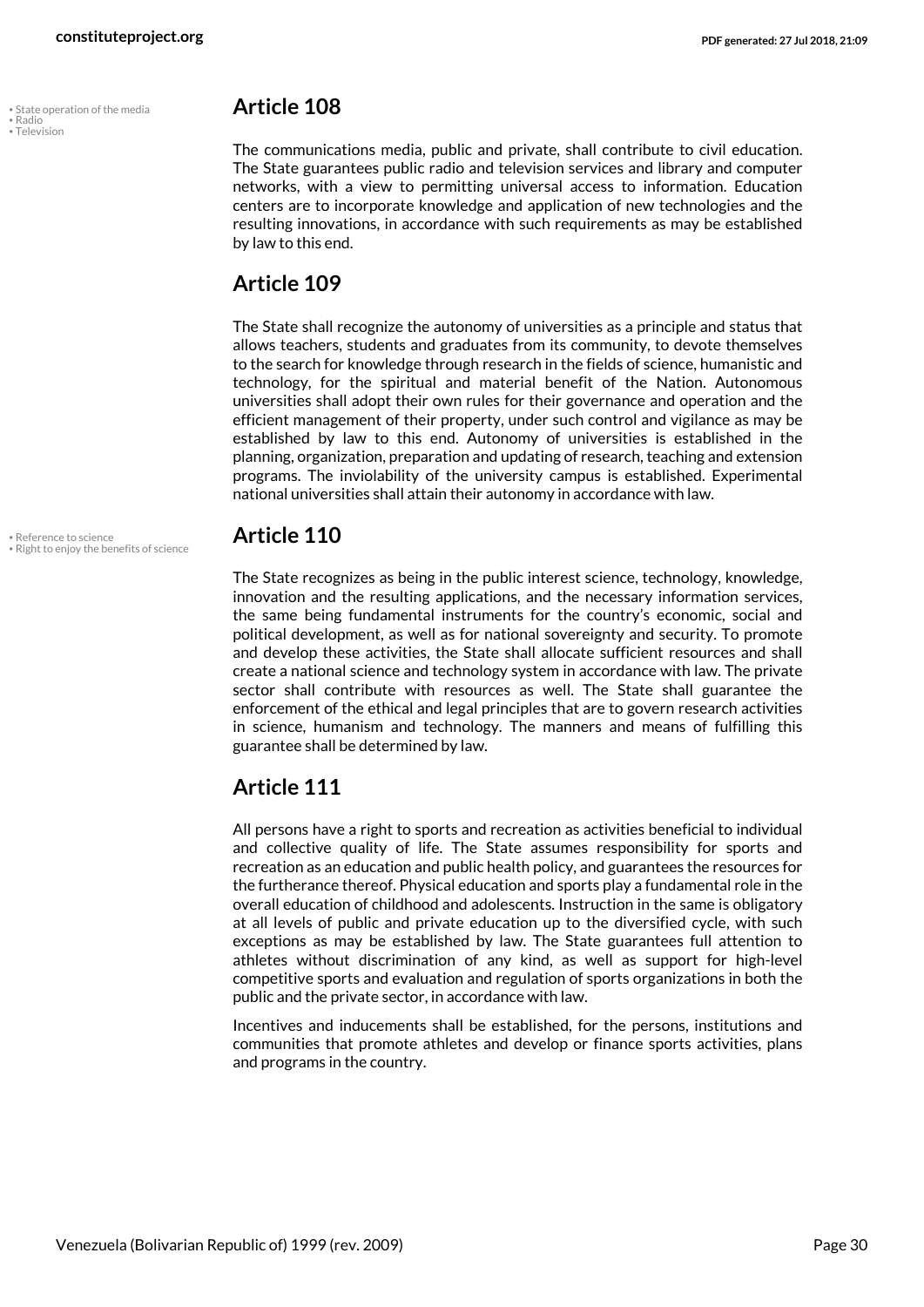• State operation of the media
• Radio
• Television

## Article 108

The communications media, public and private, shall contribute to civil education. The State guarantees public radio and television services and library and computer networks, with a view to permitting universal access to information. Education centers are to incorporate knowledge and application of new technologies and the resulting innovations, in accordance with such requirements as may be established by law to this end.

## Article 109

The State shall recognize the autonomy of universities as a principle and status that allows teachers, students and graduates from its community, to devote themselves to the search for knowledge through research in the fields of science, humanistic and technology, for the spiritual and material benefit of the Nation. Autonomous universities shall adopt their own rules for their governance and operation and the efficient management of their property, under such control and vigilance as may be established by law to this end. Autonomy of universities is established in the planning, organization, preparation and updating of research, teaching and extension programs. The inviolability of the university campus is established. Experimental national universities shall attain their autonomy in accordance with law.

• Reference to science
• Right to enjoy the benefits of science

## Article 110

The State recognizes as being in the public interest science, technology, knowledge, innovation and the resulting applications, and the necessary information services, the same being fundamental instruments for the country's economic, social and political development, as well as for national sovereignty and security. To promote and develop these activities, the State shall allocate sufficient resources and shall create a national science and technology system in accordance with law. The private sector shall contribute with resources as well. The State shall guarantee the enforcement of the ethical and legal principles that are to govern research activities in science, humanism and technology. The manners and means of fulfilling this guarantee shall be determined by law.

## Article 111

All persons have a right to sports and recreation as activities beneficial to individual and collective quality of life. The State assumes responsibility for sports and recreation as an education and public health policy, and guarantees the resources for the furtherance thereof. Physical education and sports play a fundamental role in the overall education of childhood and adolescents. Instruction in the same is obligatory at all levels of public and private education up to the diversified cycle, with such exceptions as may be established by law. The State guarantees full attention to athletes without discrimination of any kind, as well as support for high-level competitive sports and evaluation and regulation of sports organizations in both the public and the private sector, in accordance with law.

Incentives and inducements shall be established, for the persons, institutions and communities that promote athletes and develop or finance sports activities, plans and programs in the country.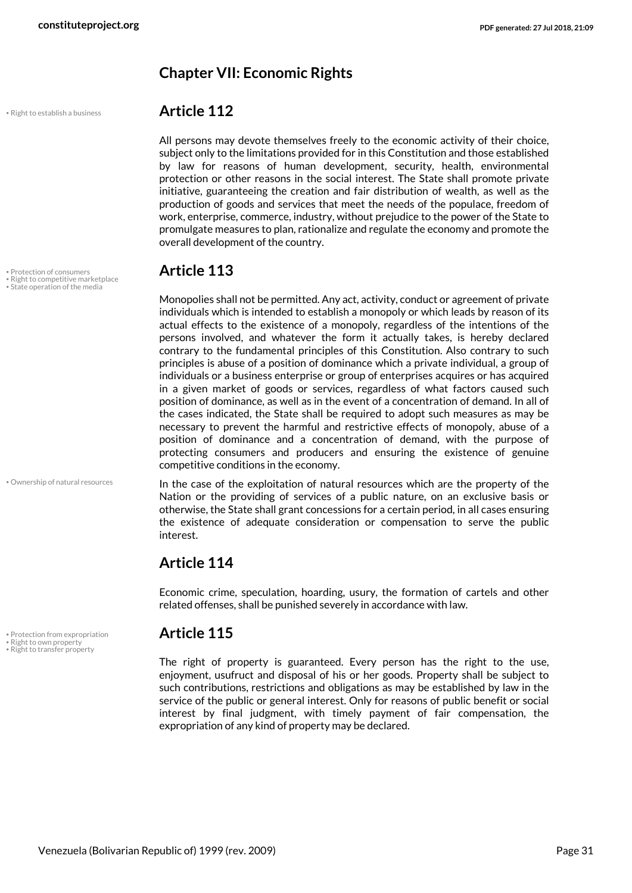## Chapter VII: Economic Rights

### Article 112

All persons may devote themselves freely to the economic activity of their choice, subject only to the limitations provided for in this Constitution and those established by law for reasons of human development, security, health, environmental protection or other reasons in the social interest. The State shall promote private initiative, guaranteeing the creation and fair distribution of wealth, as well as the production of goods and services that meet the needs of the populace, freedom of work, enterprise, commerce, industry, without prejudice to the power of the State to promulgate measures to plan, rationalize and regulate the economy and promote the overall development of the country.

### Article 113

Monopolies shall not be permitted. Any act, activity, conduct or agreement of private individuals which is intended to establish a monopoly or which leads by reason of its actual effects to the existence of a monopoly, regardless of the intentions of the persons involved, and whatever the form it actually takes, is hereby declared contrary to the fundamental principles of this Constitution. Also contrary to such principles is abuse of a position of dominance which a private individual, a group of individuals or a business enterprise or group of enterprises acquires or has acquired in a given market of goods or services, regardless of what factors caused such position of dominance, as well as in the event of a concentration of demand. In all of the cases indicated, the State shall be required to adopt such measures as may be necessary to prevent the harmful and restrictive effects of monopoly, abuse of a position of dominance and a concentration of demand, with the purpose of protecting consumers and producers and ensuring the existence of genuine competitive conditions in the economy.

In the case of the exploitation of natural resources which are the property of the Nation or the providing of services of a public nature, on an exclusive basis or otherwise, the State shall grant concessions for a certain period, in all cases ensuring the existence of adequate consideration or compensation to serve the public interest.

### Article 114

Economic crime, speculation, hoarding, usury, the formation of cartels and other related offenses, shall be punished severely in accordance with law.

### Article 115

The right of property is guaranteed. Every person has the right to the use, enjoyment, usufruct and disposal of his or her goods. Property shall be subject to such contributions, restrictions and obligations as may be established by law in the service of the public or general interest. Only for reasons of public benefit or social interest by final judgment, with timely payment of fair compensation, the expropriation of any kind of property may be declared.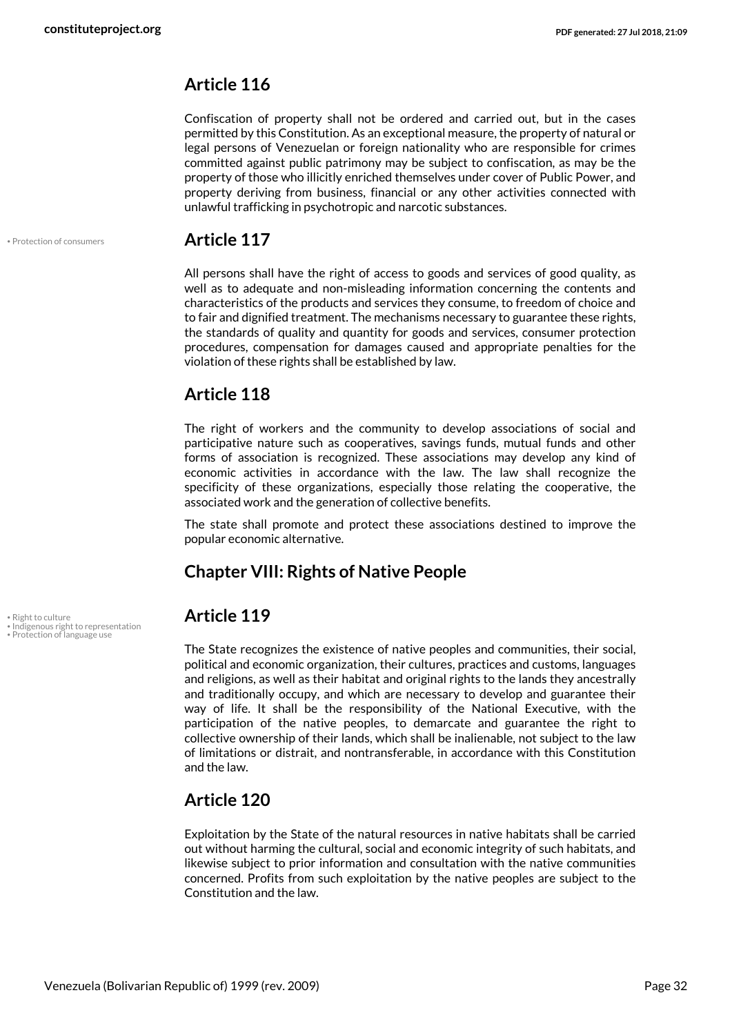## Article 116

Confiscation of property shall not be ordered and carried out, but in the cases permitted by this Constitution. As an exceptional measure, the property of natural or legal persons of Venezuelan or foreign nationality who are responsible for crimes committed against public patrimony may be subject to confiscation, as may be the property of those who illicitly enriched themselves under cover of Public Power, and property deriving from business, financial or any other activities connected with unlawful trafficking in psychotropic and narcotic substances.

• Protection of consumers

## Article 117

All persons shall have the right of access to goods and services of good quality, as well as to adequate and non-misleading information concerning the contents and characteristics of the products and services they consume, to freedom of choice and to fair and dignified treatment. The mechanisms necessary to guarantee these rights, the standards of quality and quantity for goods and services, consumer protection procedures, compensation for damages caused and appropriate penalties for the violation of these rights shall be established by law.

## Article 118

The right of workers and the community to develop associations of social and participative nature such as cooperatives, savings funds, mutual funds and other forms of association is recognized. These associations may develop any kind of economic activities in accordance with the law. The law shall recognize the specificity of these organizations, especially those relating the cooperative, the associated work and the generation of collective benefits.

The state shall promote and protect these associations destined to improve the popular economic alternative.

## Chapter VIII: Rights of Native People

• Right to culture
• Indigenous right to representation
• Protection of language use

## Article 119

The State recognizes the existence of native peoples and communities, their social, political and economic organization, their cultures, practices and customs, languages and religions, as well as their habitat and original rights to the lands they ancestrally and traditionally occupy, and which are necessary to develop and guarantee their way of life. It shall be the responsibility of the National Executive, with the participation of the native peoples, to demarcate and guarantee the right to collective ownership of their lands, which shall be inalienable, not subject to the law of limitations or distrait, and nontransferable, in accordance with this Constitution and the law.

## Article 120

Exploitation by the State of the natural resources in native habitats shall be carried out without harming the cultural, social and economic integrity of such habitats, and likewise subject to prior information and consultation with the native communities concerned. Profits from such exploitation by the native peoples are subject to the Constitution and the law.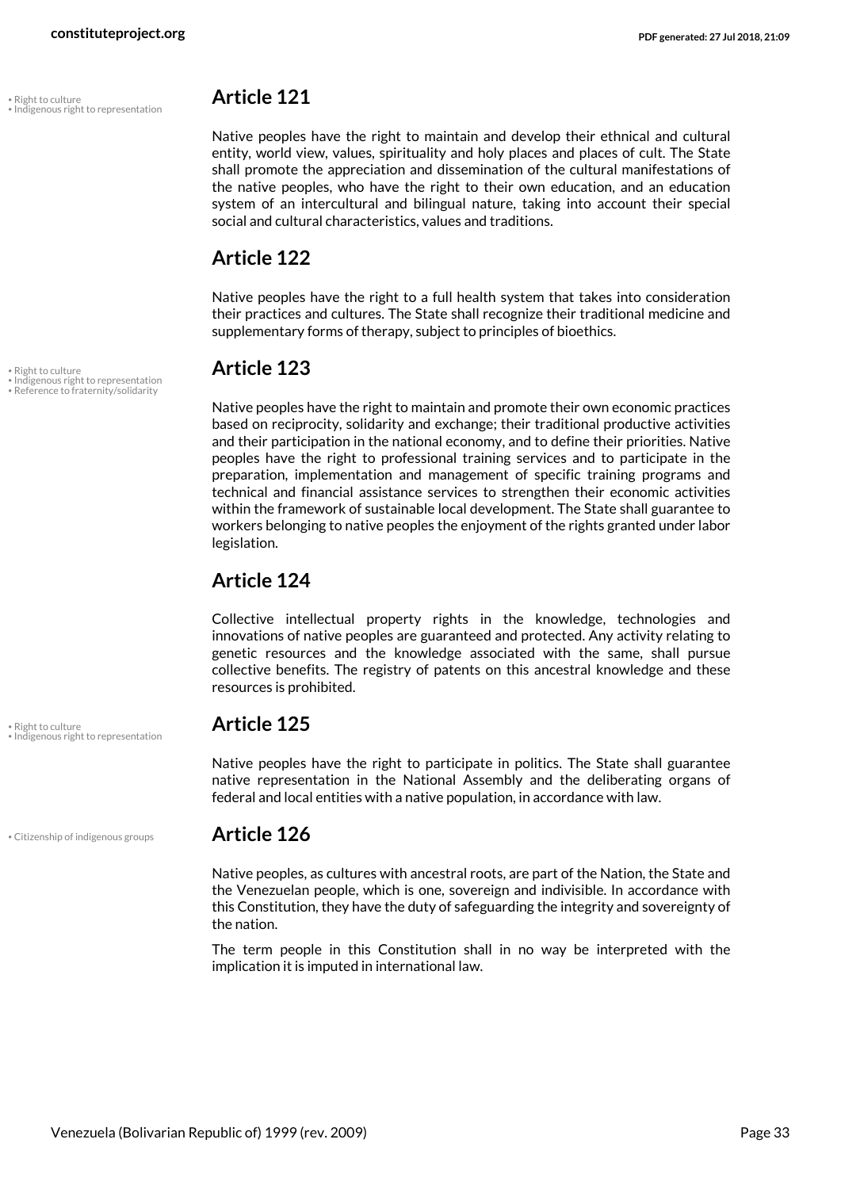- Right to culture
- Indigenous right to representation

## Article 121

Native peoples have the right to maintain and develop their ethnical and cultural entity, world view, values, spirituality and holy places and places of cult. The State shall promote the appreciation and dissemination of the cultural manifestations of the native peoples, who have the right to their own education, and an education system of an intercultural and bilingual nature, taking into account their special social and cultural characteristics, values and traditions.

## Article 122

Native peoples have the right to a full health system that takes into consideration their practices and cultures. The State shall recognize their traditional medicine and supplementary forms of therapy, subject to principles of bioethics.

- Right to culture
- Indigenous right to representation
- Reference to fraternity/solidarity

## Article 123

Native peoples have the right to maintain and promote their own economic practices based on reciprocity, solidarity and exchange; their traditional productive activities and their participation in the national economy, and to define their priorities. Native peoples have the right to professional training services and to participate in the preparation, implementation and management of specific training programs and technical and financial assistance services to strengthen their economic activities within the framework of sustainable local development. The State shall guarantee to workers belonging to native peoples the enjoyment of the rights granted under labor legislation.

## Article 124

Collective intellectual property rights in the knowledge, technologies and innovations of native peoples are guaranteed and protected. Any activity relating to genetic resources and the knowledge associated with the same, shall pursue collective benefits. The registry of patents on this ancestral knowledge and these resources is prohibited.

- Right to culture
- Indigenous right to representation

## Article 125

Native peoples have the right to participate in politics. The State shall guarantee native representation in the National Assembly and the deliberating organs of federal and local entities with a native population, in accordance with law.

- Citizenship of indigenous groups

## Article 126

Native peoples, as cultures with ancestral roots, are part of the Nation, the State and the Venezuelan people, which is one, sovereign and indivisible. In accordance with this Constitution, they have the duty of safeguarding the integrity and sovereignty of the nation.

The term people in this Constitution shall in no way be interpreted with the implication it is imputed in international law.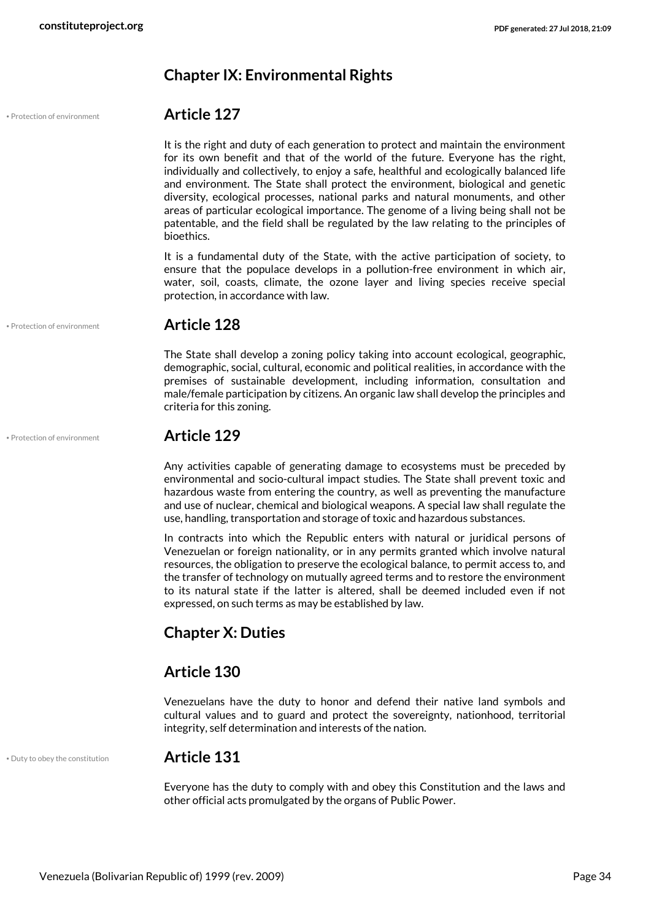## Chapter IX: Environmental Rights

• Protection of environment

### Article 127

It is the right and duty of each generation to protect and maintain the environment for its own benefit and that of the world of the future. Everyone has the right, individually and collectively, to enjoy a safe, healthful and ecologically balanced life and environment. The State shall protect the environment, biological and genetic diversity, ecological processes, national parks and natural monuments, and other areas of particular ecological importance. The genome of a living being shall not be patentable, and the field shall be regulated by the law relating to the principles of bioethics.

It is a fundamental duty of the State, with the active participation of society, to ensure that the populace develops in a pollution-free environment in which air, water, soil, coasts, climate, the ozone layer and living species receive special protection, in accordance with law.

• Protection of environment

### Article 128

The State shall develop a zoning policy taking into account ecological, geographic, demographic, social, cultural, economic and political realities, in accordance with the premises of sustainable development, including information, consultation and male/female participation by citizens. An organic law shall develop the principles and criteria for this zoning.

• Protection of environment

### Article 129

Any activities capable of generating damage to ecosystems must be preceded by environmental and socio-cultural impact studies. The State shall prevent toxic and hazardous waste from entering the country, as well as preventing the manufacture and use of nuclear, chemical and biological weapons. A special law shall regulate the use, handling, transportation and storage of toxic and hazardous substances.

In contracts into which the Republic enters with natural or juridical persons of Venezuelan or foreign nationality, or in any permits granted which involve natural resources, the obligation to preserve the ecological balance, to permit access to, and the transfer of technology on mutually agreed terms and to restore the environment to its natural state if the latter is altered, shall be deemed included even if not expressed, on such terms as may be established by law.

## Chapter X: Duties

### Article 130

Venezuelans have the duty to honor and defend their native land symbols and cultural values and to guard and protect the sovereignty, nationhood, territorial integrity, self determination and interests of the nation.

• Duty to obey the constitution

### Article 131

Everyone has the duty to comply with and obey this Constitution and the laws and other official acts promulgated by the organs of Public Power.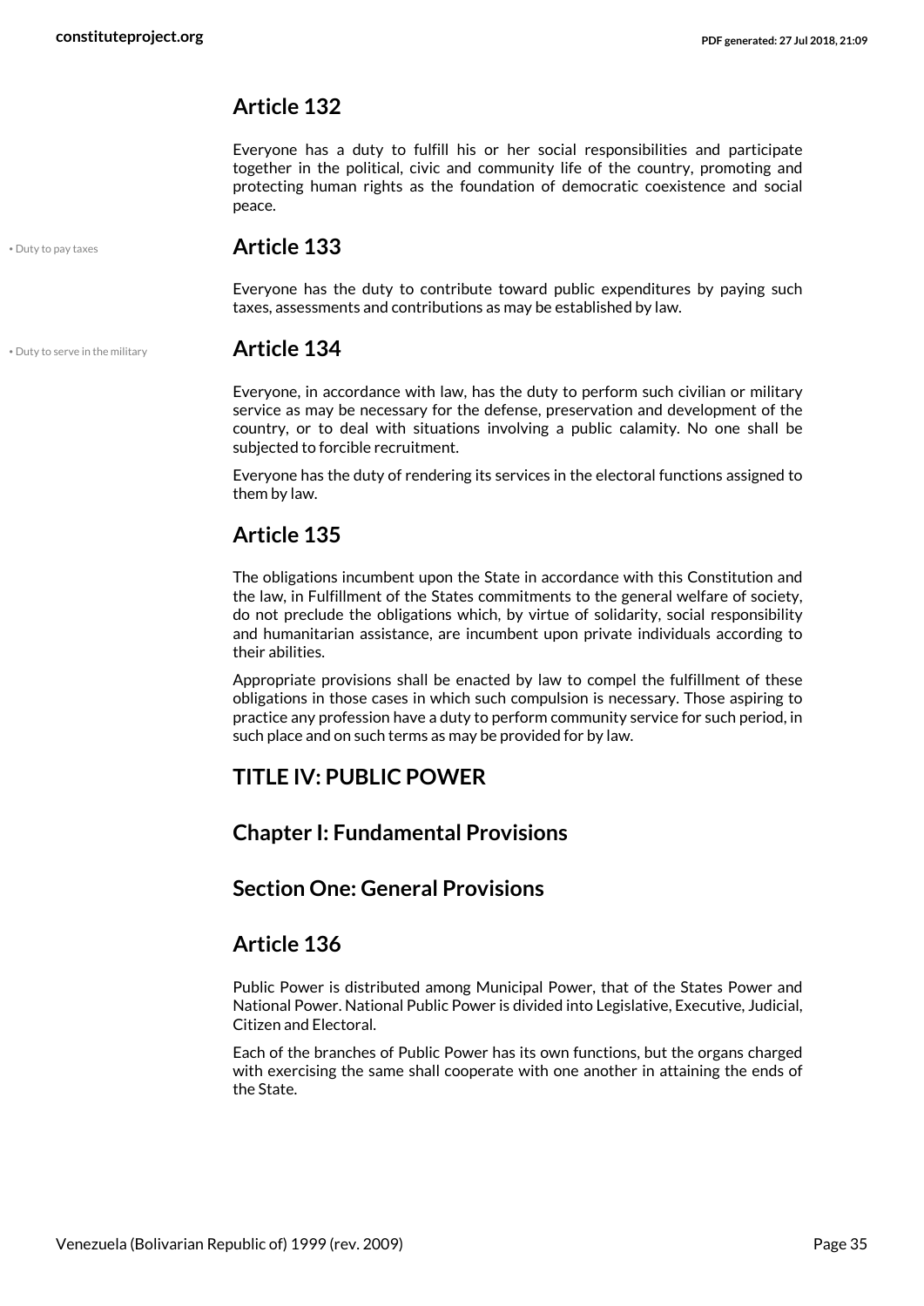## Article 132

Everyone has a duty to fulfill his or her social responsibilities and participate together in the political, civic and community life of the country, promoting and protecting human rights as the foundation of democratic coexistence and social peace.

• Duty to pay taxes

## Article 133

Everyone has the duty to contribute toward public expenditures by paying such taxes, assessments and contributions as may be established by law.

• Duty to serve in the military

## Article 134

Everyone, in accordance with law, has the duty to perform such civilian or military service as may be necessary for the defense, preservation and development of the country, or to deal with situations involving a public calamity. No one shall be subjected to forcible recruitment.

Everyone has the duty of rendering its services in the electoral functions assigned to them by law.

## Article 135

The obligations incumbent upon the State in accordance with this Constitution and the law, in Fulfillment of the States commitments to the general welfare of society, do not preclude the obligations which, by virtue of solidarity, social responsibility and humanitarian assistance, are incumbent upon private individuals according to their abilities.

Appropriate provisions shall be enacted by law to compel the fulfillment of these obligations in those cases in which such compulsion is necessary. Those aspiring to practice any profession have a duty to perform community service for such period, in such place and on such terms as may be provided for by law.

# TITLE IV: PUBLIC POWER

## Chapter I: Fundamental Provisions

### Section One: General Provisions

## Article 136

Public Power is distributed among Municipal Power, that of the States Power and National Power. National Public Power is divided into Legislative, Executive, Judicial, Citizen and Electoral.

Each of the branches of Public Power has its own functions, but the organs charged with exercising the same shall cooperate with one another in attaining the ends of the State.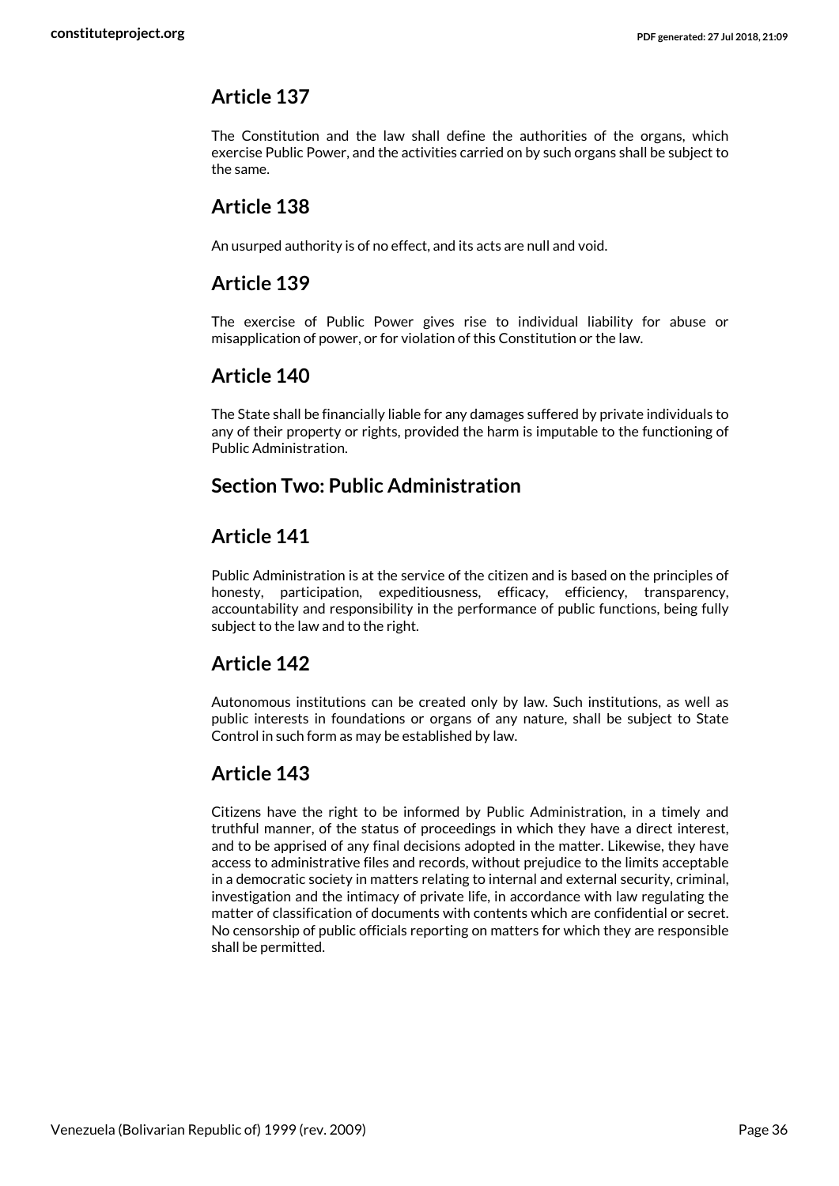## Article 137

The Constitution and the law shall define the authorities of the organs, which exercise Public Power, and the activities carried on by such organs shall be subject to the same.

## Article 138

An usurped authority is of no effect, and its acts are null and void.

## Article 139

The exercise of Public Power gives rise to individual liability for abuse or misapplication of power, or for violation of this Constitution or the law.

## Article 140

The State shall be financially liable for any damages suffered by private individuals to any of their property or rights, provided the harm is imputable to the functioning of Public Administration.

## Section Two: Public Administration

## Article 141

Public Administration is at the service of the citizen and is based on the principles of honesty, participation, expeditiousness, efficacy, efficiency, transparency, accountability and responsibility in the performance of public functions, being fully subject to the law and to the right.

## Article 142

Autonomous institutions can be created only by law. Such institutions, as well as public interests in foundations or organs of any nature, shall be subject to State Control in such form as may be established by law.

## Article 143

Citizens have the right to be informed by Public Administration, in a timely and truthful manner, of the status of proceedings in which they have a direct interest, and to be apprised of any final decisions adopted in the matter. Likewise, they have access to administrative files and records, without prejudice to the limits acceptable in a democratic society in matters relating to internal and external security, criminal, investigation and the intimacy of private life, in accordance with law regulating the matter of classification of documents with contents which are confidential or secret. No censorship of public officials reporting on matters for which they are responsible shall be permitted.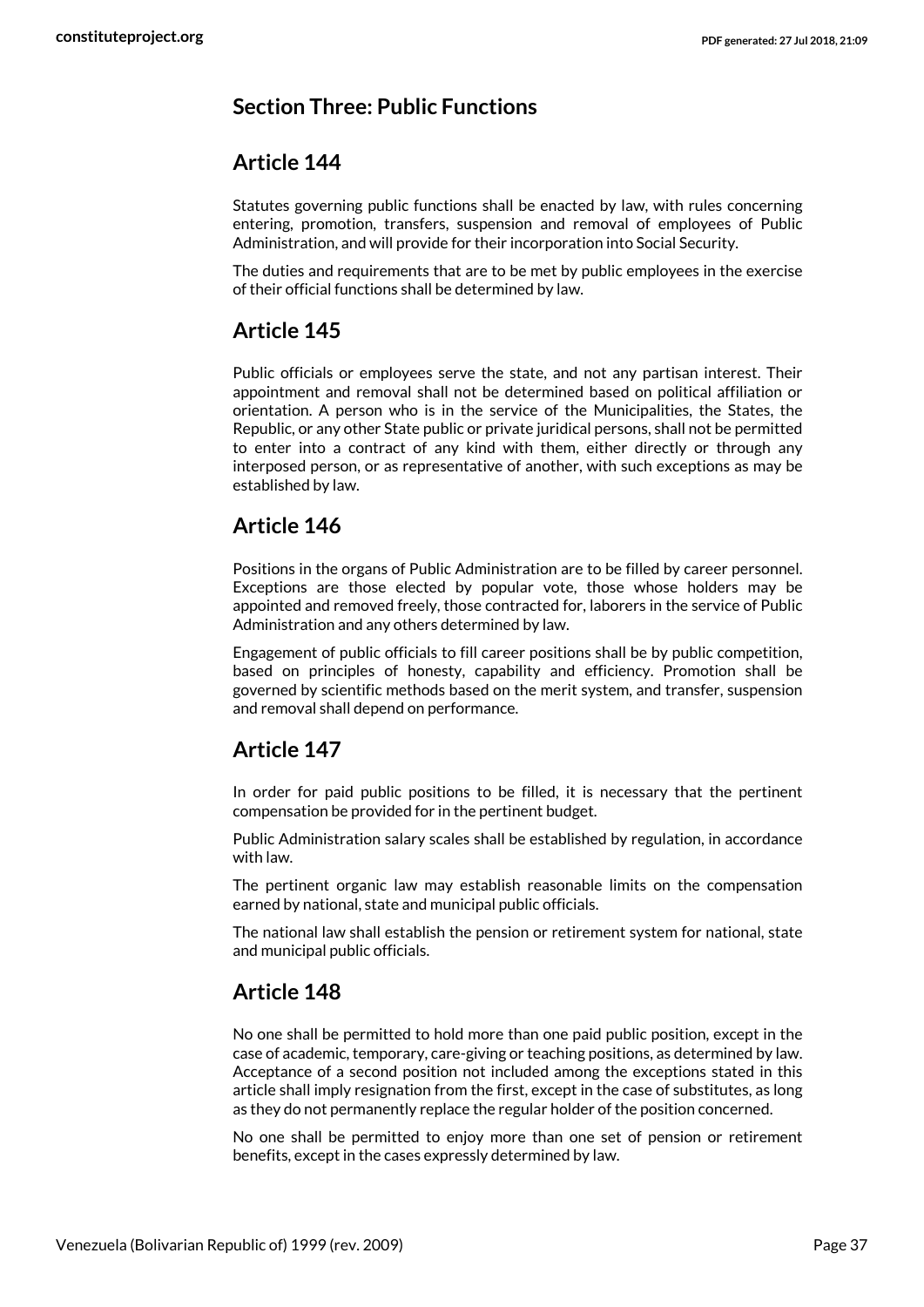## Section Three: Public Functions

### Article 144

Statutes governing public functions shall be enacted by law, with rules concerning entering, promotion, transfers, suspension and removal of employees of Public Administration, and will provide for their incorporation into Social Security.

The duties and requirements that are to be met by public employees in the exercise of their official functions shall be determined by law.

### Article 145

Public officials or employees serve the state, and not any partisan interest. Their appointment and removal shall not be determined based on political affiliation or orientation. A person who is in the service of the Municipalities, the States, the Republic, or any other State public or private juridical persons, shall not be permitted to enter into a contract of any kind with them, either directly or through any interposed person, or as representative of another, with such exceptions as may be established by law.

### Article 146

Positions in the organs of Public Administration are to be filled by career personnel. Exceptions are those elected by popular vote, those whose holders may be appointed and removed freely, those contracted for, laborers in the service of Public Administration and any others determined by law.

Engagement of public officials to fill career positions shall be by public competition, based on principles of honesty, capability and efficiency. Promotion shall be governed by scientific methods based on the merit system, and transfer, suspension and removal shall depend on performance.

### Article 147

In order for paid public positions to be filled, it is necessary that the pertinent compensation be provided for in the pertinent budget.

Public Administration salary scales shall be established by regulation, in accordance with law.

The pertinent organic law may establish reasonable limits on the compensation earned by national, state and municipal public officials.

The national law shall establish the pension or retirement system for national, state and municipal public officials.

### Article 148

No one shall be permitted to hold more than one paid public position, except in the case of academic, temporary, care-giving or teaching positions, as determined by law. Acceptance of a second position not included among the exceptions stated in this article shall imply resignation from the first, except in the case of substitutes, as long as they do not permanently replace the regular holder of the position concerned.

No one shall be permitted to enjoy more than one set of pension or retirement benefits, except in the cases expressly determined by law.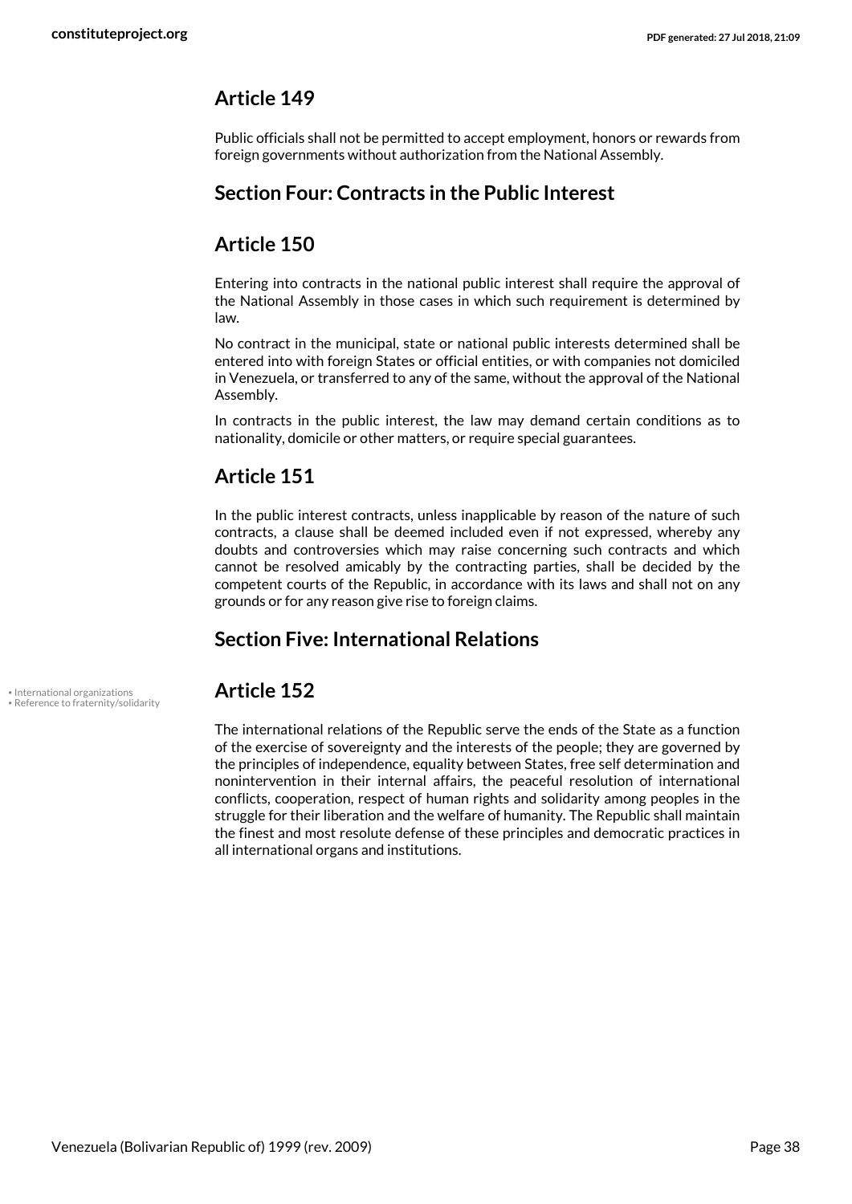## Article 149

Public officials shall not be permitted to accept employment, honors or rewards from foreign governments without authorization from the National Assembly.

## Section Four: Contracts in the Public Interest

## Article 150

Entering into contracts in the national public interest shall require the approval of the National Assembly in those cases in which such requirement is determined by law.

No contract in the municipal, state or national public interests determined shall be entered into with foreign States or official entities, or with companies not domiciled in Venezuela, or transferred to any of the same, without the approval of the National Assembly.

In contracts in the public interest, the law may demand certain conditions as to nationality, domicile or other matters, or require special guarantees.

## Article 151

In the public interest contracts, unless inapplicable by reason of the nature of such contracts, a clause shall be deemed included even if not expressed, whereby any doubts and controversies which may raise concerning such contracts and which cannot be resolved amicably by the contracting parties, shall be decided by the competent courts of the Republic, in accordance with its laws and shall not on any grounds or for any reason give rise to foreign claims.

## Section Five: International Relations

- International organizations
- Reference to fraternity/solidarity

## Article 152

The international relations of the Republic serve the ends of the State as a function of the exercise of sovereignty and the interests of the people; they are governed by the principles of independence, equality between States, free self determination and nonintervention in their internal affairs, the peaceful resolution of international conflicts, cooperation, respect of human rights and solidarity among peoples in the struggle for their liberation and the welfare of humanity. The Republic shall maintain the finest and most resolute defense of these principles and democratic practices in all international organs and institutions.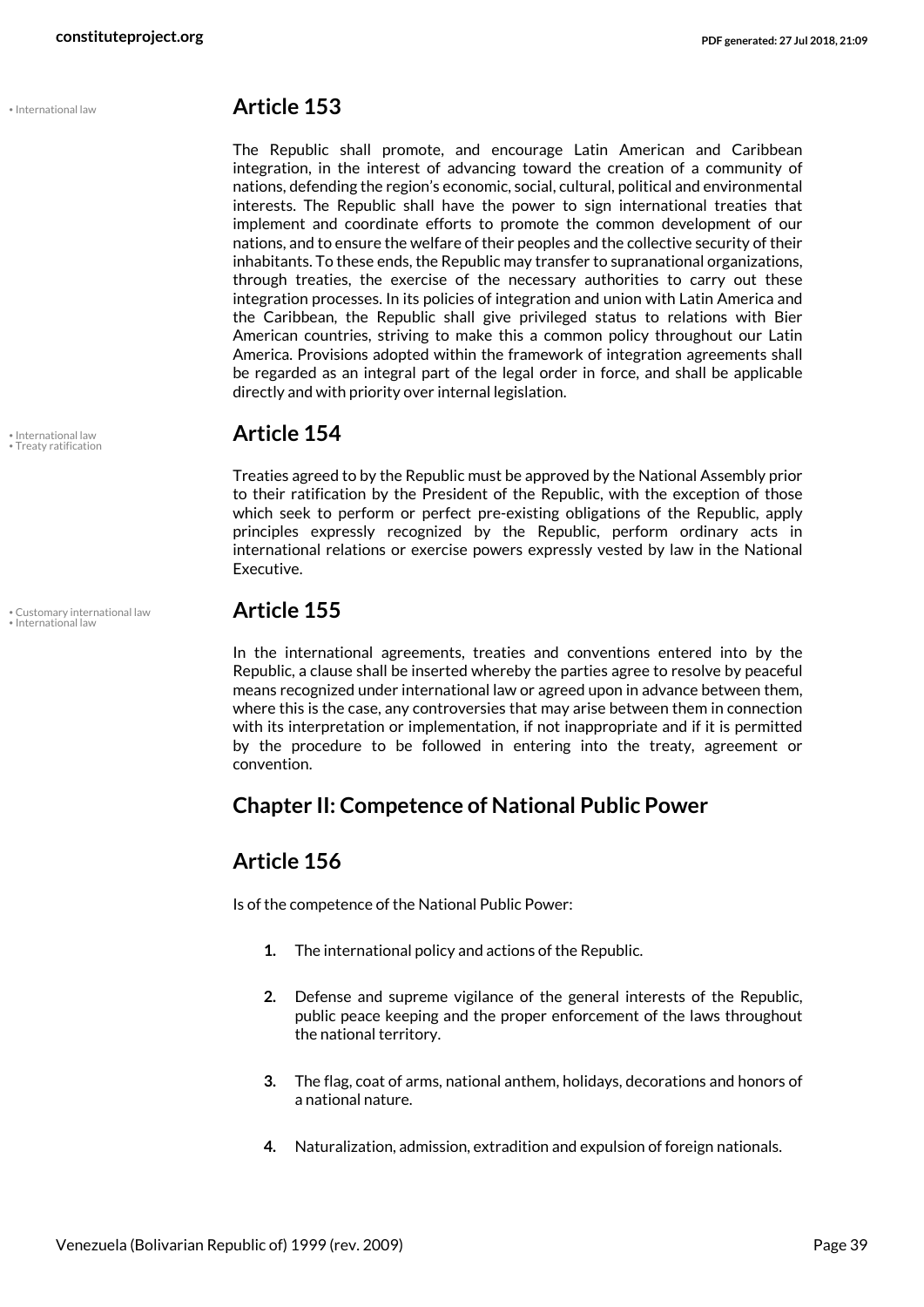## Article 153

The Republic shall promote, and encourage Latin American and Caribbean integration, in the interest of advancing toward the creation of a community of nations, defending the region's economic, social, cultural, political and environmental interests. The Republic shall have the power to sign international treaties that implement and coordinate efforts to promote the common development of our nations, and to ensure the welfare of their peoples and the collective security of their inhabitants. To these ends, the Republic may transfer to supranational organizations, through treaties, the exercise of the necessary authorities to carry out these integration processes. In its policies of integration and union with Latin America and the Caribbean, the Republic shall give privileged status to relations with Bier American countries, striving to make this a common policy throughout our Latin America. Provisions adopted within the framework of integration agreements shall be regarded as an integral part of the legal order in force, and shall be applicable directly and with priority over internal legislation.

## Article 154

Treaties agreed to by the Republic must be approved by the National Assembly prior to their ratification by the President of the Republic, with the exception of those which seek to perform or perfect pre-existing obligations of the Republic, apply principles expressly recognized by the Republic, perform ordinary acts in international relations or exercise powers expressly vested by law in the National Executive.

## Article 155

In the international agreements, treaties and conventions entered into by the Republic, a clause shall be inserted whereby the parties agree to resolve by peaceful means recognized under international law or agreed upon in advance between them, where this is the case, any controversies that may arise between them in connection with its interpretation or implementation, if not inappropriate and if it is permitted by the procedure to be followed in entering into the treaty, agreement or convention.

# Chapter II: Competence of National Public Power

## Article 156

Is of the competence of the National Public Power:

1. The international policy and actions of the Republic.
2. Defense and supreme vigilance of the general interests of the Republic, public peace keeping and the proper enforcement of the laws throughout the national territory.
3. The flag, coat of arms, national anthem, holidays, decorations and honors of a national nature.
4. Naturalization, admission, extradition and expulsion of foreign nationals.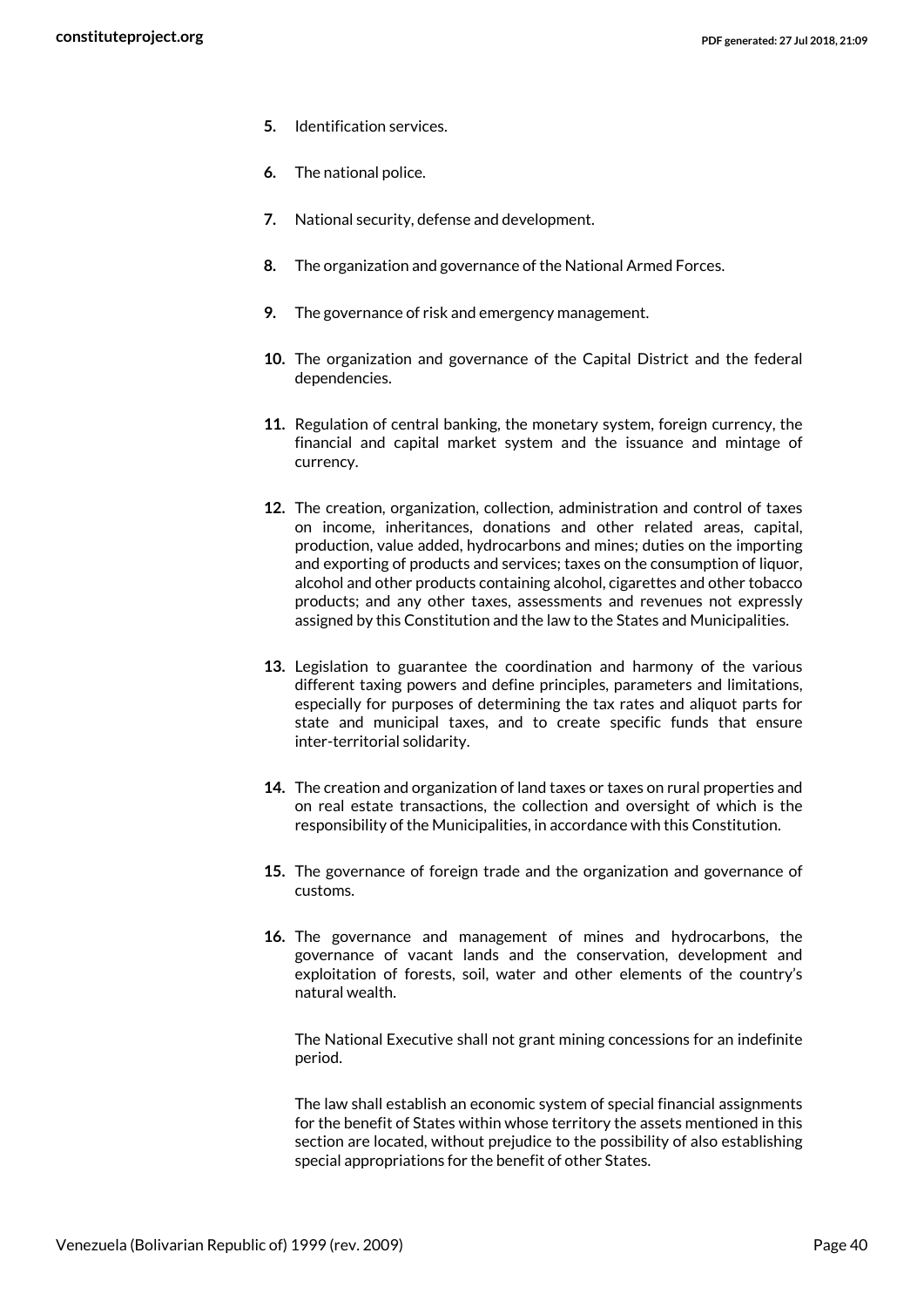5. Identification services.

6. The national police.

7. National security, defense and development.

8. The organization and governance of the National Armed Forces.

9. The governance of risk and emergency management.

10. The organization and governance of the Capital District and the federal dependencies.

11. Regulation of central banking, the monetary system, foreign currency, the financial and capital market system and the issuance and mintage of currency.

12. The creation, organization, collection, administration and control of taxes on income, inheritances, donations and other related areas, capital, production, value added, hydrocarbons and mines; duties on the importing and exporting of products and services; taxes on the consumption of liquor, alcohol and other products containing alcohol, cigarettes and other tobacco products; and any other taxes, assessments and revenues not expressly assigned by this Constitution and the law to the States and Municipalities.

13. Legislation to guarantee the coordination and harmony of the various different taxing powers and define principles, parameters and limitations, especially for purposes of determining the tax rates and aliquot parts for state and municipal taxes, and to create specific funds that ensure inter-territorial solidarity.

14. The creation and organization of land taxes or taxes on rural properties and on real estate transactions, the collection and oversight of which is the responsibility of the Municipalities, in accordance with this Constitution.

15. The governance of foreign trade and the organization and governance of customs.

16. The governance and management of mines and hydrocarbons, the governance of vacant lands and the conservation, development and exploitation of forests, soil, water and other elements of the country's natural wealth.

    The National Executive shall not grant mining concessions for an indefinite period.

    The law shall establish an economic system of special financial assignments for the benefit of States within whose territory the assets mentioned in this section are located, without prejudice to the possibility of also establishing special appropriations for the benefit of other States.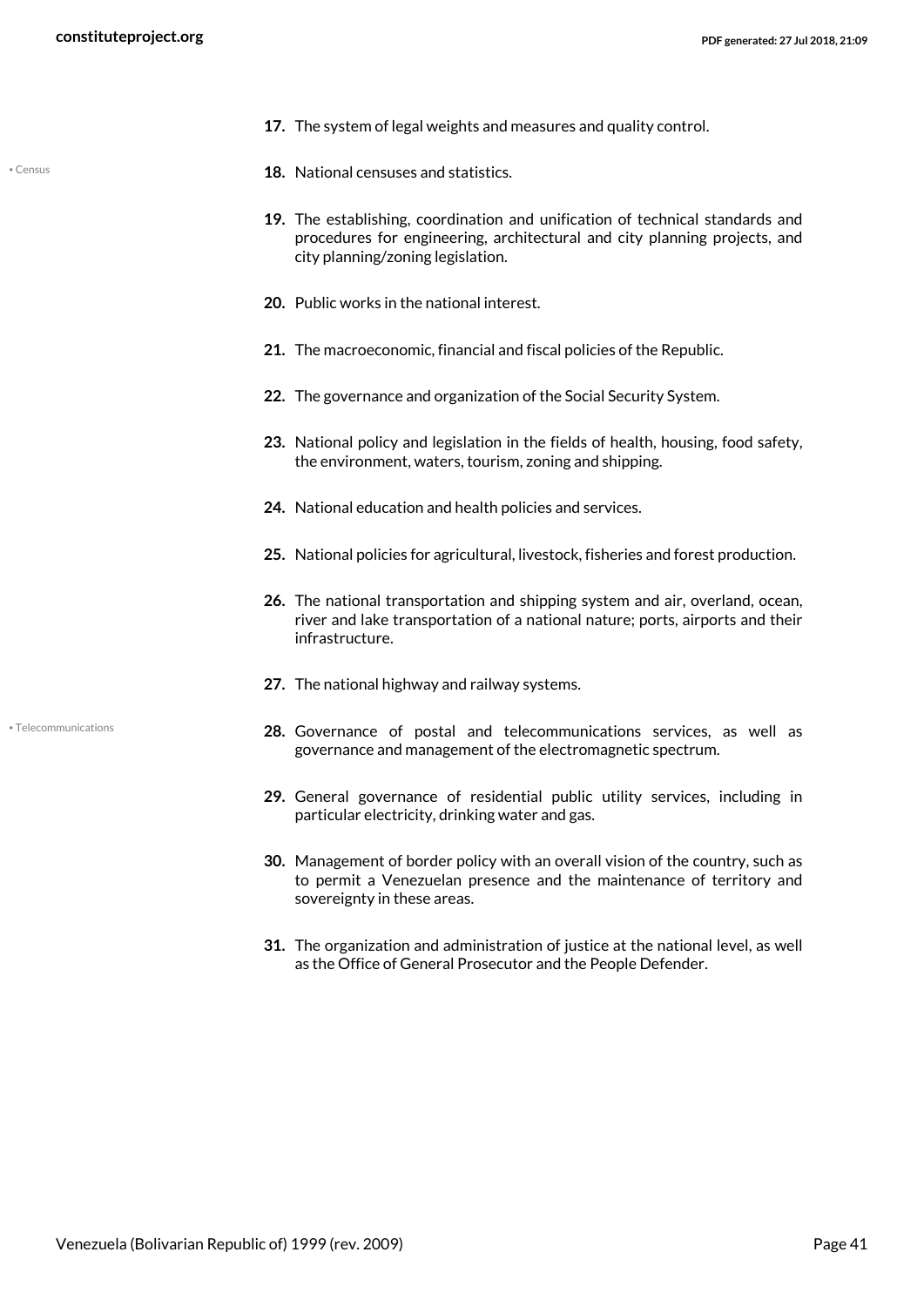17. The system of legal weights and measures and quality control.

• Census

18. National censuses and statistics.

19. The establishing, coordination and unification of technical standards and procedures for engineering, architectural and city planning projects, and city planning/zoning legislation.

20. Public works in the national interest.

21. The macroeconomic, financial and fiscal policies of the Republic.

22. The governance and organization of the Social Security System.

23. National policy and legislation in the fields of health, housing, food safety, the environment, waters, tourism, zoning and shipping.

24. National education and health policies and services.

25. National policies for agricultural, livestock, fisheries and forest production.

26. The national transportation and shipping system and air, overland, ocean, river and lake transportation of a national nature; ports, airports and their infrastructure.

27. The national highway and railway systems.

• Telecommunications

28. Governance of postal and telecommunications services, as well as governance and management of the electromagnetic spectrum.

29. General governance of residential public utility services, including in particular electricity, drinking water and gas.

30. Management of border policy with an overall vision of the country, such as to permit a Venezuelan presence and the maintenance of territory and sovereignty in these areas.

31. The organization and administration of justice at the national level, as well as the Office of General Prosecutor and the People Defender.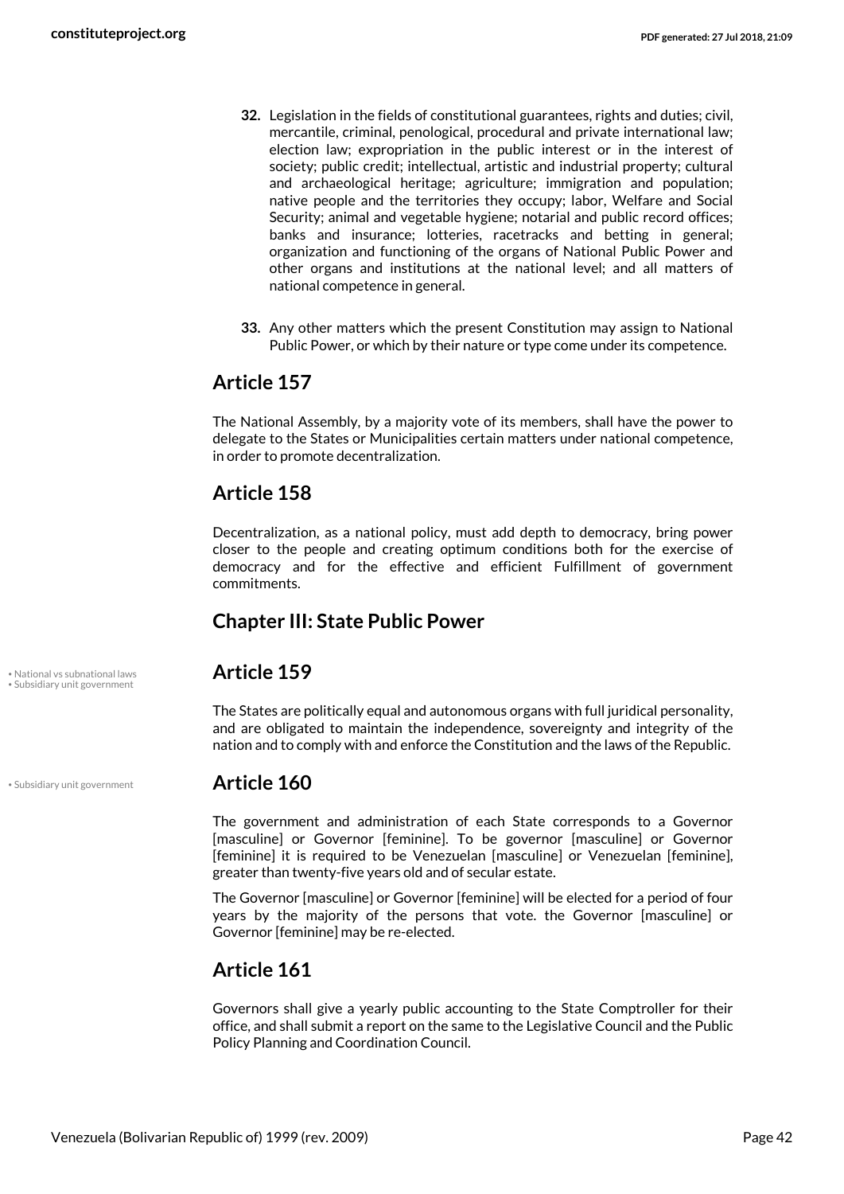32. Legislation in the fields of constitutional guarantees, rights and duties; civil, mercantile, criminal, penological, procedural and private international law; election law; expropriation in the public interest or in the interest of society; public credit; intellectual, artistic and industrial property; cultural and archaeological heritage; agriculture; immigration and population; native people and the territories they occupy; labor, Welfare and Social Security; animal and vegetable hygiene; notarial and public record offices; banks and insurance; lotteries, racetracks and betting in general; organization and functioning of the organs of National Public Power and other organs and institutions at the national level; and all matters of national competence in general.

33. Any other matters which the present Constitution may assign to National Public Power, or which by their nature or type come under its competence.

## Article 157

The National Assembly, by a majority vote of its members, shall have the power to delegate to the States or Municipalities certain matters under national competence, in order to promote decentralization.

## Article 158

Decentralization, as a national policy, must add depth to democracy, bring power closer to the people and creating optimum conditions both for the exercise of democracy and for the effective and efficient Fulfillment of government commitments.

## Chapter III: State Public Power

• National vs subnational laws
• Subsidiary unit government

## Article 159

The States are politically equal and autonomous organs with full juridical personality, and are obligated to maintain the independence, sovereignty and integrity of the nation and to comply with and enforce the Constitution and the laws of the Republic.

• Subsidiary unit government

## Article 160

The government and administration of each State corresponds to a Governor [masculine] or Governor [feminine]. To be governor [masculine] or Governor [feminine] it is required to be Venezuelan [masculine] or Venezuelan [feminine], greater than twenty-five years old and of secular estate.

The Governor [masculine] or Governor [feminine] will be elected for a period of four years by the majority of the persons that vote. the Governor [masculine] or Governor [feminine] may be re-elected.

## Article 161

Governors shall give a yearly public accounting to the State Comptroller for their office, and shall submit a report on the same to the Legislative Council and the Public Policy Planning and Coordination Council.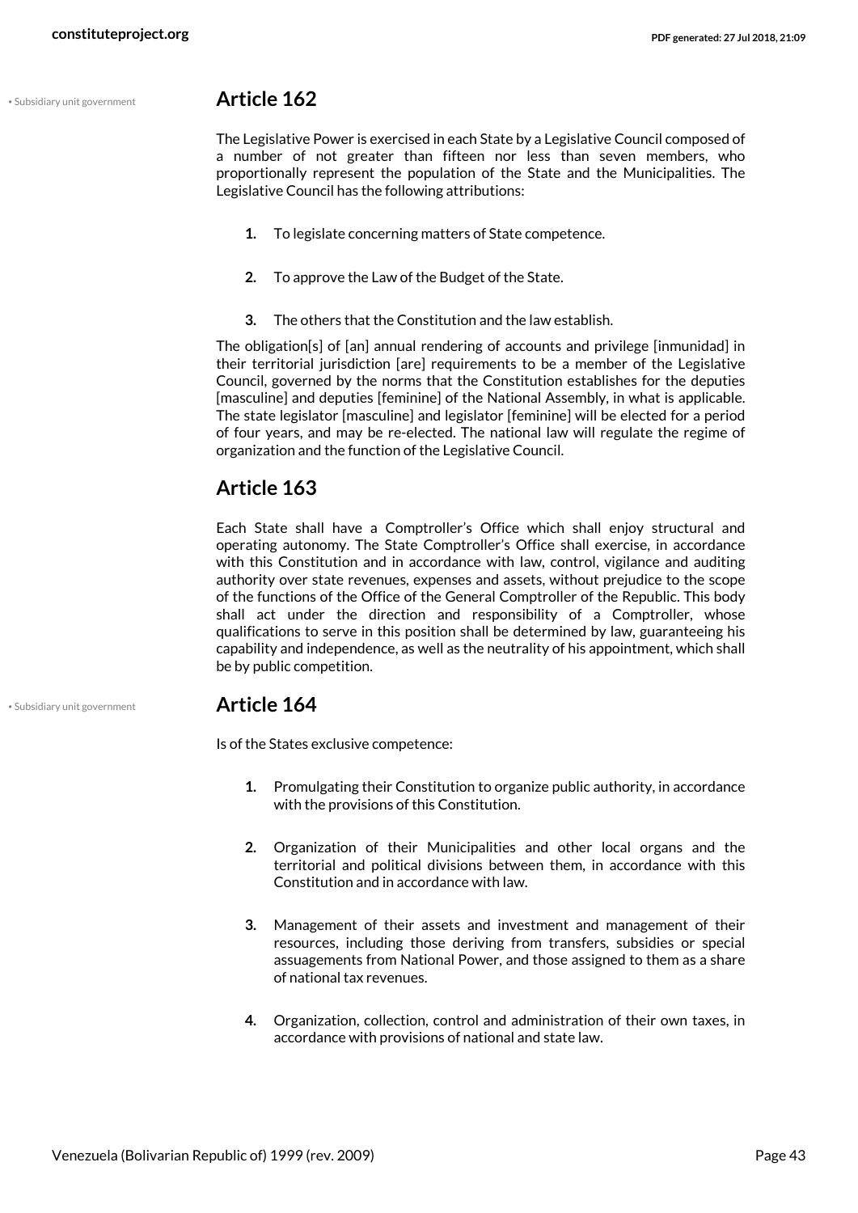## Article 162

The Legislative Power is exercised in each State by a Legislative Council composed of a number of not greater than fifteen nor less than seven members, who proportionally represent the population of the State and the Municipalities. The Legislative Council has the following attributions:

1. To legislate concerning matters of State competence.
2. To approve the Law of the Budget of the State.
3. The others that the Constitution and the law establish.

The obligation[s] of [an] annual rendering of accounts and privilege [inmunidad] in their territorial jurisdiction [are] requirements to be a member of the Legislative Council, governed by the norms that the Constitution establishes for the deputies [masculine] and deputies [feminine] of the National Assembly, in what is applicable. The state legislator [masculine] and legislator [feminine] will be elected for a period of four years, and may be re-elected. The national law will regulate the regime of organization and the function of the Legislative Council.

## Article 163

Each State shall have a Comptroller's Office which shall enjoy structural and operating autonomy. The State Comptroller's Office shall exercise, in accordance with this Constitution and in accordance with law, control, vigilance and auditing authority over state revenues, expenses and assets, without prejudice to the scope of the functions of the Office of the General Comptroller of the Republic. This body shall act under the direction and responsibility of a Comptroller, whose qualifications to serve in this position shall be determined by law, guaranteeing his capability and independence, as well as the neutrality of his appointment, which shall be by public competition.

## Article 164

Is of the States exclusive competence:

1. Promulgating their Constitution to organize public authority, in accordance with the provisions of this Constitution.
2. Organization of their Municipalities and other local organs and the territorial and political divisions between them, in accordance with this Constitution and in accordance with law.
3. Management of their assets and investment and management of their resources, including those deriving from transfers, subsidies or special assuagements from National Power, and those assigned to them as a share of national tax revenues.
4. Organization, collection, control and administration of their own taxes, in accordance with provisions of national and state law.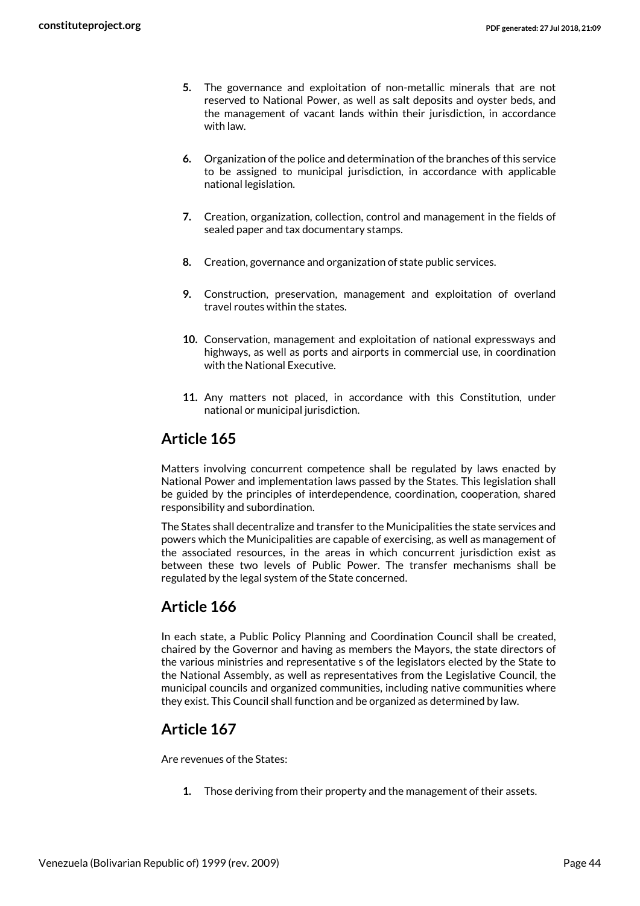5. The governance and exploitation of non-metallic minerals that are not reserved to National Power, as well as salt deposits and oyster beds, and the management of vacant lands within their jurisdiction, in accordance with law.

6. Organization of the police and determination of the branches of this service to be assigned to municipal jurisdiction, in accordance with applicable national legislation.

7. Creation, organization, collection, control and management in the fields of sealed paper and tax documentary stamps.

8. Creation, governance and organization of state public services.

9. Construction, preservation, management and exploitation of overland travel routes within the states.

10. Conservation, management and exploitation of national expressways and highways, as well as ports and airports in commercial use, in coordination with the National Executive.

11. Any matters not placed, in accordance with this Constitution, under national or municipal jurisdiction.

## Article 165

Matters involving concurrent competence shall be regulated by laws enacted by National Power and implementation laws passed by the States. This legislation shall be guided by the principles of interdependence, coordination, cooperation, shared responsibility and subordination.

The States shall decentralize and transfer to the Municipalities the state services and powers which the Municipalities are capable of exercising, as well as management of the associated resources, in the areas in which concurrent jurisdiction exist as between these two levels of Public Power. The transfer mechanisms shall be regulated by the legal system of the State concerned.

## Article 166

In each state, a Public Policy Planning and Coordination Council shall be created, chaired by the Governor and having as members the Mayors, the state directors of the various ministries and representative s of the legislators elected by the State to the National Assembly, as well as representatives from the Legislative Council, the municipal councils and organized communities, including native communities where they exist. This Council shall function and be organized as determined by law.

## Article 167

Are revenues of the States:

1. Those deriving from their property and the management of their assets.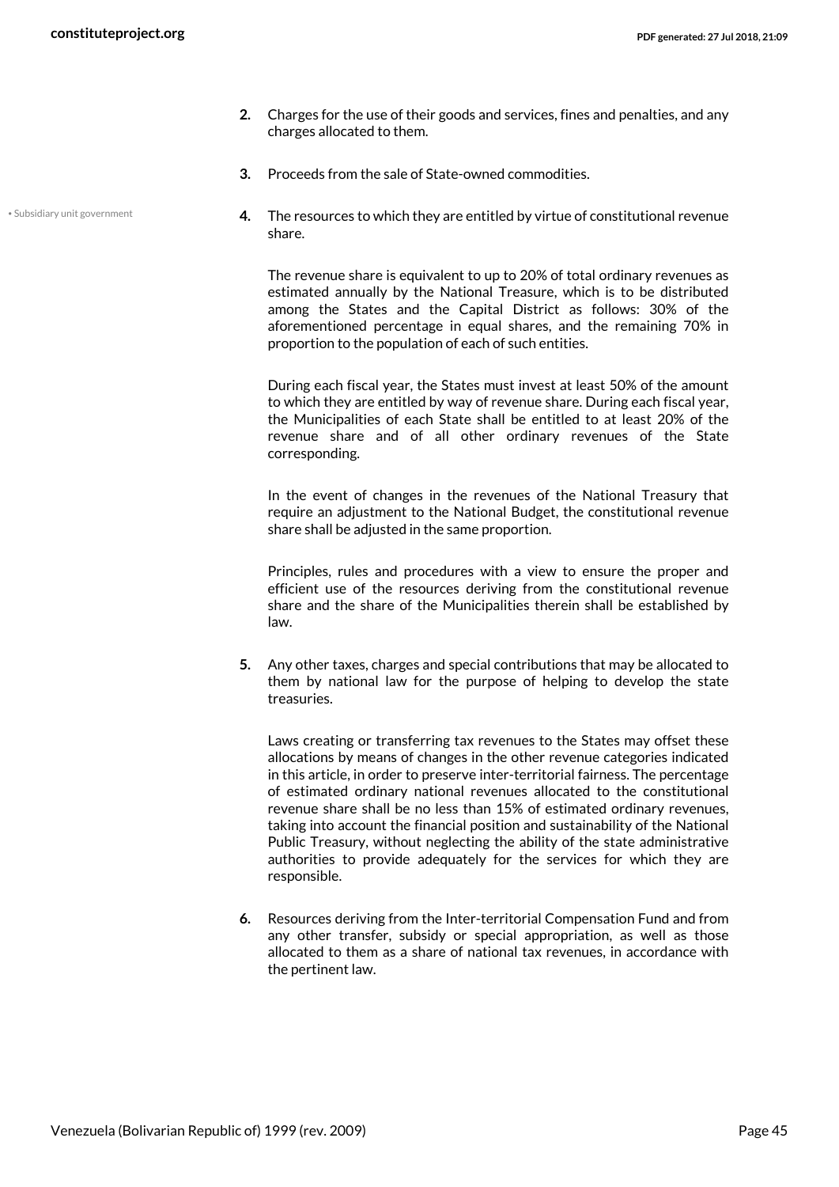2. Charges for the use of their goods and services, fines and penalties, and any charges allocated to them.

3. Proceeds from the sale of State-owned commodities.

• Subsidiary unit government

4. The resources to which they are entitled by virtue of constitutional revenue share.

   The revenue share is equivalent to up to 20% of total ordinary revenues as estimated annually by the National Treasure, which is to be distributed among the States and the Capital District as follows: 30% of the aforementioned percentage in equal shares, and the remaining 70% in proportion to the population of each of such entities.

   During each fiscal year, the States must invest at least 50% of the amount to which they are entitled by way of revenue share. During each fiscal year, the Municipalities of each State shall be entitled to at least 20% of the revenue share and of all other ordinary revenues of the State corresponding.

   In the event of changes in the revenues of the National Treasury that require an adjustment to the National Budget, the constitutional revenue share shall be adjusted in the same proportion.

   Principles, rules and procedures with a view to ensure the proper and efficient use of the resources deriving from the constitutional revenue share and the share of the Municipalities therein shall be established by law.

5. Any other taxes, charges and special contributions that may be allocated to them by national law for the purpose of helping to develop the state treasuries.

   Laws creating or transferring tax revenues to the States may offset these allocations by means of changes in the other revenue categories indicated in this article, in order to preserve inter-territorial fairness. The percentage of estimated ordinary national revenues allocated to the constitutional revenue share shall be no less than 15% of estimated ordinary revenues, taking into account the financial position and sustainability of the National Public Treasury, without neglecting the ability of the state administrative authorities to provide adequately for the services for which they are responsible.

6. Resources deriving from the Inter-territorial Compensation Fund and from any other transfer, subsidy or special appropriation, as well as those allocated to them as a share of national tax revenues, in accordance with the pertinent law.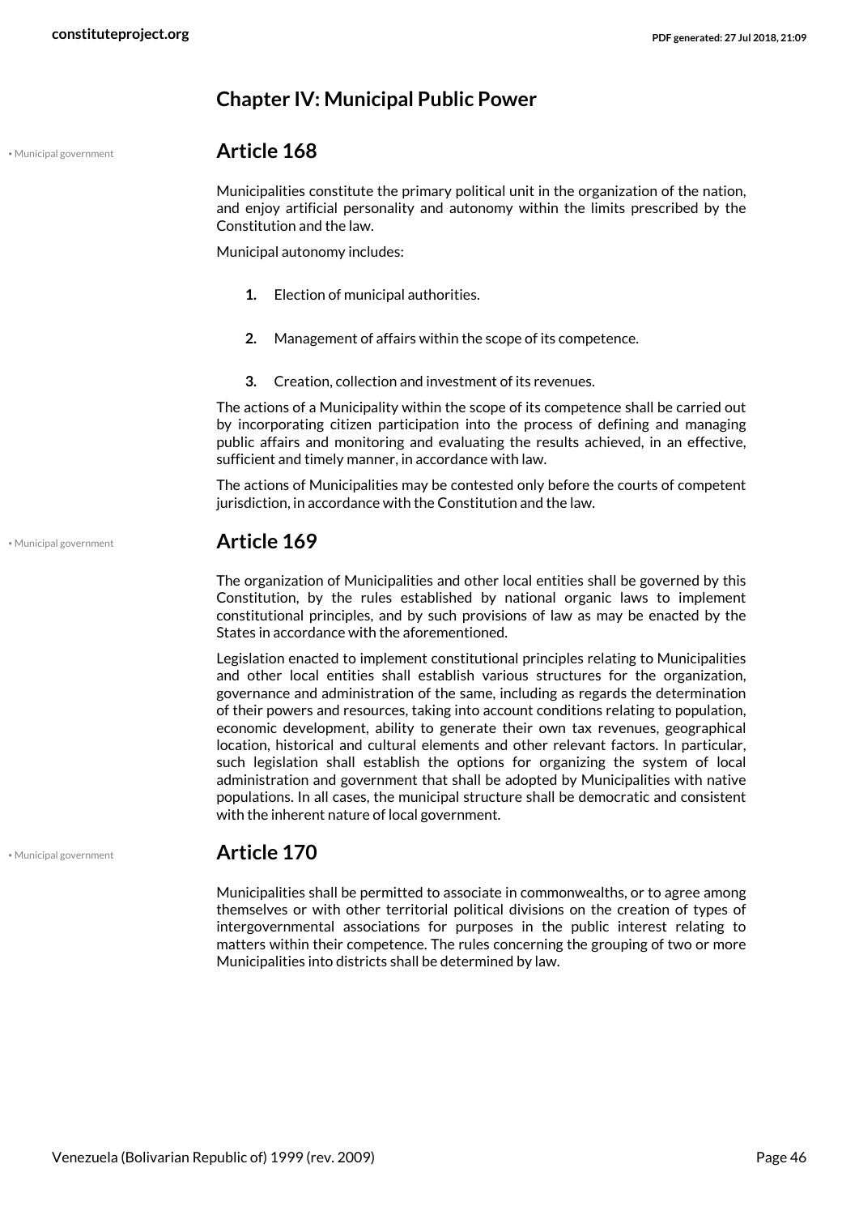## Chapter IV: Municipal Public Power

• Municipal government

### Article 168

Municipalities constitute the primary political unit in the organization of the nation, and enjoy artificial personality and autonomy within the limits prescribed by the Constitution and the law.

Municipal autonomy includes:

1. Election of municipal authorities.
2. Management of affairs within the scope of its competence.
3. Creation, collection and investment of its revenues.

The actions of a Municipality within the scope of its competence shall be carried out by incorporating citizen participation into the process of defining and managing public affairs and monitoring and evaluating the results achieved, in an effective, sufficient and timely manner, in accordance with law.

The actions of Municipalities may be contested only before the courts of competent jurisdiction, in accordance with the Constitution and the law.

• Municipal government

### Article 169

The organization of Municipalities and other local entities shall be governed by this Constitution, by the rules established by national organic laws to implement constitutional principles, and by such provisions of law as may be enacted by the States in accordance with the aforementioned.

Legislation enacted to implement constitutional principles relating to Municipalities and other local entities shall establish various structures for the organization, governance and administration of the same, including as regards the determination of their powers and resources, taking into account conditions relating to population, economic development, ability to generate their own tax revenues, geographical location, historical and cultural elements and other relevant factors. In particular, such legislation shall establish the options for organizing the system of local administration and government that shall be adopted by Municipalities with native populations. In all cases, the municipal structure shall be democratic and consistent with the inherent nature of local government.

• Municipal government

### Article 170

Municipalities shall be permitted to associate in commonwealths, or to agree among themselves or with other territorial political divisions on the creation of types of intergovernmental associations for purposes in the public interest relating to matters within their competence. The rules concerning the grouping of two or more Municipalities into districts shall be determined by law.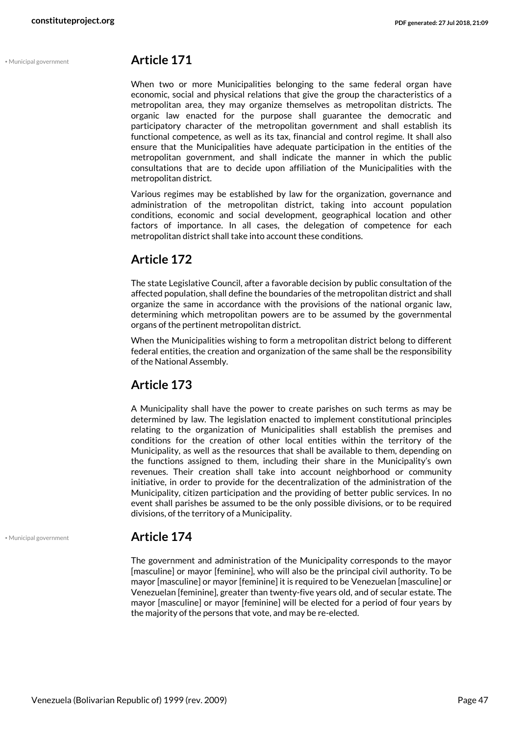## Article 171

When two or more Municipalities belonging to the same federal organ have economic, social and physical relations that give the group the characteristics of a metropolitan area, they may organize themselves as metropolitan districts. The organic law enacted for the purpose shall guarantee the democratic and participatory character of the metropolitan government and shall establish its functional competence, as well as its tax, financial and control regime. It shall also ensure that the Municipalities have adequate participation in the entities of the metropolitan government, and shall indicate the manner in which the public consultations that are to decide upon affiliation of the Municipalities with the metropolitan district.

Various regimes may be established by law for the organization, governance and administration of the metropolitan district, taking into account population conditions, economic and social development, geographical location and other factors of importance. In all cases, the delegation of competence for each metropolitan district shall take into account these conditions.

## Article 172

The state Legislative Council, after a favorable decision by public consultation of the affected population, shall define the boundaries of the metropolitan district and shall organize the same in accordance with the provisions of the national organic law, determining which metropolitan powers are to be assumed by the governmental organs of the pertinent metropolitan district.

When the Municipalities wishing to form a metropolitan district belong to different federal entities, the creation and organization of the same shall be the responsibility of the National Assembly.

## Article 173

A Municipality shall have the power to create parishes on such terms as may be determined by law. The legislation enacted to implement constitutional principles relating to the organization of Municipalities shall establish the premises and conditions for the creation of other local entities within the territory of the Municipality, as well as the resources that shall be available to them, depending on the functions assigned to them, including their share in the Municipality's own revenues. Their creation shall take into account neighborhood or community initiative, in order to provide for the decentralization of the administration of the Municipality, citizen participation and the providing of better public services. In no event shall parishes be assumed to be the only possible divisions, or to be required divisions, of the territory of a Municipality.

## Article 174

The government and administration of the Municipality corresponds to the mayor [masculine] or mayor [feminine], who will also be the principal civil authority. To be mayor [masculine] or mayor [feminine] it is required to be Venezuelan [masculine] or Venezuelan [feminine], greater than twenty-five years old, and of secular estate. The mayor [masculine] or mayor [feminine] will be elected for a period of four years by the majority of the persons that vote, and may be re-elected.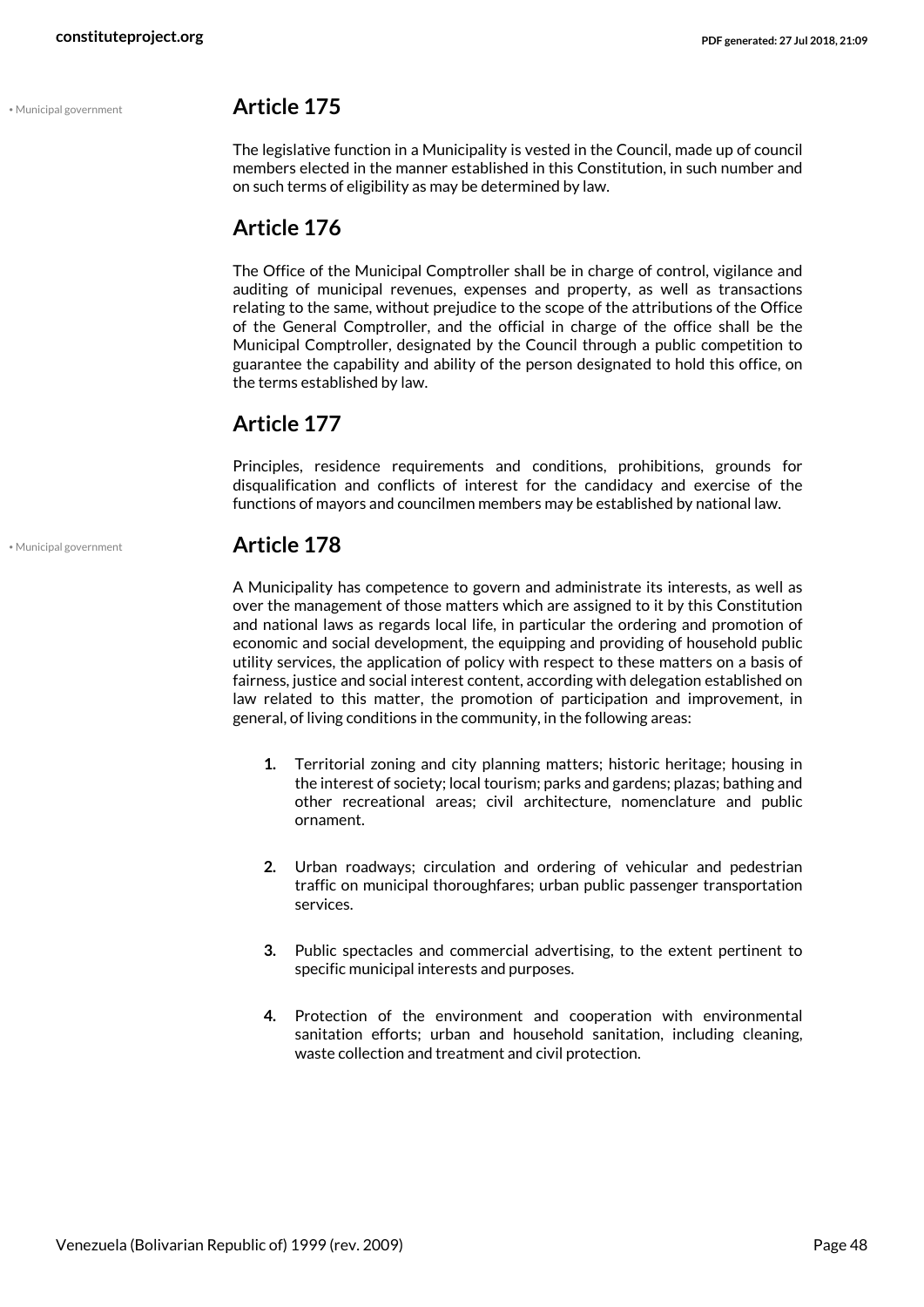## Article 175

The legislative function in a Municipality is vested in the Council, made up of council members elected in the manner established in this Constitution, in such number and on such terms of eligibility as may be determined by law.

## Article 176

The Office of the Municipal Comptroller shall be in charge of control, vigilance and auditing of municipal revenues, expenses and property, as well as transactions relating to the same, without prejudice to the scope of the attributions of the Office of the General Comptroller, and the official in charge of the office shall be the Municipal Comptroller, designated by the Council through a public competition to guarantee the capability and ability of the person designated to hold this office, on the terms established by law.

## Article 177

Principles, residence requirements and conditions, prohibitions, grounds for disqualification and conflicts of interest for the candidacy and exercise of the functions of mayors and councilmen members may be established by national law.

## Article 178

A Municipality has competence to govern and administrate its interests, as well as over the management of those matters which are assigned to it by this Constitution and national laws as regards local life, in particular the ordering and promotion of economic and social development, the equipping and providing of household public utility services, the application of policy with respect to these matters on a basis of fairness, justice and social interest content, according with delegation established on law related to this matter, the promotion of participation and improvement, in general, of living conditions in the community, in the following areas:

1. Territorial zoning and city planning matters; historic heritage; housing in the interest of society; local tourism; parks and gardens; plazas; bathing and other recreational areas; civil architecture, nomenclature and public ornament.
2. Urban roadways; circulation and ordering of vehicular and pedestrian traffic on municipal thoroughfares; urban public passenger transportation services.
3. Public spectacles and commercial advertising, to the extent pertinent to specific municipal interests and purposes.
4. Protection of the environment and cooperation with environmental sanitation efforts; urban and household sanitation, including cleaning, waste collection and treatment and civil protection.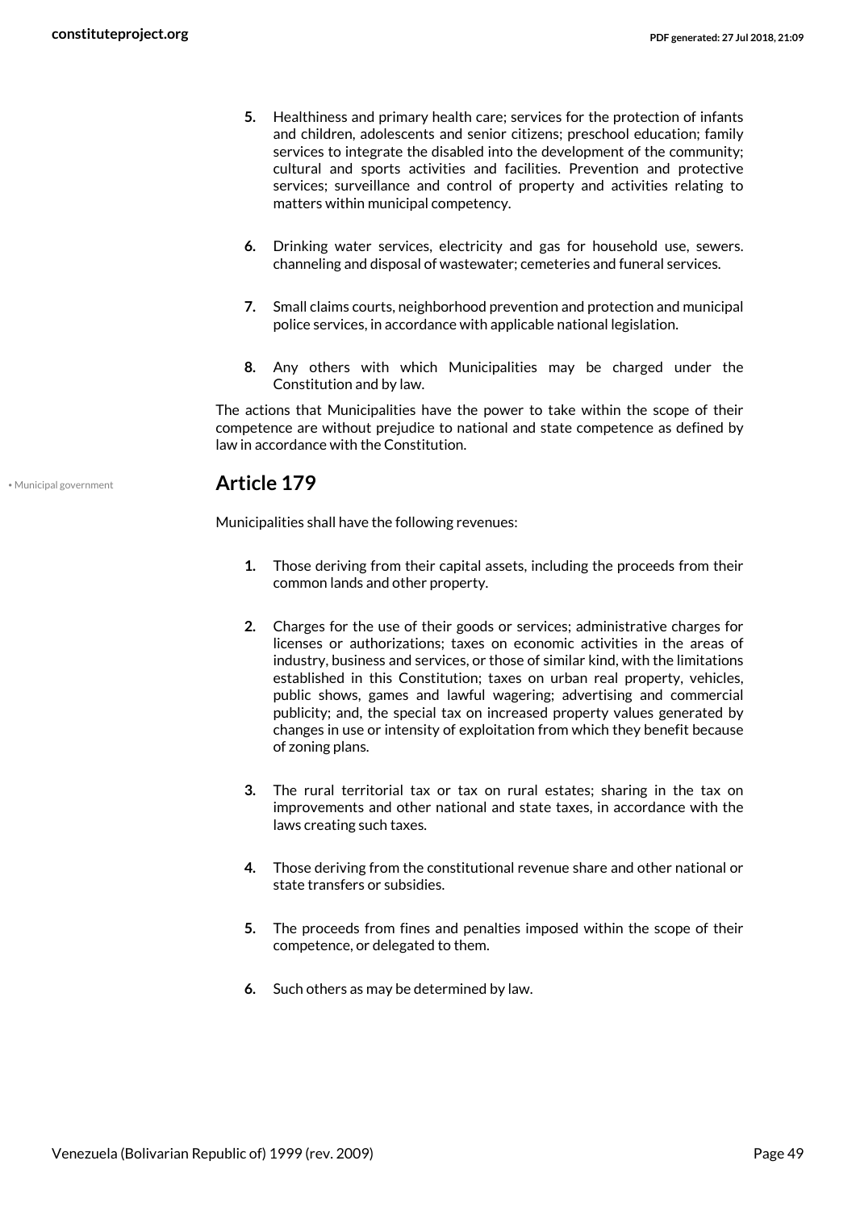5. Healthiness and primary health care; services for the protection of infants and children, adolescents and senior citizens; preschool education; family services to integrate the disabled into the development of the community; cultural and sports activities and facilities. Prevention and protective services; surveillance and control of property and activities relating to matters within municipal competency.

6. Drinking water services, electricity and gas for household use, sewers. channeling and disposal of wastewater; cemeteries and funeral services.

7. Small claims courts, neighborhood prevention and protection and municipal police services, in accordance with applicable national legislation.

8. Any others with which Municipalities may be charged under the Constitution and by law.

The actions that Municipalities have the power to take within the scope of their competence are without prejudice to national and state competence as defined by law in accordance with the Constitution.

• Municipal government

## Article 179

Municipalities shall have the following revenues:

1. Those deriving from their capital assets, including the proceeds from their common lands and other property.

2. Charges for the use of their goods or services; administrative charges for licenses or authorizations; taxes on economic activities in the areas of industry, business and services, or those of similar kind, with the limitations established in this Constitution; taxes on urban real property, vehicles, public shows, games and lawful wagering; advertising and commercial publicity; and, the special tax on increased property values generated by changes in use or intensity of exploitation from which they benefit because of zoning plans.

3. The rural territorial tax or tax on rural estates; sharing in the tax on improvements and other national and state taxes, in accordance with the laws creating such taxes.

4. Those deriving from the constitutional revenue share and other national or state transfers or subsidies.

5. The proceeds from fines and penalties imposed within the scope of their competence, or delegated to them.

6. Such others as may be determined by law.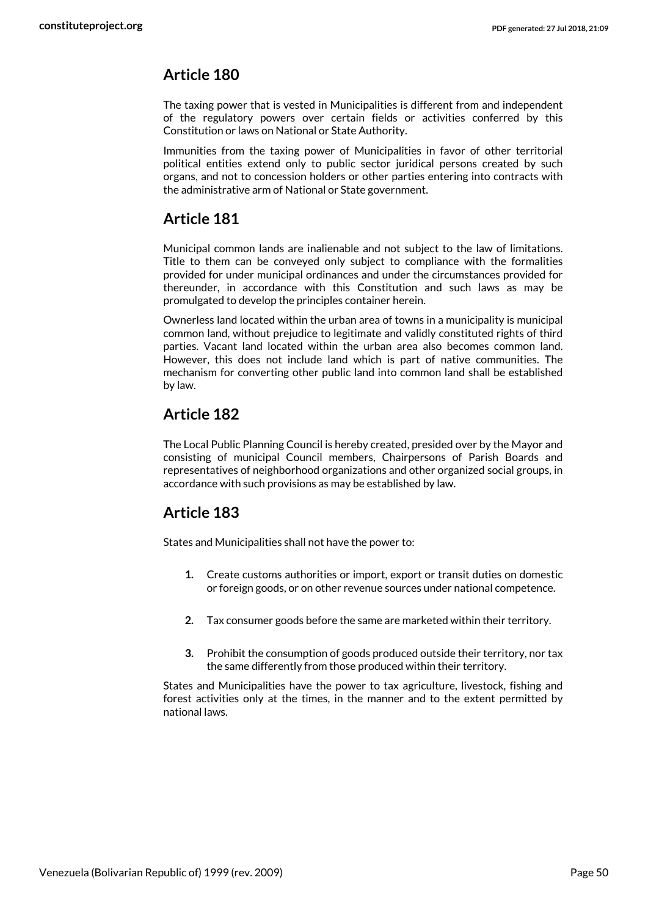## Article 180

The taxing power that is vested in Municipalities is different from and independent of the regulatory powers over certain fields or activities conferred by this Constitution or laws on National or State Authority.

Immunities from the taxing power of Municipalities in favor of other territorial political entities extend only to public sector juridical persons created by such organs, and not to concession holders or other parties entering into contracts with the administrative arm of National or State government.

## Article 181

Municipal common lands are inalienable and not subject to the law of limitations. Title to them can be conveyed only subject to compliance with the formalities provided for under municipal ordinances and under the circumstances provided for thereunder, in accordance with this Constitution and such laws as may be promulgated to develop the principles container herein.

Ownerless land located within the urban area of towns in a municipality is municipal common land, without prejudice to legitimate and validly constituted rights of third parties. Vacant land located within the urban area also becomes common land. However, this does not include land which is part of native communities. The mechanism for converting other public land into common land shall be established by law.

## Article 182

The Local Public Planning Council is hereby created, presided over by the Mayor and consisting of municipal Council members, Chairpersons of Parish Boards and representatives of neighborhood organizations and other organized social groups, in accordance with such provisions as may be established by law.

## Article 183

States and Municipalities shall not have the power to:

1. Create customs authorities or import, export or transit duties on domestic or foreign goods, or on other revenue sources under national competence.
2. Tax consumer goods before the same are marketed within their territory.
3. Prohibit the consumption of goods produced outside their territory, nor tax the same differently from those produced within their territory.

States and Municipalities have the power to tax agriculture, livestock, fishing and forest activities only at the times, in the manner and to the extent permitted by national laws.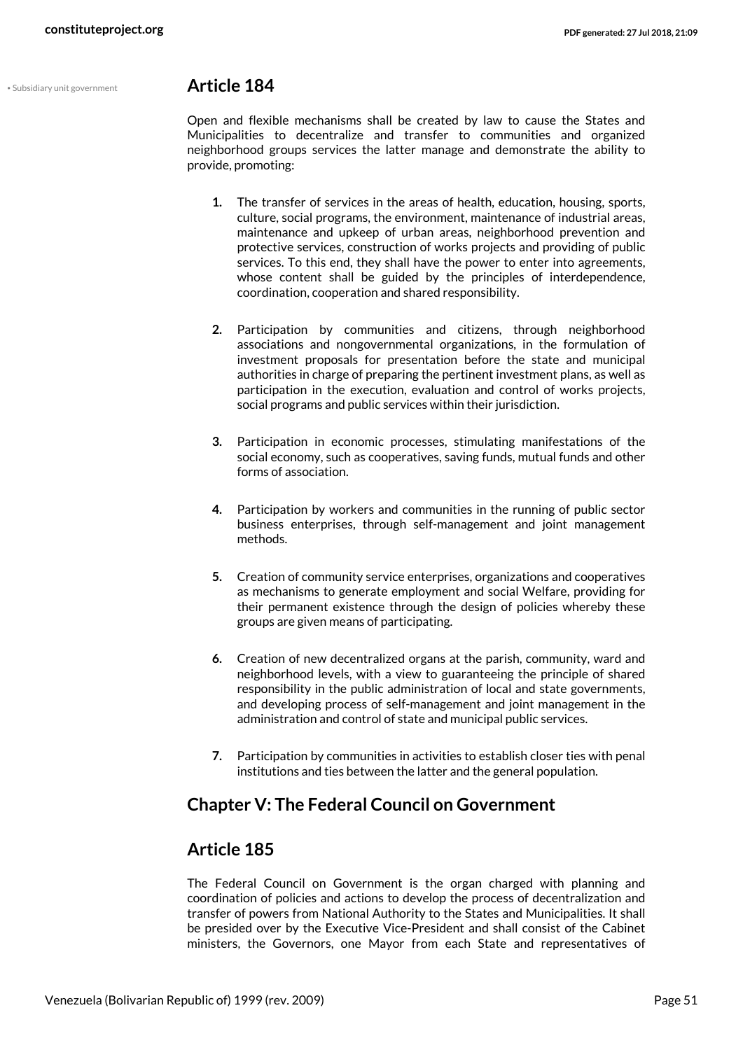• Subsidiary unit government

## Article 184

Open and flexible mechanisms shall be created by law to cause the States and Municipalities to decentralize and transfer to communities and organized neighborhood groups services the latter manage and demonstrate the ability to provide, promoting:

1. The transfer of services in the areas of health, education, housing, sports, culture, social programs, the environment, maintenance of industrial areas, maintenance and upkeep of urban areas, neighborhood prevention and protective services, construction of works projects and providing of public services. To this end, they shall have the power to enter into agreements, whose content shall be guided by the principles of interdependence, coordination, cooperation and shared responsibility.

2. Participation by communities and citizens, through neighborhood associations and nongovernmental organizations, in the formulation of investment proposals for presentation before the state and municipal authorities in charge of preparing the pertinent investment plans, as well as participation in the execution, evaluation and control of works projects, social programs and public services within their jurisdiction.

3. Participation in economic processes, stimulating manifestations of the social economy, such as cooperatives, saving funds, mutual funds and other forms of association.

4. Participation by workers and communities in the running of public sector business enterprises, through self-management and joint management methods.

5. Creation of community service enterprises, organizations and cooperatives as mechanisms to generate employment and social Welfare, providing for their permanent existence through the design of policies whereby these groups are given means of participating.

6. Creation of new decentralized organs at the parish, community, ward and neighborhood levels, with a view to guaranteeing the principle of shared responsibility in the public administration of local and state governments, and developing process of self-management and joint management in the administration and control of state and municipal public services.

7. Participation by communities in activities to establish closer ties with penal institutions and ties between the latter and the general population.

## Chapter V: The Federal Council on Government

## Article 185

The Federal Council on Government is the organ charged with planning and coordination of policies and actions to develop the process of decentralization and transfer of powers from National Authority to the States and Municipalities. It shall be presided over by the Executive Vice-President and shall consist of the Cabinet ministers, the Governors, one Mayor from each State and representatives of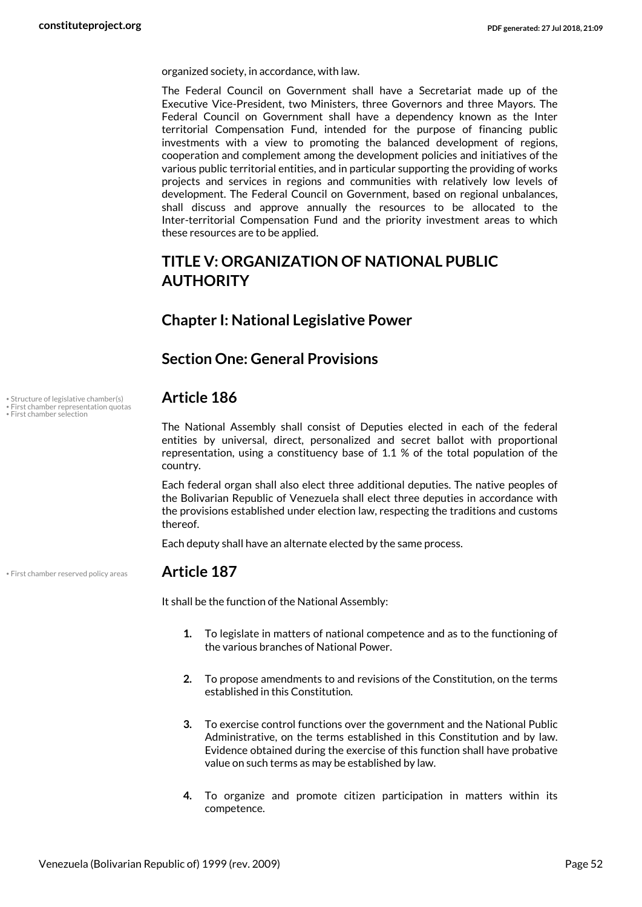organized society, in accordance, with law.

The Federal Council on Government shall have a Secretariat made up of the Executive Vice-President, two Ministers, three Governors and three Mayors. The Federal Council on Government shall have a dependency known as the Inter territorial Compensation Fund, intended for the purpose of financing public investments with a view to promoting the balanced development of regions, cooperation and complement among the development policies and initiatives of the various public territorial entities, and in particular supporting the providing of works projects and services in regions and communities with relatively low levels of development. The Federal Council on Government, based on regional unbalances, shall discuss and approve annually the resources to be allocated to the Inter-territorial Compensation Fund and the priority investment areas to which these resources are to be applied.

# TITLE V: ORGANIZATION OF NATIONAL PUBLIC AUTHORITY

## Chapter I: National Legislative Power

## Section One: General Provisions

• Structure of legislative chamber(s)
• First chamber representation quotas
• First chamber selection

### Article 186

The National Assembly shall consist of Deputies elected in each of the federal entities by universal, direct, personalized and secret ballot with proportional representation, using a constituency base of 1.1 % of the total population of the country.

Each federal organ shall also elect three additional deputies. The native peoples of the Bolivarian Republic of Venezuela shall elect three deputies in accordance with the provisions established under election law, respecting the traditions and customs thereof.

Each deputy shall have an alternate elected by the same process.

• First chamber reserved policy areas

### Article 187

It shall be the function of the National Assembly:

1. To legislate in matters of national competence and as to the functioning of the various branches of National Power.
2. To propose amendments to and revisions of the Constitution, on the terms established in this Constitution.
3. To exercise control functions over the government and the National Public Administrative, on the terms established in this Constitution and by law. Evidence obtained during the exercise of this function shall have probative value on such terms as may be established by law.
4. To organize and promote citizen participation in matters within its competence.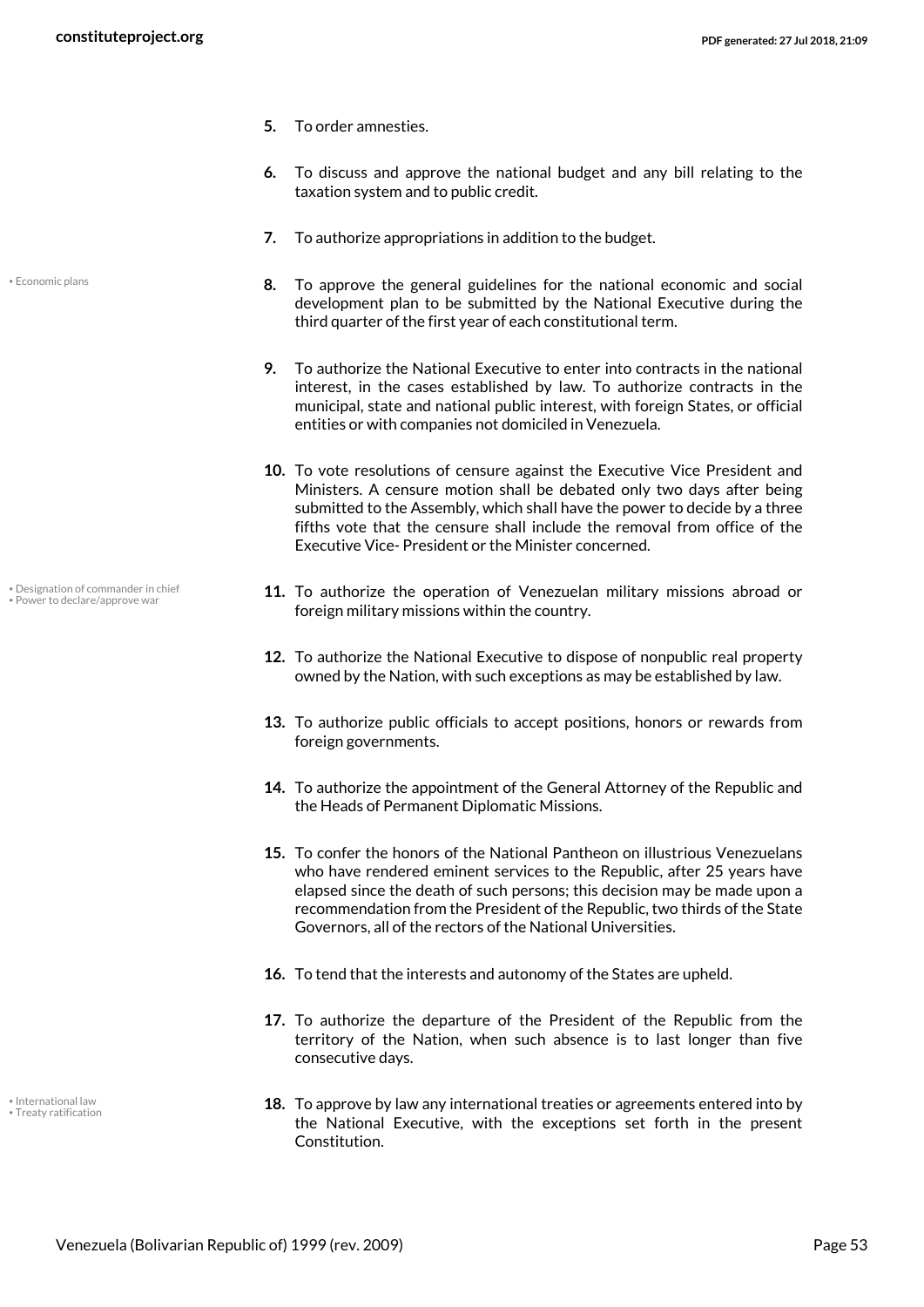5. To order amnesties.

6. To discuss and approve the national budget and any bill relating to the taxation system and to public credit.

7. To authorize appropriations in addition to the budget.

• Economic plans

8. To approve the general guidelines for the national economic and social development plan to be submitted by the National Executive during the third quarter of the first year of each constitutional term.

9. To authorize the National Executive to enter into contracts in the national interest, in the cases established by law. To authorize contracts in the municipal, state and national public interest, with foreign States, or official entities or with companies not domiciled in Venezuela.

10. To vote resolutions of censure against the Executive Vice President and Ministers. A censure motion shall be debated only two days after being submitted to the Assembly, which shall have the power to decide by a three fifths vote that the censure shall include the removal from office of the Executive Vice- President or the Minister concerned.

• Designation of commander in chief
• Power to declare/approve war

11. To authorize the operation of Venezuelan military missions abroad or foreign military missions within the country.

12. To authorize the National Executive to dispose of nonpublic real property owned by the Nation, with such exceptions as may be established by law.

13. To authorize public officials to accept positions, honors or rewards from foreign governments.

14. To authorize the appointment of the General Attorney of the Republic and the Heads of Permanent Diplomatic Missions.

15. To confer the honors of the National Pantheon on illustrious Venezuelans who have rendered eminent services to the Republic, after 25 years have elapsed since the death of such persons; this decision may be made upon a recommendation from the President of the Republic, two thirds of the State Governors, all of the rectors of the National Universities.

16. To tend that the interests and autonomy of the States are upheld.

17. To authorize the departure of the President of the Republic from the territory of the Nation, when such absence is to last longer than five consecutive days.

• International law
• Treaty ratification

18. To approve by law any international treaties or agreements entered into by the National Executive, with the exceptions set forth in the present Constitution.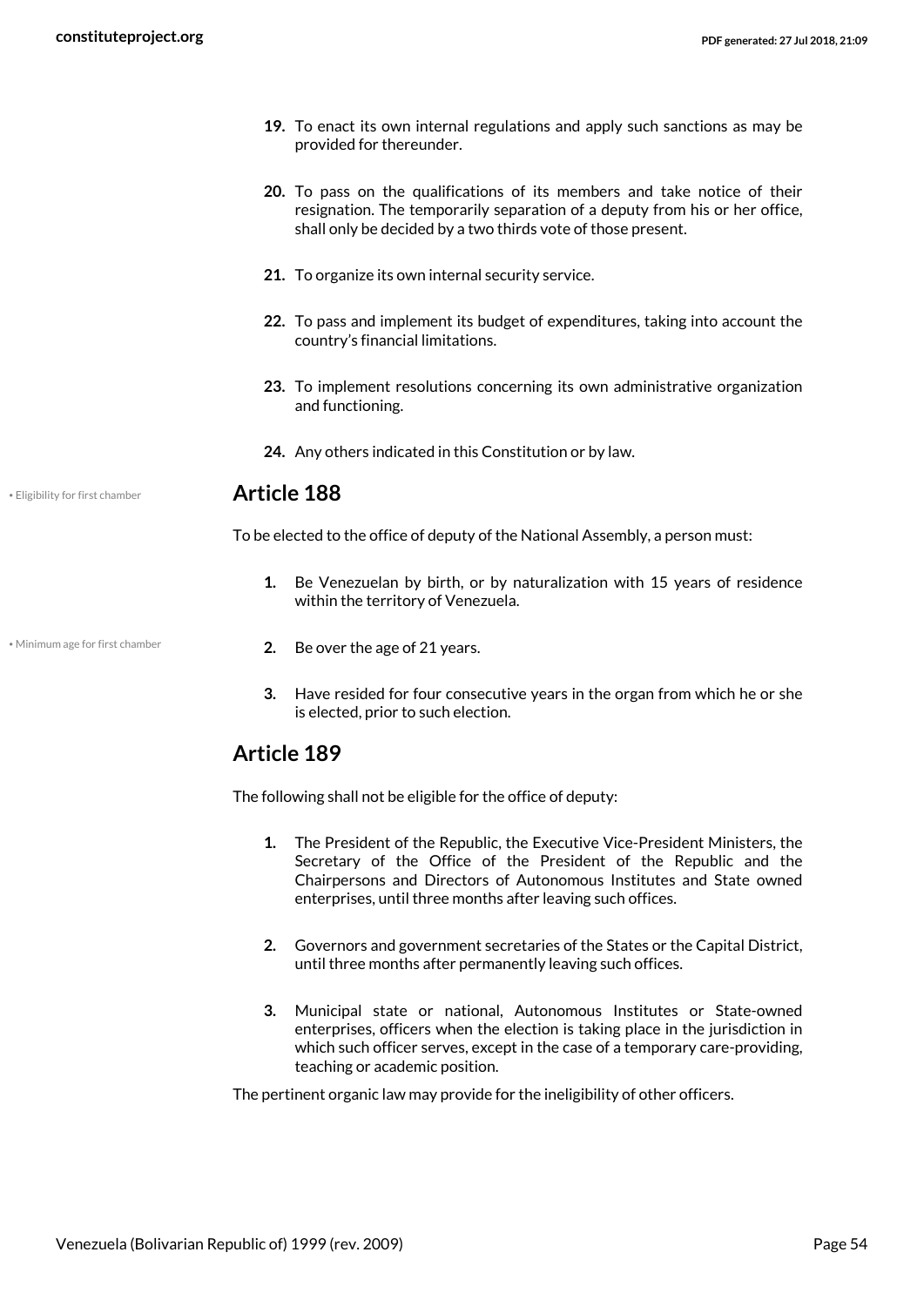19. To enact its own internal regulations and apply such sanctions as may be provided for thereunder.

20. To pass on the qualifications of its members and take notice of their resignation. The temporarily separation of a deputy from his or her office, shall only be decided by a two thirds vote of those present.

21. To organize its own internal security service.

22. To pass and implement its budget of expenditures, taking into account the country's financial limitations.

23. To implement resolutions concerning its own administrative organization and functioning.

24. Any others indicated in this Constitution or by law.

## Article 188

• Eligibility for first chamber

To be elected to the office of deputy of the National Assembly, a person must:

1. Be Venezuelan by birth, or by naturalization with 15 years of residence within the territory of Venezuela.

• Minimum age for first chamber

2. Be over the age of 21 years.

3. Have resided for four consecutive years in the organ from which he or she is elected, prior to such election.

## Article 189

The following shall not be eligible for the office of deputy:

1. The President of the Republic, the Executive Vice-President Ministers, the Secretary of the Office of the President of the Republic and the Chairpersons and Directors of Autonomous Institutes and State owned enterprises, until three months after leaving such offices.

2. Governors and government secretaries of the States or the Capital District, until three months after permanently leaving such offices.

3. Municipal state or national, Autonomous Institutes or State-owned enterprises, officers when the election is taking place in the jurisdiction in which such officer serves, except in the case of a temporary care-providing, teaching or academic position.

The pertinent organic law may provide for the ineligibility of other officers.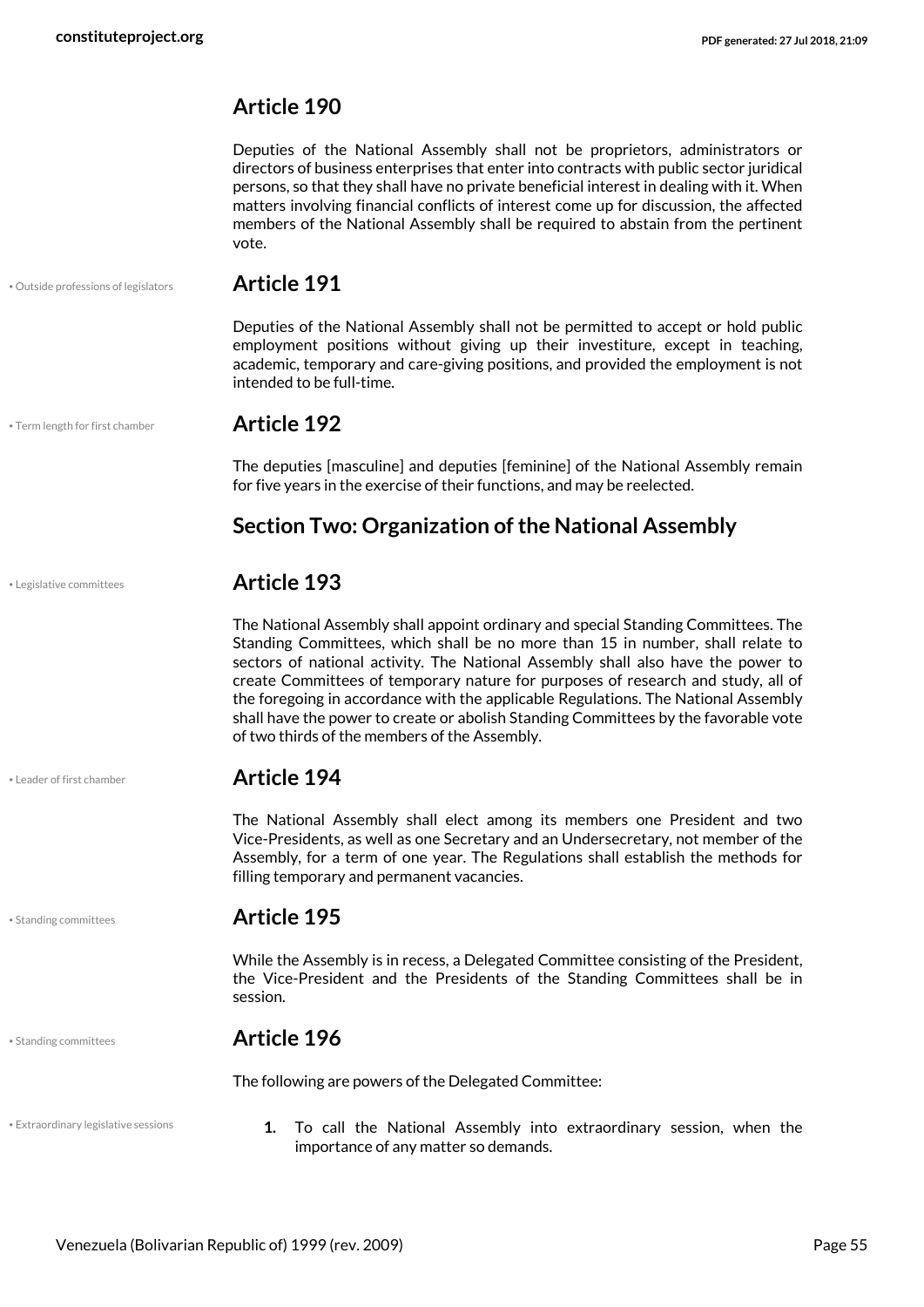## Article 190

Deputies of the National Assembly shall not be proprietors, administrators or directors of business enterprises that enter into contracts with public sector juridical persons, so that they shall have no private beneficial interest in dealing with it. When matters involving financial conflicts of interest come up for discussion, the affected members of the National Assembly shall be required to abstain from the pertinent vote.

• Outside professions of legislators

## Article 191

Deputies of the National Assembly shall not be permitted to accept or hold public employment positions without giving up their investiture, except in teaching, academic, temporary and care-giving positions, and provided the employment is not intended to be full-time.

• Term length for first chamber

## Article 192

The deputies [masculine] and deputies [feminine] of the National Assembly remain for five years in the exercise of their functions, and may be reelected.

### Section Two: Organization of the National Assembly

• Legislative committees

## Article 193

The National Assembly shall appoint ordinary and special Standing Committees. The Standing Committees, which shall be no more than 15 in number, shall relate to sectors of national activity. The National Assembly shall also have the power to create Committees of temporary nature for purposes of research and study, all of the foregoing in accordance with the applicable Regulations. The National Assembly shall have the power to create or abolish Standing Committees by the favorable vote of two thirds of the members of the Assembly.

• Leader of first chamber

## Article 194

The National Assembly shall elect among its members one President and two Vice-Presidents, as well as one Secretary and an Undersecretary, not member of the Assembly, for a term of one year. The Regulations shall establish the methods for filling temporary and permanent vacancies.

• Standing committees

## Article 195

While the Assembly is in recess, a Delegated Committee consisting of the President, the Vice-President and the Presidents of the Standing Committees shall be in session.

• Standing committees

## Article 196

The following are powers of the Delegated Committee:

• Extraordinary legislative sessions

1. To call the National Assembly into extraordinary session, when the importance of any matter so demands.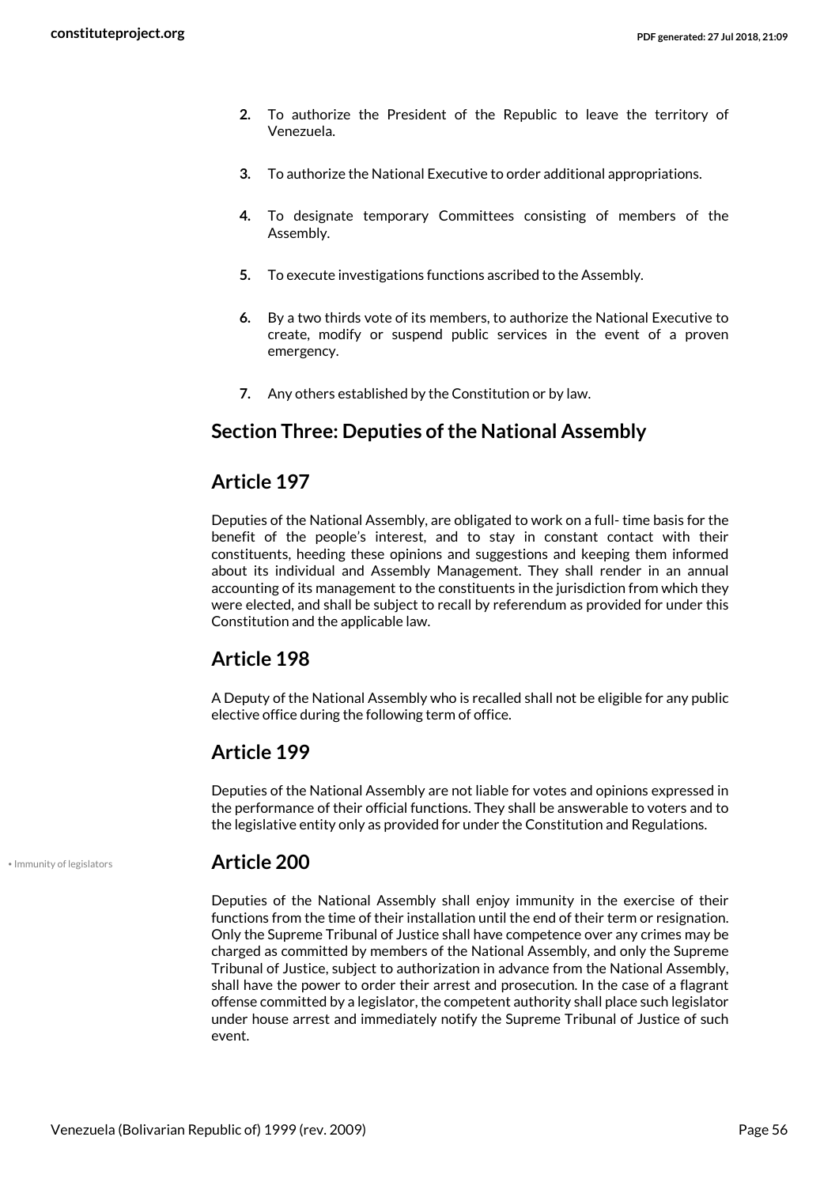2. To authorize the President of the Republic to leave the territory of Venezuela.

3. To authorize the National Executive to order additional appropriations.

4. To designate temporary Committees consisting of members of the Assembly.

5. To execute investigations functions ascribed to the Assembly.

6. By a two thirds vote of its members, to authorize the National Executive to create, modify or suspend public services in the event of a proven emergency.

7. Any others established by the Constitution or by law.

## Section Three: Deputies of the National Assembly

## Article 197

Deputies of the National Assembly, are obligated to work on a full- time basis for the benefit of the people's interest, and to stay in constant contact with their constituents, heeding these opinions and suggestions and keeping them informed about its individual and Assembly Management. They shall render in an annual accounting of its management to the constituents in the jurisdiction from which they were elected, and shall be subject to recall by referendum as provided for under this Constitution and the applicable law.

## Article 198

A Deputy of the National Assembly who is recalled shall not be eligible for any public elective office during the following term of office.

## Article 199

Deputies of the National Assembly are not liable for votes and opinions expressed in the performance of their official functions. They shall be answerable to voters and to the legislative entity only as provided for under the Constitution and Regulations.

• Immunity of legislators

## Article 200

Deputies of the National Assembly shall enjoy immunity in the exercise of their functions from the time of their installation until the end of their term or resignation. Only the Supreme Tribunal of Justice shall have competence over any crimes may be charged as committed by members of the National Assembly, and only the Supreme Tribunal of Justice, subject to authorization in advance from the National Assembly, shall have the power to order their arrest and prosecution. In the case of a flagrant offense committed by a legislator, the competent authority shall place such legislator under house arrest and immediately notify the Supreme Tribunal of Justice of such event.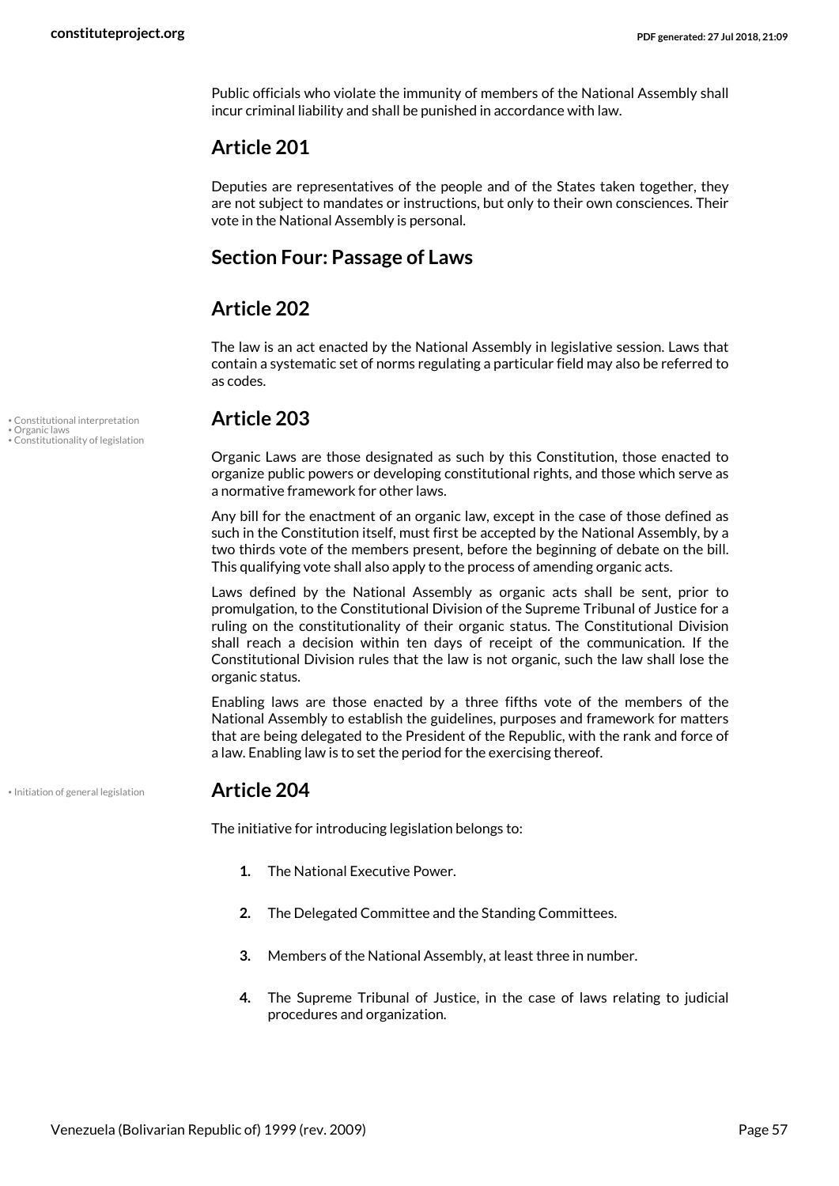Public officials who violate the immunity of members of the National Assembly shall incur criminal liability and shall be punished in accordance with law.

## Article 201

Deputies are representatives of the people and of the States taken together, they are not subject to mandates or instructions, but only to their own consciences. Their vote in the National Assembly is personal.

## Section Four: Passage of Laws

## Article 202

The law is an act enacted by the National Assembly in legislative session. Laws that contain a systematic set of norms regulating a particular field may also be referred to as codes.

• Constitutional interpretation
• Organic laws
• Constitutionality of legislation

## Article 203

Organic Laws are those designated as such by this Constitution, those enacted to organize public powers or developing constitutional rights, and those which serve as a normative framework for other laws.

Any bill for the enactment of an organic law, except in the case of those defined as such in the Constitution itself, must first be accepted by the National Assembly, by a two thirds vote of the members present, before the beginning of debate on the bill. This qualifying vote shall also apply to the process of amending organic acts.

Laws defined by the National Assembly as organic acts shall be sent, prior to promulgation, to the Constitutional Division of the Supreme Tribunal of Justice for a ruling on the constitutionality of their organic status. The Constitutional Division shall reach a decision within ten days of receipt of the communication. If the Constitutional Division rules that the law is not organic, such the law shall lose the organic status.

Enabling laws are those enacted by a three fifths vote of the members of the National Assembly to establish the guidelines, purposes and framework for matters that are being delegated to the President of the Republic, with the rank and force of a law. Enabling law is to set the period for the exercising thereof.

• Initiation of general legislation

## Article 204

The initiative for introducing legislation belongs to:

1. The National Executive Power.
2. The Delegated Committee and the Standing Committees.
3. Members of the National Assembly, at least three in number.
4. The Supreme Tribunal of Justice, in the case of laws relating to judicial procedures and organization.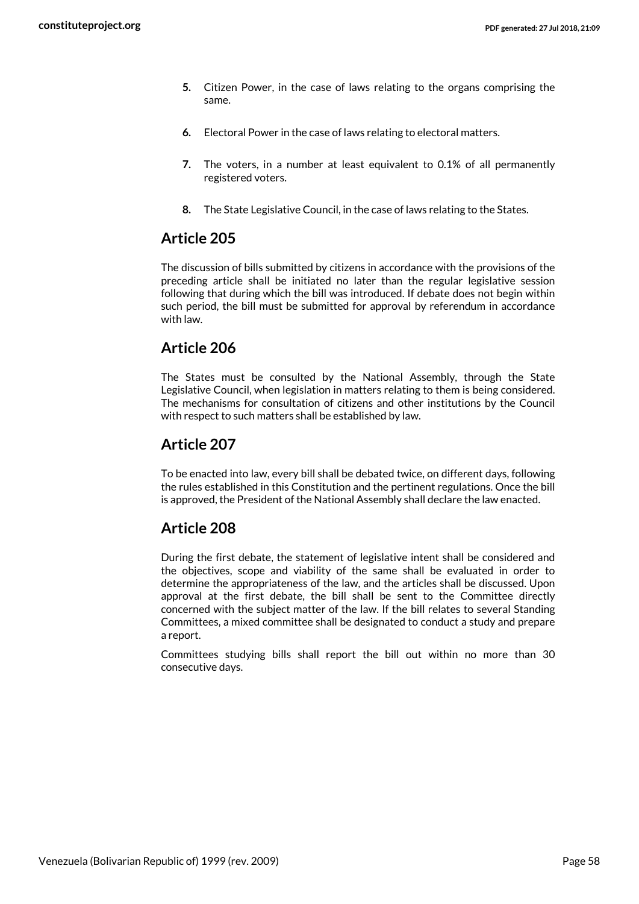5. Citizen Power, in the case of laws relating to the organs comprising the same.

6. Electoral Power in the case of laws relating to electoral matters.

7. The voters, in a number at least equivalent to 0.1% of all permanently registered voters.

8. The State Legislative Council, in the case of laws relating to the States.

## Article 205

The discussion of bills submitted by citizens in accordance with the provisions of the preceding article shall be initiated no later than the regular legislative session following that during which the bill was introduced. If debate does not begin within such period, the bill must be submitted for approval by referendum in accordance with law.

## Article 206

The States must be consulted by the National Assembly, through the State Legislative Council, when legislation in matters relating to them is being considered. The mechanisms for consultation of citizens and other institutions by the Council with respect to such matters shall be established by law.

## Article 207

To be enacted into law, every bill shall be debated twice, on different days, following the rules established in this Constitution and the pertinent regulations. Once the bill is approved, the President of the National Assembly shall declare the law enacted.

## Article 208

During the first debate, the statement of legislative intent shall be considered and the objectives, scope and viability of the same shall be evaluated in order to determine the appropriateness of the law, and the articles shall be discussed. Upon approval at the first debate, the bill shall be sent to the Committee directly concerned with the subject matter of the law. If the bill relates to several Standing Committees, a mixed committee shall be designated to conduct a study and prepare a report.

Committees studying bills shall report the bill out within no more than 30 consecutive days.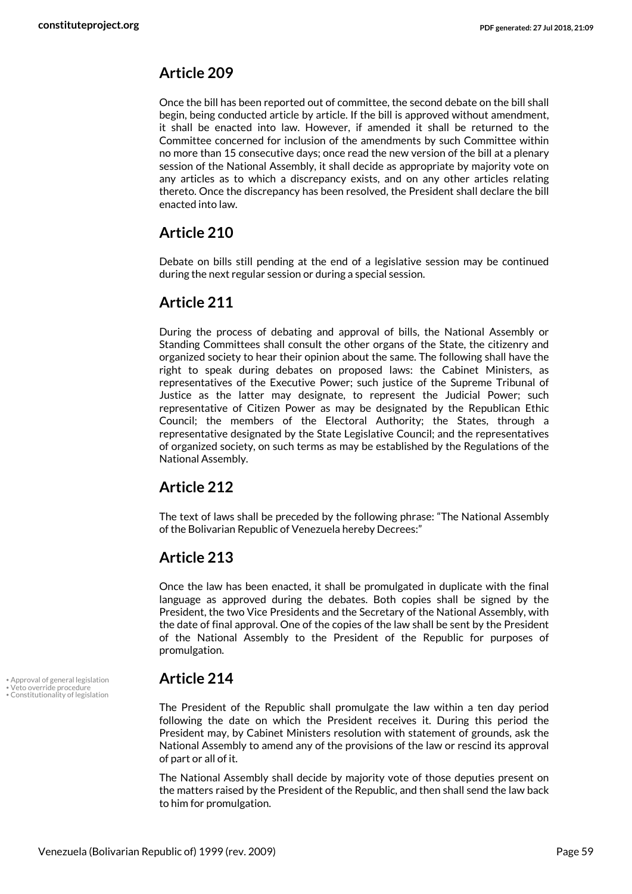## Article 209

Once the bill has been reported out of committee, the second debate on the bill shall begin, being conducted article by article. If the bill is approved without amendment, it shall be enacted into law. However, if amended it shall be returned to the Committee concerned for inclusion of the amendments by such Committee within no more than 15 consecutive days; once read the new version of the bill at a plenary session of the National Assembly, it shall decide as appropriate by majority vote on any articles as to which a discrepancy exists, and on any other articles relating thereto. Once the discrepancy has been resolved, the President shall declare the bill enacted into law.

## Article 210

Debate on bills still pending at the end of a legislative session may be continued during the next regular session or during a special session.

## Article 211

During the process of debating and approval of bills, the National Assembly or Standing Committees shall consult the other organs of the State, the citizenry and organized society to hear their opinion about the same. The following shall have the right to speak during debates on proposed laws: the Cabinet Ministers, as representatives of the Executive Power; such justice of the Supreme Tribunal of Justice as the latter may designate, to represent the Judicial Power; such representative of Citizen Power as may be designated by the Republican Ethic Council; the members of the Electoral Authority; the States, through a representative designated by the State Legislative Council; and the representatives of organized society, on such terms as may be established by the Regulations of the National Assembly.

## Article 212

The text of laws shall be preceded by the following phrase: "The National Assembly of the Bolivarian Republic of Venezuela hereby Decrees:"

## Article 213

Once the law has been enacted, it shall be promulgated in duplicate with the final language as approved during the debates. Both copies shall be signed by the President, the two Vice Presidents and the Secretary of the National Assembly, with the date of final approval. One of the copies of the law shall be sent by the President of the National Assembly to the President of the Republic for purposes of promulgation.

• Approval of general legislation
• Veto override procedure
• Constitutionality of legislation

## Article 214

The President of the Republic shall promulgate the law within a ten day period following the date on which the President receives it. During this period the President may, by Cabinet Ministers resolution with statement of grounds, ask the National Assembly to amend any of the provisions of the law or rescind its approval of part or all of it.

The National Assembly shall decide by majority vote of those deputies present on the matters raised by the President of the Republic, and then shall send the law back to him for promulgation.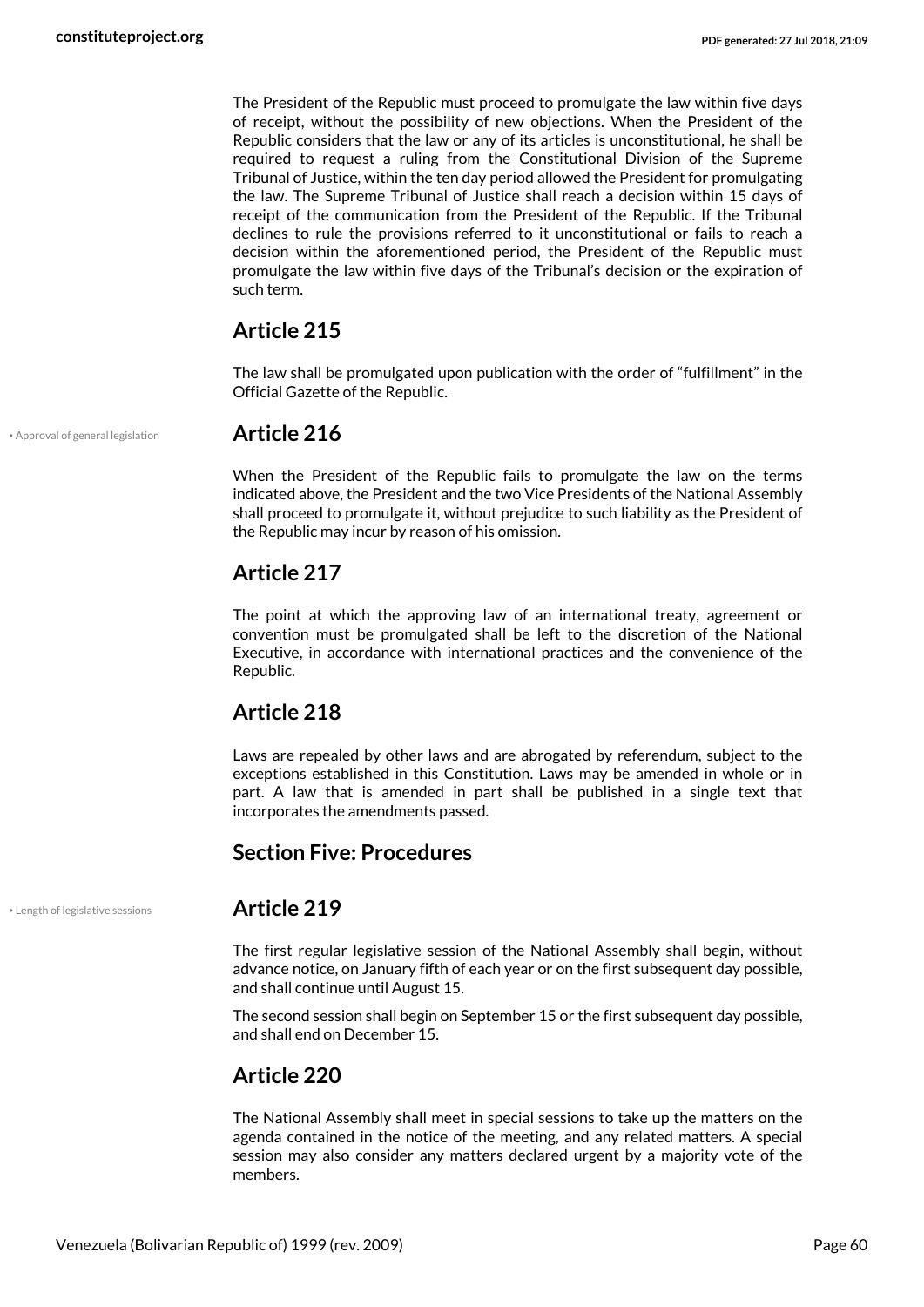The President of the Republic must proceed to promulgate the law within five days of receipt, without the possibility of new objections. When the President of the Republic considers that the law or any of its articles is unconstitutional, he shall be required to request a ruling from the Constitutional Division of the Supreme Tribunal of Justice, within the ten day period allowed the President for promulgating the law. The Supreme Tribunal of Justice shall reach a decision within 15 days of receipt of the communication from the President of the Republic. If the Tribunal declines to rule the provisions referred to it unconstitutional or fails to reach a decision within the aforementioned period, the President of the Republic must promulgate the law within five days of the Tribunal's decision or the expiration of such term.

## Article 215

The law shall be promulgated upon publication with the order of "fulfillment" in the Official Gazette of the Republic.

• Approval of general legislation

## Article 216

When the President of the Republic fails to promulgate the law on the terms indicated above, the President and the two Vice Presidents of the National Assembly shall proceed to promulgate it, without prejudice to such liability as the President of the Republic may incur by reason of his omission.

## Article 217

The point at which the approving law of an international treaty, agreement or convention must be promulgated shall be left to the discretion of the National Executive, in accordance with international practices and the convenience of the Republic.

## Article 218

Laws are repealed by other laws and are abrogated by referendum, subject to the exceptions established in this Constitution. Laws may be amended in whole or in part. A law that is amended in part shall be published in a single text that incorporates the amendments passed.

## Section Five: Procedures

• Length of legislative sessions

## Article 219

The first regular legislative session of the National Assembly shall begin, without advance notice, on January fifth of each year or on the first subsequent day possible, and shall continue until August 15.

The second session shall begin on September 15 or the first subsequent day possible, and shall end on December 15.

## Article 220

The National Assembly shall meet in special sessions to take up the matters on the agenda contained in the notice of the meeting, and any related matters. A special session may also consider any matters declared urgent by a majority vote of the members.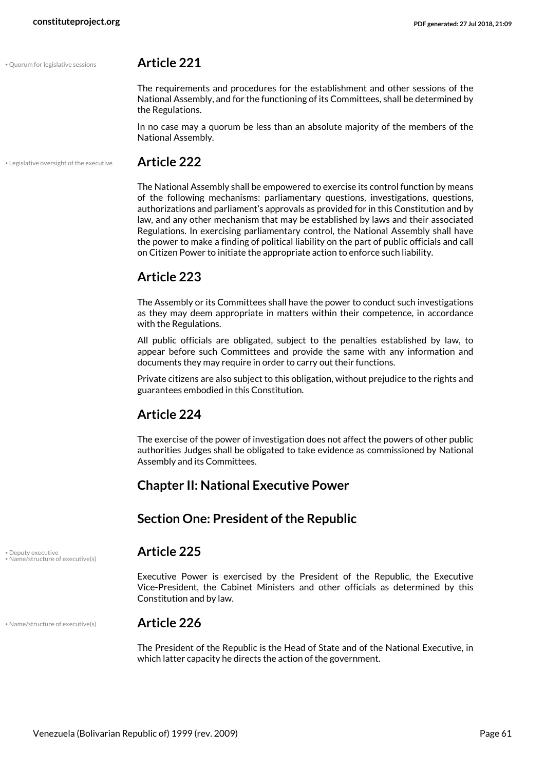• Quorum for legislative sessions

## Article 221

The requirements and procedures for the establishment and other sessions of the National Assembly, and for the functioning of its Committees, shall be determined by the Regulations.

In no case may a quorum be less than an absolute majority of the members of the National Assembly.

• Legislative oversight of the executive

## Article 222

The National Assembly shall be empowered to exercise its control function by means of the following mechanisms: parliamentary questions, investigations, questions, authorizations and parliament's approvals as provided for in this Constitution and by law, and any other mechanism that may be established by laws and their associated Regulations. In exercising parliamentary control, the National Assembly shall have the power to make a finding of political liability on the part of public officials and call on Citizen Power to initiate the appropriate action to enforce such liability.

## Article 223

The Assembly or its Committees shall have the power to conduct such investigations as they may deem appropriate in matters within their competence, in accordance with the Regulations.

All public officials are obligated, subject to the penalties established by law, to appear before such Committees and provide the same with any information and documents they may require in order to carry out their functions.

Private citizens are also subject to this obligation, without prejudice to the rights and guarantees embodied in this Constitution.

## Article 224

The exercise of the power of investigation does not affect the powers of other public authorities Judges shall be obligated to take evidence as commissioned by National Assembly and its Committees.

## Chapter II: National Executive Power

## Section One: President of the Republic

• Deputy executive
• Name/structure of executive(s)

## Article 225

Executive Power is exercised by the President of the Republic, the Executive Vice-President, the Cabinet Ministers and other officials as determined by this Constitution and by law.

• Name/structure of executive(s)

## Article 226

The President of the Republic is the Head of State and of the National Executive, in which latter capacity he directs the action of the government.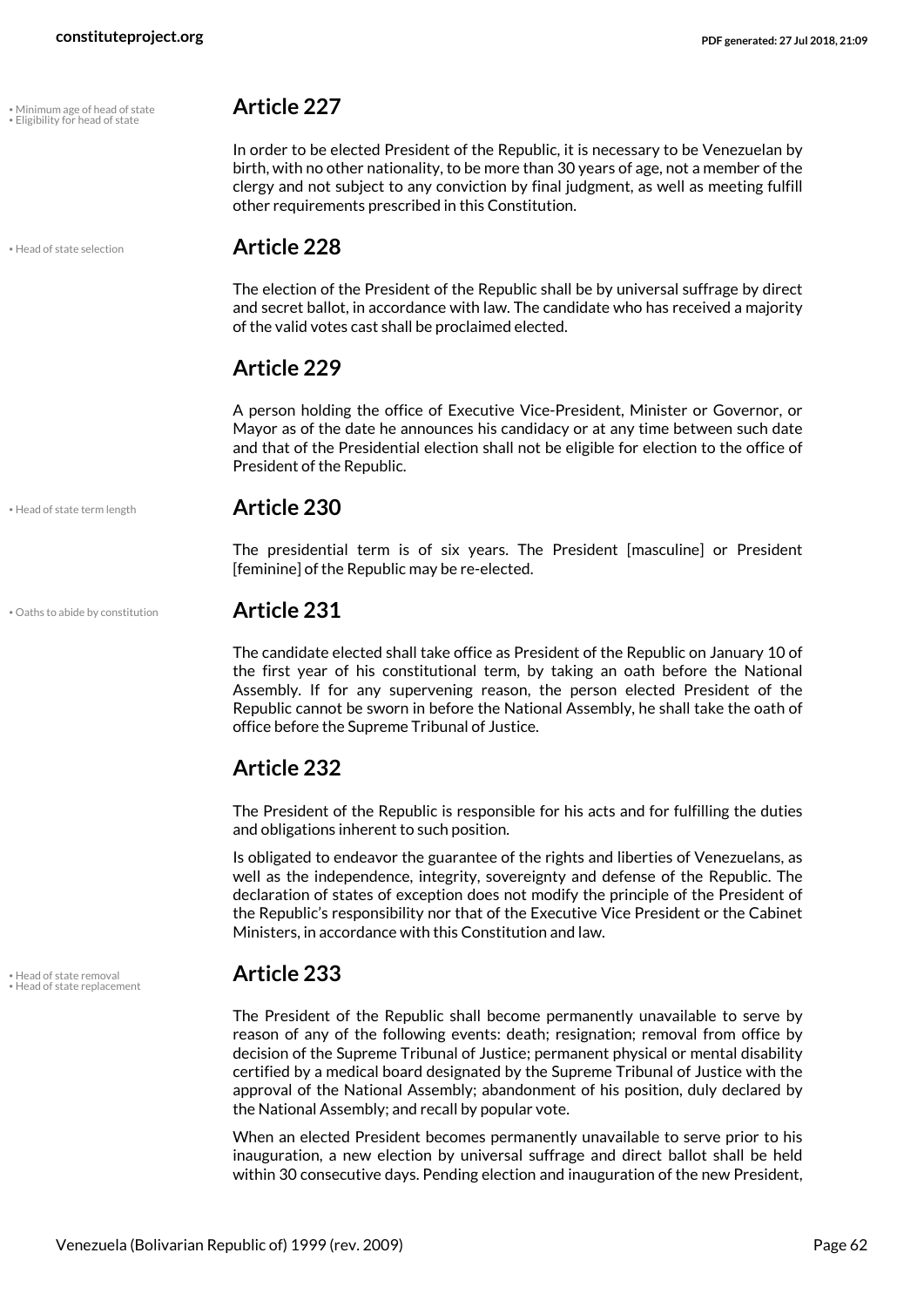• Minimum age of head of state
• Eligibility for head of state

## Article 227

In order to be elected President of the Republic, it is necessary to be Venezuelan by birth, with no other nationality, to be more than 30 years of age, not a member of the clergy and not subject to any conviction by final judgment, as well as meeting fulfill other requirements prescribed in this Constitution.

• Head of state selection

## Article 228

The election of the President of the Republic shall be by universal suffrage by direct and secret ballot, in accordance with law. The candidate who has received a majority of the valid votes cast shall be proclaimed elected.

## Article 229

A person holding the office of Executive Vice-President, Minister or Governor, or Mayor as of the date he announces his candidacy or at any time between such date and that of the Presidential election shall not be eligible for election to the office of President of the Republic.

• Head of state term length

## Article 230

The presidential term is of six years. The President [masculine] or President [feminine] of the Republic may be re-elected.

• Oaths to abide by constitution

## Article 231

The candidate elected shall take office as President of the Republic on January 10 of the first year of his constitutional term, by taking an oath before the National Assembly. If for any supervening reason, the person elected President of the Republic cannot be sworn in before the National Assembly, he shall take the oath of office before the Supreme Tribunal of Justice.

## Article 232

The President of the Republic is responsible for his acts and for fulfilling the duties and obligations inherent to such position.

Is obligated to endeavor the guarantee of the rights and liberties of Venezuelans, as well as the independence, integrity, sovereignty and defense of the Republic. The declaration of states of exception does not modify the principle of the President of the Republic's responsibility nor that of the Executive Vice President or the Cabinet Ministers, in accordance with this Constitution and law.

• Head of state removal
• Head of state replacement

## Article 233

The President of the Republic shall become permanently unavailable to serve by reason of any of the following events: death; resignation; removal from office by decision of the Supreme Tribunal of Justice; permanent physical or mental disability certified by a medical board designated by the Supreme Tribunal of Justice with the approval of the National Assembly; abandonment of his position, duly declared by the National Assembly; and recall by popular vote.

When an elected President becomes permanently unavailable to serve prior to his inauguration, a new election by universal suffrage and direct ballot shall be held within 30 consecutive days. Pending election and inauguration of the new President,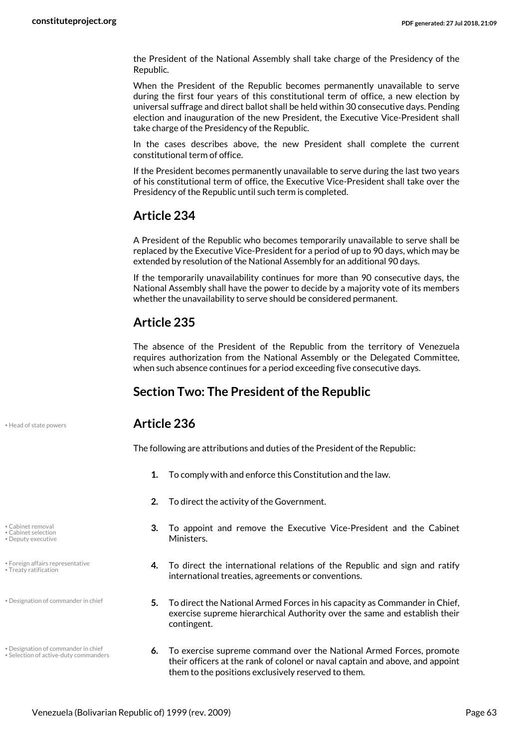the President of the National Assembly shall take charge of the Presidency of the Republic.

When the President of the Republic becomes permanently unavailable to serve during the first four years of this constitutional term of office, a new election by universal suffrage and direct ballot shall be held within 30 consecutive days. Pending election and inauguration of the new President, the Executive Vice-President shall take charge of the Presidency of the Republic.

In the cases describes above, the new President shall complete the current constitutional term of office.

If the President becomes permanently unavailable to serve during the last two years of his constitutional term of office, the Executive Vice-President shall take over the Presidency of the Republic until such term is completed.

## Article 234

A President of the Republic who becomes temporarily unavailable to serve shall be replaced by the Executive Vice-President for a period of up to 90 days, which may be extended by resolution of the National Assembly for an additional 90 days.

If the temporarily unavailability continues for more than 90 consecutive days, the National Assembly shall have the power to decide by a majority vote of its members whether the unavailability to serve should be considered permanent.

## Article 235

The absence of the President of the Republic from the territory of Venezuela requires authorization from the National Assembly or the Delegated Committee, when such absence continues for a period exceeding five consecutive days.

## Section Two: The President of the Republic

• Head of state powers

## Article 236

The following are attributions and duties of the President of the Republic:

1. To comply with and enforce this Constitution and the law.
2. To direct the activity of the Government.
3. To appoint and remove the Executive Vice-President and the Cabinet Ministers.
4. To direct the international relations of the Republic and sign and ratify international treaties, agreements or conventions.
5. To direct the National Armed Forces in his capacity as Commander in Chief, exercise supreme hierarchical Authority over the same and establish their contingent.
6. To exercise supreme command over the National Armed Forces, promote their officers at the rank of colonel or naval captain and above, and appoint them to the positions exclusively reserved to them.

• Cabinet removal
• Cabinet selection
• Deputy executive
• Foreign affairs representative
• Treaty ratification
• Designation of commander in chief
• Designation of commander in chief
• Selection of active-duty commanders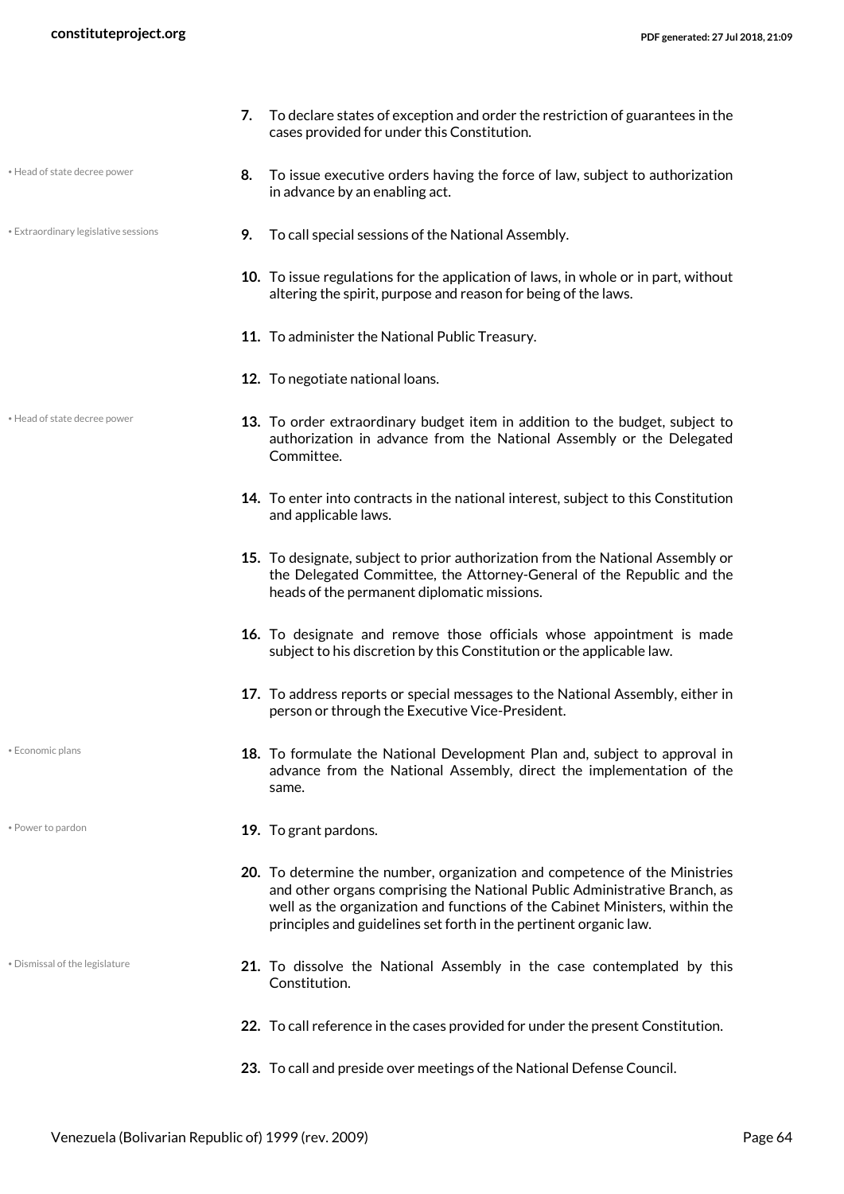7. To declare states of exception and order the restriction of guarantees in the cases provided for under this Constitution.

• Head of state decree power

8. To issue executive orders having the force of law, subject to authorization in advance by an enabling act.

• Extraordinary legislative sessions

9. To call special sessions of the National Assembly.

10. To issue regulations for the application of laws, in whole or in part, without altering the spirit, purpose and reason for being of the laws.

11. To administer the National Public Treasury.

12. To negotiate national loans.

• Head of state decree power

13. To order extraordinary budget item in addition to the budget, subject to authorization in advance from the National Assembly or the Delegated Committee.

14. To enter into contracts in the national interest, subject to this Constitution and applicable laws.

15. To designate, subject to prior authorization from the National Assembly or the Delegated Committee, the Attorney-General of the Republic and the heads of the permanent diplomatic missions.

16. To designate and remove those officials whose appointment is made subject to his discretion by this Constitution or the applicable law.

17. To address reports or special messages to the National Assembly, either in person or through the Executive Vice-President.

• Economic plans

18. To formulate the National Development Plan and, subject to approval in advance from the National Assembly, direct the implementation of the same.

• Power to pardon

19. To grant pardons.

20. To determine the number, organization and competence of the Ministries and other organs comprising the National Public Administrative Branch, as well as the organization and functions of the Cabinet Ministers, within the principles and guidelines set forth in the pertinent organic law.

• Dismissal of the legislature

21. To dissolve the National Assembly in the case contemplated by this Constitution.

22. To call reference in the cases provided for under the present Constitution.

23. To call and preside over meetings of the National Defense Council.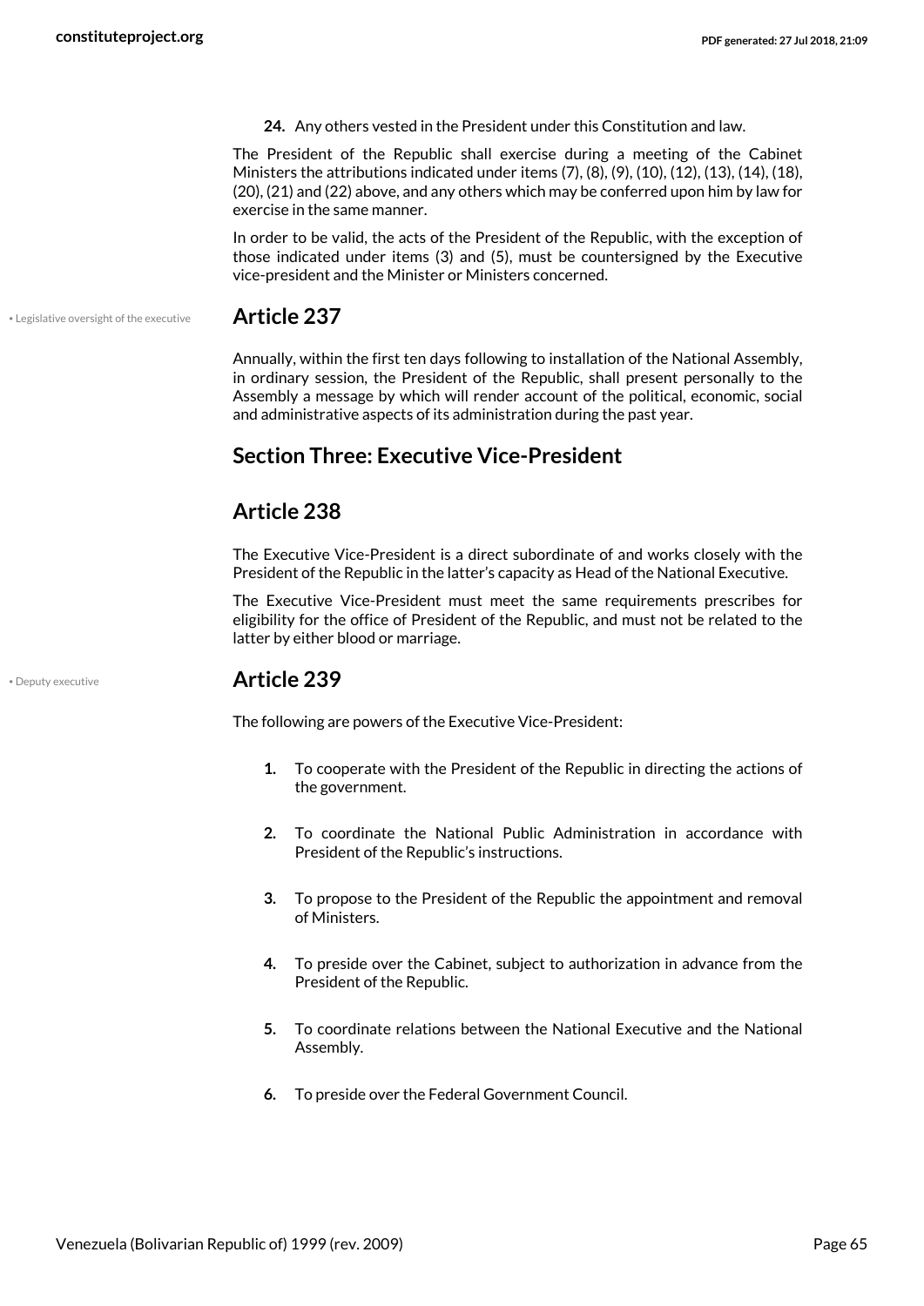24. Any others vested in the President under this Constitution and law.

The President of the Republic shall exercise during a meeting of the Cabinet Ministers the attributions indicated under items (7), (8), (9), (10), (12), (13), (14), (18), (20), (21) and (22) above, and any others which may be conferred upon him by law for exercise in the same manner.

In order to be valid, the acts of the President of the Republic, with the exception of those indicated under items (3) and (5), must be countersigned by the Executive vice-president and the Minister or Ministers concerned.

• Legislative oversight of the executive

## Article 237

Annually, within the first ten days following to installation of the National Assembly, in ordinary session, the President of the Republic, shall present personally to the Assembly a message by which will render account of the political, economic, social and administrative aspects of its administration during the past year.

## Section Three: Executive Vice-President

## Article 238

The Executive Vice-President is a direct subordinate of and works closely with the President of the Republic in the latter's capacity as Head of the National Executive.

The Executive Vice-President must meet the same requirements prescribes for eligibility for the office of President of the Republic, and must not be related to the latter by either blood or marriage.

• Deputy executive

## Article 239

The following are powers of the Executive Vice-President:

1. To cooperate with the President of the Republic in directing the actions of the government.
2. To coordinate the National Public Administration in accordance with President of the Republic's instructions.
3. To propose to the President of the Republic the appointment and removal of Ministers.
4. To preside over the Cabinet, subject to authorization in advance from the President of the Republic.
5. To coordinate relations between the National Executive and the National Assembly.
6. To preside over the Federal Government Council.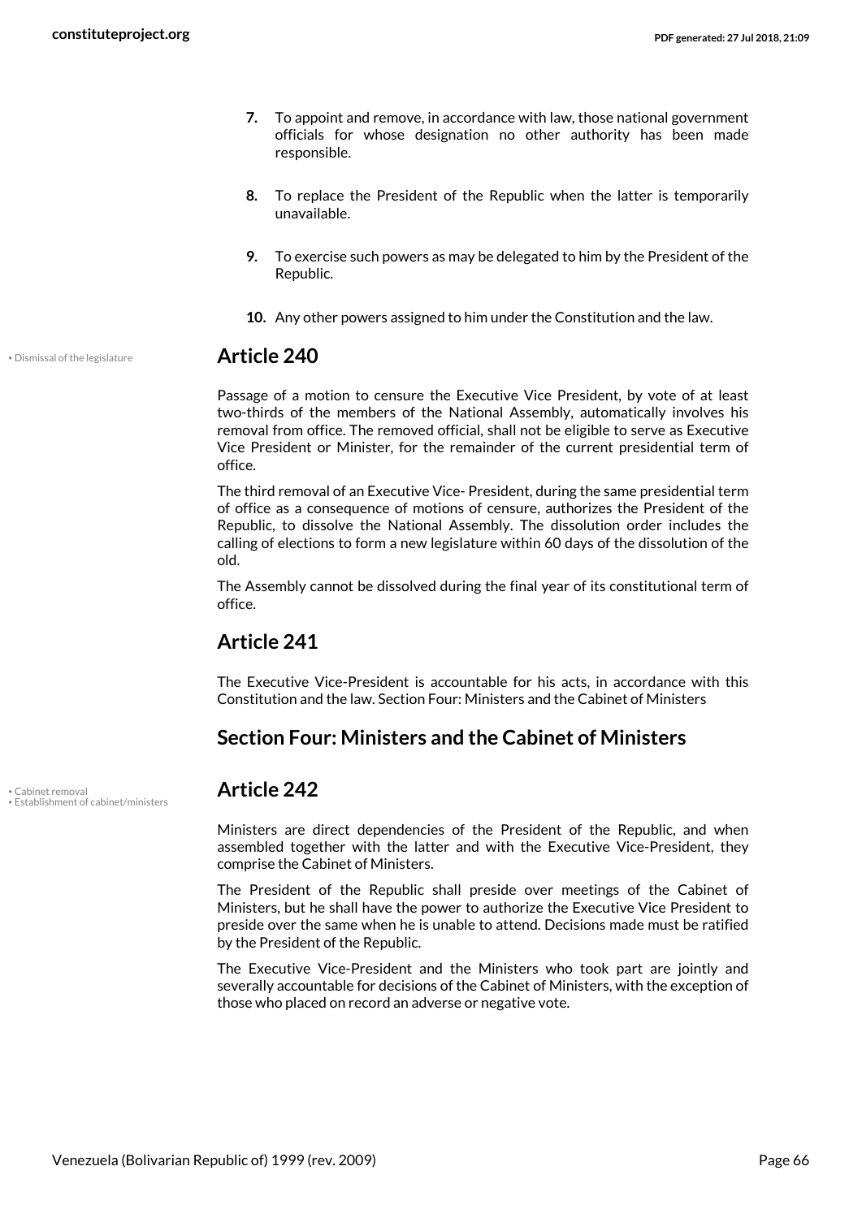7. To appoint and remove, in accordance with law, those national government officials for whose designation no other authority has been made responsible.

8. To replace the President of the Republic when the latter is temporarily unavailable.

9. To exercise such powers as may be delegated to him by the President of the Republic.

10. Any other powers assigned to him under the Constitution and the law.

• Dismissal of the legislature

## Article 240

Passage of a motion to censure the Executive Vice President, by vote of at least two-thirds of the members of the National Assembly, automatically involves his removal from office. The removed official, shall not be eligible to serve as Executive Vice President or Minister, for the remainder of the current presidential term of office.

The third removal of an Executive Vice- President, during the same presidential term of office as a consequence of motions of censure, authorizes the President of the Republic, to dissolve the National Assembly. The dissolution order includes the calling of elections to form a new legislature within 60 days of the dissolution of the old.

The Assembly cannot be dissolved during the final year of its constitutional term of office.

## Article 241

The Executive Vice-President is accountable for his acts, in accordance with this Constitution and the law. Section Four: Ministers and the Cabinet of Ministers

## Section Four: Ministers and the Cabinet of Ministers

• Cabinet removal
• Establishment of cabinet/ministers

## Article 242

Ministers are direct dependencies of the President of the Republic, and when assembled together with the latter and with the Executive Vice-President, they comprise the Cabinet of Ministers.

The President of the Republic shall preside over meetings of the Cabinet of Ministers, but he shall have the power to authorize the Executive Vice President to preside over the same when he is unable to attend. Decisions made must be ratified by the President of the Republic.

The Executive Vice-President and the Ministers who took part are jointly and severally accountable for decisions of the Cabinet of Ministers, with the exception of those who placed on record an adverse or negative vote.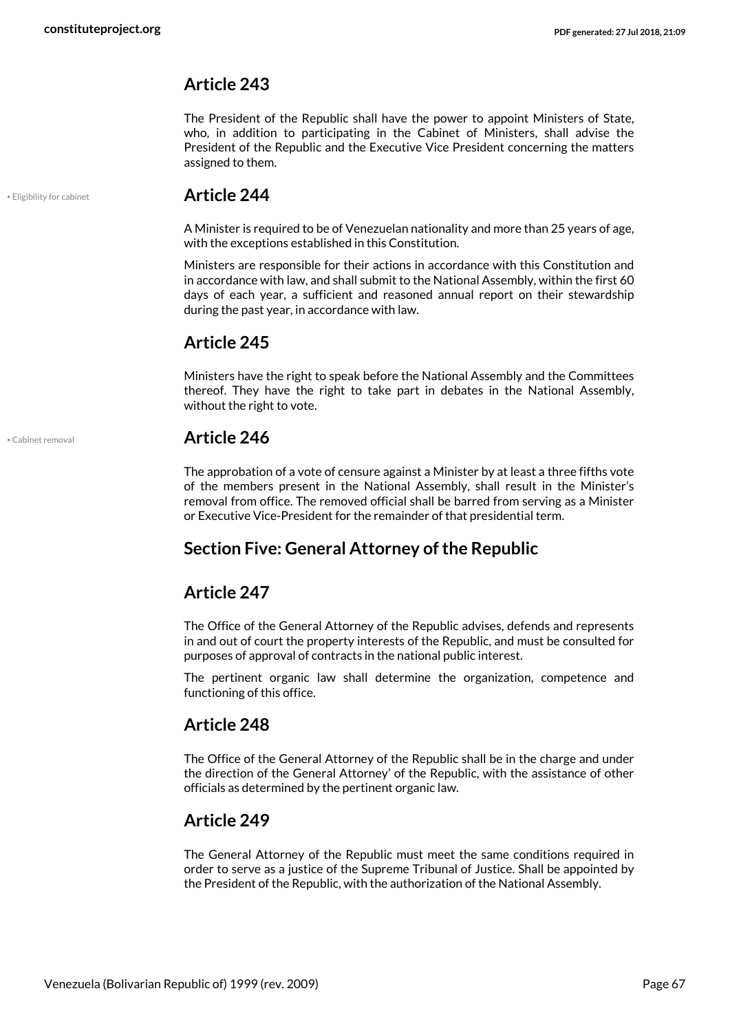## Article 243

The President of the Republic shall have the power to appoint Ministers of State, who, in addition to participating in the Cabinet of Ministers, shall advise the President of the Republic and the Executive Vice President concerning the matters assigned to them.

• Eligibility for cabinet

## Article 244

A Minister is required to be of Venezuelan nationality and more than 25 years of age, with the exceptions established in this Constitution.

Ministers are responsible for their actions in accordance with this Constitution and in accordance with law, and shall submit to the National Assembly, within the first 60 days of each year, a sufficient and reasoned annual report on their stewardship during the past year, in accordance with law.

## Article 245

Ministers have the right to speak before the National Assembly and the Committees thereof. They have the right to take part in debates in the National Assembly, without the right to vote.

• Cabinet removal

## Article 246

The approbation of a vote of censure against a Minister by at least a three fifths vote of the members present in the National Assembly, shall result in the Minister's removal from office. The removed official shall be barred from serving as a Minister or Executive Vice-President for the remainder of that presidential term.

## Section Five: General Attorney of the Republic

## Article 247

The Office of the General Attorney of the Republic advises, defends and represents in and out of court the property interests of the Republic, and must be consulted for purposes of approval of contracts in the national public interest.

The pertinent organic law shall determine the organization, competence and functioning of this office.

## Article 248

The Office of the General Attorney of the Republic shall be in the charge and under the direction of the General Attorney' of the Republic, with the assistance of other officials as determined by the pertinent organic law.

## Article 249

The General Attorney of the Republic must meet the same conditions required in order to serve as a justice of the Supreme Tribunal of Justice. Shall be appointed by the President of the Republic, with the authorization of the National Assembly.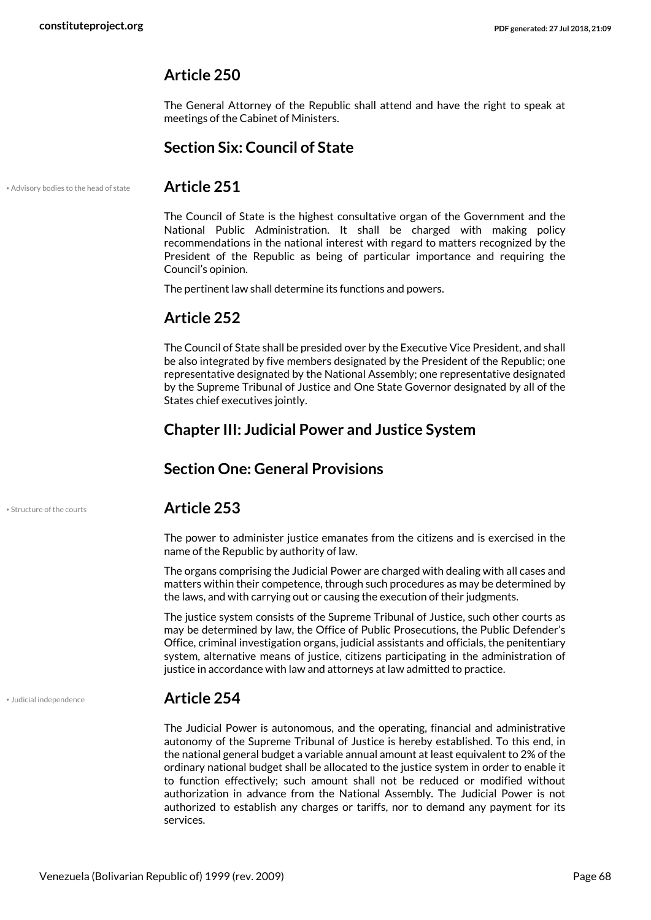## Article 250

The General Attorney of the Republic shall attend and have the right to speak at meetings of the Cabinet of Ministers.

### Section Six: Council of State

• Advisory bodies to the head of state

## Article 251

The Council of State is the highest consultative organ of the Government and the National Public Administration. It shall be charged with making policy recommendations in the national interest with regard to matters recognized by the President of the Republic as being of particular importance and requiring the Council's opinion.

The pertinent law shall determine its functions and powers.

## Article 252

The Council of State shall be presided over by the Executive Vice President, and shall be also integrated by five members designated by the President of the Republic; one representative designated by the National Assembly; one representative designated by the Supreme Tribunal of Justice and One State Governor designated by all of the States chief executives jointly.

### Chapter III: Judicial Power and Justice System

### Section One: General Provisions

• Structure of the courts

## Article 253

The power to administer justice emanates from the citizens and is exercised in the name of the Republic by authority of law.

The organs comprising the Judicial Power are charged with dealing with all cases and matters within their competence, through such procedures as may be determined by the laws, and with carrying out or causing the execution of their judgments.

The justice system consists of the Supreme Tribunal of Justice, such other courts as may be determined by law, the Office of Public Prosecutions, the Public Defender's Office, criminal investigation organs, judicial assistants and officials, the penitentiary system, alternative means of justice, citizens participating in the administration of justice in accordance with law and attorneys at law admitted to practice.

• Judicial independence

## Article 254

The Judicial Power is autonomous, and the operating, financial and administrative autonomy of the Supreme Tribunal of Justice is hereby established. To this end, in the national general budget a variable annual amount at least equivalent to 2% of the ordinary national budget shall be allocated to the justice system in order to enable it to function effectively; such amount shall not be reduced or modified without authorization in advance from the National Assembly. The Judicial Power is not authorized to establish any charges or tariffs, nor to demand any payment for its services.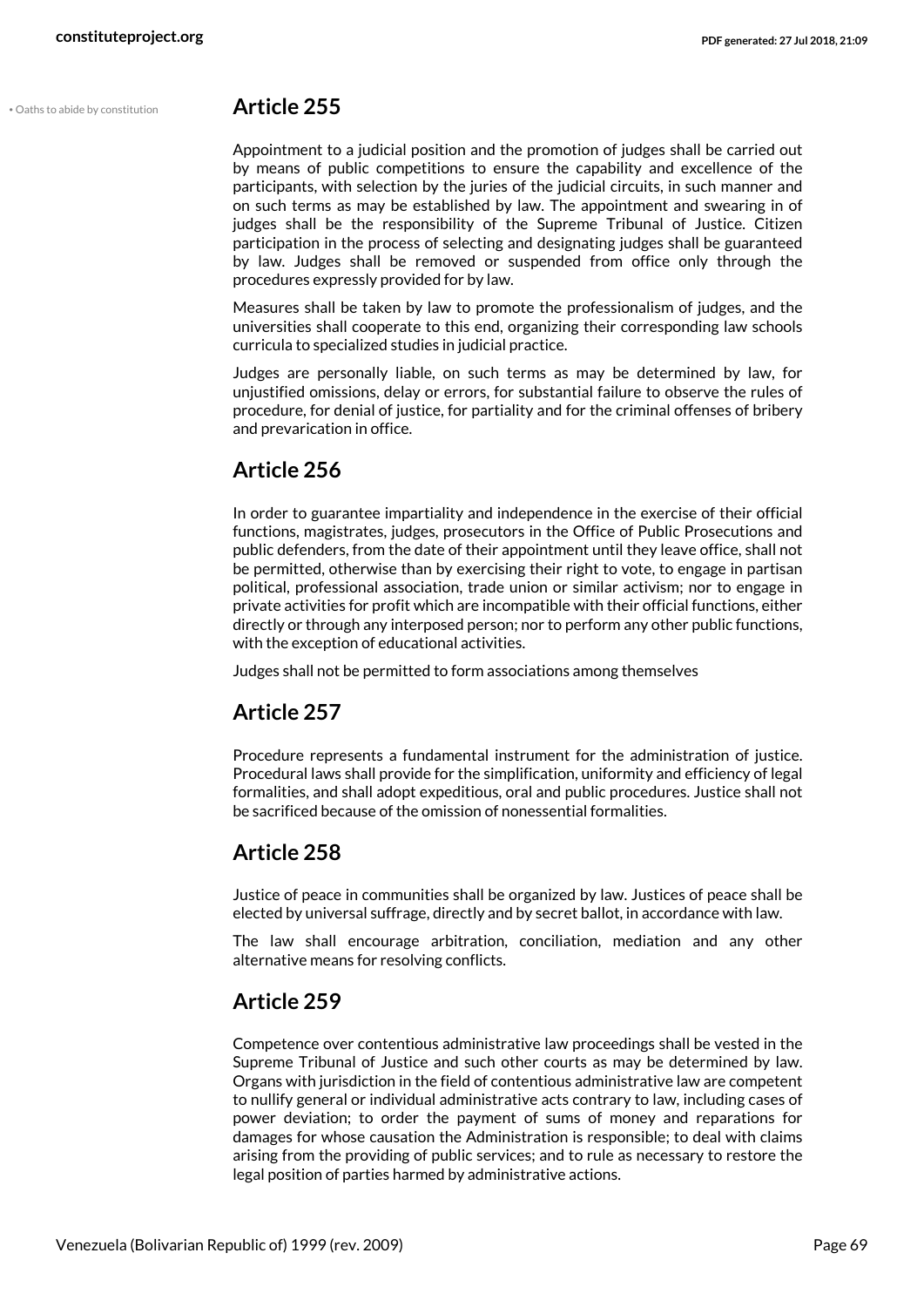• Oaths to abide by constitution

## Article 255

Appointment to a judicial position and the promotion of judges shall be carried out by means of public competitions to ensure the capability and excellence of the participants, with selection by the juries of the judicial circuits, in such manner and on such terms as may be established by law. The appointment and swearing in of judges shall be the responsibility of the Supreme Tribunal of Justice. Citizen participation in the process of selecting and designating judges shall be guaranteed by law. Judges shall be removed or suspended from office only through the procedures expressly provided for by law.

Measures shall be taken by law to promote the professionalism of judges, and the universities shall cooperate to this end, organizing their corresponding law schools curricula to specialized studies in judicial practice.

Judges are personally liable, on such terms as may be determined by law, for unjustified omissions, delay or errors, for substantial failure to observe the rules of procedure, for denial of justice, for partiality and for the criminal offenses of bribery and prevarication in office.

## Article 256

In order to guarantee impartiality and independence in the exercise of their official functions, magistrates, judges, prosecutors in the Office of Public Prosecutions and public defenders, from the date of their appointment until they leave office, shall not be permitted, otherwise than by exercising their right to vote, to engage in partisan political, professional association, trade union or similar activism; nor to engage in private activities for profit which are incompatible with their official functions, either directly or through any interposed person; nor to perform any other public functions, with the exception of educational activities.

Judges shall not be permitted to form associations among themselves

## Article 257

Procedure represents a fundamental instrument for the administration of justice. Procedural laws shall provide for the simplification, uniformity and efficiency of legal formalities, and shall adopt expeditious, oral and public procedures. Justice shall not be sacrificed because of the omission of nonessential formalities.

## Article 258

Justice of peace in communities shall be organized by law. Justices of peace shall be elected by universal suffrage, directly and by secret ballot, in accordance with law.

The law shall encourage arbitration, conciliation, mediation and any other alternative means for resolving conflicts.

## Article 259

Competence over contentious administrative law proceedings shall be vested in the Supreme Tribunal of Justice and such other courts as may be determined by law. Organs with jurisdiction in the field of contentious administrative law are competent to nullify general or individual administrative acts contrary to law, including cases of power deviation; to order the payment of sums of money and reparations for damages for whose causation the Administration is responsible; to deal with claims arising from the providing of public services; and to rule as necessary to restore the legal position of parties harmed by administrative actions.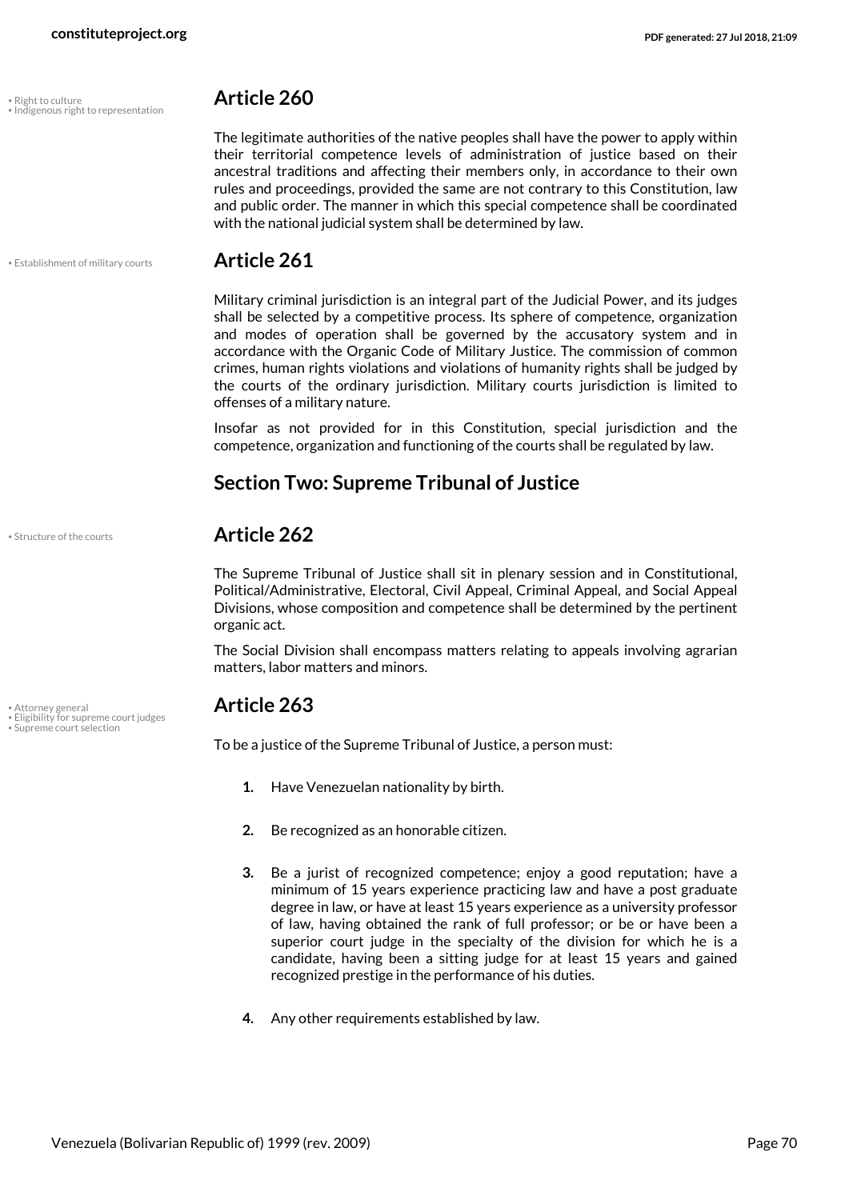## Article 260

The legitimate authorities of the native peoples shall have the power to apply within their territorial competence levels of administration of justice based on their ancestral traditions and affecting their members only, in accordance to their own rules and proceedings, provided the same are not contrary to this Constitution, law and public order. The manner in which this special competence shall be coordinated with the national judicial system shall be determined by law.

## Article 261

Military criminal jurisdiction is an integral part of the Judicial Power, and its judges shall be selected by a competitive process. Its sphere of competence, organization and modes of operation shall be governed by the accusatory system and in accordance with the Organic Code of Military Justice. The commission of common crimes, human rights violations and violations of humanity rights shall be judged by the courts of the ordinary jurisdiction. Military courts jurisdiction is limited to offenses of a military nature.

Insofar as not provided for in this Constitution, special jurisdiction and the competence, organization and functioning of the courts shall be regulated by law.

# Section Two: Supreme Tribunal of Justice

## Article 262

The Supreme Tribunal of Justice shall sit in plenary session and in Constitutional, Political/Administrative, Electoral, Civil Appeal, Criminal Appeal, and Social Appeal Divisions, whose composition and competence shall be determined by the pertinent organic act.

The Social Division shall encompass matters relating to appeals involving agrarian matters, labor matters and minors.

## Article 263

To be a justice of the Supreme Tribunal of Justice, a person must:

1. Have Venezuelan nationality by birth.
2. Be recognized as an honorable citizen.
3. Be a jurist of recognized competence; enjoy a good reputation; have a minimum of 15 years experience practicing law and have a post graduate degree in law, or have at least 15 years experience as a university professor of law, having obtained the rank of full professor; or be or have been a superior court judge in the specialty of the division for which he is a candidate, having been a sitting judge for at least 15 years and gained recognized prestige in the performance of his duties.
4. Any other requirements established by law.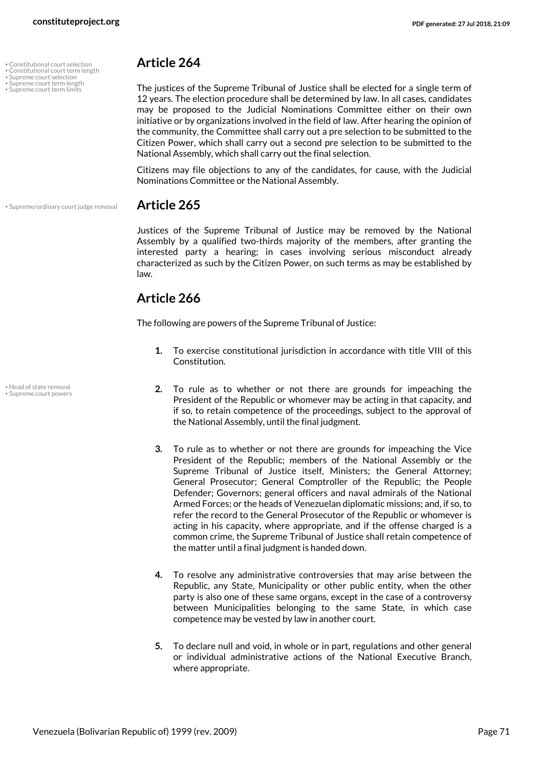## Article 264

The justices of the Supreme Tribunal of Justice shall be elected for a single term of 12 years. The election procedure shall be determined by law. In all cases, candidates may be proposed to the Judicial Nominations Committee either on their own initiative or by organizations involved in the field of law. After hearing the opinion of the community, the Committee shall carry out a pre selection to be submitted to the Citizen Power, which shall carry out a second pre selection to be submitted to the National Assembly, which shall carry out the final selection.

Citizens may file objections to any of the candidates, for cause, with the Judicial Nominations Committee or the National Assembly.

## Article 265

Justices of the Supreme Tribunal of Justice may be removed by the National Assembly by a qualified two-thirds majority of the members, after granting the interested party a hearing; in cases involving serious misconduct already characterized as such by the Citizen Power, on such terms as may be established by law.

## Article 266

The following are powers of the Supreme Tribunal of Justice:

1. To exercise constitutional jurisdiction in accordance with title VIII of this Constitution.
2. To rule as to whether or not there are grounds for impeaching the President of the Republic or whomever may be acting in that capacity, and if so, to retain competence of the proceedings, subject to the approval of the National Assembly, until the final judgment.
3. To rule as to whether or not there are grounds for impeaching the Vice President of the Republic; members of the National Assembly or the Supreme Tribunal of Justice itself, Ministers; the General Attorney; General Prosecutor; General Comptroller of the Republic; the People Defender; Governors; general officers and naval admirals of the National Armed Forces; or the heads of Venezuelan diplomatic missions; and, if so, to refer the record to the General Prosecutor of the Republic or whomever is acting in his capacity, where appropriate, and if the offense charged is a common crime, the Supreme Tribunal of Justice shall retain competence of the matter until a final judgment is handed down.
4. To resolve any administrative controversies that may arise between the Republic, any State, Municipality or other public entity, when the other party is also one of these same organs, except in the case of a controversy between Municipalities belonging to the same State, in which case competence may be vested by law in another court.
5. To declare null and void, in whole or in part, regulations and other general or individual administrative actions of the National Executive Branch, where appropriate.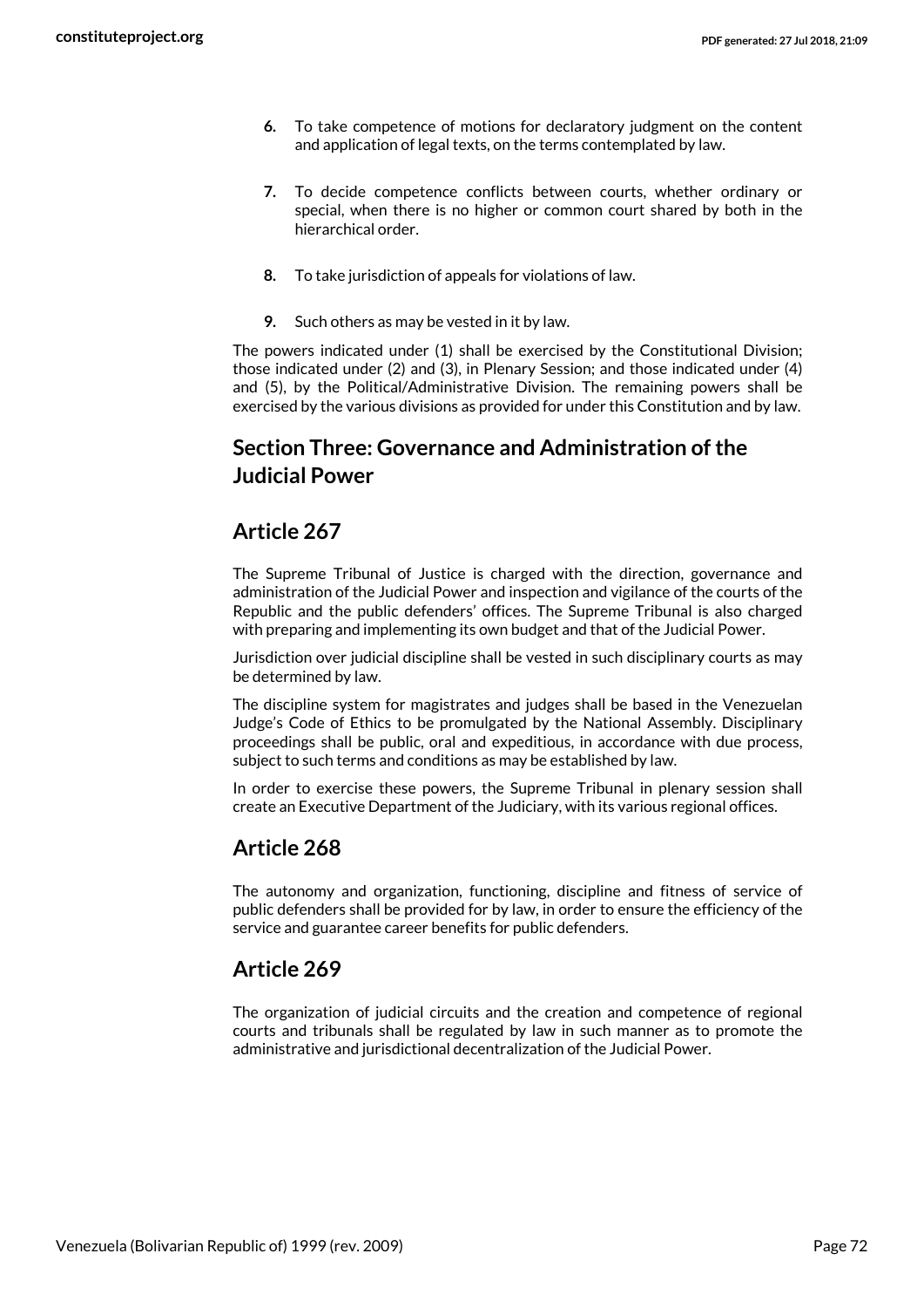6. To take competence of motions for declaratory judgment on the content and application of legal texts, on the terms contemplated by law.

7. To decide competence conflicts between courts, whether ordinary or special, when there is no higher or common court shared by both in the hierarchical order.

8. To take jurisdiction of appeals for violations of law.

9. Such others as may be vested in it by law.

The powers indicated under (1) shall be exercised by the Constitutional Division; those indicated under (2) and (3), in Plenary Session; and those indicated under (4) and (5), by the Political/Administrative Division. The remaining powers shall be exercised by the various divisions as provided for under this Constitution and by law.

## Section Three: Governance and Administration of the Judicial Power

## Article 267

The Supreme Tribunal of Justice is charged with the direction, governance and administration of the Judicial Power and inspection and vigilance of the courts of the Republic and the public defenders' offices. The Supreme Tribunal is also charged with preparing and implementing its own budget and that of the Judicial Power.

Jurisdiction over judicial discipline shall be vested in such disciplinary courts as may be determined by law.

The discipline system for magistrates and judges shall be based in the Venezuelan Judge's Code of Ethics to be promulgated by the National Assembly. Disciplinary proceedings shall be public, oral and expeditious, in accordance with due process, subject to such terms and conditions as may be established by law.

In order to exercise these powers, the Supreme Tribunal in plenary session shall create an Executive Department of the Judiciary, with its various regional offices.

## Article 268

The autonomy and organization, functioning, discipline and fitness of service of public defenders shall be provided for by law, in order to ensure the efficiency of the service and guarantee career benefits for public defenders.

## Article 269

The organization of judicial circuits and the creation and competence of regional courts and tribunals shall be regulated by law in such manner as to promote the administrative and jurisdictional decentralization of the Judicial Power.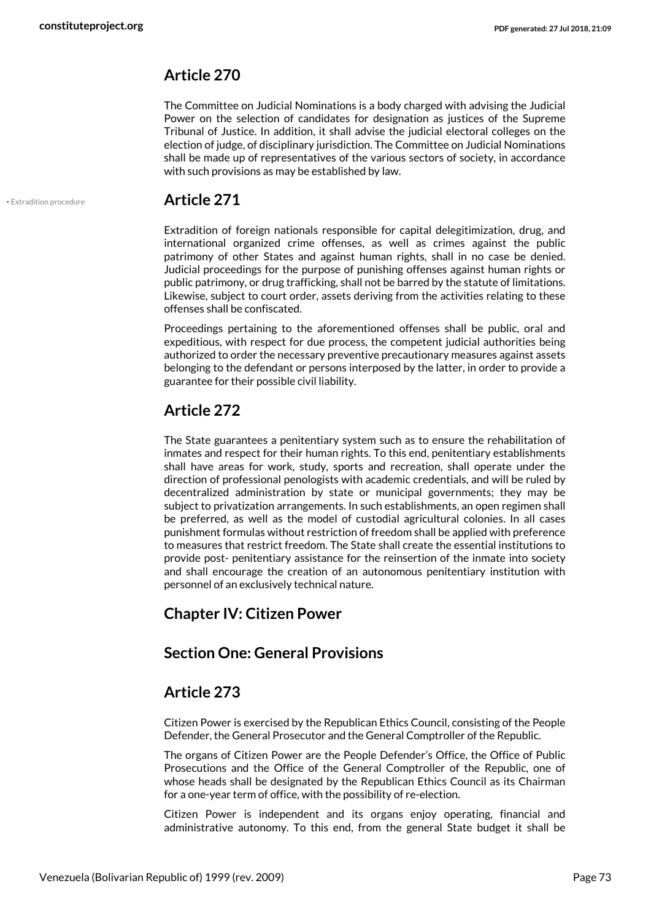## Article 270

The Committee on Judicial Nominations is a body charged with advising the Judicial Power on the selection of candidates for designation as justices of the Supreme Tribunal of Justice. In addition, it shall advise the judicial electoral colleges on the election of judge, of disciplinary jurisdiction. The Committee on Judicial Nominations shall be made up of representatives of the various sectors of society, in accordance with such provisions as may be established by law.

• Extradition procedure

## Article 271

Extradition of foreign nationals responsible for capital delegitimization, drug, and international organized crime offenses, as well as crimes against the public patrimony of other States and against human rights, shall in no case be denied. Judicial proceedings for the purpose of punishing offenses against human rights or public patrimony, or drug trafficking, shall not be barred by the statute of limitations. Likewise, subject to court order, assets deriving from the activities relating to these offenses shall be confiscated.

Proceedings pertaining to the aforementioned offenses shall be public, oral and expeditious, with respect for due process, the competent judicial authorities being authorized to order the necessary preventive precautionary measures against assets belonging to the defendant or persons interposed by the latter, in order to provide a guarantee for their possible civil liability.

## Article 272

The State guarantees a penitentiary system such as to ensure the rehabilitation of inmates and respect for their human rights. To this end, penitentiary establishments shall have areas for work, study, sports and recreation, shall operate under the direction of professional penologists with academic credentials, and will be ruled by decentralized administration by state or municipal governments; they may be subject to privatization arrangements. In such establishments, an open regimen shall be preferred, as well as the model of custodial agricultural colonies. In all cases punishment formulas without restriction of freedom shall be applied with preference to measures that restrict freedom. The State shall create the essential institutions to provide post- penitentiary assistance for the reinsertion of the inmate into society and shall encourage the creation of an autonomous penitentiary institution with personnel of an exclusively technical nature.

## Chapter IV: Citizen Power

## Section One: General Provisions

## Article 273

Citizen Power is exercised by the Republican Ethics Council, consisting of the People Defender, the General Prosecutor and the General Comptroller of the Republic.

The organs of Citizen Power are the People Defender's Office, the Office of Public Prosecutions and the Office of the General Comptroller of the Republic, one of whose heads shall be designated by the Republican Ethics Council as its Chairman for a one-year term of office, with the possibility of re-election.

Citizen Power is independent and its organs enjoy operating, financial and administrative autonomy. To this end, from the general State budget it shall be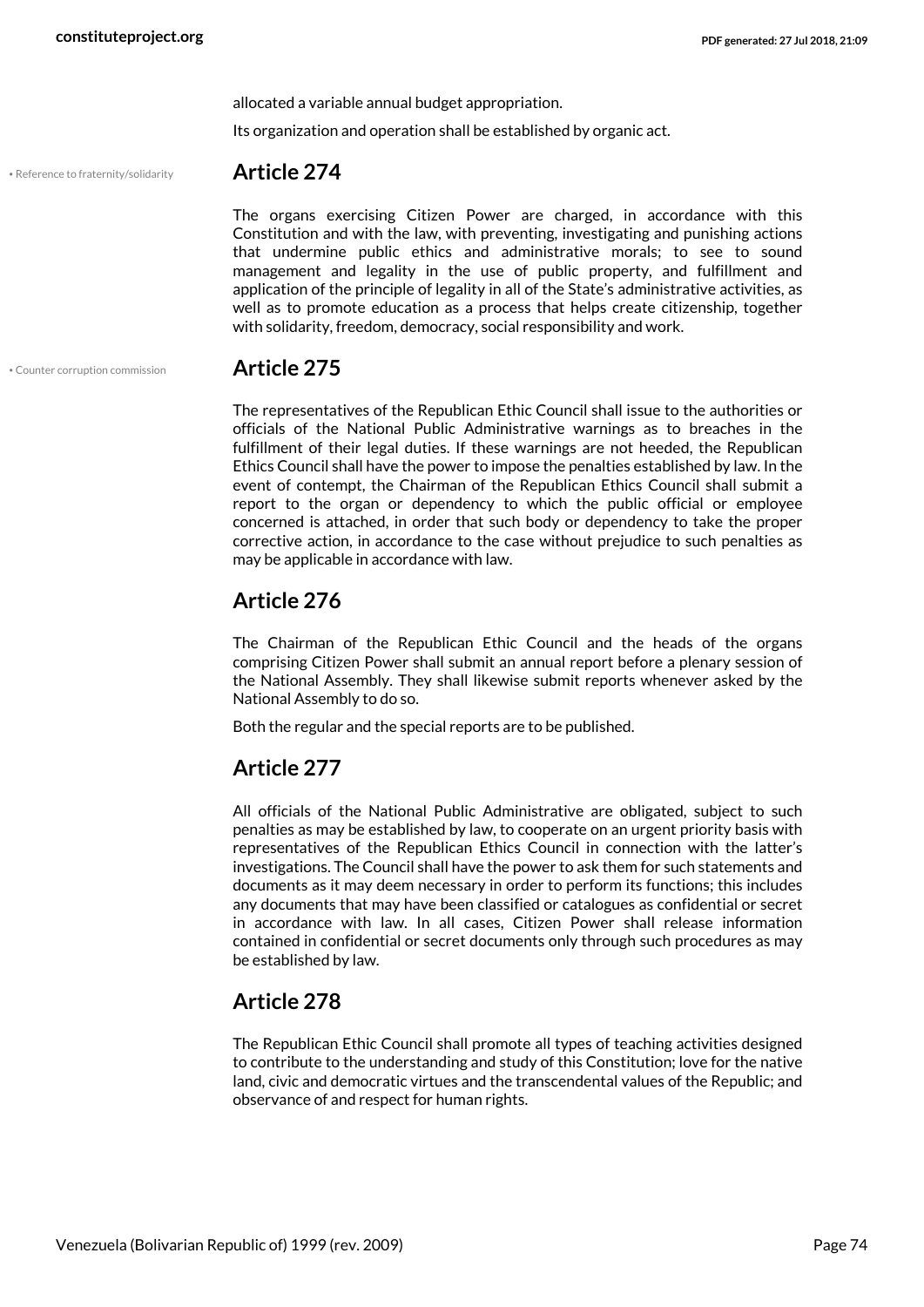allocated a variable annual budget appropriation.

Its organization and operation shall be established by organic act.

• Reference to fraternity/solidarity

## Article 274

The organs exercising Citizen Power are charged, in accordance with this Constitution and with the law, with preventing, investigating and punishing actions that undermine public ethics and administrative morals; to see to sound management and legality in the use of public property, and fulfillment and application of the principle of legality in all of the State's administrative activities, as well as to promote education as a process that helps create citizenship, together with solidarity, freedom, democracy, social responsibility and work.

• Counter corruption commission

## Article 275

The representatives of the Republican Ethic Council shall issue to the authorities or officials of the National Public Administrative warnings as to breaches in the fulfillment of their legal duties. If these warnings are not heeded, the Republican Ethics Council shall have the power to impose the penalties established by law. In the event of contempt, the Chairman of the Republican Ethics Council shall submit a report to the organ or dependency to which the public official or employee concerned is attached, in order that such body or dependency to take the proper corrective action, in accordance to the case without prejudice to such penalties as may be applicable in accordance with law.

## Article 276

The Chairman of the Republican Ethic Council and the heads of the organs comprising Citizen Power shall submit an annual report before a plenary session of the National Assembly. They shall likewise submit reports whenever asked by the National Assembly to do so.

Both the regular and the special reports are to be published.

## Article 277

All officials of the National Public Administrative are obligated, subject to such penalties as may be established by law, to cooperate on an urgent priority basis with representatives of the Republican Ethics Council in connection with the latter's investigations. The Council shall have the power to ask them for such statements and documents as it may deem necessary in order to perform its functions; this includes any documents that may have been classified or catalogues as confidential or secret in accordance with law. In all cases, Citizen Power shall release information contained in confidential or secret documents only through such procedures as may be established by law.

## Article 278

The Republican Ethic Council shall promote all types of teaching activities designed to contribute to the understanding and study of this Constitution; love for the native land, civic and democratic virtues and the transcendental values of the Republic; and observance of and respect for human rights.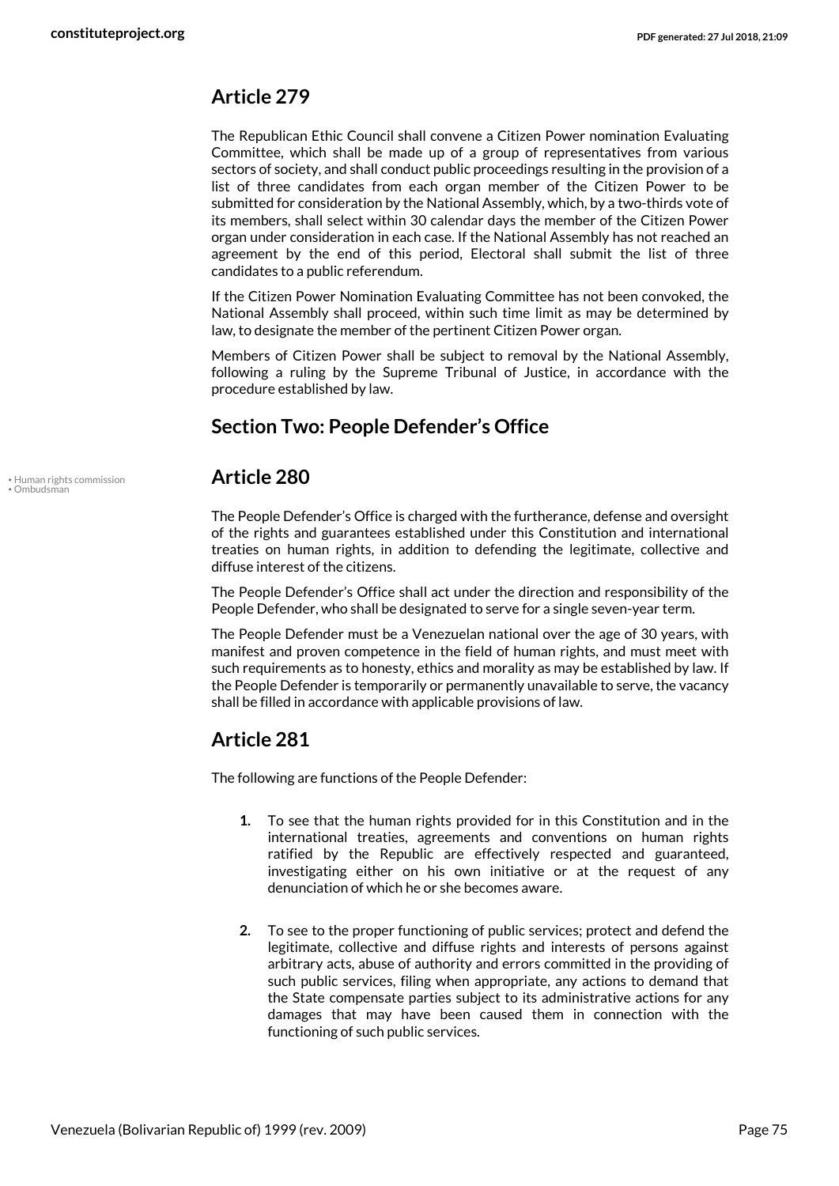## Article 279

The Republican Ethic Council shall convene a Citizen Power nomination Evaluating Committee, which shall be made up of a group of representatives from various sectors of society, and shall conduct public proceedings resulting in the provision of a list of three candidates from each organ member of the Citizen Power to be submitted for consideration by the National Assembly, which, by a two-thirds vote of its members, shall select within 30 calendar days the member of the Citizen Power organ under consideration in each case. If the National Assembly has not reached an agreement by the end of this period, Electoral shall submit the list of three candidates to a public referendum.

If the Citizen Power Nomination Evaluating Committee has not been convoked, the National Assembly shall proceed, within such time limit as may be determined by law, to designate the member of the pertinent Citizen Power organ.

Members of Citizen Power shall be subject to removal by the National Assembly, following a ruling by the Supreme Tribunal of Justice, in accordance with the procedure established by law.

## Section Two: People Defender's Office

## Article 280

• Human rights commission
• Ombudsman

The People Defender's Office is charged with the furtherance, defense and oversight of the rights and guarantees established under this Constitution and international treaties on human rights, in addition to defending the legitimate, collective and diffuse interest of the citizens.

The People Defender's Office shall act under the direction and responsibility of the People Defender, who shall be designated to serve for a single seven-year term.

The People Defender must be a Venezuelan national over the age of 30 years, with manifest and proven competence in the field of human rights, and must meet with such requirements as to honesty, ethics and morality as may be established by law. If the People Defender is temporarily or permanently unavailable to serve, the vacancy shall be filled in accordance with applicable provisions of law.

## Article 281

The following are functions of the People Defender:

1. To see that the human rights provided for in this Constitution and in the international treaties, agreements and conventions on human rights ratified by the Republic are effectively respected and guaranteed, investigating either on his own initiative or at the request of any denunciation of which he or she becomes aware.

2. To see to the proper functioning of public services; protect and defend the legitimate, collective and diffuse rights and interests of persons against arbitrary acts, abuse of authority and errors committed in the providing of such public services, filing when appropriate, any actions to demand that the State compensate parties subject to its administrative actions for any damages that may have been caused them in connection with the functioning of such public services.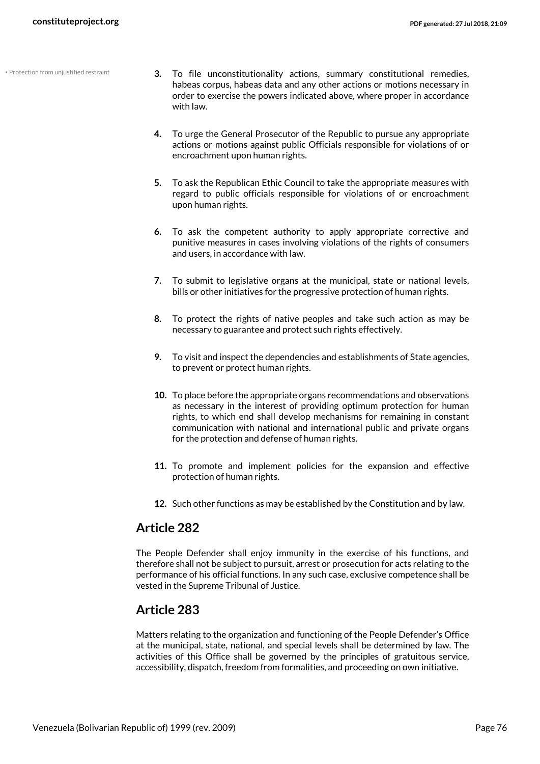• Protection from unjustified restraint

3. To file unconstitutionality actions, summary constitutional remedies, habeas corpus, habeas data and any other actions or motions necessary in order to exercise the powers indicated above, where proper in accordance with law.

4. To urge the General Prosecutor of the Republic to pursue any appropriate actions or motions against public Officials responsible for violations of or encroachment upon human rights.

5. To ask the Republican Ethic Council to take the appropriate measures with regard to public officials responsible for violations of or encroachment upon human rights.

6. To ask the competent authority to apply appropriate corrective and punitive measures in cases involving violations of the rights of consumers and users, in accordance with law.

7. To submit to legislative organs at the municipal, state or national levels, bills or other initiatives for the progressive protection of human rights.

8. To protect the rights of native peoples and take such action as may be necessary to guarantee and protect such rights effectively.

9. To visit and inspect the dependencies and establishments of State agencies, to prevent or protect human rights.

10. To place before the appropriate organs recommendations and observations as necessary in the interest of providing optimum protection for human rights, to which end shall develop mechanisms for remaining in constant communication with national and international public and private organs for the protection and defense of human rights.

11. To promote and implement policies for the expansion and effective protection of human rights.

12. Such other functions as may be established by the Constitution and by law.

## Article 282

The People Defender shall enjoy immunity in the exercise of his functions, and therefore shall not be subject to pursuit, arrest or prosecution for acts relating to the performance of his official functions. In any such case, exclusive competence shall be vested in the Supreme Tribunal of Justice.

## Article 283

Matters relating to the organization and functioning of the People Defender's Office at the municipal, state, national, and special levels shall be determined by law. The activities of this Office shall be governed by the principles of gratuitous service, accessibility, dispatch, freedom from formalities, and proceeding on own initiative.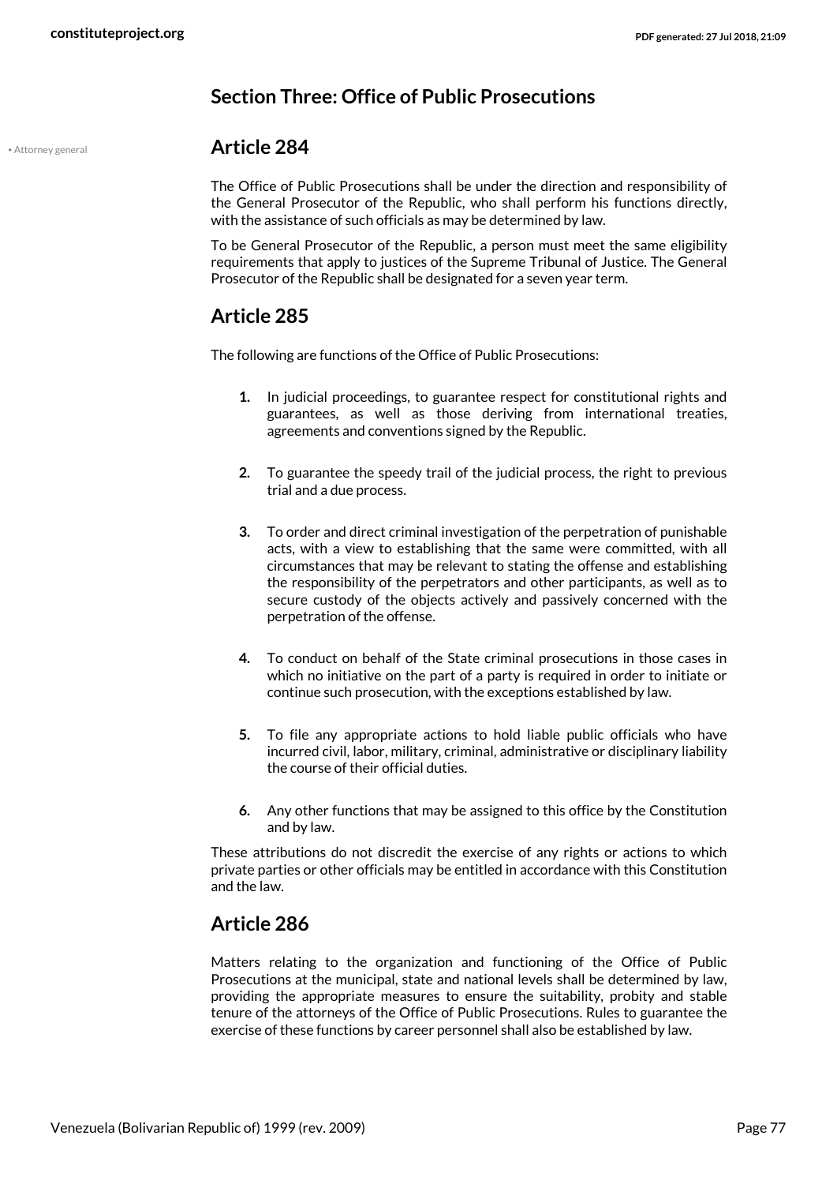## Section Three: Office of Public Prosecutions

• Attorney general

### Article 284

The Office of Public Prosecutions shall be under the direction and responsibility of the General Prosecutor of the Republic, who shall perform his functions directly, with the assistance of such officials as may be determined by law.

To be General Prosecutor of the Republic, a person must meet the same eligibility requirements that apply to justices of the Supreme Tribunal of Justice. The General Prosecutor of the Republic shall be designated for a seven year term.

### Article 285

The following are functions of the Office of Public Prosecutions:

1. In judicial proceedings, to guarantee respect for constitutional rights and guarantees, as well as those deriving from international treaties, agreements and conventions signed by the Republic.
2. To guarantee the speedy trail of the judicial process, the right to previous trial and a due process.
3. To order and direct criminal investigation of the perpetration of punishable acts, with a view to establishing that the same were committed, with all circumstances that may be relevant to stating the offense and establishing the responsibility of the perpetrators and other participants, as well as to secure custody of the objects actively and passively concerned with the perpetration of the offense.
4. To conduct on behalf of the State criminal prosecutions in those cases in which no initiative on the part of a party is required in order to initiate or continue such prosecution, with the exceptions established by law.
5. To file any appropriate actions to hold liable public officials who have incurred civil, labor, military, criminal, administrative or disciplinary liability the course of their official duties.
6. Any other functions that may be assigned to this office by the Constitution and by law.

These attributions do not discredit the exercise of any rights or actions to which private parties or other officials may be entitled in accordance with this Constitution and the law.

### Article 286

Matters relating to the organization and functioning of the Office of Public Prosecutions at the municipal, state and national levels shall be determined by law, providing the appropriate measures to ensure the suitability, probity and stable tenure of the attorneys of the Office of Public Prosecutions. Rules to guarantee the exercise of these functions by career personnel shall also be established by law.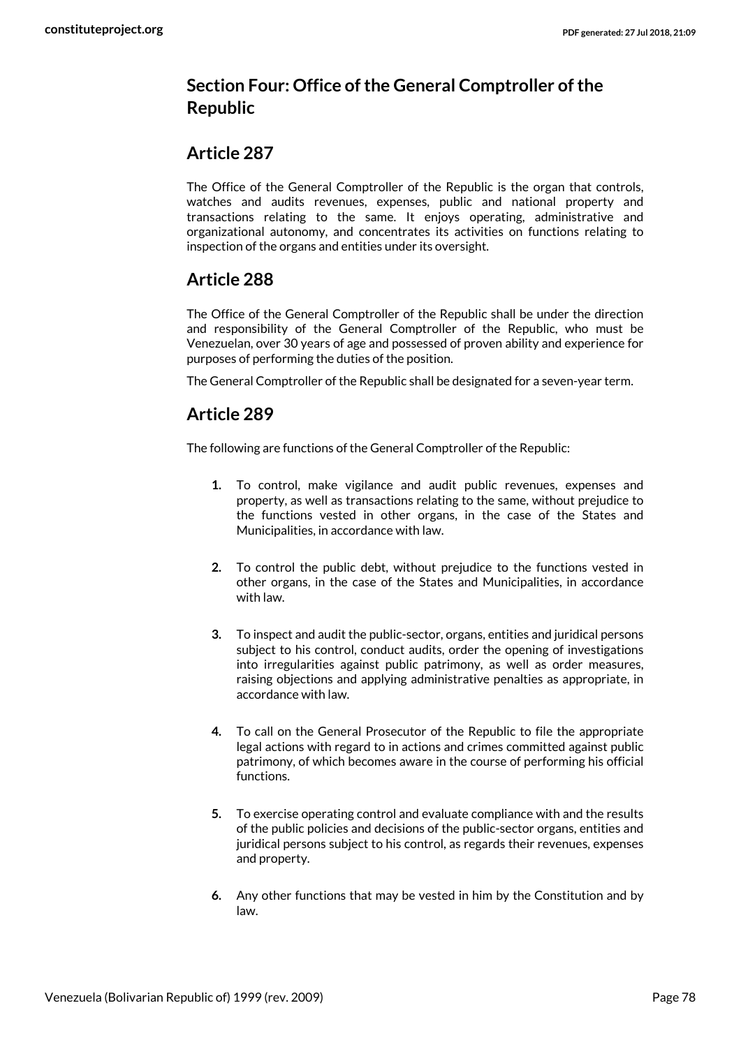## Section Four: Office of the General Comptroller of the Republic

### Article 287

The Office of the General Comptroller of the Republic is the organ that controls, watches and audits revenues, expenses, public and national property and transactions relating to the same. It enjoys operating, administrative and organizational autonomy, and concentrates its activities on functions relating to inspection of the organs and entities under its oversight.

### Article 288

The Office of the General Comptroller of the Republic shall be under the direction and responsibility of the General Comptroller of the Republic, who must be Venezuelan, over 30 years of age and possessed of proven ability and experience for purposes of performing the duties of the position.

The General Comptroller of the Republic shall be designated for a seven-year term.

### Article 289

The following are functions of the General Comptroller of the Republic:

1. To control, make vigilance and audit public revenues, expenses and property, as well as transactions relating to the same, without prejudice to the functions vested in other organs, in the case of the States and Municipalities, in accordance with law.

2. To control the public debt, without prejudice to the functions vested in other organs, in the case of the States and Municipalities, in accordance with law.

3. To inspect and audit the public-sector, organs, entities and juridical persons subject to his control, conduct audits, order the opening of investigations into irregularities against public patrimony, as well as order measures, raising objections and applying administrative penalties as appropriate, in accordance with law.

4. To call on the General Prosecutor of the Republic to file the appropriate legal actions with regard to in actions and crimes committed against public patrimony, of which becomes aware in the course of performing his official functions.

5. To exercise operating control and evaluate compliance with and the results of the public policies and decisions of the public-sector organs, entities and juridical persons subject to his control, as regards their revenues, expenses and property.

6. Any other functions that may be vested in him by the Constitution and by law.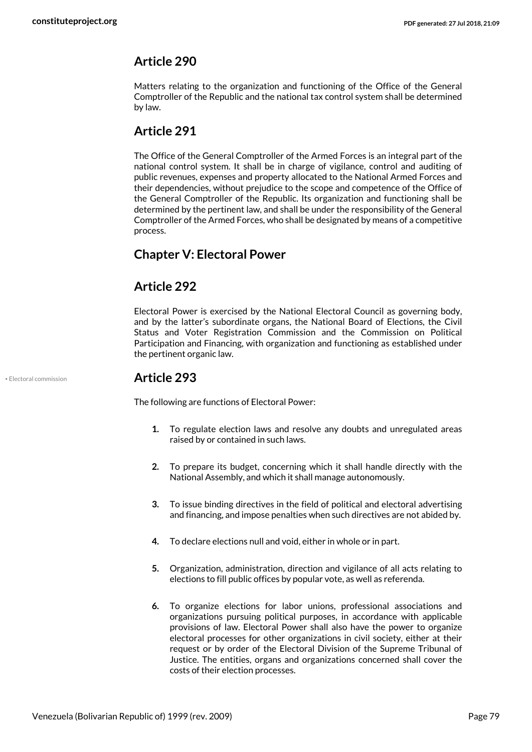## Article 290

Matters relating to the organization and functioning of the Office of the General Comptroller of the Republic and the national tax control system shall be determined by law.

## Article 291

The Office of the General Comptroller of the Armed Forces is an integral part of the national control system. It shall be in charge of vigilance, control and auditing of public revenues, expenses and property allocated to the National Armed Forces and their dependencies, without prejudice to the scope and competence of the Office of the General Comptroller of the Republic. Its organization and functioning shall be determined by the pertinent law, and shall be under the responsibility of the General Comptroller of the Armed Forces, who shall be designated by means of a competitive process.

## Chapter V: Electoral Power

## Article 292

Electoral Power is exercised by the National Electoral Council as governing body, and by the latter's subordinate organs, the National Board of Elections, the Civil Status and Voter Registration Commission and the Commission on Political Participation and Financing, with organization and functioning as established under the pertinent organic law.

• Electoral commission

## Article 293

The following are functions of Electoral Power:

1. To regulate election laws and resolve any doubts and unregulated areas raised by or contained in such laws.
2. To prepare its budget, concerning which it shall handle directly with the National Assembly, and which it shall manage autonomously.
3. To issue binding directives in the field of political and electoral advertising and financing, and impose penalties when such directives are not abided by.
4. To declare elections null and void, either in whole or in part.
5. Organization, administration, direction and vigilance of all acts relating to elections to fill public offices by popular vote, as well as referenda.
6. To organize elections for labor unions, professional associations and organizations pursuing political purposes, in accordance with applicable provisions of law. Electoral Power shall also have the power to organize electoral processes for other organizations in civil society, either at their request or by order of the Electoral Division of the Supreme Tribunal of Justice. The entities, organs and organizations concerned shall cover the costs of their election processes.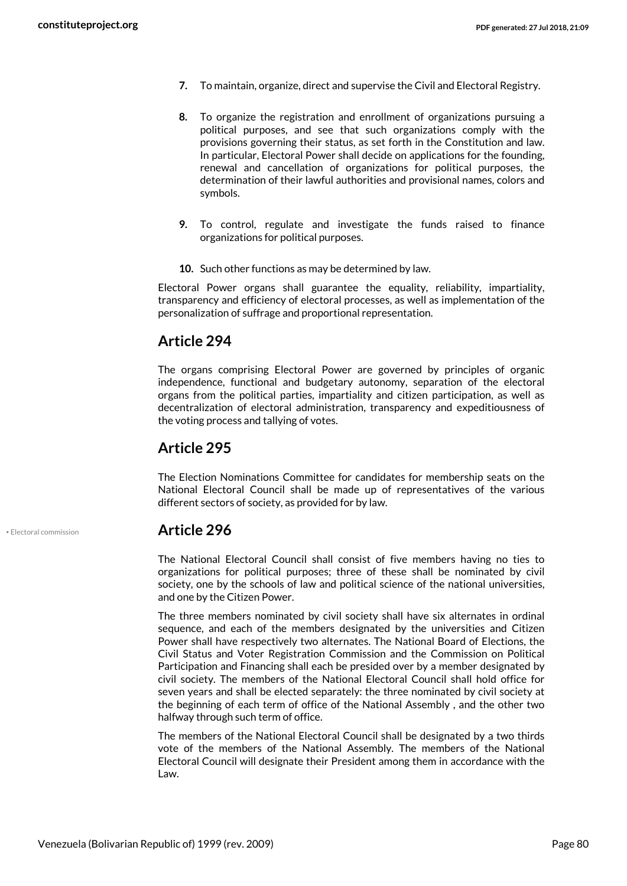7. To maintain, organize, direct and supervise the Civil and Electoral Registry.

8. To organize the registration and enrollment of organizations pursuing a political purposes, and see that such organizations comply with the provisions governing their status, as set forth in the Constitution and law. In particular, Electoral Power shall decide on applications for the founding, renewal and cancellation of organizations for political purposes, the determination of their lawful authorities and provisional names, colors and symbols.

9. To control, regulate and investigate the funds raised to finance organizations for political purposes.

10. Such other functions as may be determined by law.

Electoral Power organs shall guarantee the equality, reliability, impartiality, transparency and efficiency of electoral processes, as well as implementation of the personalization of suffrage and proportional representation.

## Article 294

The organs comprising Electoral Power are governed by principles of organic independence, functional and budgetary autonomy, separation of the electoral organs from the political parties, impartiality and citizen participation, as well as decentralization of electoral administration, transparency and expeditiousness of the voting process and tallying of votes.

## Article 295

The Election Nominations Committee for candidates for membership seats on the National Electoral Council shall be made up of representatives of the various different sectors of society, as provided for by law.

## Article 296

• Electoral commission

The National Electoral Council shall consist of five members having no ties to organizations for political purposes; three of these shall be nominated by civil society, one by the schools of law and political science of the national universities, and one by the Citizen Power.

The three members nominated by civil society shall have six alternates in ordinal sequence, and each of the members designated by the universities and Citizen Power shall have respectively two alternates. The National Board of Elections, the Civil Status and Voter Registration Commission and the Commission on Political Participation and Financing shall each be presided over by a member designated by civil society. The members of the National Electoral Council shall hold office for seven years and shall be elected separately: the three nominated by civil society at the beginning of each term of office of the National Assembly , and the other two halfway through such term of office.

The members of the National Electoral Council shall be designated by a two thirds vote of the members of the National Assembly. The members of the National Electoral Council will designate their President among them in accordance with the Law.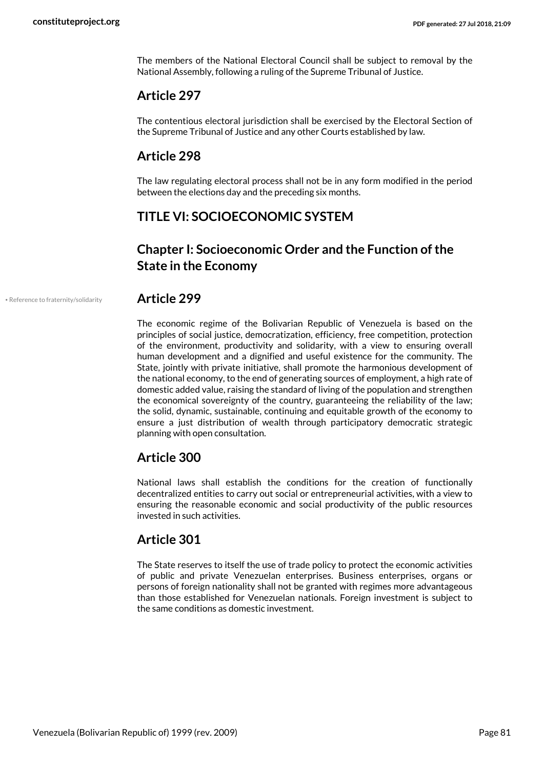The members of the National Electoral Council shall be subject to removal by the National Assembly, following a ruling of the Supreme Tribunal of Justice.

## Article 297

The contentious electoral jurisdiction shall be exercised by the Electoral Section of the Supreme Tribunal of Justice and any other Courts established by law.

## Article 298

The law regulating electoral process shall not be in any form modified in the period between the elections day and the preceding six months.

# TITLE VI: SOCIOECONOMIC SYSTEM

## Chapter I: Socioeconomic Order and the Function of the State in the Economy

• Reference to fraternity/solidarity

## Article 299

The economic regime of the Bolivarian Republic of Venezuela is based on the principles of social justice, democratization, efficiency, free competition, protection of the environment, productivity and solidarity, with a view to ensuring overall human development and a dignified and useful existence for the community. The State, jointly with private initiative, shall promote the harmonious development of the national economy, to the end of generating sources of employment, a high rate of domestic added value, raising the standard of living of the population and strengthen the economical sovereignty of the country, guaranteeing the reliability of the law; the solid, dynamic, sustainable, continuing and equitable growth of the economy to ensure a just distribution of wealth through participatory democratic strategic planning with open consultation.

## Article 300

National laws shall establish the conditions for the creation of functionally decentralized entities to carry out social or entrepreneurial activities, with a view to ensuring the reasonable economic and social productivity of the public resources invested in such activities.

## Article 301

The State reserves to itself the use of trade policy to protect the economic activities of public and private Venezuelan enterprises. Business enterprises, organs or persons of foreign nationality shall not be granted with regimes more advantageous than those established for Venezuelan nationals. Foreign investment is subject to the same conditions as domestic investment.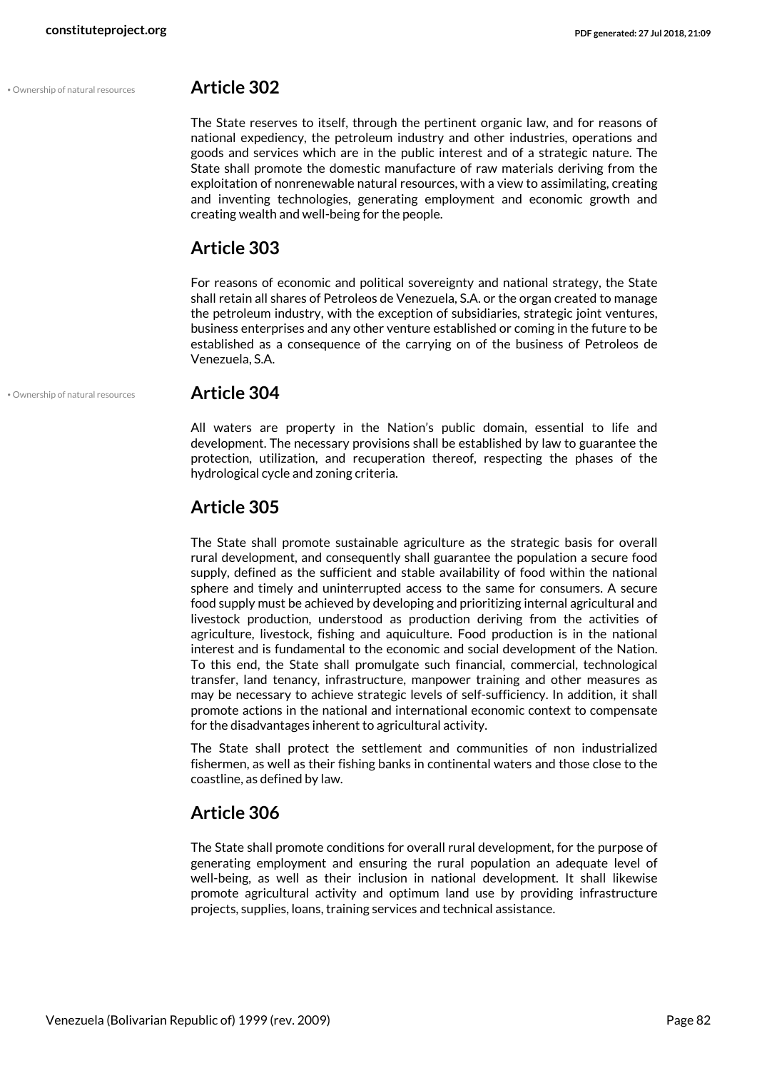• Ownership of natural resources

## Article 302

The State reserves to itself, through the pertinent organic law, and for reasons of national expediency, the petroleum industry and other industries, operations and goods and services which are in the public interest and of a strategic nature. The State shall promote the domestic manufacture of raw materials deriving from the exploitation of nonrenewable natural resources, with a view to assimilating, creating and inventing technologies, generating employment and economic growth and creating wealth and well-being for the people.

## Article 303

For reasons of economic and political sovereignty and national strategy, the State shall retain all shares of Petroleos de Venezuela, S.A. or the organ created to manage the petroleum industry, with the exception of subsidiaries, strategic joint ventures, business enterprises and any other venture established or coming in the future to be established as a consequence of the carrying on of the business of Petroleos de Venezuela, S.A.

• Ownership of natural resources

## Article 304

All waters are property in the Nation's public domain, essential to life and development. The necessary provisions shall be established by law to guarantee the protection, utilization, and recuperation thereof, respecting the phases of the hydrological cycle and zoning criteria.

## Article 305

The State shall promote sustainable agriculture as the strategic basis for overall rural development, and consequently shall guarantee the population a secure food supply, defined as the sufficient and stable availability of food within the national sphere and timely and uninterrupted access to the same for consumers. A secure food supply must be achieved by developing and prioritizing internal agricultural and livestock production, understood as production deriving from the activities of agriculture, livestock, fishing and aquiculture. Food production is in the national interest and is fundamental to the economic and social development of the Nation. To this end, the State shall promulgate such financial, commercial, technological transfer, land tenancy, infrastructure, manpower training and other measures as may be necessary to achieve strategic levels of self-sufficiency. In addition, it shall promote actions in the national and international economic context to compensate for the disadvantages inherent to agricultural activity.

The State shall protect the settlement and communities of non industrialized fishermen, as well as their fishing banks in continental waters and those close to the coastline, as defined by law.

## Article 306

The State shall promote conditions for overall rural development, for the purpose of generating employment and ensuring the rural population an adequate level of well-being, as well as their inclusion in national development. It shall likewise promote agricultural activity and optimum land use by providing infrastructure projects, supplies, loans, training services and technical assistance.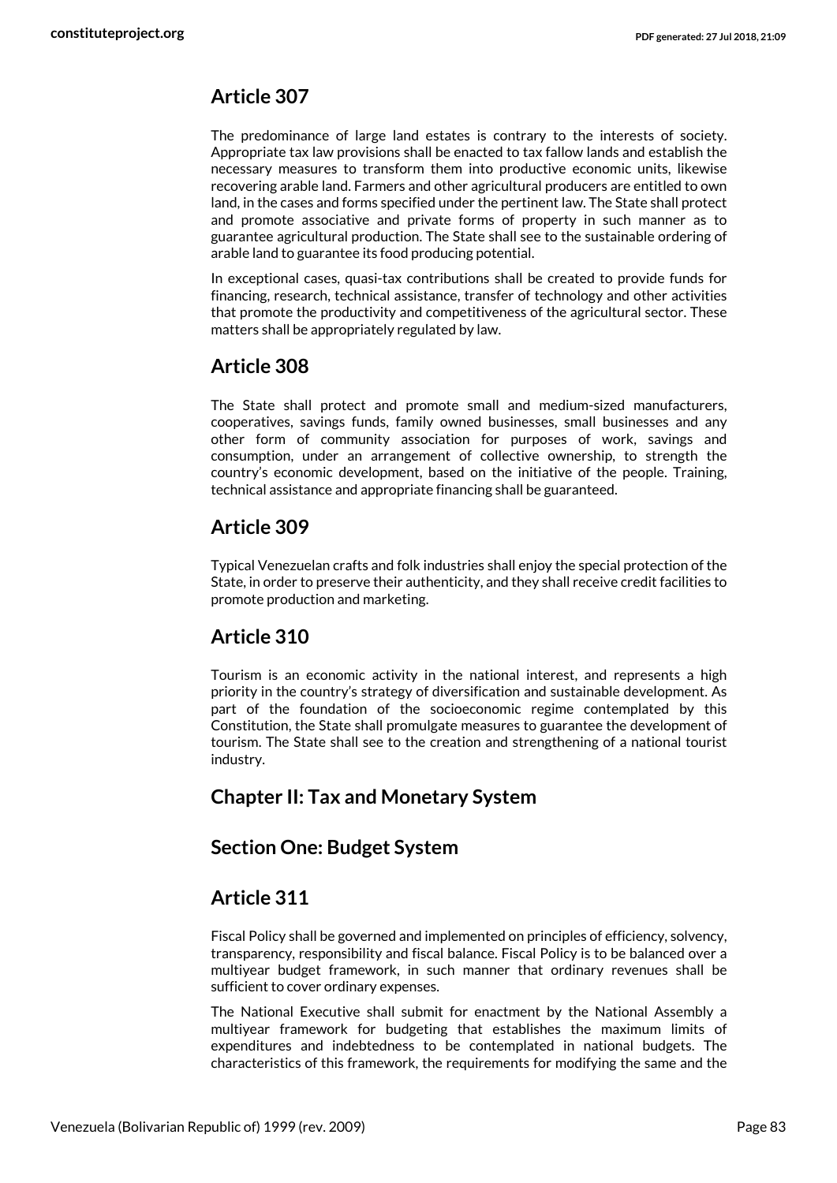## Article 307

The predominance of large land estates is contrary to the interests of society. Appropriate tax law provisions shall be enacted to tax fallow lands and establish the necessary measures to transform them into productive economic units, likewise recovering arable land. Farmers and other agricultural producers are entitled to own land, in the cases and forms specified under the pertinent law. The State shall protect and promote associative and private forms of property in such manner as to guarantee agricultural production. The State shall see to the sustainable ordering of arable land to guarantee its food producing potential.

In exceptional cases, quasi-tax contributions shall be created to provide funds for financing, research, technical assistance, transfer of technology and other activities that promote the productivity and competitiveness of the agricultural sector. These matters shall be appropriately regulated by law.

## Article 308

The State shall protect and promote small and medium-sized manufacturers, cooperatives, savings funds, family owned businesses, small businesses and any other form of community association for purposes of work, savings and consumption, under an arrangement of collective ownership, to strength the country's economic development, based on the initiative of the people. Training, technical assistance and appropriate financing shall be guaranteed.

## Article 309

Typical Venezuelan crafts and folk industries shall enjoy the special protection of the State, in order to preserve their authenticity, and they shall receive credit facilities to promote production and marketing.

## Article 310

Tourism is an economic activity in the national interest, and represents a high priority in the country's strategy of diversification and sustainable development. As part of the foundation of the socioeconomic regime contemplated by this Constitution, the State shall promulgate measures to guarantee the development of tourism. The State shall see to the creation and strengthening of a national tourist industry.

## Chapter II: Tax and Monetary System

## Section One: Budget System

## Article 311

Fiscal Policy shall be governed and implemented on principles of efficiency, solvency, transparency, responsibility and fiscal balance. Fiscal Policy is to be balanced over a multiyear budget framework, in such manner that ordinary revenues shall be sufficient to cover ordinary expenses.

The National Executive shall submit for enactment by the National Assembly a multiyear framework for budgeting that establishes the maximum limits of expenditures and indebtedness to be contemplated in national budgets. The characteristics of this framework, the requirements for modifying the same and the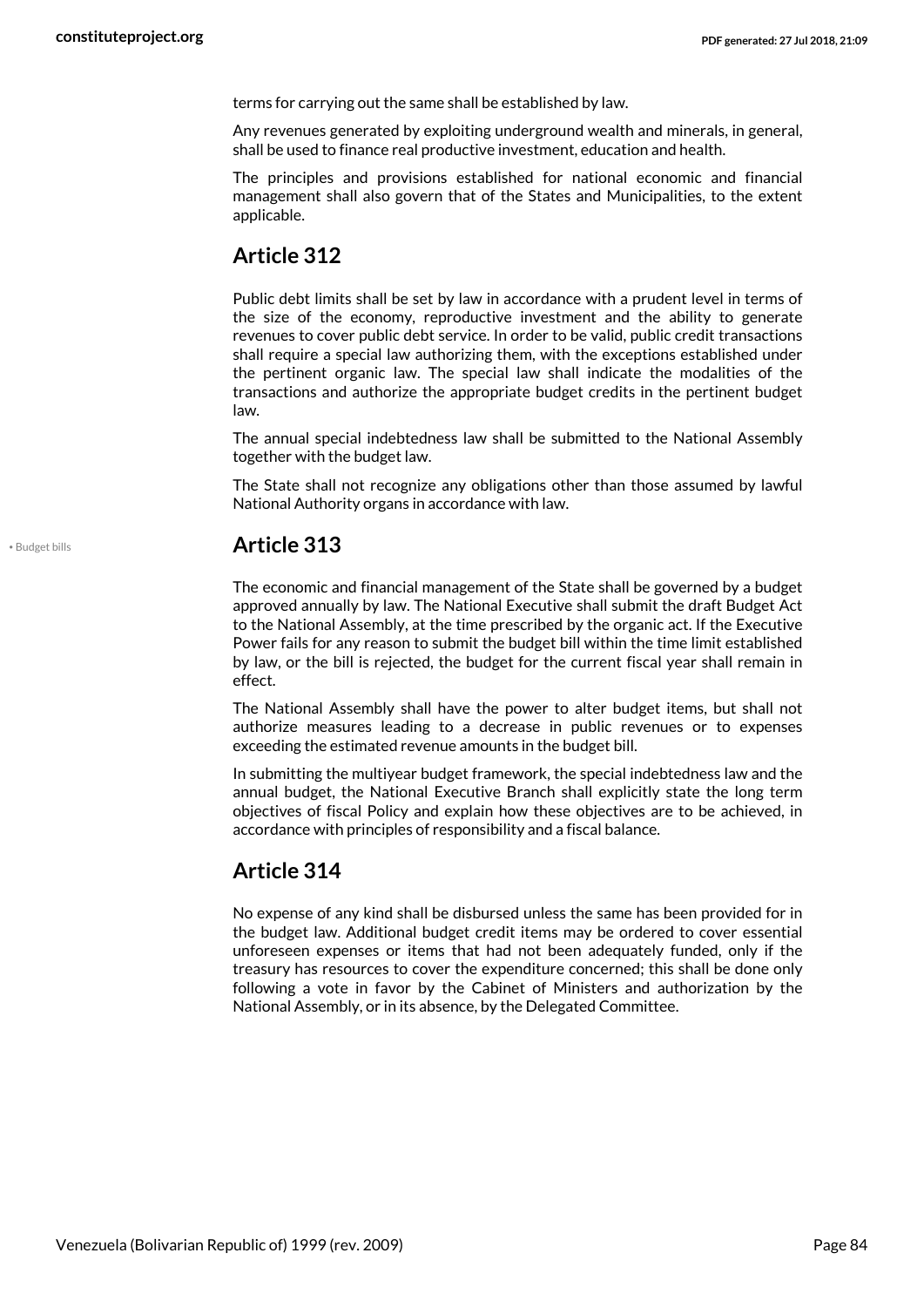terms for carrying out the same shall be established by law.

Any revenues generated by exploiting underground wealth and minerals, in general, shall be used to finance real productive investment, education and health.

The principles and provisions established for national economic and financial management shall also govern that of the States and Municipalities, to the extent applicable.

## Article 312

Public debt limits shall be set by law in accordance with a prudent level in terms of the size of the economy, reproductive investment and the ability to generate revenues to cover public debt service. In order to be valid, public credit transactions shall require a special law authorizing them, with the exceptions established under the pertinent organic law. The special law shall indicate the modalities of the transactions and authorize the appropriate budget credits in the pertinent budget law.

The annual special indebtedness law shall be submitted to the National Assembly together with the budget law.

The State shall not recognize any obligations other than those assumed by lawful National Authority organs in accordance with law.

• Budget bills

## Article 313

The economic and financial management of the State shall be governed by a budget approved annually by law. The National Executive shall submit the draft Budget Act to the National Assembly, at the time prescribed by the organic act. If the Executive Power fails for any reason to submit the budget bill within the time limit established by law, or the bill is rejected, the budget for the current fiscal year shall remain in effect.

The National Assembly shall have the power to alter budget items, but shall not authorize measures leading to a decrease in public revenues or to expenses exceeding the estimated revenue amounts in the budget bill.

In submitting the multiyear budget framework, the special indebtedness law and the annual budget, the National Executive Branch shall explicitly state the long term objectives of fiscal Policy and explain how these objectives are to be achieved, in accordance with principles of responsibility and a fiscal balance.

## Article 314

No expense of any kind shall be disbursed unless the same has been provided for in the budget law. Additional budget credit items may be ordered to cover essential unforeseen expenses or items that had not been adequately funded, only if the treasury has resources to cover the expenditure concerned; this shall be done only following a vote in favor by the Cabinet of Ministers and authorization by the National Assembly, or in its absence, by the Delegated Committee.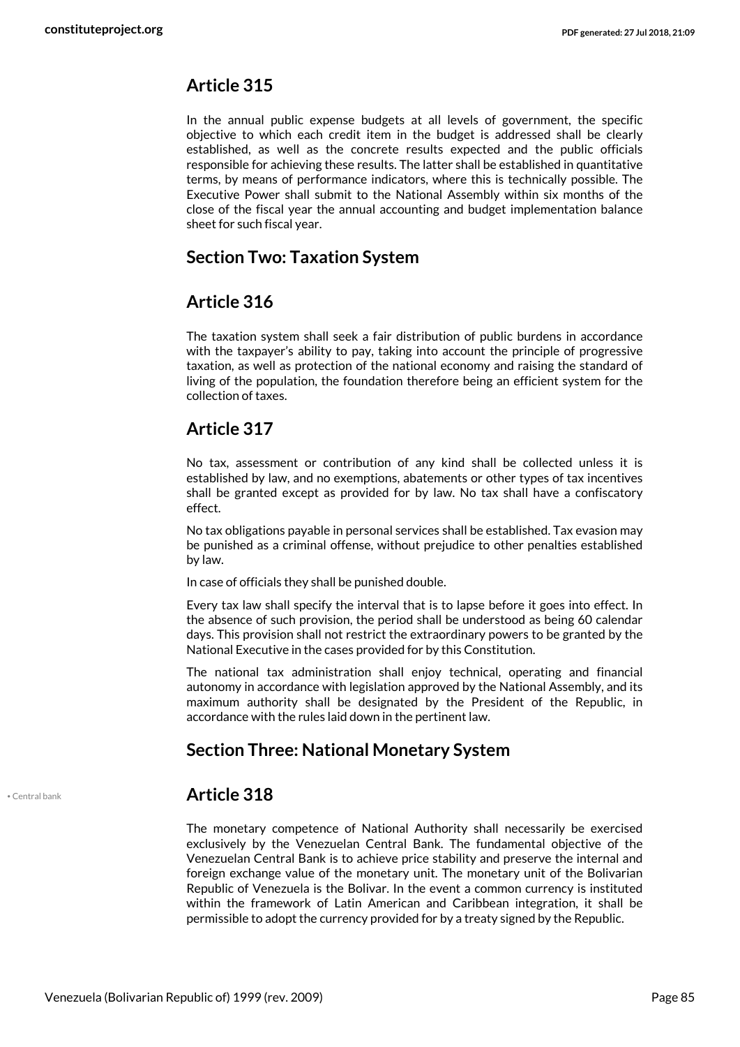## Article 315

In the annual public expense budgets at all levels of government, the specific objective to which each credit item in the budget is addressed shall be clearly established, as well as the concrete results expected and the public officials responsible for achieving these results. The latter shall be established in quantitative terms, by means of performance indicators, where this is technically possible. The Executive Power shall submit to the National Assembly within six months of the close of the fiscal year the annual accounting and budget implementation balance sheet for such fiscal year.

## Section Two: Taxation System

## Article 316

The taxation system shall seek a fair distribution of public burdens in accordance with the taxpayer's ability to pay, taking into account the principle of progressive taxation, as well as protection of the national economy and raising the standard of living of the population, the foundation therefore being an efficient system for the collection of taxes.

## Article 317

No tax, assessment or contribution of any kind shall be collected unless it is established by law, and no exemptions, abatements or other types of tax incentives shall be granted except as provided for by law. No tax shall have a confiscatory effect.

No tax obligations payable in personal services shall be established. Tax evasion may be punished as a criminal offense, without prejudice to other penalties established by law.

In case of officials they shall be punished double.

Every tax law shall specify the interval that is to lapse before it goes into effect. In the absence of such provision, the period shall be understood as being 60 calendar days. This provision shall not restrict the extraordinary powers to be granted by the National Executive in the cases provided for by this Constitution.

The national tax administration shall enjoy technical, operating and financial autonomy in accordance with legislation approved by the National Assembly, and its maximum authority shall be designated by the President of the Republic, in accordance with the rules laid down in the pertinent law.

## Section Three: National Monetary System

• Central bank

## Article 318

The monetary competence of National Authority shall necessarily be exercised exclusively by the Venezuelan Central Bank. The fundamental objective of the Venezuelan Central Bank is to achieve price stability and preserve the internal and foreign exchange value of the monetary unit. The monetary unit of the Bolivarian Republic of Venezuela is the Bolivar. In the event a common currency is instituted within the framework of Latin American and Caribbean integration, it shall be permissible to adopt the currency provided for by a treaty signed by the Republic.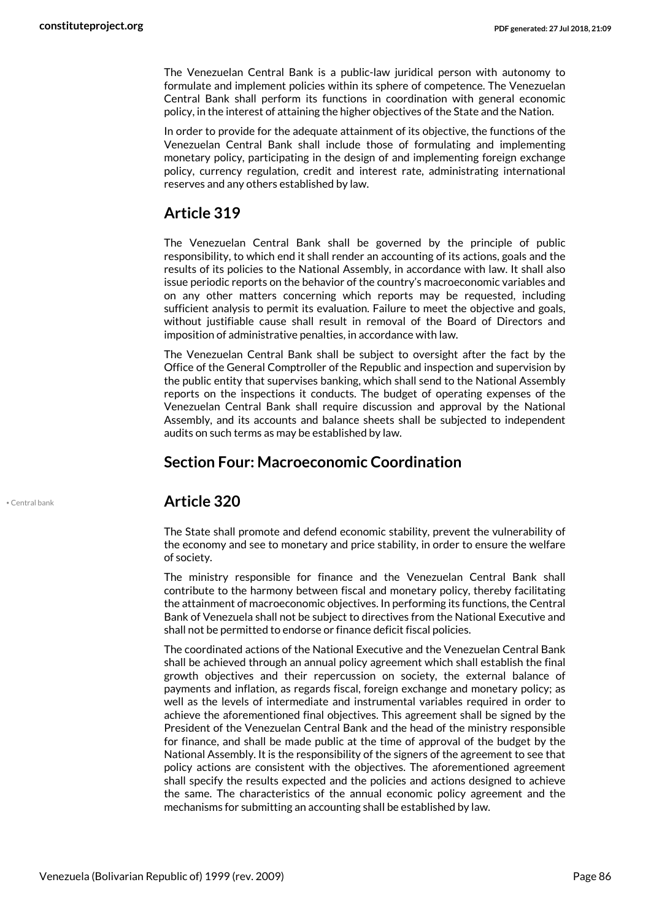The Venezuelan Central Bank is a public-law juridical person with autonomy to formulate and implement policies within its sphere of competence. The Venezuelan Central Bank shall perform its functions in coordination with general economic policy, in the interest of attaining the higher objectives of the State and the Nation.

In order to provide for the adequate attainment of its objective, the functions of the Venezuelan Central Bank shall include those of formulating and implementing monetary policy, participating in the design of and implementing foreign exchange policy, currency regulation, credit and interest rate, administrating international reserves and any others established by law.

## Article 319

The Venezuelan Central Bank shall be governed by the principle of public responsibility, to which end it shall render an accounting of its actions, goals and the results of its policies to the National Assembly, in accordance with law. It shall also issue periodic reports on the behavior of the country's macroeconomic variables and on any other matters concerning which reports may be requested, including sufficient analysis to permit its evaluation. Failure to meet the objective and goals, without justifiable cause shall result in removal of the Board of Directors and imposition of administrative penalties, in accordance with law.

The Venezuelan Central Bank shall be subject to oversight after the fact by the Office of the General Comptroller of the Republic and inspection and supervision by the public entity that supervises banking, which shall send to the National Assembly reports on the inspections it conducts. The budget of operating expenses of the Venezuelan Central Bank shall require discussion and approval by the National Assembly, and its accounts and balance sheets shall be subjected to independent audits on such terms as may be established by law.

## Section Four: Macroeconomic Coordination

## Article 320

• Central bank

The State shall promote and defend economic stability, prevent the vulnerability of the economy and see to monetary and price stability, in order to ensure the welfare of society.

The ministry responsible for finance and the Venezuelan Central Bank shall contribute to the harmony between fiscal and monetary policy, thereby facilitating the attainment of macroeconomic objectives. In performing its functions, the Central Bank of Venezuela shall not be subject to directives from the National Executive and shall not be permitted to endorse or finance deficit fiscal policies.

The coordinated actions of the National Executive and the Venezuelan Central Bank shall be achieved through an annual policy agreement which shall establish the final growth objectives and their repercussion on society, the external balance of payments and inflation, as regards fiscal, foreign exchange and monetary policy; as well as the levels of intermediate and instrumental variables required in order to achieve the aforementioned final objectives. This agreement shall be signed by the President of the Venezuelan Central Bank and the head of the ministry responsible for finance, and shall be made public at the time of approval of the budget by the National Assembly. It is the responsibility of the signers of the agreement to see that policy actions are consistent with the objectives. The aforementioned agreement shall specify the results expected and the policies and actions designed to achieve the same. The characteristics of the annual economic policy agreement and the mechanisms for submitting an accounting shall be established by law.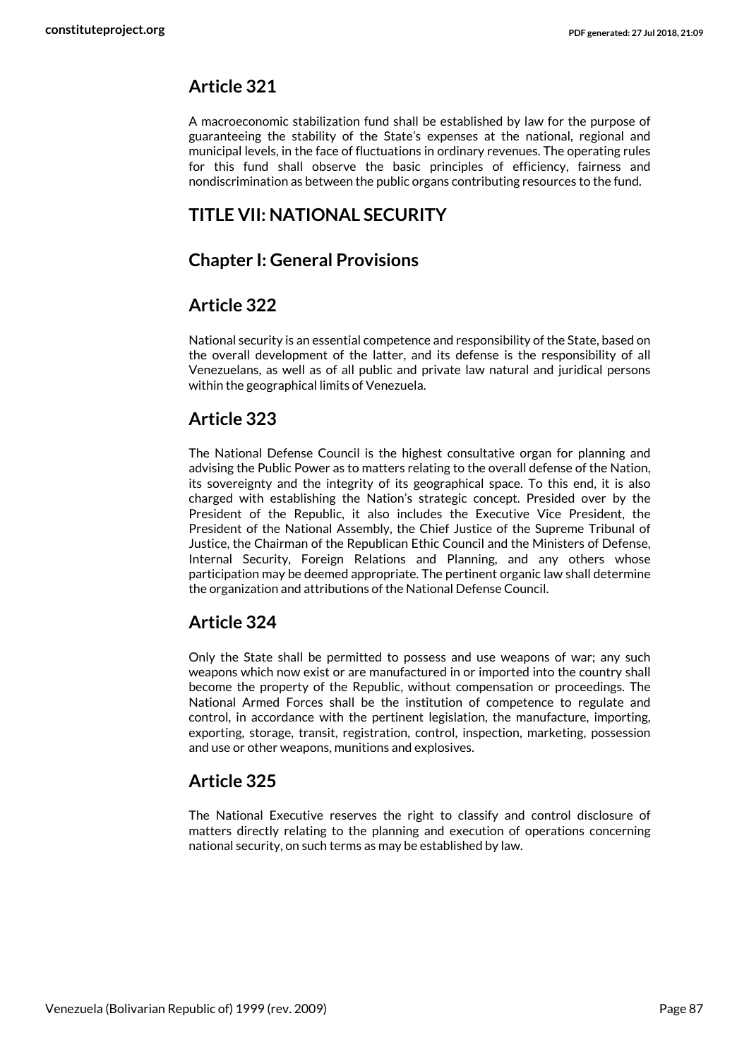## Article 321

A macroeconomic stabilization fund shall be established by law for the purpose of guaranteeing the stability of the State's expenses at the national, regional and municipal levels, in the face of fluctuations in ordinary revenues. The operating rules for this fund shall observe the basic principles of efficiency, fairness and nondiscrimination as between the public organs contributing resources to the fund.

# TITLE VII: NATIONAL SECURITY

## Chapter I: General Provisions

## Article 322

National security is an essential competence and responsibility of the State, based on the overall development of the latter, and its defense is the responsibility of all Venezuelans, as well as of all public and private law natural and juridical persons within the geographical limits of Venezuela.

## Article 323

The National Defense Council is the highest consultative organ for planning and advising the Public Power as to matters relating to the overall defense of the Nation, its sovereignty and the integrity of its geographical space. To this end, it is also charged with establishing the Nation's strategic concept. Presided over by the President of the Republic, it also includes the Executive Vice President, the President of the National Assembly, the Chief Justice of the Supreme Tribunal of Justice, the Chairman of the Republican Ethic Council and the Ministers of Defense, Internal Security, Foreign Relations and Planning, and any others whose participation may be deemed appropriate. The pertinent organic law shall determine the organization and attributions of the National Defense Council.

## Article 324

Only the State shall be permitted to possess and use weapons of war; any such weapons which now exist or are manufactured in or imported into the country shall become the property of the Republic, without compensation or proceedings. The National Armed Forces shall be the institution of competence to regulate and control, in accordance with the pertinent legislation, the manufacture, importing, exporting, storage, transit, registration, control, inspection, marketing, possession and use or other weapons, munitions and explosives.

## Article 325

The National Executive reserves the right to classify and control disclosure of matters directly relating to the planning and execution of operations concerning national security, on such terms as may be established by law.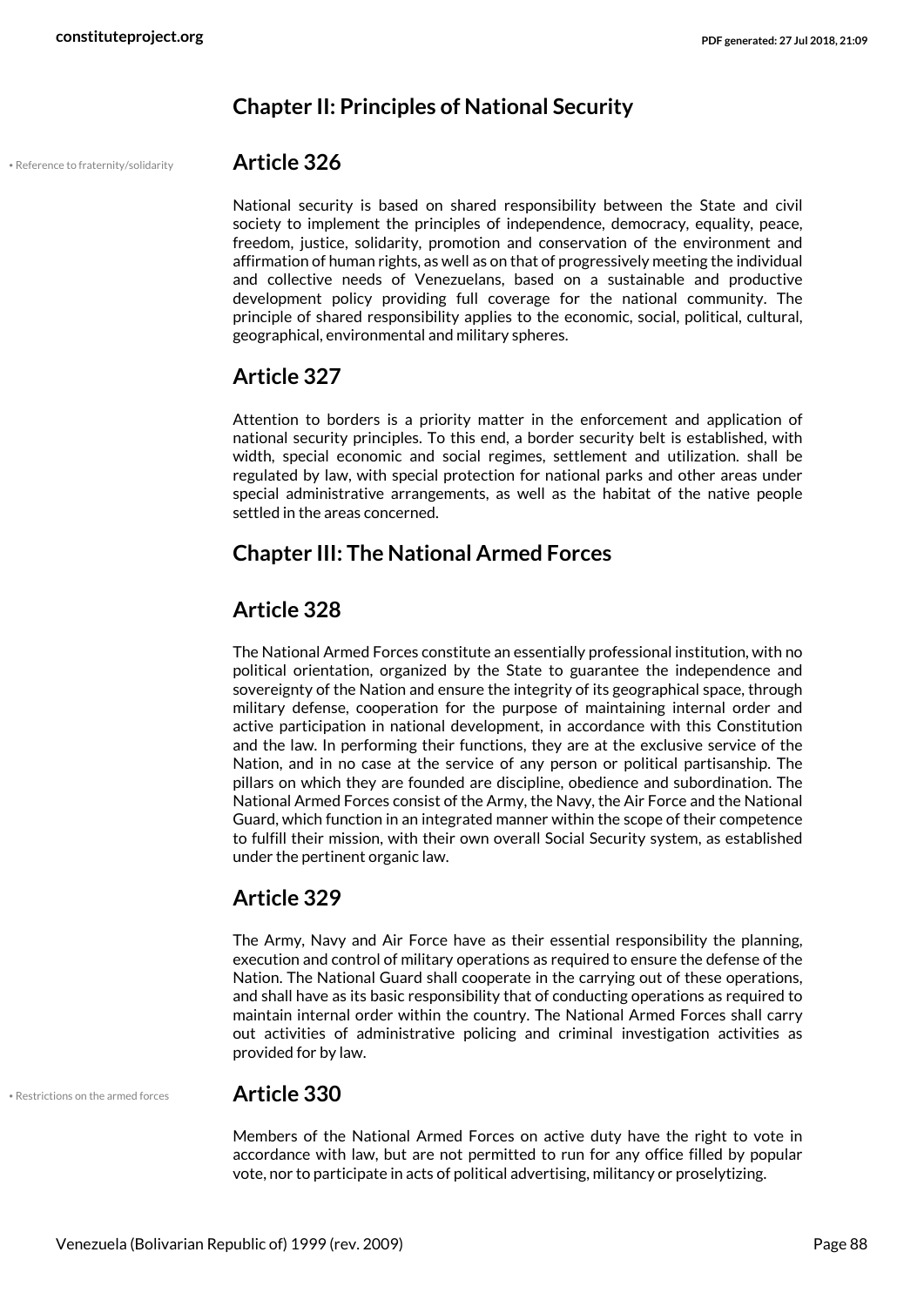## Chapter II: Principles of National Security

• Reference to fraternity/solidarity

### Article 326

National security is based on shared responsibility between the State and civil society to implement the principles of independence, democracy, equality, peace, freedom, justice, solidarity, promotion and conservation of the environment and affirmation of human rights, as well as on that of progressively meeting the individual and collective needs of Venezuelans, based on a sustainable and productive development policy providing full coverage for the national community. The principle of shared responsibility applies to the economic, social, political, cultural, geographical, environmental and military spheres.

### Article 327

Attention to borders is a priority matter in the enforcement and application of national security principles. To this end, a border security belt is established, with width, special economic and social regimes, settlement and utilization. shall be regulated by law, with special protection for national parks and other areas under special administrative arrangements, as well as the habitat of the native people settled in the areas concerned.

## Chapter III: The National Armed Forces

### Article 328

The National Armed Forces constitute an essentially professional institution, with no political orientation, organized by the State to guarantee the independence and sovereignty of the Nation and ensure the integrity of its geographical space, through military defense, cooperation for the purpose of maintaining internal order and active participation in national development, in accordance with this Constitution and the law. In performing their functions, they are at the exclusive service of the Nation, and in no case at the service of any person or political partisanship. The pillars on which they are founded are discipline, obedience and subordination. The National Armed Forces consist of the Army, the Navy, the Air Force and the National Guard, which function in an integrated manner within the scope of their competence to fulfill their mission, with their own overall Social Security system, as established under the pertinent organic law.

### Article 329

The Army, Navy and Air Force have as their essential responsibility the planning, execution and control of military operations as required to ensure the defense of the Nation. The National Guard shall cooperate in the carrying out of these operations, and shall have as its basic responsibility that of conducting operations as required to maintain internal order within the country. The National Armed Forces shall carry out activities of administrative policing and criminal investigation activities as provided for by law.

• Restrictions on the armed forces

### Article 330

Members of the National Armed Forces on active duty have the right to vote in accordance with law, but are not permitted to run for any office filled by popular vote, nor to participate in acts of political advertising, militancy or proselytizing.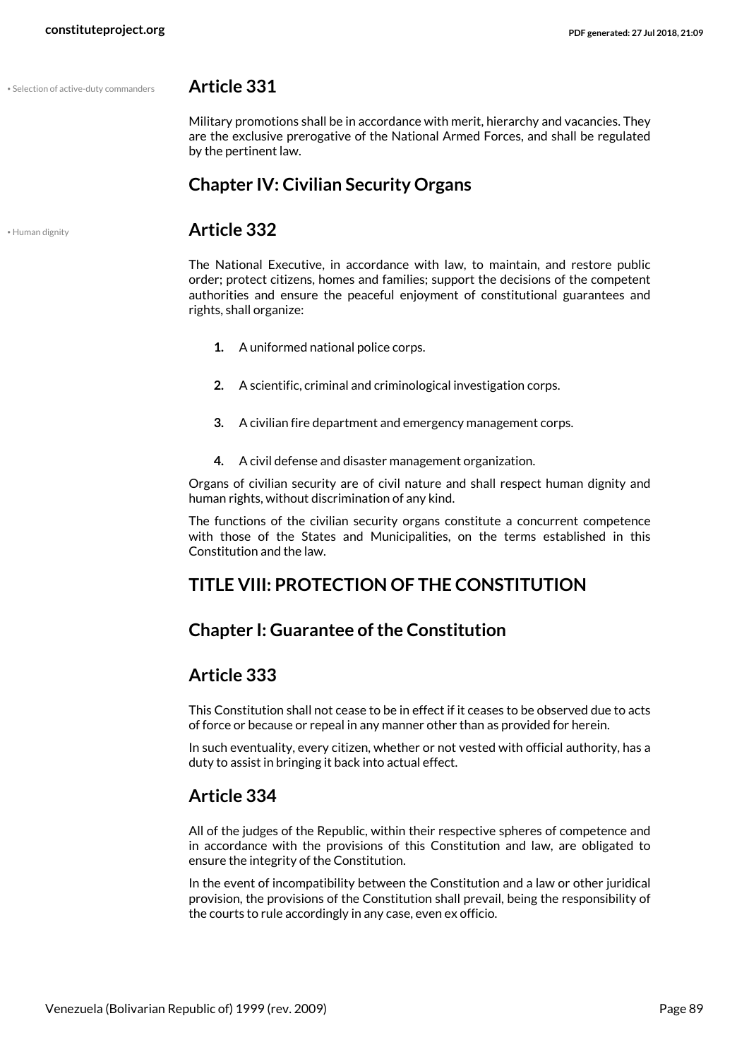• Selection of active-duty commanders

## Article 331

Military promotions shall be in accordance with merit, hierarchy and vacancies. They are the exclusive prerogative of the National Armed Forces, and shall be regulated by the pertinent law.

## Chapter IV: Civilian Security Organs

• Human dignity

## Article 332

The National Executive, in accordance with law, to maintain, and restore public order; protect citizens, homes and families; support the decisions of the competent authorities and ensure the peaceful enjoyment of constitutional guarantees and rights, shall organize:

1. A uniformed national police corps.
2. A scientific, criminal and criminological investigation corps.
3. A civilian fire department and emergency management corps.
4. A civil defense and disaster management organization.

Organs of civilian security are of civil nature and shall respect human dignity and human rights, without discrimination of any kind.

The functions of the civilian security organs constitute a concurrent competence with those of the States and Municipalities, on the terms established in this Constitution and the law.

# TITLE VIII: PROTECTION OF THE CONSTITUTION

## Chapter I: Guarantee of the Constitution

## Article 333

This Constitution shall not cease to be in effect if it ceases to be observed due to acts of force or because or repeal in any manner other than as provided for herein.

In such eventuality, every citizen, whether or not vested with official authority, has a duty to assist in bringing it back into actual effect.

## Article 334

All of the judges of the Republic, within their respective spheres of competence and in accordance with the provisions of this Constitution and law, are obligated to ensure the integrity of the Constitution.

In the event of incompatibility between the Constitution and a law or other juridical provision, the provisions of the Constitution shall prevail, being the responsibility of the courts to rule accordingly in any case, even ex officio.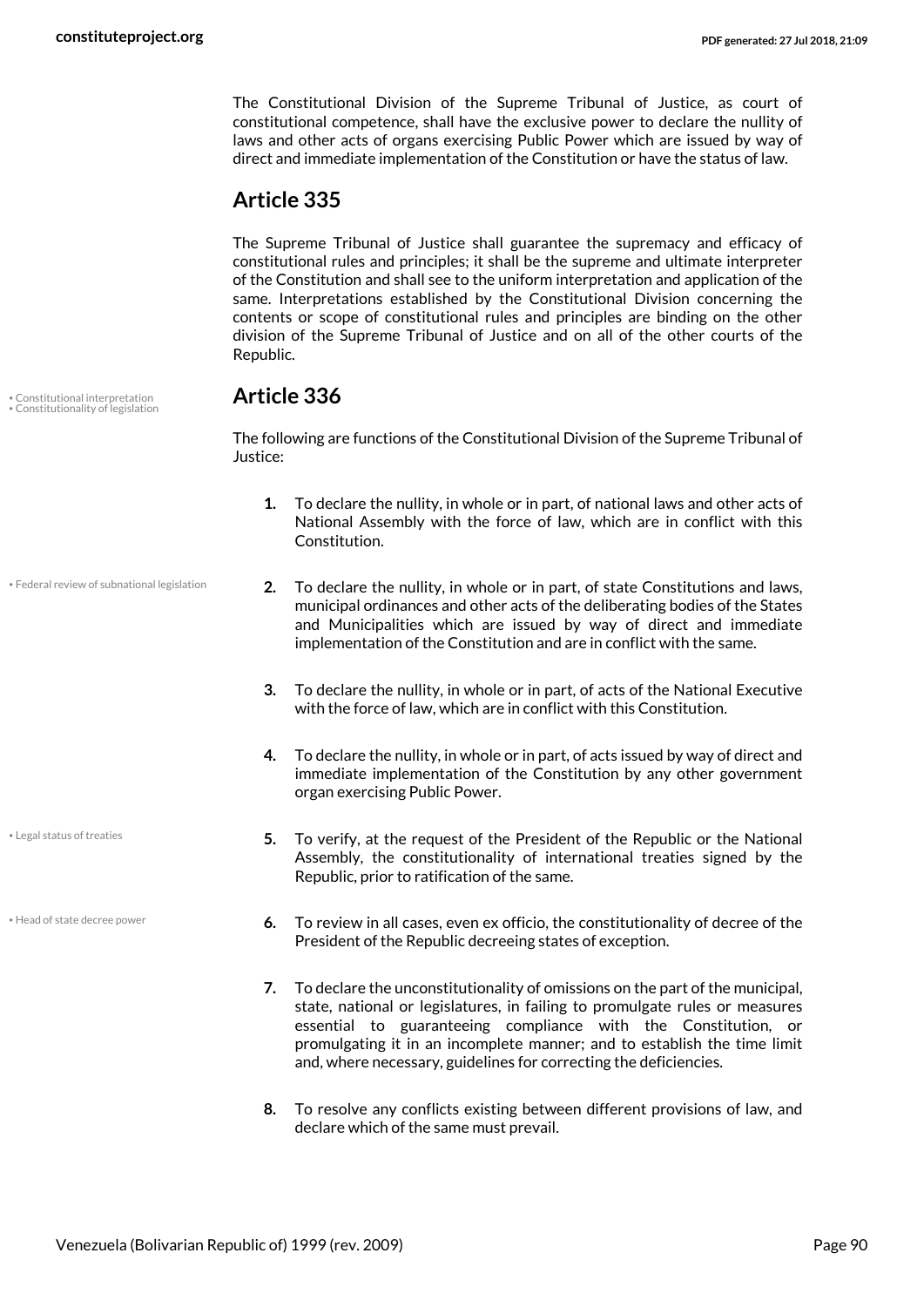The Constitutional Division of the Supreme Tribunal of Justice, as court of constitutional competence, shall have the exclusive power to declare the nullity of laws and other acts of organs exercising Public Power which are issued by way of direct and immediate implementation of the Constitution or have the status of law.

## Article 335

The Supreme Tribunal of Justice shall guarantee the supremacy and efficacy of constitutional rules and principles; it shall be the supreme and ultimate interpreter of the Constitution and shall see to the uniform interpretation and application of the same. Interpretations established by the Constitutional Division concerning the contents or scope of constitutional rules and principles are binding on the other division of the Supreme Tribunal of Justice and on all of the other courts of the Republic.

• Constitutional interpretation
• Constitutionality of legislation

## Article 336

The following are functions of the Constitutional Division of the Supreme Tribunal of Justice:

1. To declare the nullity, in whole or in part, of national laws and other acts of National Assembly with the force of law, which are in conflict with this Constitution.

• Federal review of subnational legislation

2. To declare the nullity, in whole or in part, of state Constitutions and laws, municipal ordinances and other acts of the deliberating bodies of the States and Municipalities which are issued by way of direct and immediate implementation of the Constitution and are in conflict with the same.

3. To declare the nullity, in whole or in part, of acts of the National Executive with the force of law, which are in conflict with this Constitution.

4. To declare the nullity, in whole or in part, of acts issued by way of direct and immediate implementation of the Constitution by any other government organ exercising Public Power.

• Legal status of treaties

5. To verify, at the request of the President of the Republic or the National Assembly, the constitutionality of international treaties signed by the Republic, prior to ratification of the same.

• Head of state decree power

6. To review in all cases, even ex officio, the constitutionality of decree of the President of the Republic decreeing states of exception.

7. To declare the unconstitutionality of omissions on the part of the municipal, state, national or legislatures, in failing to promulgate rules or measures essential to guaranteeing compliance with the Constitution, or promulgating it in an incomplete manner; and to establish the time limit and, where necessary, guidelines for correcting the deficiencies.

8. To resolve any conflicts existing between different provisions of law, and declare which of the same must prevail.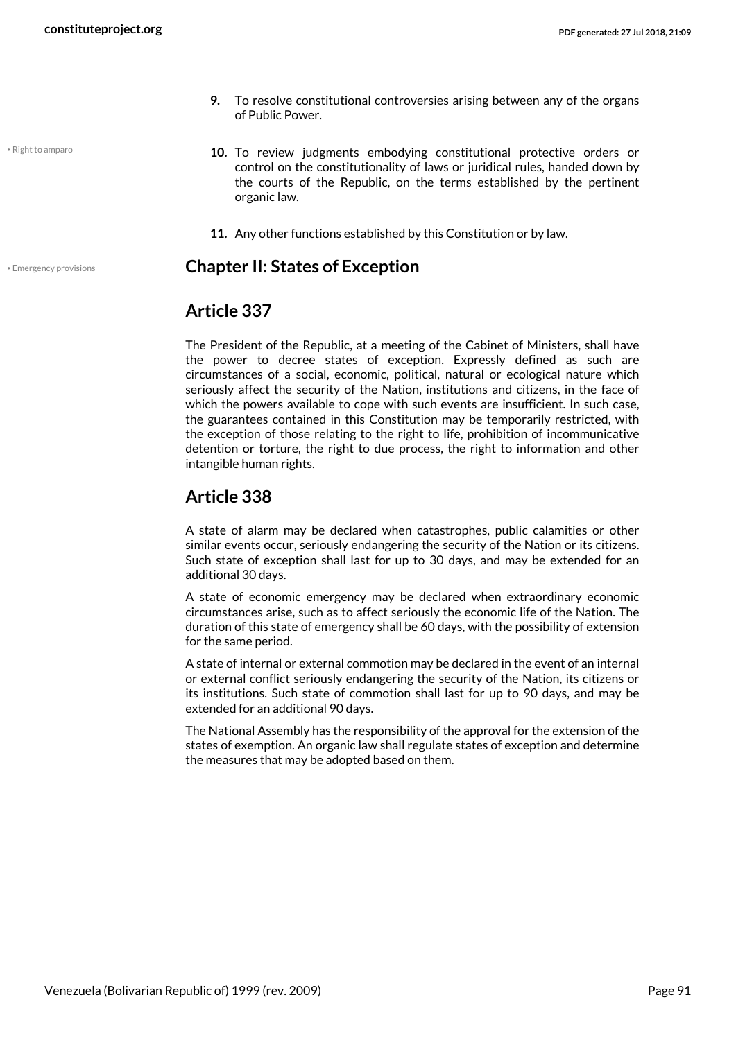9. To resolve constitutional controversies arising between any of the organs of Public Power.

• Right to amparo

10. To review judgments embodying constitutional protective orders or control on the constitutionality of laws or juridical rules, handed down by the courts of the Republic, on the terms established by the pertinent organic law.

11. Any other functions established by this Constitution or by law.

• Emergency provisions

## Chapter II: States of Exception

## Article 337

The President of the Republic, at a meeting of the Cabinet of Ministers, shall have the power to decree states of exception. Expressly defined as such are circumstances of a social, economic, political, natural or ecological nature which seriously affect the security of the Nation, institutions and citizens, in the face of which the powers available to cope with such events are insufficient. In such case, the guarantees contained in this Constitution may be temporarily restricted, with the exception of those relating to the right to life, prohibition of incommunicative detention or torture, the right to due process, the right to information and other intangible human rights.

## Article 338

A state of alarm may be declared when catastrophes, public calamities or other similar events occur, seriously endangering the security of the Nation or its citizens. Such state of exception shall last for up to 30 days, and may be extended for an additional 30 days.

A state of economic emergency may be declared when extraordinary economic circumstances arise, such as to affect seriously the economic life of the Nation. The duration of this state of emergency shall be 60 days, with the possibility of extension for the same period.

A state of internal or external commotion may be declared in the event of an internal or external conflict seriously endangering the security of the Nation, its citizens or its institutions. Such state of commotion shall last for up to 90 days, and may be extended for an additional 90 days.

The National Assembly has the responsibility of the approval for the extension of the states of exemption. An organic law shall regulate states of exception and determine the measures that may be adopted based on them.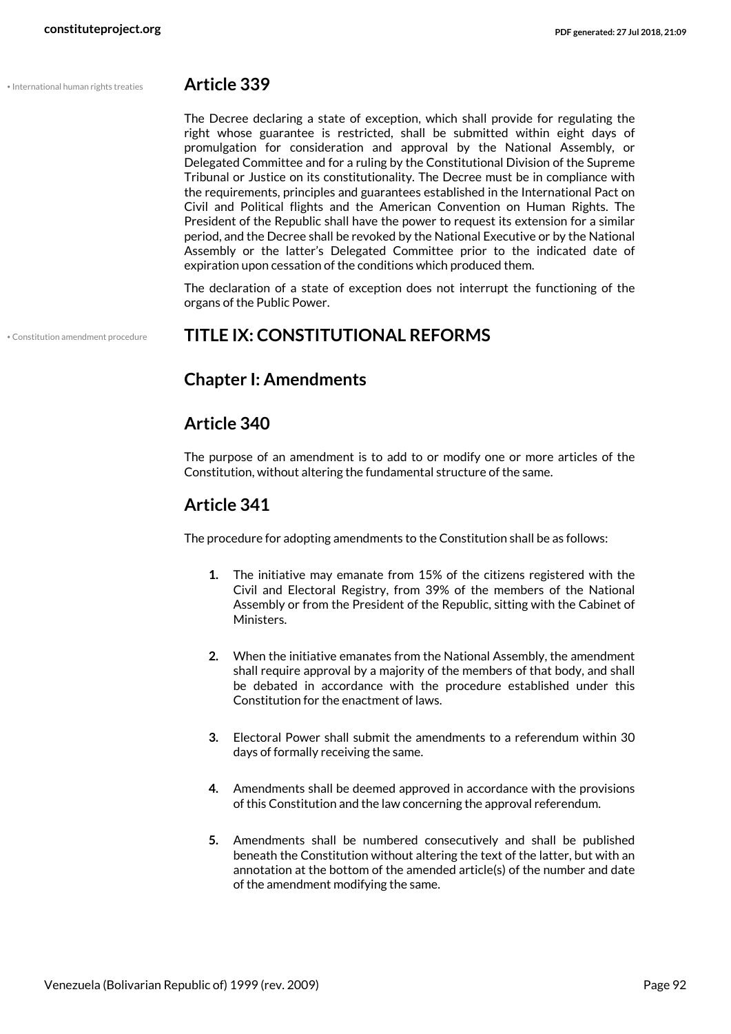## Article 339

The Decree declaring a state of exception, which shall provide for regulating the right whose guarantee is restricted, shall be submitted within eight days of promulgation for consideration and approval by the National Assembly, or Delegated Committee and for a ruling by the Constitutional Division of the Supreme Tribunal or Justice on its constitutionality. The Decree must be in compliance with the requirements, principles and guarantees established in the International Pact on Civil and Political flights and the American Convention on Human Rights. The President of the Republic shall have the power to request its extension for a similar period, and the Decree shall be revoked by the National Executive or by the National Assembly or the latter's Delegated Committee prior to the indicated date of expiration upon cessation of the conditions which produced them.

The declaration of a state of exception does not interrupt the functioning of the organs of the Public Power.

# TITLE IX: CONSTITUTIONAL REFORMS

## Chapter I: Amendments

## Article 340

The purpose of an amendment is to add to or modify one or more articles of the Constitution, without altering the fundamental structure of the same.

## Article 341

The procedure for adopting amendments to the Constitution shall be as follows:

1. The initiative may emanate from 15% of the citizens registered with the Civil and Electoral Registry, from 39% of the members of the National Assembly or from the President of the Republic, sitting with the Cabinet of Ministers.
2. When the initiative emanates from the National Assembly, the amendment shall require approval by a majority of the members of that body, and shall be debated in accordance with the procedure established under this Constitution for the enactment of laws.
3. Electoral Power shall submit the amendments to a referendum within 30 days of formally receiving the same.
4. Amendments shall be deemed approved in accordance with the provisions of this Constitution and the law concerning the approval referendum.
5. Amendments shall be numbered consecutively and shall be published beneath the Constitution without altering the text of the latter, but with an annotation at the bottom of the amended article(s) of the number and date of the amendment modifying the same.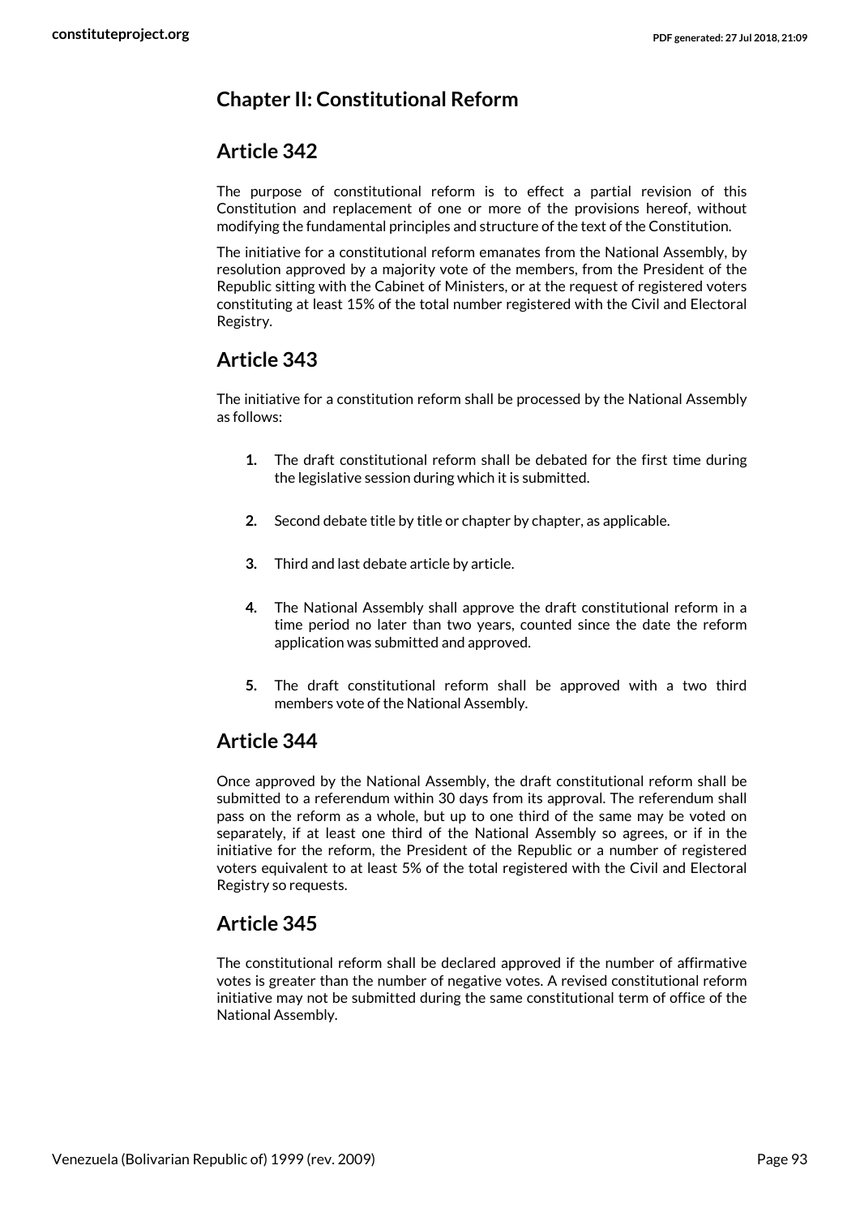## Chapter II: Constitutional Reform

### Article 342

The purpose of constitutional reform is to effect a partial revision of this Constitution and replacement of one or more of the provisions hereof, without modifying the fundamental principles and structure of the text of the Constitution.

The initiative for a constitutional reform emanates from the National Assembly, by resolution approved by a majority vote of the members, from the President of the Republic sitting with the Cabinet of Ministers, or at the request of registered voters constituting at least 15% of the total number registered with the Civil and Electoral Registry.

### Article 343

The initiative for a constitution reform shall be processed by the National Assembly as follows:

1. The draft constitutional reform shall be debated for the first time during the legislative session during which it is submitted.
2. Second debate title by title or chapter by chapter, as applicable.
3. Third and last debate article by article.
4. The National Assembly shall approve the draft constitutional reform in a time period no later than two years, counted since the date the reform application was submitted and approved.
5. The draft constitutional reform shall be approved with a two third members vote of the National Assembly.

### Article 344

Once approved by the National Assembly, the draft constitutional reform shall be submitted to a referendum within 30 days from its approval. The referendum shall pass on the reform as a whole, but up to one third of the same may be voted on separately, if at least one third of the National Assembly so agrees, or if in the initiative for the reform, the President of the Republic or a number of registered voters equivalent to at least 5% of the total registered with the Civil and Electoral Registry so requests.

### Article 345

The constitutional reform shall be declared approved if the number of affirmative votes is greater than the number of negative votes. A revised constitutional reform initiative may not be submitted during the same constitutional term of office of the National Assembly.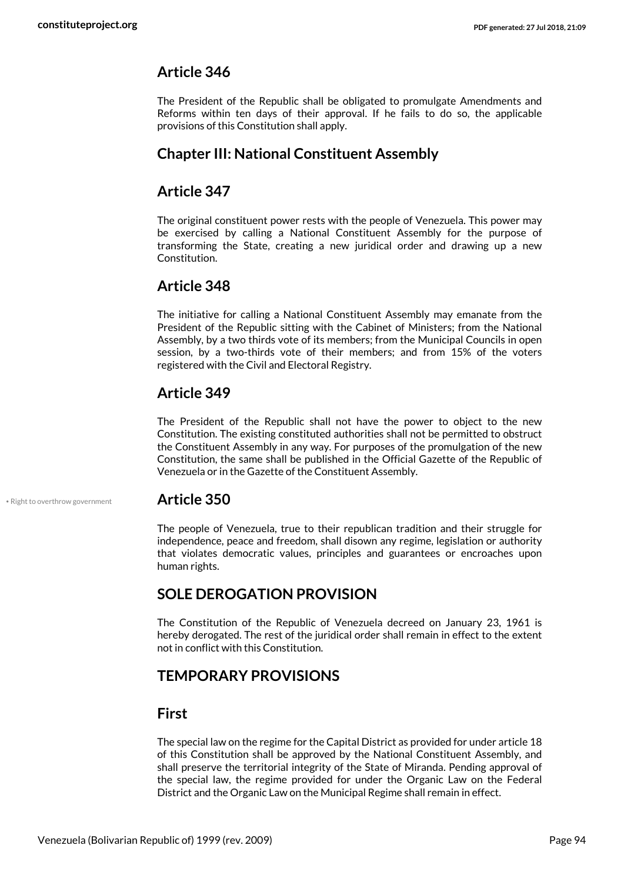## Article 346

The President of the Republic shall be obligated to promulgate Amendments and Reforms within ten days of their approval. If he fails to do so, the applicable provisions of this Constitution shall apply.

## Chapter III: National Constituent Assembly

## Article 347

The original constituent power rests with the people of Venezuela. This power may be exercised by calling a National Constituent Assembly for the purpose of transforming the State, creating a new juridical order and drawing up a new Constitution.

## Article 348

The initiative for calling a National Constituent Assembly may emanate from the President of the Republic sitting with the Cabinet of Ministers; from the National Assembly, by a two thirds vote of its members; from the Municipal Councils in open session, by a two-thirds vote of their members; and from 15% of the voters registered with the Civil and Electoral Registry.

## Article 349

The President of the Republic shall not have the power to object to the new Constitution. The existing constituted authorities shall not be permitted to obstruct the Constituent Assembly in any way. For purposes of the promulgation of the new Constitution, the same shall be published in the Official Gazette of the Republic of Venezuela or in the Gazette of the Constituent Assembly.

• Right to overthrow government

## Article 350

The people of Venezuela, true to their republican tradition and their struggle for independence, peace and freedom, shall disown any regime, legislation or authority that violates democratic values, principles and guarantees or encroaches upon human rights.

## SOLE DEROGATION PROVISION

The Constitution of the Republic of Venezuela decreed on January 23, 1961 is hereby derogated. The rest of the juridical order shall remain in effect to the extent not in conflict with this Constitution.

## TEMPORARY PROVISIONS

## First

The special law on the regime for the Capital District as provided for under article 18 of this Constitution shall be approved by the National Constituent Assembly, and shall preserve the territorial integrity of the State of Miranda. Pending approval of the special law, the regime provided for under the Organic Law on the Federal District and the Organic Law on the Municipal Regime shall remain in effect.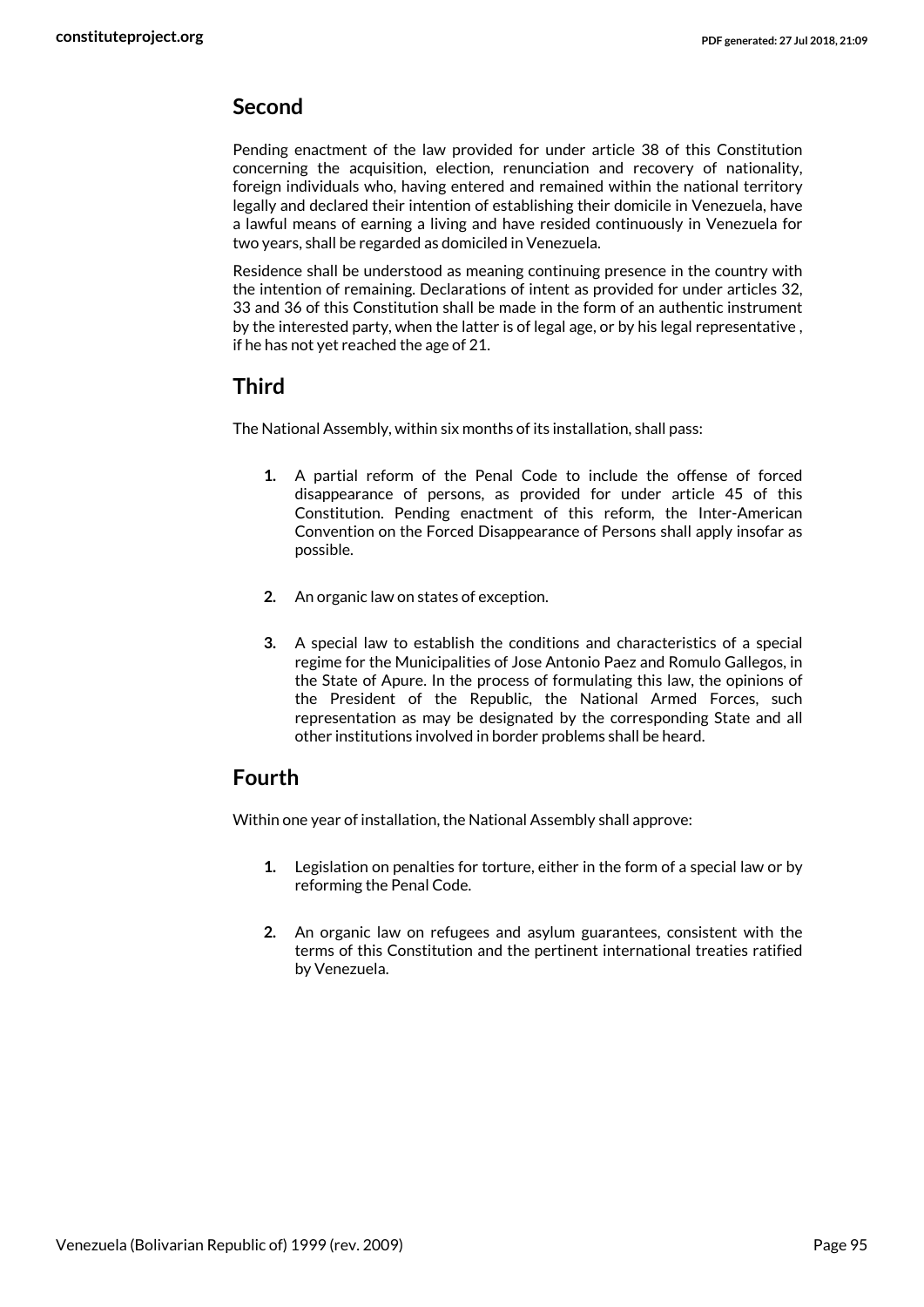## Second

Pending enactment of the law provided for under article 38 of this Constitution concerning the acquisition, election, renunciation and recovery of nationality, foreign individuals who, having entered and remained within the national territory legally and declared their intention of establishing their domicile in Venezuela, have a lawful means of earning a living and have resided continuously in Venezuela for two years, shall be regarded as domiciled in Venezuela.

Residence shall be understood as meaning continuing presence in the country with the intention of remaining. Declarations of intent as provided for under articles 32, 33 and 36 of this Constitution shall be made in the form of an authentic instrument by the interested party, when the latter is of legal age, or by his legal representative , if he has not yet reached the age of 21.

## Third

The National Assembly, within six months of its installation, shall pass:

1. A partial reform of the Penal Code to include the offense of forced disappearance of persons, as provided for under article 45 of this Constitution. Pending enactment of this reform, the Inter-American Convention on the Forced Disappearance of Persons shall apply insofar as possible.

2. An organic law on states of exception.

3. A special law to establish the conditions and characteristics of a special regime for the Municipalities of Jose Antonio Paez and Romulo Gallegos, in the State of Apure. In the process of formulating this law, the opinions of the President of the Republic, the National Armed Forces, such representation as may be designated by the corresponding State and all other institutions involved in border problems shall be heard.

## Fourth

Within one year of installation, the National Assembly shall approve:

1. Legislation on penalties for torture, either in the form of a special law or by reforming the Penal Code.

2. An organic law on refugees and asylum guarantees, consistent with the terms of this Constitution and the pertinent international treaties ratified by Venezuela.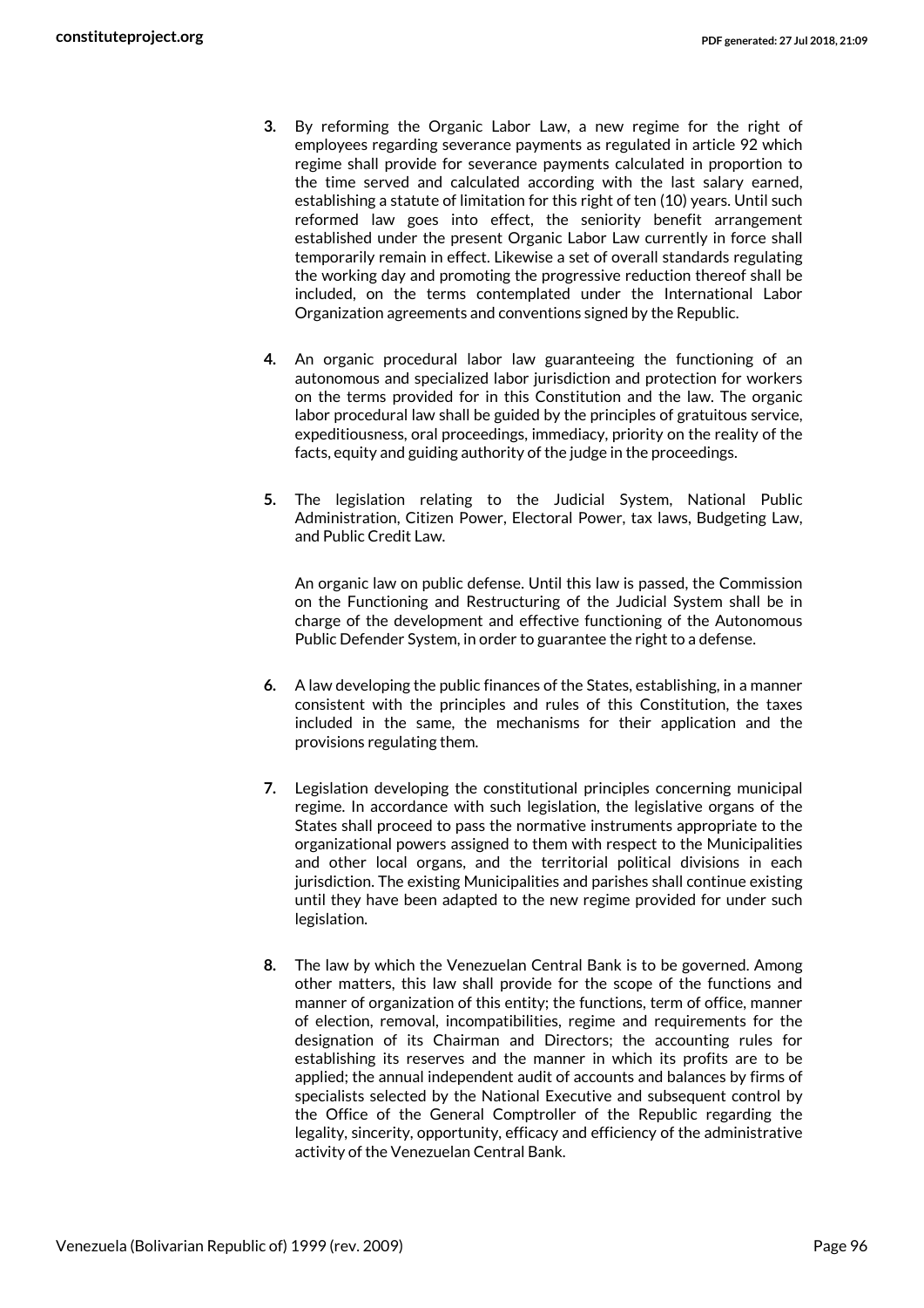3. By reforming the Organic Labor Law, a new regime for the right of employees regarding severance payments as regulated in article 92 which regime shall provide for severance payments calculated in proportion to the time served and calculated according with the last salary earned, establishing a statute of limitation for this right of ten (10) years. Until such reformed law goes into effect, the seniority benefit arrangement established under the present Organic Labor Law currently in force shall temporarily remain in effect. Likewise a set of overall standards regulating the working day and promoting the progressive reduction thereof shall be included, on the terms contemplated under the International Labor Organization agreements and conventions signed by the Republic.

4. An organic procedural labor law guaranteeing the functioning of an autonomous and specialized labor jurisdiction and protection for workers on the terms provided for in this Constitution and the law. The organic labor procedural law shall be guided by the principles of gratuitous service, expeditiousness, oral proceedings, immediacy, priority on the reality of the facts, equity and guiding authority of the judge in the proceedings.

5. The legislation relating to the Judicial System, National Public Administration, Citizen Power, Electoral Power, tax laws, Budgeting Law, and Public Credit Law.

   An organic law on public defense. Until this law is passed, the Commission on the Functioning and Restructuring of the Judicial System shall be in charge of the development and effective functioning of the Autonomous Public Defender System, in order to guarantee the right to a defense.

6. A law developing the public finances of the States, establishing, in a manner consistent with the principles and rules of this Constitution, the taxes included in the same, the mechanisms for their application and the provisions regulating them.

7. Legislation developing the constitutional principles concerning municipal regime. In accordance with such legislation, the legislative organs of the States shall proceed to pass the normative instruments appropriate to the organizational powers assigned to them with respect to the Municipalities and other local organs, and the territorial political divisions in each jurisdiction. The existing Municipalities and parishes shall continue existing until they have been adapted to the new regime provided for under such legislation.

8. The law by which the Venezuelan Central Bank is to be governed. Among other matters, this law shall provide for the scope of the functions and manner of organization of this entity; the functions, term of office, manner of election, removal, incompatibilities, regime and requirements for the designation of its Chairman and Directors; the accounting rules for establishing its reserves and the manner in which its profits are to be applied; the annual independent audit of accounts and balances by firms of specialists selected by the National Executive and subsequent control by the Office of the General Comptroller of the Republic regarding the legality, sincerity, opportunity, efficacy and efficiency of the administrative activity of the Venezuelan Central Bank.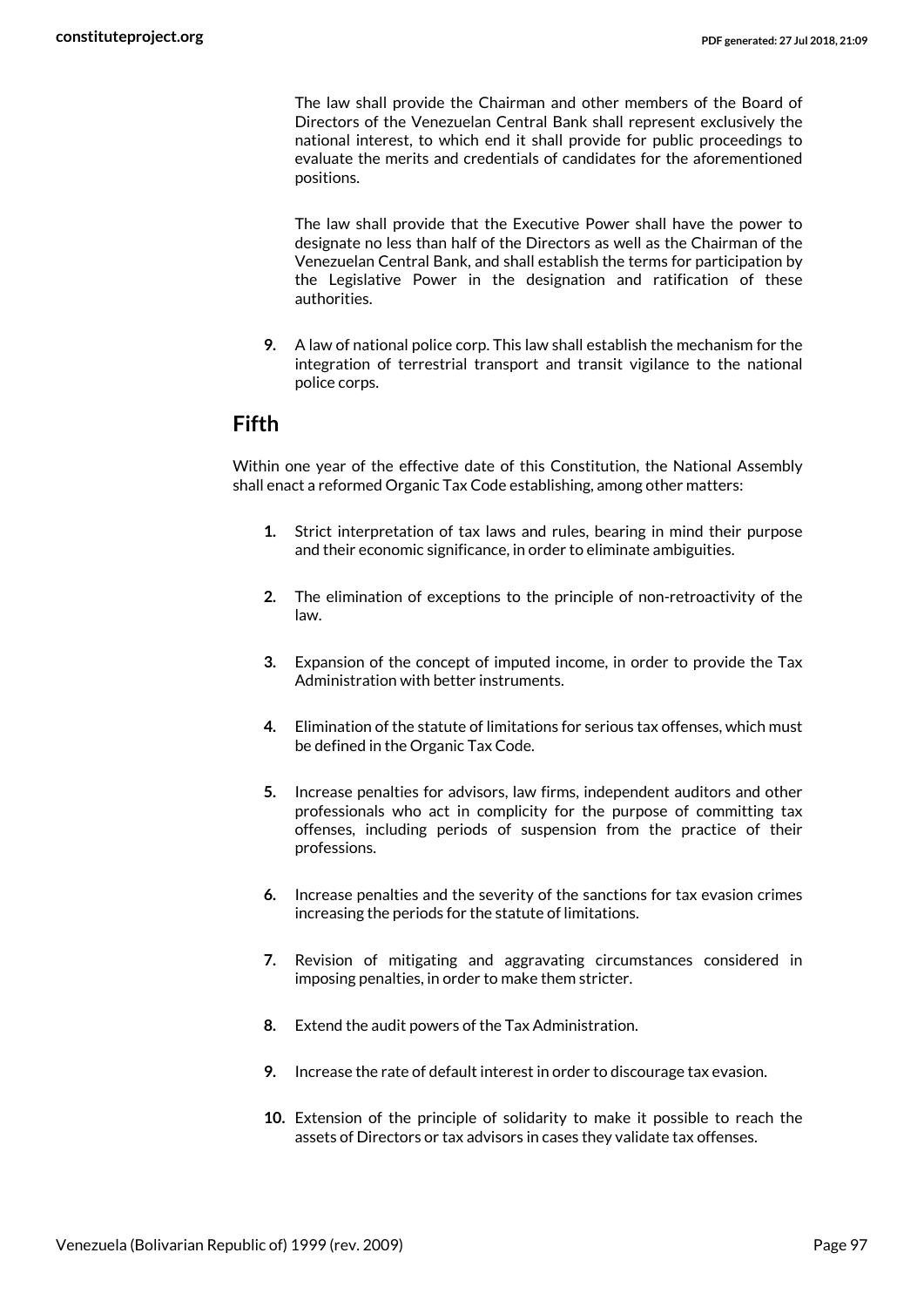The law shall provide the Chairman and other members of the Board of Directors of the Venezuelan Central Bank shall represent exclusively the national interest, to which end it shall provide for public proceedings to evaluate the merits and credentials of candidates for the aforementioned positions.

The law shall provide that the Executive Power shall have the power to designate no less than half of the Directors as well as the Chairman of the Venezuelan Central Bank, and shall establish the terms for participation by the Legislative Power in the designation and ratification of these authorities.

**9.** A law of national police corp. This law shall establish the mechanism for the integration of terrestrial transport and transit vigilance to the national police corps.

## Fifth

Within one year of the effective date of this Constitution, the National Assembly shall enact a reformed Organic Tax Code establishing, among other matters:

**1.** Strict interpretation of tax laws and rules, bearing in mind their purpose and their economic significance, in order to eliminate ambiguities.

**2.** The elimination of exceptions to the principle of non-retroactivity of the law.

**3.** Expansion of the concept of imputed income, in order to provide the Tax Administration with better instruments.

**4.** Elimination of the statute of limitations for serious tax offenses, which must be defined in the Organic Tax Code.

**5.** Increase penalties for advisors, law firms, independent auditors and other professionals who act in complicity for the purpose of committing tax offenses, including periods of suspension from the practice of their professions.

**6.** Increase penalties and the severity of the sanctions for tax evasion crimes increasing the periods for the statute of limitations.

**7.** Revision of mitigating and aggravating circumstances considered in imposing penalties, in order to make them stricter.

**8.** Extend the audit powers of the Tax Administration.

**9.** Increase the rate of default interest in order to discourage tax evasion.

**10.** Extension of the principle of solidarity to make it possible to reach the assets of Directors or tax advisors in cases they validate tax offenses.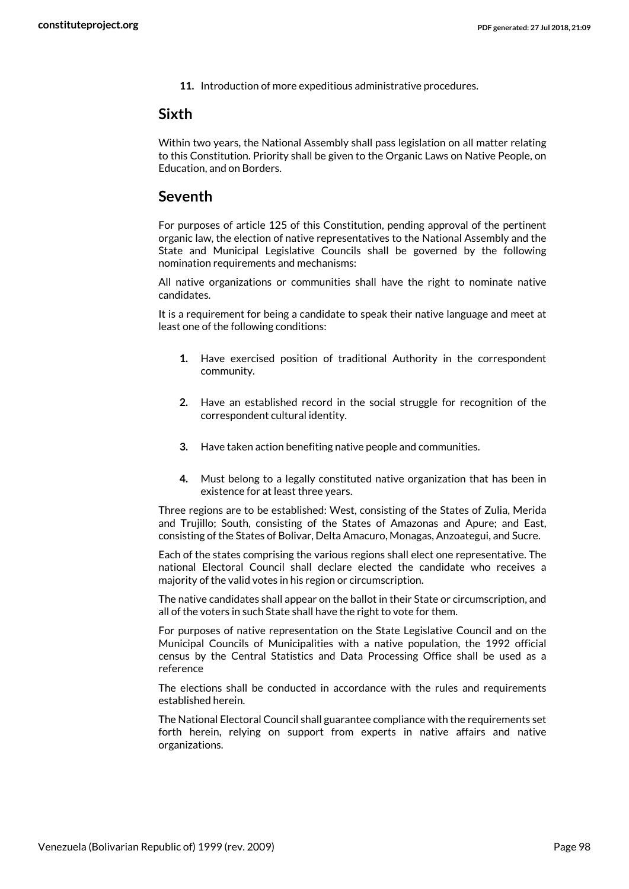11. Introduction of more expeditious administrative procedures.

## Sixth

Within two years, the National Assembly shall pass legislation on all matter relating to this Constitution. Priority shall be given to the Organic Laws on Native People, on Education, and on Borders.

## Seventh

For purposes of article 125 of this Constitution, pending approval of the pertinent organic law, the election of native representatives to the National Assembly and the State and Municipal Legislative Councils shall be governed by the following nomination requirements and mechanisms:

All native organizations or communities shall have the right to nominate native candidates.

It is a requirement for being a candidate to speak their native language and meet at least one of the following conditions:

1. Have exercised position of traditional Authority in the correspondent community.
2. Have an established record in the social struggle for recognition of the correspondent cultural identity.
3. Have taken action benefiting native people and communities.
4. Must belong to a legally constituted native organization that has been in existence for at least three years.

Three regions are to be established: West, consisting of the States of Zulia, Merida and Trujillo; South, consisting of the States of Amazonas and Apure; and East, consisting of the States of Bolivar, Delta Amacuro, Monagas, Anzoategui, and Sucre.

Each of the states comprising the various regions shall elect one representative. The national Electoral Council shall declare elected the candidate who receives a majority of the valid votes in his region or circumscription.

The native candidates shall appear on the ballot in their State or circumscription, and all of the voters in such State shall have the right to vote for them.

For purposes of native representation on the State Legislative Council and on the Municipal Councils of Municipalities with a native population, the 1992 official census by the Central Statistics and Data Processing Office shall be used as a reference

The elections shall be conducted in accordance with the rules and requirements established herein.

The National Electoral Council shall guarantee compliance with the requirements set forth herein, relying on support from experts in native affairs and native organizations.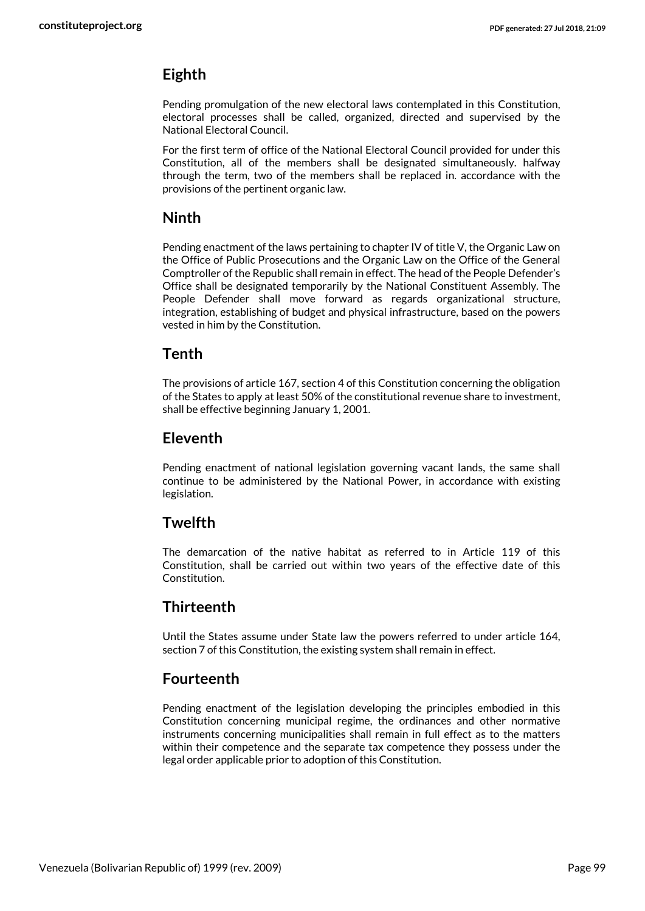## Eighth

Pending promulgation of the new electoral laws contemplated in this Constitution, electoral processes shall be called, organized, directed and supervised by the National Electoral Council.

For the first term of office of the National Electoral Council provided for under this Constitution, all of the members shall be designated simultaneously. halfway through the term, two of the members shall be replaced in. accordance with the provisions of the pertinent organic law.

## Ninth

Pending enactment of the laws pertaining to chapter IV of title V, the Organic Law on the Office of Public Prosecutions and the Organic Law on the Office of the General Comptroller of the Republic shall remain in effect. The head of the People Defender's Office shall be designated temporarily by the National Constituent Assembly. The People Defender shall move forward as regards organizational structure, integration, establishing of budget and physical infrastructure, based on the powers vested in him by the Constitution.

## Tenth

The provisions of article 167, section 4 of this Constitution concerning the obligation of the States to apply at least 50% of the constitutional revenue share to investment, shall be effective beginning January 1, 2001.

## Eleventh

Pending enactment of national legislation governing vacant lands, the same shall continue to be administered by the National Power, in accordance with existing legislation.

## Twelfth

The demarcation of the native habitat as referred to in Article 119 of this Constitution, shall be carried out within two years of the effective date of this Constitution.

## Thirteenth

Until the States assume under State law the powers referred to under article 164, section 7 of this Constitution, the existing system shall remain in effect.

## Fourteenth

Pending enactment of the legislation developing the principles embodied in this Constitution concerning municipal regime, the ordinances and other normative instruments concerning municipalities shall remain in full effect as to the matters within their competence and the separate tax competence they possess under the legal order applicable prior to adoption of this Constitution.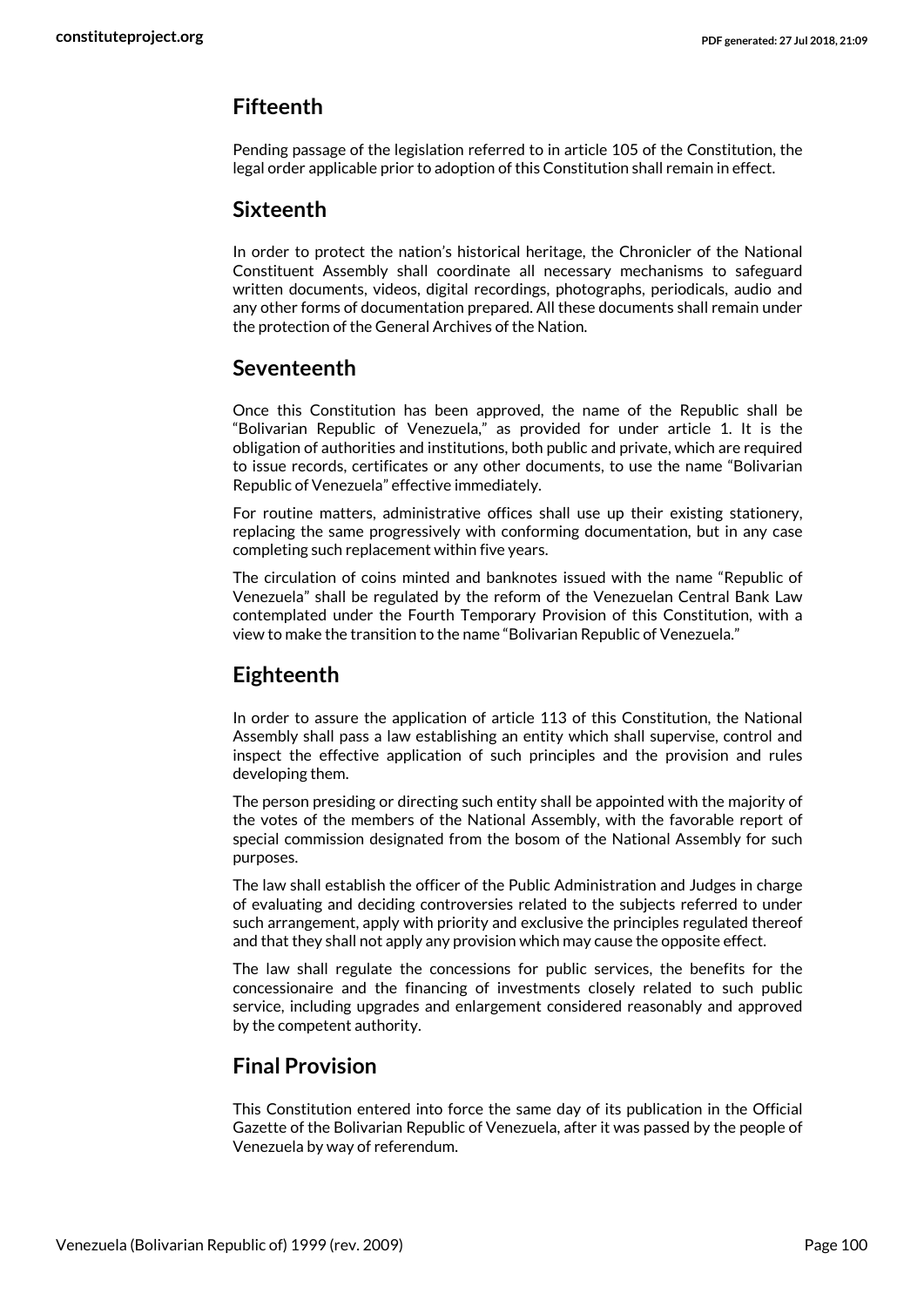## Fifteenth

Pending passage of the legislation referred to in article 105 of the Constitution, the legal order applicable prior to adoption of this Constitution shall remain in effect.

## Sixteenth

In order to protect the nation's historical heritage, the Chronicler of the National Constituent Assembly shall coordinate all necessary mechanisms to safeguard written documents, videos, digital recordings, photographs, periodicals, audio and any other forms of documentation prepared. All these documents shall remain under the protection of the General Archives of the Nation.

## Seventeenth

Once this Constitution has been approved, the name of the Republic shall be "Bolivarian Republic of Venezuela," as provided for under article 1. It is the obligation of authorities and institutions, both public and private, which are required to issue records, certificates or any other documents, to use the name "Bolivarian Republic of Venezuela" effective immediately.

For routine matters, administrative offices shall use up their existing stationery, replacing the same progressively with conforming documentation, but in any case completing such replacement within five years.

The circulation of coins minted and banknotes issued with the name "Republic of Venezuela" shall be regulated by the reform of the Venezuelan Central Bank Law contemplated under the Fourth Temporary Provision of this Constitution, with a view to make the transition to the name "Bolivarian Republic of Venezuela."

## Eighteenth

In order to assure the application of article 113 of this Constitution, the National Assembly shall pass a law establishing an entity which shall supervise, control and inspect the effective application of such principles and the provision and rules developing them.

The person presiding or directing such entity shall be appointed with the majority of the votes of the members of the National Assembly, with the favorable report of special commission designated from the bosom of the National Assembly for such purposes.

The law shall establish the officer of the Public Administration and Judges in charge of evaluating and deciding controversies related to the subjects referred to under such arrangement, apply with priority and exclusive the principles regulated thereof and that they shall not apply any provision which may cause the opposite effect.

The law shall regulate the concessions for public services, the benefits for the concessionaire and the financing of investments closely related to such public service, including upgrades and enlargement considered reasonably and approved by the competent authority.

## Final Provision

This Constitution entered into force the same day of its publication in the Official Gazette of the Bolivarian Republic of Venezuela, after it was passed by the people of Venezuela by way of referendum.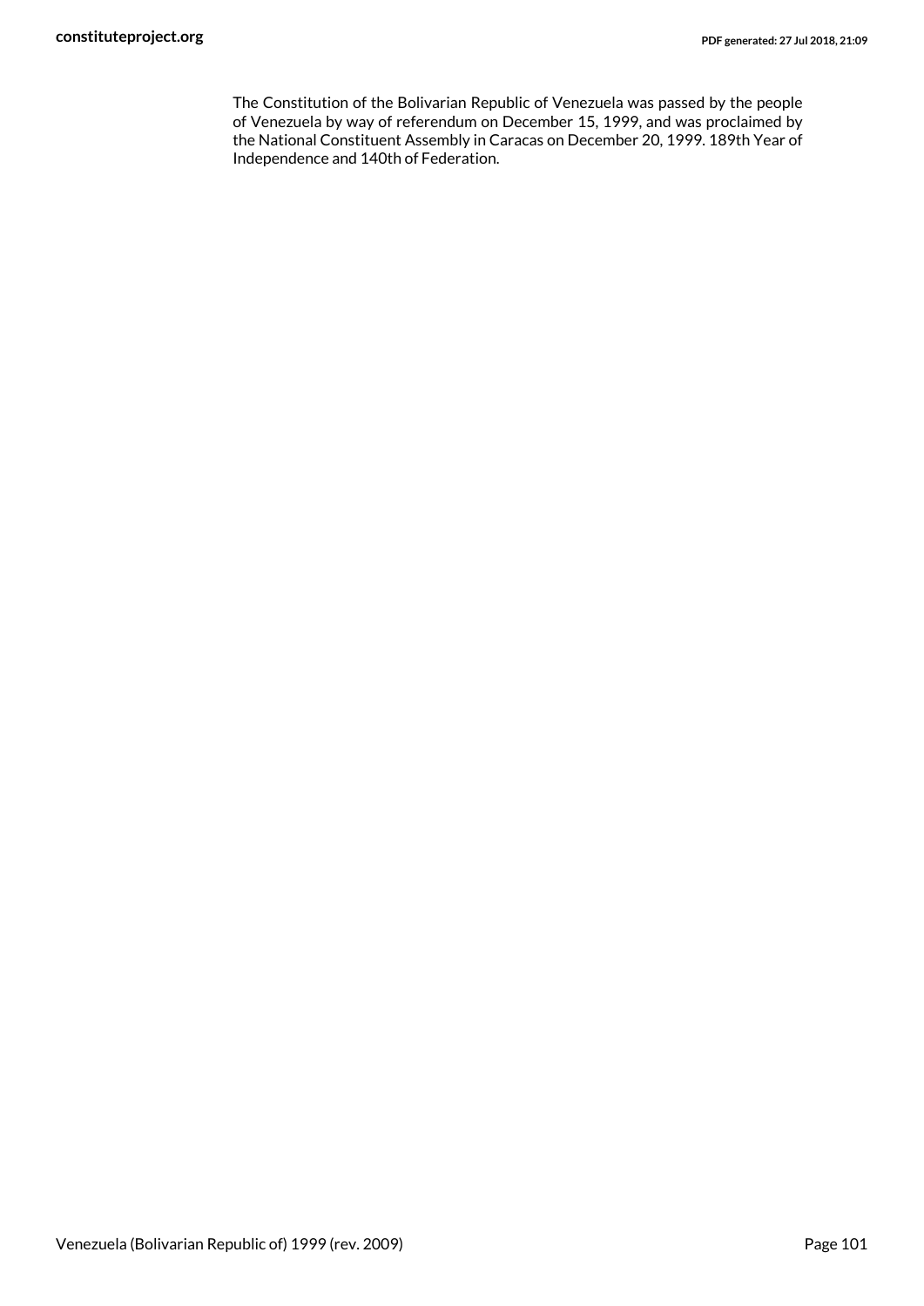The Constitution of the Bolivarian Republic of Venezuela was passed by the people of Venezuela by way of referendum on December 15, 1999, and was proclaimed by the National Constituent Assembly in Caracas on December 20, 1999. 189th Year of Independence and 140th of Federation.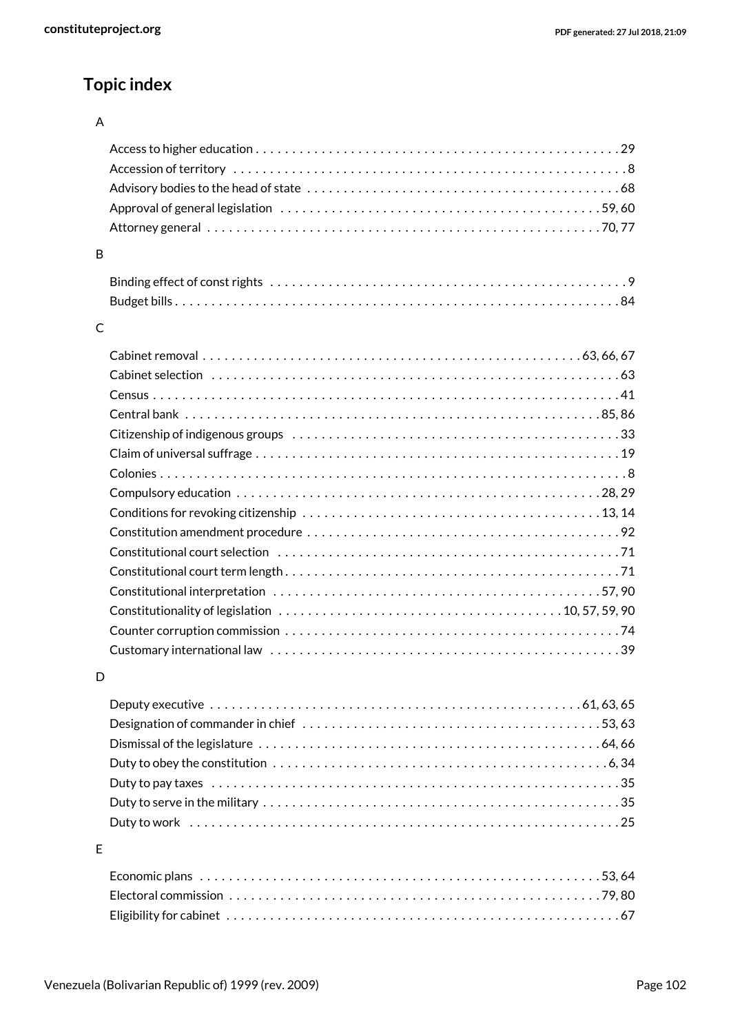## Topic index

### A

- Access to higher education . . . . . . 29
- Accession of territory . . . . . . 8
- Advisory bodies to the head of state . . . . . . 68
- Approval of general legislation . . . . . . 59, 60
- Attorney general . . . . . . 70, 77

### B

- Binding effect of const rights . . . . . . 9
- Budget bills . . . . . . 84

### C

- Cabinet removal . . . . . . 63, 66, 67
- Cabinet selection . . . . . . 63
- Census . . . . . . 41
- Central bank . . . . . . 85, 86
- Citizenship of indigenous groups . . . . . . 33
- Claim of universal suffrage . . . . . . 19
- Colonies . . . . . . 8
- Compulsory education . . . . . . 28, 29
- Conditions for revoking citizenship . . . . . . 13, 14
- Constitution amendment procedure . . . . . . 92
- Constitutional court selection . . . . . . 71
- Constitutional court term length . . . . . . 71
- Constitutional interpretation . . . . . . 57, 90
- Constitutionality of legislation . . . . . . 10, 57, 59, 90
- Counter corruption commission . . . . . . 74
- Customary international law . . . . . . 39

### D

- Deputy executive . . . . . . 61, 63, 65
- Designation of commander in chief . . . . . . 53, 63
- Dismissal of the legislature . . . . . . 64, 66
- Duty to obey the constitution . . . . . . 6, 34
- Duty to pay taxes . . . . . . 35
- Duty to serve in the military . . . . . . 35
- Duty to work . . . . . . 25

### E

- Economic plans . . . . . . 53, 64
- Electoral commission . . . . . . 79, 80
- Eligibility for cabinet . . . . . . 67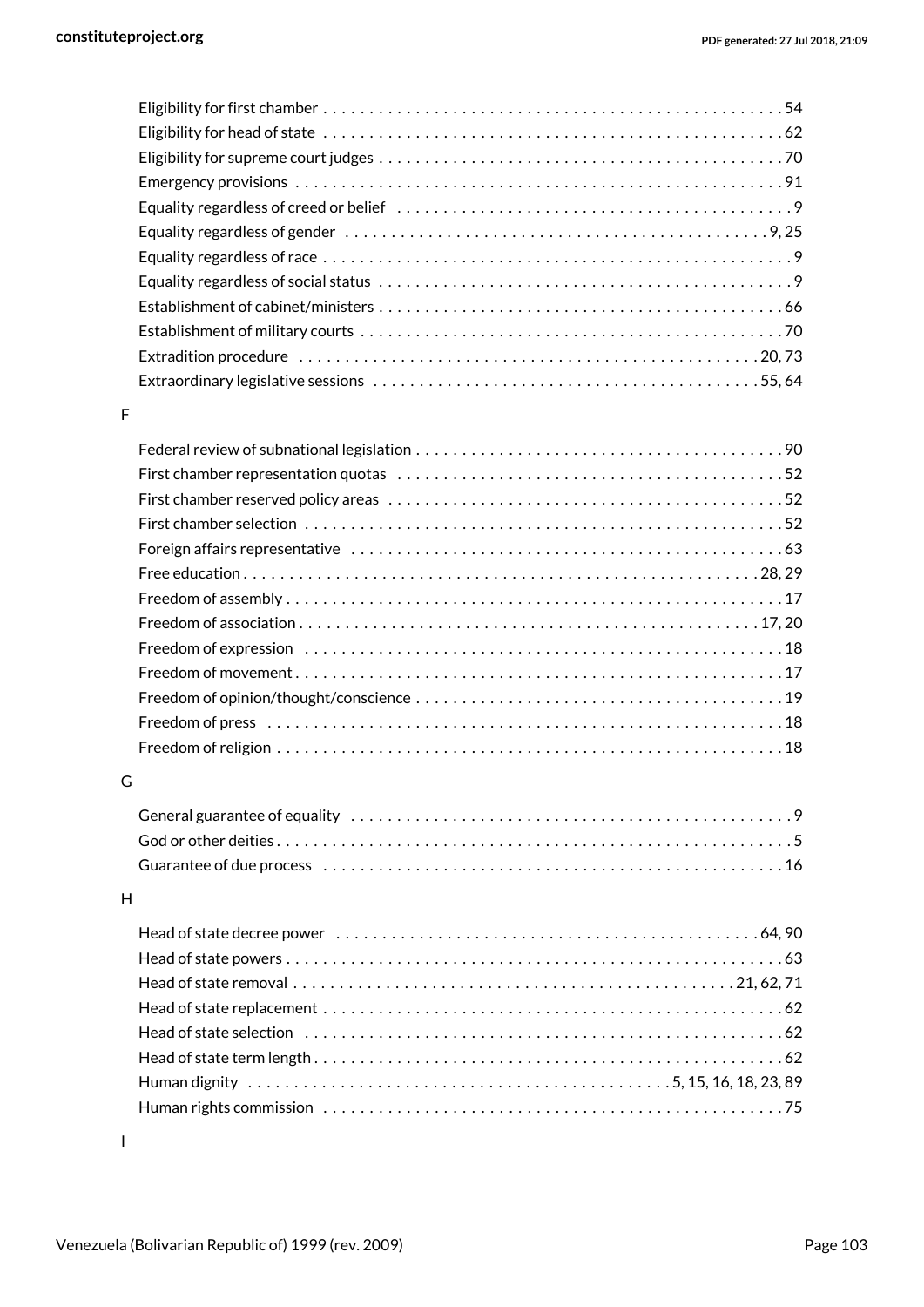Eligibility for first chamber . . . . . . . . . . . . . . . . . . . . . . . . . . . . . . . . . . . . . . . . . . . . . . . . . 54
Eligibility for head of state . . . . . . . . . . . . . . . . . . . . . . . . . . . . . . . . . . . . . . . . . . . . . . . . . . 62
Eligibility for supreme court judges . . . . . . . . . . . . . . . . . . . . . . . . . . . . . . . . . . . . . . . . . . . 70
Emergency provisions . . . . . . . . . . . . . . . . . . . . . . . . . . . . . . . . . . . . . . . . . . . . . . . . . . . . . 91
Equality regardless of creed or belief . . . . . . . . . . . . . . . . . . . . . . . . . . . . . . . . . . . . . . . . . . 9
Equality regardless of gender . . . . . . . . . . . . . . . . . . . . . . . . . . . . . . . . . . . . . . . . . . . . . 9, 25
Equality regardless of race . . . . . . . . . . . . . . . . . . . . . . . . . . . . . . . . . . . . . . . . . . . . . . . . . . . 9
Equality regardless of social status . . . . . . . . . . . . . . . . . . . . . . . . . . . . . . . . . . . . . . . . . . . . 9
Establishment of cabinet/ministers . . . . . . . . . . . . . . . . . . . . . . . . . . . . . . . . . . . . . . . . . . . 66
Establishment of military courts . . . . . . . . . . . . . . . . . . . . . . . . . . . . . . . . . . . . . . . . . . . . . 70
Extradition procedure . . . . . . . . . . . . . . . . . . . . . . . . . . . . . . . . . . . . . . . . . . . . . . . . . . 20, 73
Extraordinary legislative sessions . . . . . . . . . . . . . . . . . . . . . . . . . . . . . . . . . . . . . . . . . 55, 64

F

Federal review of subnational legislation . . . . . . . . . . . . . . . . . . . . . . . . . . . . . . . . . . . . . . . 90
First chamber representation quotas . . . . . . . . . . . . . . . . . . . . . . . . . . . . . . . . . . . . . . . . . 52
First chamber reserved policy areas . . . . . . . . . . . . . . . . . . . . . . . . . . . . . . . . . . . . . . . . . . 52
First chamber selection . . . . . . . . . . . . . . . . . . . . . . . . . . . . . . . . . . . . . . . . . . . . . . . . . . . . 52
Foreign affairs representative . . . . . . . . . . . . . . . . . . . . . . . . . . . . . . . . . . . . . . . . . . . . . . . 63
Free education . . . . . . . . . . . . . . . . . . . . . . . . . . . . . . . . . . . . . . . . . . . . . . . . . . . . . . . 28, 29
Freedom of assembly . . . . . . . . . . . . . . . . . . . . . . . . . . . . . . . . . . . . . . . . . . . . . . . . . . . . . 17
Freedom of association . . . . . . . . . . . . . . . . . . . . . . . . . . . . . . . . . . . . . . . . . . . . . . . . . 17, 20
Freedom of expression . . . . . . . . . . . . . . . . . . . . . . . . . . . . . . . . . . . . . . . . . . . . . . . . . . . . 18
Freedom of movement . . . . . . . . . . . . . . . . . . . . . . . . . . . . . . . . . . . . . . . . . . . . . . . . . . . . 17
Freedom of opinion/thought/conscience . . . . . . . . . . . . . . . . . . . . . . . . . . . . . . . . . . . . . . . 19
Freedom of press . . . . . . . . . . . . . . . . . . . . . . . . . . . . . . . . . . . . . . . . . . . . . . . . . . . . . . . . 18
Freedom of religion . . . . . . . . . . . . . . . . . . . . . . . . . . . . . . . . . . . . . . . . . . . . . . . . . . . . . . 18

G

General guarantee of equality . . . . . . . . . . . . . . . . . . . . . . . . . . . . . . . . . . . . . . . . . . . . . . . 9
God or other deities . . . . . . . . . . . . . . . . . . . . . . . . . . . . . . . . . . . . . . . . . . . . . . . . . . . . . . . 5
Guarantee of due process . . . . . . . . . . . . . . . . . . . . . . . . . . . . . . . . . . . . . . . . . . . . . . . . . . 16

H

Head of state decree power . . . . . . . . . . . . . . . . . . . . . . . . . . . . . . . . . . . . . . . . . . . . . . 64, 90
Head of state powers . . . . . . . . . . . . . . . . . . . . . . . . . . . . . . . . . . . . . . . . . . . . . . . . . . . . . . 63
Head of state removal . . . . . . . . . . . . . . . . . . . . . . . . . . . . . . . . . . . . . . . . . . . . . . . . 21, 62, 71
Head of state replacement . . . . . . . . . . . . . . . . . . . . . . . . . . . . . . . . . . . . . . . . . . . . . . . . . . 62
Head of state selection . . . . . . . . . . . . . . . . . . . . . . . . . . . . . . . . . . . . . . . . . . . . . . . . . . . . . 62
Head of state term length . . . . . . . . . . . . . . . . . . . . . . . . . . . . . . . . . . . . . . . . . . . . . . . . . . . 62
Human dignity . . . . . . . . . . . . . . . . . . . . . . . . . . . . . . . . . . . . . . . . . . . . . . 5, 15, 16, 18, 23, 89
Human rights commission . . . . . . . . . . . . . . . . . . . . . . . . . . . . . . . . . . . . . . . . . . . . . . . . . . 75

I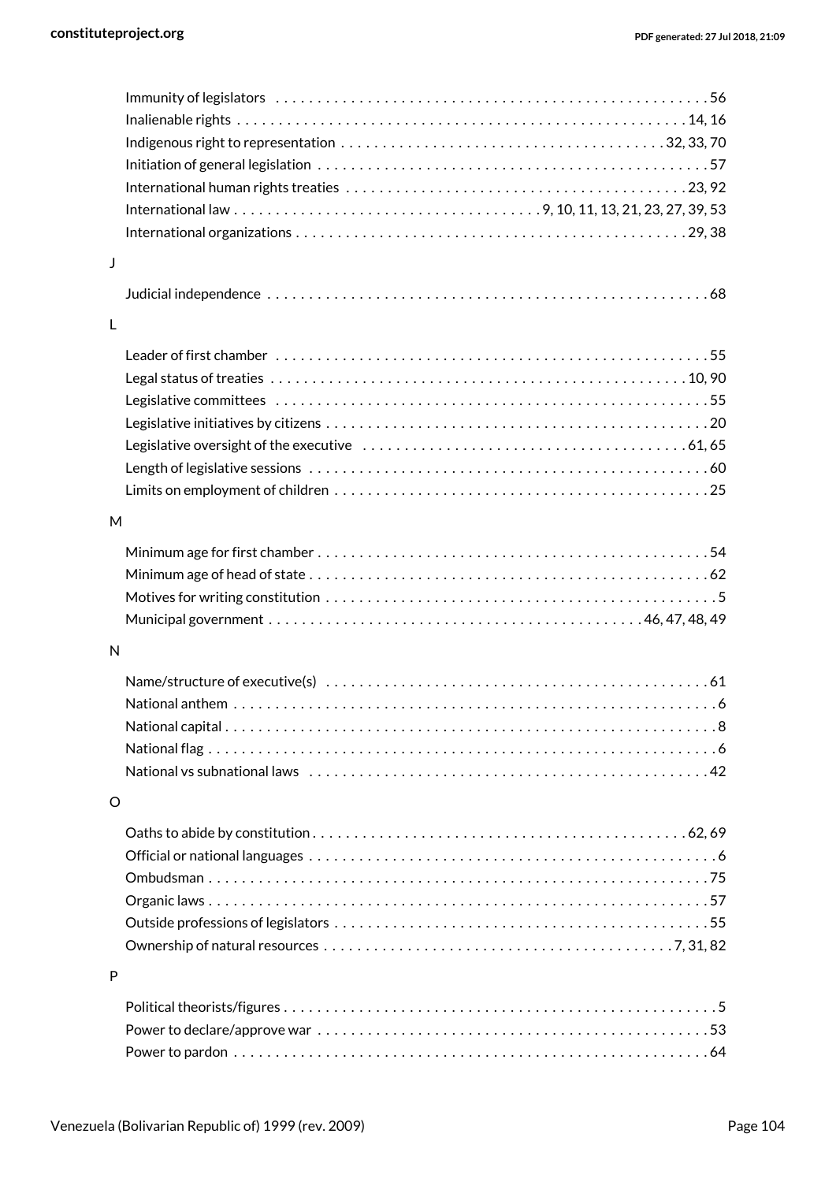- Immunity of legislators . . . . . . . . . . . . . . . . . . . . . . . . . . . . . . . . . . . . . . . . . . . . . . . . . . . 56
- Inalienable rights . . . . . . . . . . . . . . . . . . . . . . . . . . . . . . . . . . . . . . . . . . . . . . . . . . . . . 14, 16
- Indigenous right to representation . . . . . . . . . . . . . . . . . . . . . . . . . . . . . . . . . . . . . 32, 33, 70
- Initiation of general legislation . . . . . . . . . . . . . . . . . . . . . . . . . . . . . . . . . . . . . . . . . . . . . . 57
- International human rights treaties . . . . . . . . . . . . . . . . . . . . . . . . . . . . . . . . . . . . . . . . 23, 92
- International law . . . . . . . . . . . . . . . . . . . . . . . . . . . . . . . . . . . . 9, 10, 11, 13, 21, 23, 27, 39, 53
- International organizations . . . . . . . . . . . . . . . . . . . . . . . . . . . . . . . . . . . . . . . . . . . . . . 29, 38

J

- Judicial independence . . . . . . . . . . . . . . . . . . . . . . . . . . . . . . . . . . . . . . . . . . . . . . . . . . . . 68

L

- Leader of first chamber . . . . . . . . . . . . . . . . . . . . . . . . . . . . . . . . . . . . . . . . . . . . . . . . . . . 55
- Legal status of treaties . . . . . . . . . . . . . . . . . . . . . . . . . . . . . . . . . . . . . . . . . . . . . . . . . . 10, 90
- Legislative committees . . . . . . . . . . . . . . . . . . . . . . . . . . . . . . . . . . . . . . . . . . . . . . . . . . . 55
- Legislative initiatives by citizens . . . . . . . . . . . . . . . . . . . . . . . . . . . . . . . . . . . . . . . . . . . . . 20
- Legislative oversight of the executive . . . . . . . . . . . . . . . . . . . . . . . . . . . . . . . . . . . . . . 61, 65
- Length of legislative sessions . . . . . . . . . . . . . . . . . . . . . . . . . . . . . . . . . . . . . . . . . . . . . . . 60
- Limits on employment of children . . . . . . . . . . . . . . . . . . . . . . . . . . . . . . . . . . . . . . . . . . . . 25

M

- Minimum age for first chamber . . . . . . . . . . . . . . . . . . . . . . . . . . . . . . . . . . . . . . . . . . . . . . 54
- Minimum age of head of state . . . . . . . . . . . . . . . . . . . . . . . . . . . . . . . . . . . . . . . . . . . . . . . 62
- Motives for writing constitution . . . . . . . . . . . . . . . . . . . . . . . . . . . . . . . . . . . . . . . . . . . . . . 5
- Municipal government . . . . . . . . . . . . . . . . . . . . . . . . . . . . . . . . . . . . . . . . . . . . 46, 47, 48, 49

N

- Name/structure of executive(s) . . . . . . . . . . . . . . . . . . . . . . . . . . . . . . . . . . . . . . . . . . . . . . 61
- National anthem . . . . . . . . . . . . . . . . . . . . . . . . . . . . . . . . . . . . . . . . . . . . . . . . . . . . . . . . . 6
- National capital . . . . . . . . . . . . . . . . . . . . . . . . . . . . . . . . . . . . . . . . . . . . . . . . . . . . . . . . . . 8
- National flag . . . . . . . . . . . . . . . . . . . . . . . . . . . . . . . . . . . . . . . . . . . . . . . . . . . . . . . . . . . 6
- National vs subnational laws . . . . . . . . . . . . . . . . . . . . . . . . . . . . . . . . . . . . . . . . . . . . . . . 42

O

- Oaths to abide by constitution . . . . . . . . . . . . . . . . . . . . . . . . . . . . . . . . . . . . . . . . . . . . 62, 69
- Official or national languages . . . . . . . . . . . . . . . . . . . . . . . . . . . . . . . . . . . . . . . . . . . . . . . . 6
- Ombudsman . . . . . . . . . . . . . . . . . . . . . . . . . . . . . . . . . . . . . . . . . . . . . . . . . . . . . . . . . . . 75
- Organic laws . . . . . . . . . . . . . . . . . . . . . . . . . . . . . . . . . . . . . . . . . . . . . . . . . . . . . . . . . . 57
- Outside professions of legislators . . . . . . . . . . . . . . . . . . . . . . . . . . . . . . . . . . . . . . . . . . . . 55
- Ownership of natural resources . . . . . . . . . . . . . . . . . . . . . . . . . . . . . . . . . . . . . . . . . . 7, 31, 82

P

- Political theorists/figures . . . . . . . . . . . . . . . . . . . . . . . . . . . . . . . . . . . . . . . . . . . . . . . . . . 5
- Power to declare/approve war . . . . . . . . . . . . . . . . . . . . . . . . . . . . . . . . . . . . . . . . . . . . . . . 53
- Power to pardon . . . . . . . . . . . . . . . . . . . . . . . . . . . . . . . . . . . . . . . . . . . . . . . . . . . . . . . . 64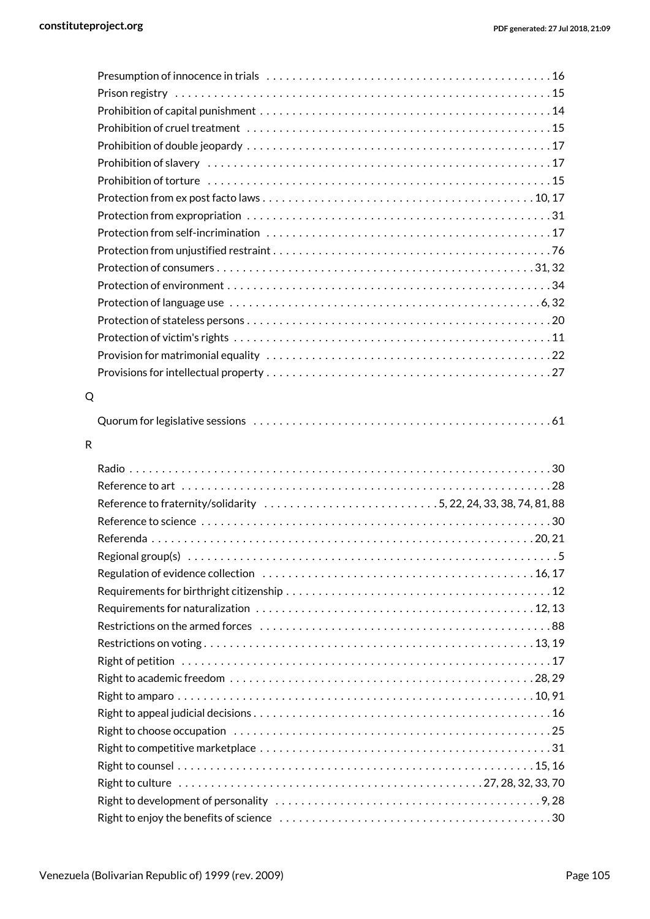Presumption of innocence in trials . . . . . . . . . . . . . . . . . . . . . . . . . . . . . . . . . . . . . . . . . . . . 16
Prison registry . . . . . . . . . . . . . . . . . . . . . . . . . . . . . . . . . . . . . . . . . . . . . . . . . . . . . . . . . . 15
Prohibition of capital punishment . . . . . . . . . . . . . . . . . . . . . . . . . . . . . . . . . . . . . . . . . . . . 14
Prohibition of cruel treatment . . . . . . . . . . . . . . . . . . . . . . . . . . . . . . . . . . . . . . . . . . . . . . . 15
Prohibition of double jeopardy . . . . . . . . . . . . . . . . . . . . . . . . . . . . . . . . . . . . . . . . . . . . . . 17
Prohibition of slavery . . . . . . . . . . . . . . . . . . . . . . . . . . . . . . . . . . . . . . . . . . . . . . . . . . . . 17
Prohibition of torture . . . . . . . . . . . . . . . . . . . . . . . . . . . . . . . . . . . . . . . . . . . . . . . . . . . . 15
Protection from ex post facto laws . . . . . . . . . . . . . . . . . . . . . . . . . . . . . . . . . . . . . . . . . 10, 17
Protection from expropriation . . . . . . . . . . . . . . . . . . . . . . . . . . . . . . . . . . . . . . . . . . . . . . 31
Protection from self-incrimination . . . . . . . . . . . . . . . . . . . . . . . . . . . . . . . . . . . . . . . . . . . 17
Protection from unjustified restraint . . . . . . . . . . . . . . . . . . . . . . . . . . . . . . . . . . . . . . . . . . 76
Protection of consumers . . . . . . . . . . . . . . . . . . . . . . . . . . . . . . . . . . . . . . . . . . . . . . . . 31, 32
Protection of environment . . . . . . . . . . . . . . . . . . . . . . . . . . . . . . . . . . . . . . . . . . . . . . . . . 34
Protection of language use . . . . . . . . . . . . . . . . . . . . . . . . . . . . . . . . . . . . . . . . . . . . . . . 6, 32
Protection of stateless persons . . . . . . . . . . . . . . . . . . . . . . . . . . . . . . . . . . . . . . . . . . . . . . 20
Protection of victim's rights . . . . . . . . . . . . . . . . . . . . . . . . . . . . . . . . . . . . . . . . . . . . . . . . 11
Provision for matrimonial equality . . . . . . . . . . . . . . . . . . . . . . . . . . . . . . . . . . . . . . . . . . . 22
Provisions for intellectual property . . . . . . . . . . . . . . . . . . . . . . . . . . . . . . . . . . . . . . . . . . . 27

Q

Quorum for legislative sessions . . . . . . . . . . . . . . . . . . . . . . . . . . . . . . . . . . . . . . . . . . . . . 61

R

Radio . . . . . . . . . . . . . . . . . . . . . . . . . . . . . . . . . . . . . . . . . . . . . . . . . . . . . . . . . . . . . . . . 30
Reference to art . . . . . . . . . . . . . . . . . . . . . . . . . . . . . . . . . . . . . . . . . . . . . . . . . . . . . . . . 28
Reference to fraternity/solidarity . . . . . . . . . . . . . . . . . . . . . . . . . . 5, 22, 24, 33, 38, 74, 81, 88
Reference to science . . . . . . . . . . . . . . . . . . . . . . . . . . . . . . . . . . . . . . . . . . . . . . . . . . . . . 30
Referenda . . . . . . . . . . . . . . . . . . . . . . . . . . . . . . . . . . . . . . . . . . . . . . . . . . . . . . . . . . 20, 21
Regional group(s) . . . . . . . . . . . . . . . . . . . . . . . . . . . . . . . . . . . . . . . . . . . . . . . . . . . . . . . . 5
Regulation of evidence collection . . . . . . . . . . . . . . . . . . . . . . . . . . . . . . . . . . . . . . . . . . 16, 17
Requirements for birthright citizenship . . . . . . . . . . . . . . . . . . . . . . . . . . . . . . . . . . . . . . . . 12
Requirements for naturalization . . . . . . . . . . . . . . . . . . . . . . . . . . . . . . . . . . . . . . . . . . . 12, 13
Restrictions on the armed forces . . . . . . . . . . . . . . . . . . . . . . . . . . . . . . . . . . . . . . . . . . . . 88
Restrictions on voting . . . . . . . . . . . . . . . . . . . . . . . . . . . . . . . . . . . . . . . . . . . . . . . . . . 13, 19
Right of petition . . . . . . . . . . . . . . . . . . . . . . . . . . . . . . . . . . . . . . . . . . . . . . . . . . . . . . . . 17
Right to academic freedom . . . . . . . . . . . . . . . . . . . . . . . . . . . . . . . . . . . . . . . . . . . . . . 28, 29
Right to amparo . . . . . . . . . . . . . . . . . . . . . . . . . . . . . . . . . . . . . . . . . . . . . . . . . . . . . . 10, 91
Right to appeal judicial decisions . . . . . . . . . . . . . . . . . . . . . . . . . . . . . . . . . . . . . . . . . . . . 16
Right to choose occupation . . . . . . . . . . . . . . . . . . . . . . . . . . . . . . . . . . . . . . . . . . . . . . . . 25
Right to competitive marketplace . . . . . . . . . . . . . . . . . . . . . . . . . . . . . . . . . . . . . . . . . . . . 31
Right to counsel . . . . . . . . . . . . . . . . . . . . . . . . . . . . . . . . . . . . . . . . . . . . . . . . . . . . . . 15, 16
Right to culture . . . . . . . . . . . . . . . . . . . . . . . . . . . . . . . . . . . . . . . . . . . . . 27, 28, 32, 33, 70
Right to development of personality . . . . . . . . . . . . . . . . . . . . . . . . . . . . . . . . . . . . . . . . . 9, 28
Right to enjoy the benefits of science . . . . . . . . . . . . . . . . . . . . . . . . . . . . . . . . . . . . . . . . . 30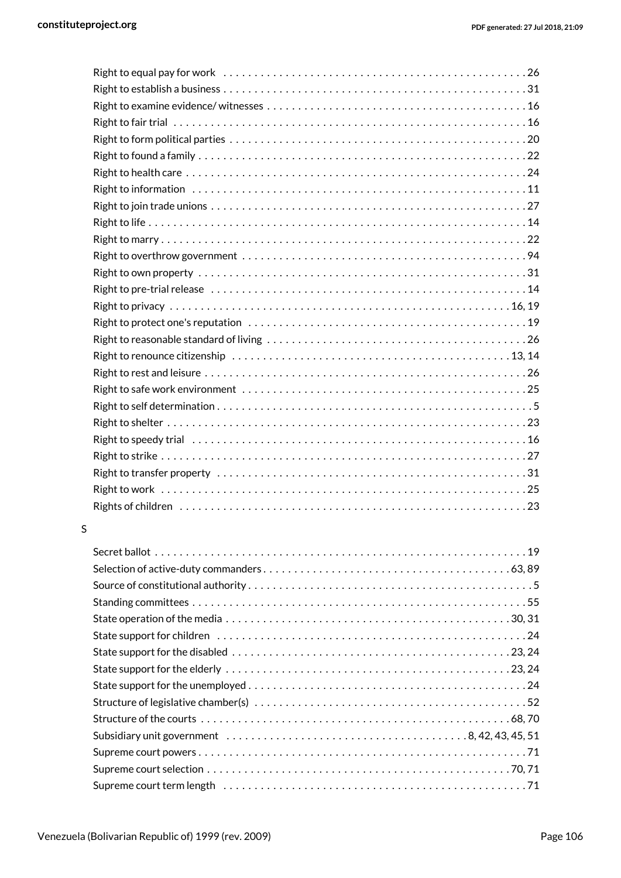Right to equal pay for work . . . . . . . . . . . . . . . . . . . . . . . . . . . . . . . . . . . . . . . . . . . . . . . . 26
Right to establish a business . . . . . . . . . . . . . . . . . . . . . . . . . . . . . . . . . . . . . . . . . . . . . . . . . 31
Right to examine evidence/ witnesses . . . . . . . . . . . . . . . . . . . . . . . . . . . . . . . . . . . . . . . . . . 16
Right to fair trial . . . . . . . . . . . . . . . . . . . . . . . . . . . . . . . . . . . . . . . . . . . . . . . . . . . . . . . . . 16
Right to form political parties . . . . . . . . . . . . . . . . . . . . . . . . . . . . . . . . . . . . . . . . . . . . . . . . 20
Right to found a family . . . . . . . . . . . . . . . . . . . . . . . . . . . . . . . . . . . . . . . . . . . . . . . . . . . . . 22
Right to health care . . . . . . . . . . . . . . . . . . . . . . . . . . . . . . . . . . . . . . . . . . . . . . . . . . . . . . . 24
Right to information . . . . . . . . . . . . . . . . . . . . . . . . . . . . . . . . . . . . . . . . . . . . . . . . . . . . . . 11
Right to join trade unions . . . . . . . . . . . . . . . . . . . . . . . . . . . . . . . . . . . . . . . . . . . . . . . . . . . 27
Right to life . . . . . . . . . . . . . . . . . . . . . . . . . . . . . . . . . . . . . . . . . . . . . . . . . . . . . . . . . . . . . 14
Right to marry . . . . . . . . . . . . . . . . . . . . . . . . . . . . . . . . . . . . . . . . . . . . . . . . . . . . . . . . . . . 22
Right to overthrow government . . . . . . . . . . . . . . . . . . . . . . . . . . . . . . . . . . . . . . . . . . . . . . 94
Right to own property . . . . . . . . . . . . . . . . . . . . . . . . . . . . . . . . . . . . . . . . . . . . . . . . . . . . . 31
Right to pre-trial release . . . . . . . . . . . . . . . . . . . . . . . . . . . . . . . . . . . . . . . . . . . . . . . . . . . 14
Right to privacy . . . . . . . . . . . . . . . . . . . . . . . . . . . . . . . . . . . . . . . . . . . . . . . . . . . . . . . 16, 19
Right to protect one's reputation . . . . . . . . . . . . . . . . . . . . . . . . . . . . . . . . . . . . . . . . . . . . . 19
Right to reasonable standard of living . . . . . . . . . . . . . . . . . . . . . . . . . . . . . . . . . . . . . . . . . . 26
Right to renounce citizenship . . . . . . . . . . . . . . . . . . . . . . . . . . . . . . . . . . . . . . . . . . . . . 13, 14
Right to rest and leisure . . . . . . . . . . . . . . . . . . . . . . . . . . . . . . . . . . . . . . . . . . . . . . . . . . . . 26
Right to safe work environment . . . . . . . . . . . . . . . . . . . . . . . . . . . . . . . . . . . . . . . . . . . . . . 25
Right to self determination . . . . . . . . . . . . . . . . . . . . . . . . . . . . . . . . . . . . . . . . . . . . . . . . . . . 5
Right to shelter . . . . . . . . . . . . . . . . . . . . . . . . . . . . . . . . . . . . . . . . . . . . . . . . . . . . . . . . . . 23
Right to speedy trial . . . . . . . . . . . . . . . . . . . . . . . . . . . . . . . . . . . . . . . . . . . . . . . . . . . . . . . 16
Right to strike . . . . . . . . . . . . . . . . . . . . . . . . . . . . . . . . . . . . . . . . . . . . . . . . . . . . . . . . . . . 27
Right to transfer property . . . . . . . . . . . . . . . . . . . . . . . . . . . . . . . . . . . . . . . . . . . . . . . . . . . 31
Right to work . . . . . . . . . . . . . . . . . . . . . . . . . . . . . . . . . . . . . . . . . . . . . . . . . . . . . . . . . . . . 25
Rights of children . . . . . . . . . . . . . . . . . . . . . . . . . . . . . . . . . . . . . . . . . . . . . . . . . . . . . . . . 23

S

Secret ballot . . . . . . . . . . . . . . . . . . . . . . . . . . . . . . . . . . . . . . . . . . . . . . . . . . . . . . . . . . . . 19
Selection of active-duty commanders . . . . . . . . . . . . . . . . . . . . . . . . . . . . . . . . . . . . . . . . 63, 89
Source of constitutional authority . . . . . . . . . . . . . . . . . . . . . . . . . . . . . . . . . . . . . . . . . . . . . . 5
Standing committees . . . . . . . . . . . . . . . . . . . . . . . . . . . . . . . . . . . . . . . . . . . . . . . . . . . . . . . 55
State operation of the media . . . . . . . . . . . . . . . . . . . . . . . . . . . . . . . . . . . . . . . . . . . . . . 30, 31
State support for children . . . . . . . . . . . . . . . . . . . . . . . . . . . . . . . . . . . . . . . . . . . . . . . . . . . 24
State support for the disabled . . . . . . . . . . . . . . . . . . . . . . . . . . . . . . . . . . . . . . . . . . . . . 23, 24
State support for the elderly . . . . . . . . . . . . . . . . . . . . . . . . . . . . . . . . . . . . . . . . . . . . . . 23, 24
State support for the unemployed . . . . . . . . . . . . . . . . . . . . . . . . . . . . . . . . . . . . . . . . . . . . . 24
Structure of legislative chamber(s) . . . . . . . . . . . . . . . . . . . . . . . . . . . . . . . . . . . . . . . . . . . . 52
Structure of the courts . . . . . . . . . . . . . . . . . . . . . . . . . . . . . . . . . . . . . . . . . . . . . . . . . . 68, 70
Subsidiary unit government . . . . . . . . . . . . . . . . . . . . . . . . . . . . . . . . . . . . . . 8, 42, 43, 45, 51
Supreme court powers . . . . . . . . . . . . . . . . . . . . . . . . . . . . . . . . . . . . . . . . . . . . . . . . . . . . . . 71
Supreme court selection . . . . . . . . . . . . . . . . . . . . . . . . . . . . . . . . . . . . . . . . . . . . . . . . . 70, 71
Supreme court term length . . . . . . . . . . . . . . . . . . . . . . . . . . . . . . . . . . . . . . . . . . . . . . . . . . 71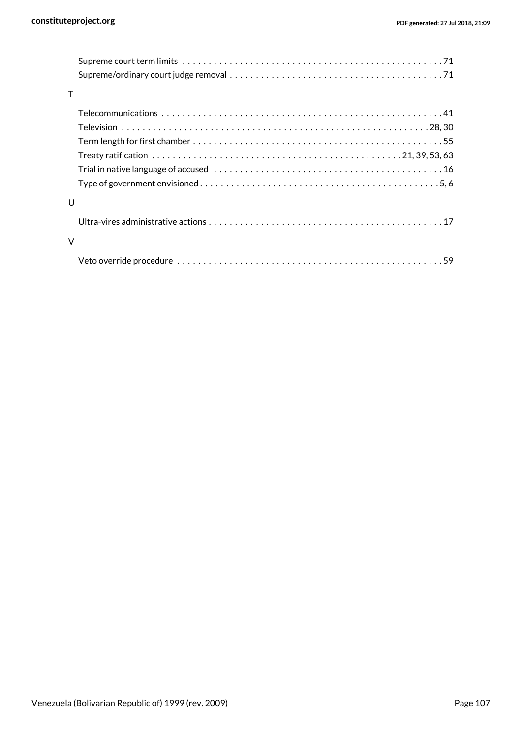Supreme court term limits . . . . . . . . . . . . . . . . . . . . . . . . . . . . . . . . . . . . . . . . . . . . . . . . . . 71
Supreme/ordinary court judge removal . . . . . . . . . . . . . . . . . . . . . . . . . . . . . . . . . . . . . . . . . 71

T

Telecommunications . . . . . . . . . . . . . . . . . . . . . . . . . . . . . . . . . . . . . . . . . . . . . . . . . . . . . . 41
Television . . . . . . . . . . . . . . . . . . . . . . . . . . . . . . . . . . . . . . . . . . . . . . . . . . . . . . . . . . . . 28, 30
Term length for first chamber . . . . . . . . . . . . . . . . . . . . . . . . . . . . . . . . . . . . . . . . . . . . . . . . 55
Treaty ratification . . . . . . . . . . . . . . . . . . . . . . . . . . . . . . . . . . . . . . . . . . . . . . . 21, 39, 53, 63
Trial in native language of accused . . . . . . . . . . . . . . . . . . . . . . . . . . . . . . . . . . . . . . . . . . . . 16
Type of government envisioned . . . . . . . . . . . . . . . . . . . . . . . . . . . . . . . . . . . . . . . . . . . . . . 5, 6

U

Ultra-vires administrative actions . . . . . . . . . . . . . . . . . . . . . . . . . . . . . . . . . . . . . . . . . . . . . 17

V

Veto override procedure . . . . . . . . . . . . . . . . . . . . . . . . . . . . . . . . . . . . . . . . . . . . . . . . . . . 59